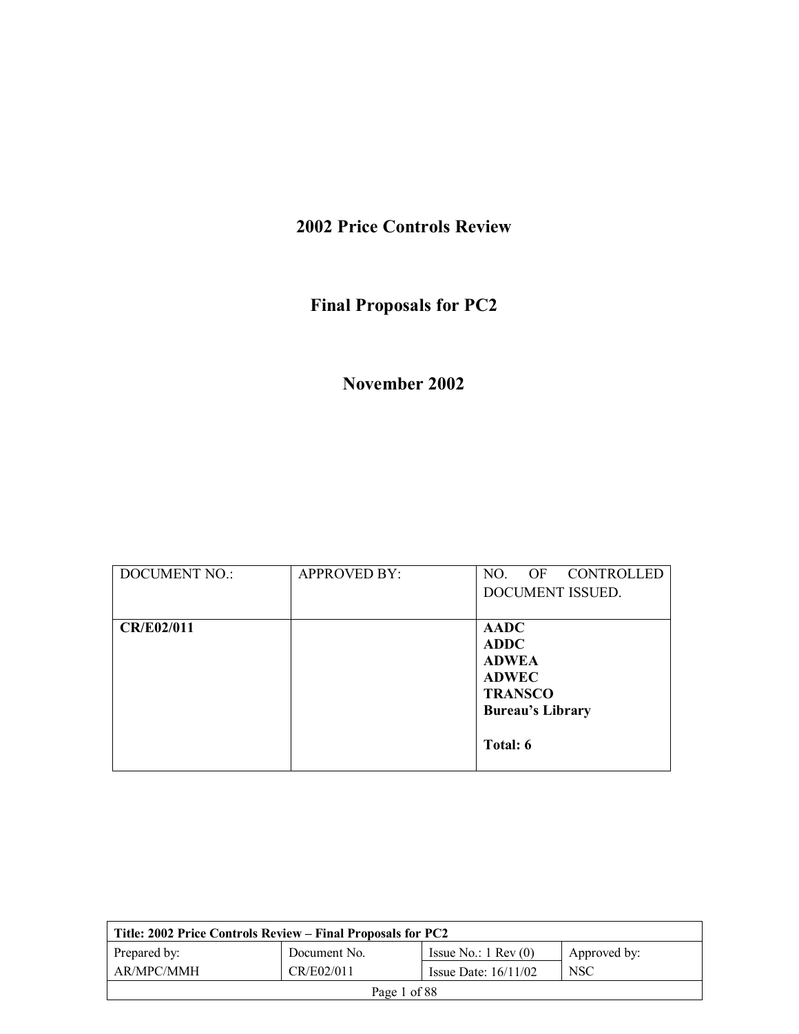# 2002 Price Controls Review

## Final Proposals for PC2

## November 2002

| DOCUMENT NO.: | APPROVED BY: | NO. OF CONTROLLED DOCUMENT ISSUED. |
|---|---|---|
| **CR/E02/011** | | **AADC**<br>**ADDC**<br>**ADWEA**<br>**ADWEC**<br>**TRANSCO**<br>**Bureau's Library**<br><br>**Total: 6** |

| **Title: 2002 Price Controls Review – Final Proposals for PC2** | | | |
|---|---|---|---|
| Prepared by:<br>AR/MPC/MMH | Document No.<br>CR/E02/011 | Issue No.: 1 Rev (0)<br>Issue Date: 16/11/02 | Approved by:<br>NSC |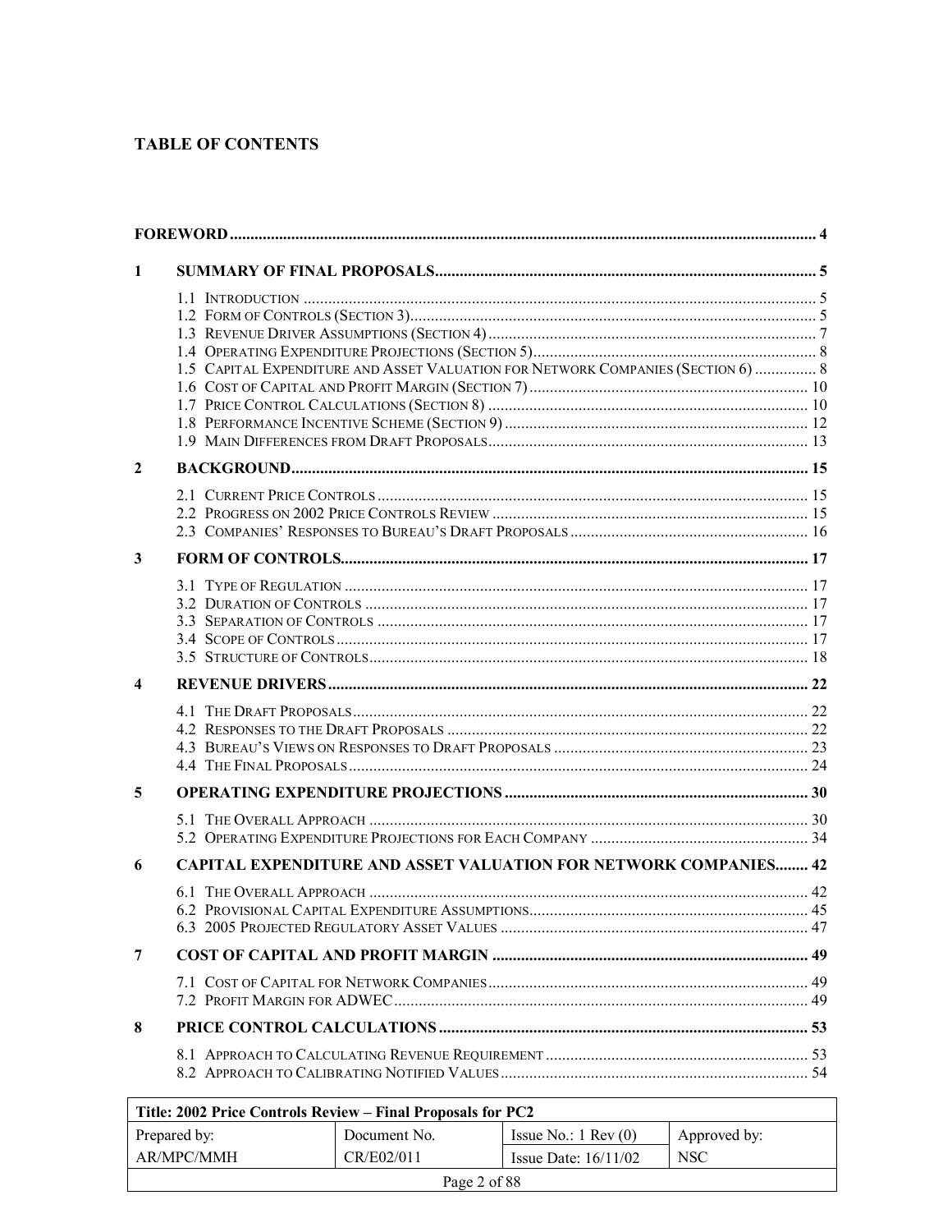## TABLE OF CONTENTS

FOREWORD ........ 4

1 SUMMARY OF FINAL PROPOSALS ........ 5
- 1.1 Introduction ........ 5
- 1.2 Form of Controls (Section 3) ........ 5
- 1.3 Revenue Driver Assumptions (Section 4) ........ 7
- 1.4 Operating Expenditure Projections (Section 5) ........ 8
- 1.5 Capital Expenditure and Asset Valuation for Network Companies (Section 6) ........ 8
- 1.6 Cost of Capital and Profit Margin (Section 7) ........ 10
- 1.7 Price Control Calculations (Section 8) ........ 10
- 1.8 Performance Incentive Scheme (Section 9) ........ 12
- 1.9 Main Differences from Draft Proposals ........ 13

2 BACKGROUND ........ 15
- 2.1 Current Price Controls ........ 15
- 2.2 Progress on 2002 Price Controls Review ........ 15
- 2.3 Companies' Responses to Bureau's Draft Proposals ........ 16

3 FORM OF CONTROLS ........ 17
- 3.1 Type of Regulation ........ 17
- 3.2 Duration of Controls ........ 17
- 3.3 Separation of Controls ........ 17
- 3.4 Scope of Controls ........ 17
- 3.5 Structure of Controls ........ 18

4 REVENUE DRIVERS ........ 22
- 4.1 The Draft Proposals ........ 22
- 4.2 Responses to the Draft Proposals ........ 22
- 4.3 Bureau's Views on Responses to Draft Proposals ........ 23
- 4.4 The Final Proposals ........ 24

5 OPERATING EXPENDITURE PROJECTIONS ........ 30
- 5.1 The Overall Approach ........ 30
- 5.2 Operating Expenditure Projections for Each Company ........ 34

6 CAPITAL EXPENDITURE AND ASSET VALUATION FOR NETWORK COMPANIES ........ 42
- 6.1 The Overall Approach ........ 42
- 6.2 Provisional Capital Expenditure Assumptions ........ 45
- 6.3 2005 Projected Regulatory Asset Values ........ 47

7 COST OF CAPITAL AND PROFIT MARGIN ........ 49
- 7.1 Cost of Capital for Network Companies ........ 49
- 7.2 Profit Margin for ADWEC ........ 49

8 PRICE CONTROL CALCULATIONS ........ 53
- 8.1 Approach to Calculating Revenue Requirement ........ 53
- 8.2 Approach to Calibrating Notified Values ........ 54

| Title: 2002 Price Controls Review – Final Proposals for PC2 | | | |
|---|---|---|---|
| Prepared by: AR/MPC/MMH | Document No. CR/E02/011 | Issue No.: 1 Rev (0) / Issue Date: 16/11/02 | Approved by: NSC |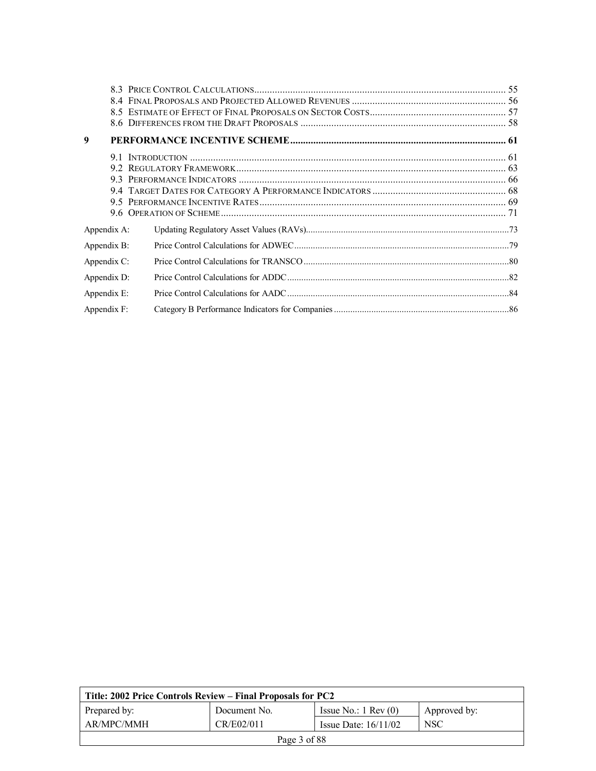8.3 Price Control Calculations .................................................................................................. 55
8.4 Final Proposals and Projected Allowed Revenues ............................................................ 56
8.5 Estimate of Effect of Final Proposals on Sector Costs ..................................................... 57
8.6 Differences from the Draft Proposals ............................................................................... 58

**9 PERFORMANCE INCENTIVE SCHEME ..................................................................................... 61**

9.1 Introduction .......................................................................................................................... 61
9.2 Regulatory Framework ......................................................................................................... 63
9.3 Performance Indicators ........................................................................................................ 66
9.4 Target Dates for Category A Performance Indicators .................................................... 68
9.5 Performance Incentive Rates ................................................................................................ 69
9.6 Operation of Scheme ............................................................................................................. 71

Appendix A: Updating Regulatory Asset Values (RAVs) ........................................................................ 73

Appendix B: Price Control Calculations for ADWEC ............................................................................. 79

Appendix C: Price Control Calculations for TRANSCO ......................................................................... 80

Appendix D: Price Control Calculations for ADDC ................................................................................ 82

Appendix E: Price Control Calculations for AADC ................................................................................ 84

Appendix F: Category B Performance Indicators for Companies ............................................................ 86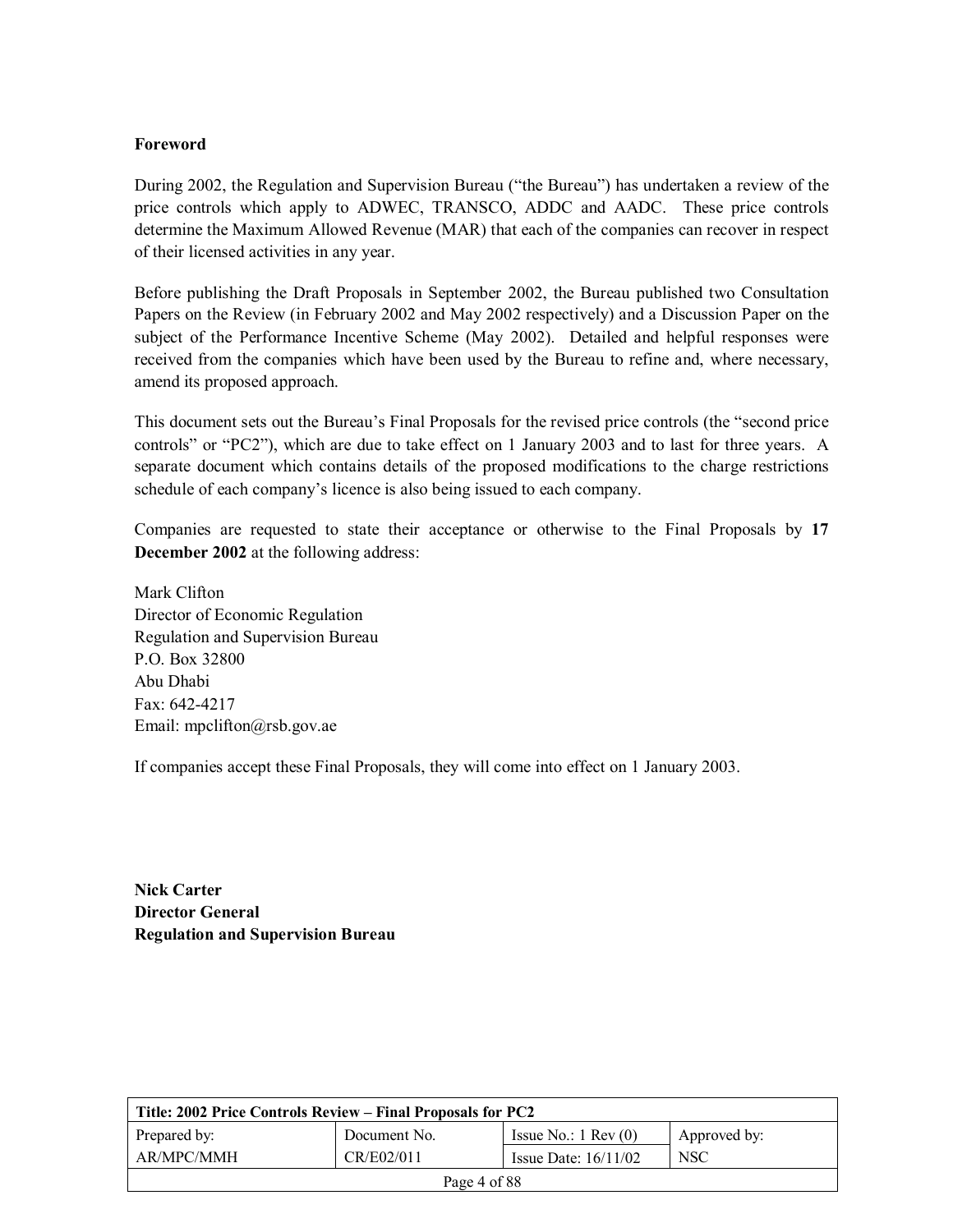## Foreword

During 2002, the Regulation and Supervision Bureau ("the Bureau") has undertaken a review of the price controls which apply to ADWEC, TRANSCO, ADDC and AADC. These price controls determine the Maximum Allowed Revenue (MAR) that each of the companies can recover in respect of their licensed activities in any year.

Before publishing the Draft Proposals in September 2002, the Bureau published two Consultation Papers on the Review (in February 2002 and May 2002 respectively) and a Discussion Paper on the subject of the Performance Incentive Scheme (May 2002). Detailed and helpful responses were received from the companies which have been used by the Bureau to refine and, where necessary, amend its proposed approach.

This document sets out the Bureau's Final Proposals for the revised price controls (the "second price controls" or "PC2"), which are due to take effect on 1 January 2003 and to last for three years. A separate document which contains details of the proposed modifications to the charge restrictions schedule of each company's licence is also being issued to each company.

Companies are requested to state their acceptance or otherwise to the Final Proposals by **17 December 2002** at the following address:

Mark Clifton
Director of Economic Regulation
Regulation and Supervision Bureau
P.O. Box 32800
Abu Dhabi
Fax: 642-4217
Email: mpclifton@rsb.gov.ae

If companies accept these Final Proposals, they will come into effect on 1 January 2003.

**Nick Carter**
**Director General**
**Regulation and Supervision Bureau**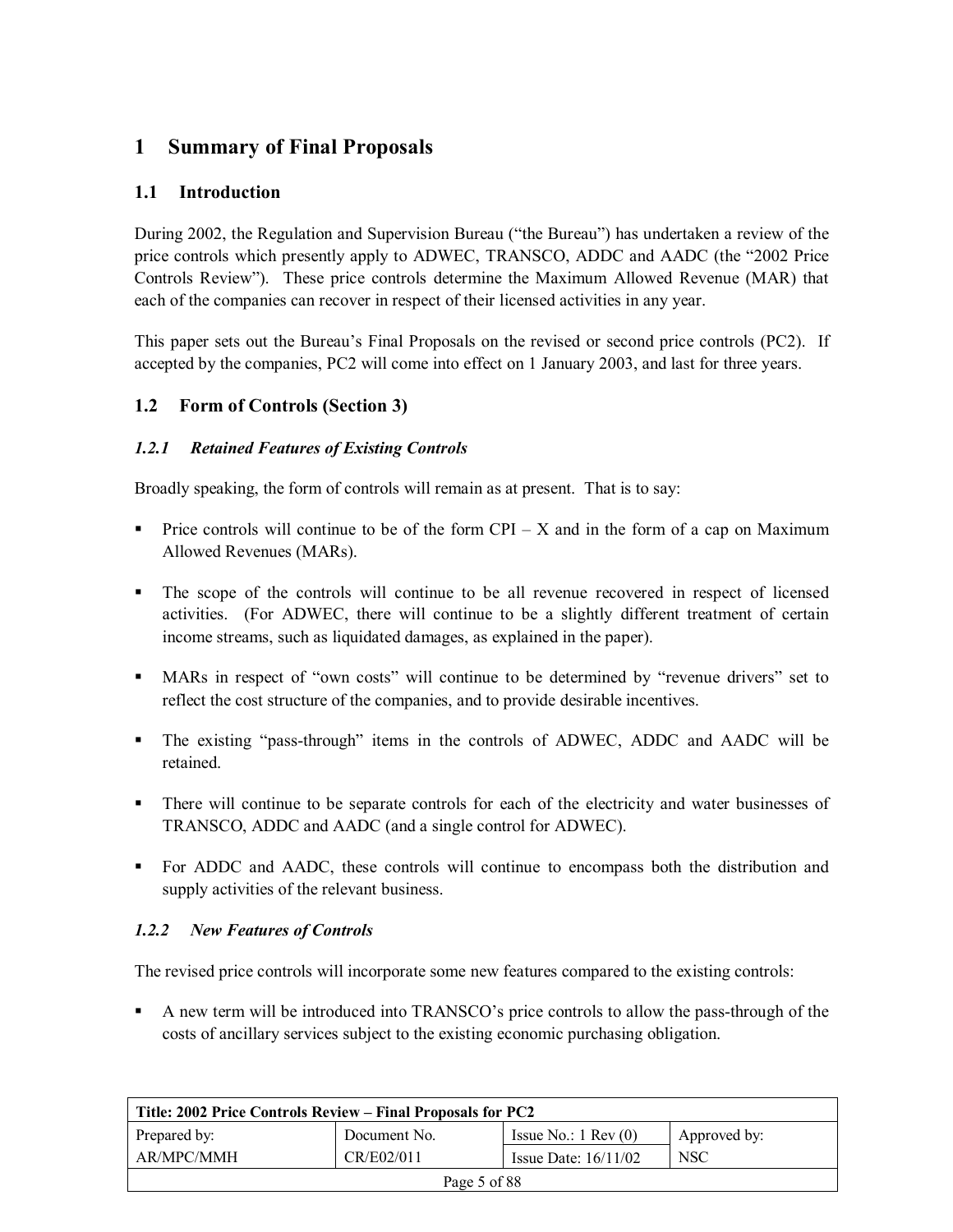# 1 Summary of Final Proposals

## 1.1 Introduction

During 2002, the Regulation and Supervision Bureau ("the Bureau") has undertaken a review of the price controls which presently apply to ADWEC, TRANSCO, ADDC and AADC (the "2002 Price Controls Review"). These price controls determine the Maximum Allowed Revenue (MAR) that each of the companies can recover in respect of their licensed activities in any year.

This paper sets out the Bureau's Final Proposals on the revised or second price controls (PC2). If accepted by the companies, PC2 will come into effect on 1 January 2003, and last for three years.

## 1.2 Form of Controls (Section 3)

### *1.2.1 Retained Features of Existing Controls*

Broadly speaking, the form of controls will remain as at present. That is to say:

- Price controls will continue to be of the form CPI – X and in the form of a cap on Maximum Allowed Revenues (MARs).
- The scope of the controls will continue to be all revenue recovered in respect of licensed activities. (For ADWEC, there will continue to be a slightly different treatment of certain income streams, such as liquidated damages, as explained in the paper).
- MARs in respect of "own costs" will continue to be determined by "revenue drivers" set to reflect the cost structure of the companies, and to provide desirable incentives.
- The existing "pass-through" items in the controls of ADWEC, ADDC and AADC will be retained.
- There will continue to be separate controls for each of the electricity and water businesses of TRANSCO, ADDC and AADC (and a single control for ADWEC).
- For ADDC and AADC, these controls will continue to encompass both the distribution and supply activities of the relevant business.

### *1.2.2 New Features of Controls*

The revised price controls will incorporate some new features compared to the existing controls:

- A new term will be introduced into TRANSCO's price controls to allow the pass-through of the costs of ancillary services subject to the existing economic purchasing obligation.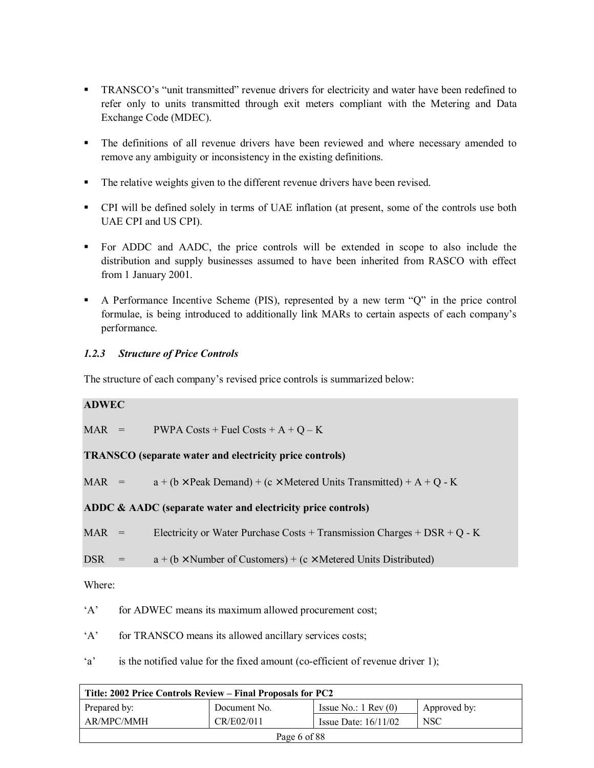- TRANSCO's "unit transmitted" revenue drivers for electricity and water have been redefined to refer only to units transmitted through exit meters compliant with the Metering and Data Exchange Code (MDEC).

- The definitions of all revenue drivers have been reviewed and where necessary amended to remove any ambiguity or inconsistency in the existing definitions.

- The relative weights given to the different revenue drivers have been revised.

- CPI will be defined solely in terms of UAE inflation (at present, some of the controls use both UAE CPI and US CPI).

- For ADDC and AADC, the price controls will be extended in scope to also include the distribution and supply businesses assumed to have been inherited from RASCO with effect from 1 January 2001.

- A Performance Incentive Scheme (PIS), represented by a new term "Q" in the price control formulae, is being introduced to additionally link MARs to certain aspects of each company's performance.

### *1.2.3 Structure of Price Controls*

The structure of each company's revised price controls is summarized below:

**ADWEC**

MAR = PWPA Costs + Fuel Costs + A + Q – K

**TRANSCO (separate water and electricity price controls)**

MAR = a + (b × Peak Demand) + (c × Metered Units Transmitted) + A + Q - K

**ADDC & AADC (separate water and electricity price controls)**

MAR = Electricity or Water Purchase Costs + Transmission Charges + DSR + Q - K

DSR = a + (b × Number of Customers) + (c × Metered Units Distributed)

Where:

'A' for ADWEC means its maximum allowed procurement cost;

'A' for TRANSCO means its allowed ancillary services costs;

'a' is the notified value for the fixed amount (co-efficient of revenue driver 1);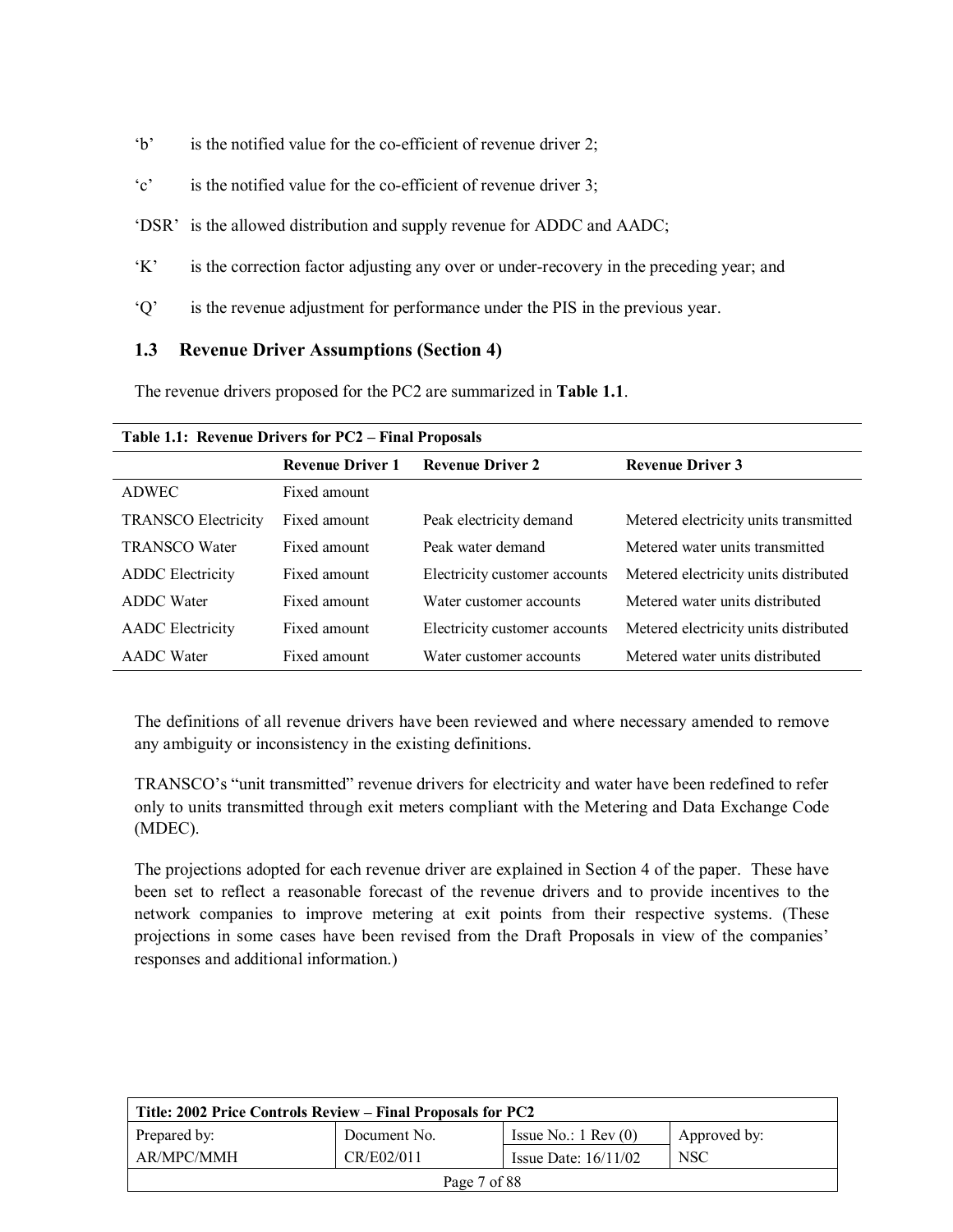‘b’ is the notified value for the co-efficient of revenue driver 2;

‘c’ is the notified value for the co-efficient of revenue driver 3;

‘DSR’ is the allowed distribution and supply revenue for ADDC and AADC;

‘K’ is the correction factor adjusting any over or under-recovery in the preceding year; and

‘Q’ is the revenue adjustment for performance under the PIS in the previous year.

### 1.3 Revenue Driver Assumptions (Section 4)

The revenue drivers proposed for the PC2 are summarized in **Table 1.1**.

**Table 1.1: Revenue Drivers for PC2 – Final Proposals**

| | Revenue Driver 1 | Revenue Driver 2 | Revenue Driver 3 |
|---|---|---|---|
| ADWEC | Fixed amount | | |
| TRANSCO Electricity | Fixed amount | Peak electricity demand | Metered electricity units transmitted |
| TRANSCO Water | Fixed amount | Peak water demand | Metered water units transmitted |
| ADDC Electricity | Fixed amount | Electricity customer accounts | Metered electricity units distributed |
| ADDC Water | Fixed amount | Water customer accounts | Metered water units distributed |
| AADC Electricity | Fixed amount | Electricity customer accounts | Metered electricity units distributed |
| AADC Water | Fixed amount | Water customer accounts | Metered water units distributed |

The definitions of all revenue drivers have been reviewed and where necessary amended to remove any ambiguity or inconsistency in the existing definitions.

TRANSCO’s “unit transmitted” revenue drivers for electricity and water have been redefined to refer only to units transmitted through exit meters compliant with the Metering and Data Exchange Code (MDEC).

The projections adopted for each revenue driver are explained in Section 4 of the paper. These have been set to reflect a reasonable forecast of the revenue drivers and to provide incentives to the network companies to improve metering at exit points from their respective systems. (These projections in some cases have been revised from the Draft Proposals in view of the companies’ responses and additional information.)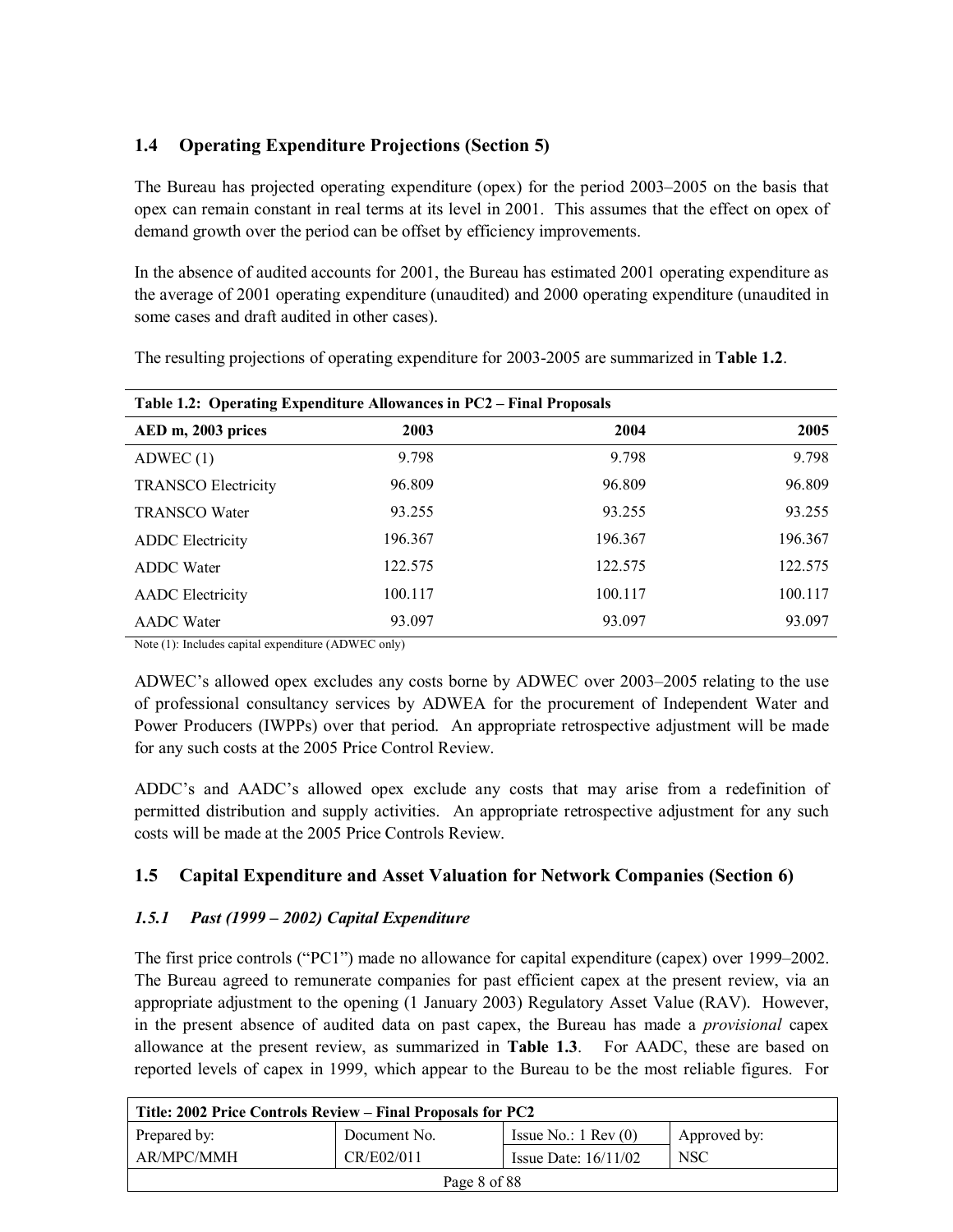## 1.4 Operating Expenditure Projections (Section 5)

The Bureau has projected operating expenditure (opex) for the period 2003–2005 on the basis that opex can remain constant in real terms at its level in 2001. This assumes that the effect on opex of demand growth over the period can be offset by efficiency improvements.

In the absence of audited accounts for 2001, the Bureau has estimated 2001 operating expenditure as the average of 2001 operating expenditure (unaudited) and 2000 operating expenditure (unaudited in some cases and draft audited in other cases).

The resulting projections of operating expenditure for 2003-2005 are summarized in **Table 1.2**.

**Table 1.2: Operating Expenditure Allowances in PC2 – Final Proposals**

| AED m, 2003 prices | 2003 | 2004 | 2005 |
|---|---|---|---|
| ADWEC (1) | 9.798 | 9.798 | 9.798 |
| TRANSCO Electricity | 96.809 | 96.809 | 96.809 |
| TRANSCO Water | 93.255 | 93.255 | 93.255 |
| ADDC Electricity | 196.367 | 196.367 | 196.367 |
| ADDC Water | 122.575 | 122.575 | 122.575 |
| AADC Electricity | 100.117 | 100.117 | 100.117 |
| AADC Water | 93.097 | 93.097 | 93.097 |

Note (1): Includes capital expenditure (ADWEC only)

ADWEC's allowed opex excludes any costs borne by ADWEC over 2003–2005 relating to the use of professional consultancy services by ADWEA for the procurement of Independent Water and Power Producers (IWPPs) over that period. An appropriate retrospective adjustment will be made for any such costs at the 2005 Price Control Review.

ADDC's and AADC's allowed opex exclude any costs that may arise from a redefinition of permitted distribution and supply activities. An appropriate retrospective adjustment for any such costs will be made at the 2005 Price Controls Review.

## 1.5 Capital Expenditure and Asset Valuation for Network Companies (Section 6)

### *1.5.1 Past (1999 – 2002) Capital Expenditure*

The first price controls ("PC1") made no allowance for capital expenditure (capex) over 1999–2002. The Bureau agreed to remunerate companies for past efficient capex at the present review, via an appropriate adjustment to the opening (1 January 2003) Regulatory Asset Value (RAV). However, in the present absence of audited data on past capex, the Bureau has made a *provisional* capex allowance at the present review, as summarized in **Table 1.3**. For AADC, these are based on reported levels of capex in 1999, which appear to the Bureau to be the most reliable figures. For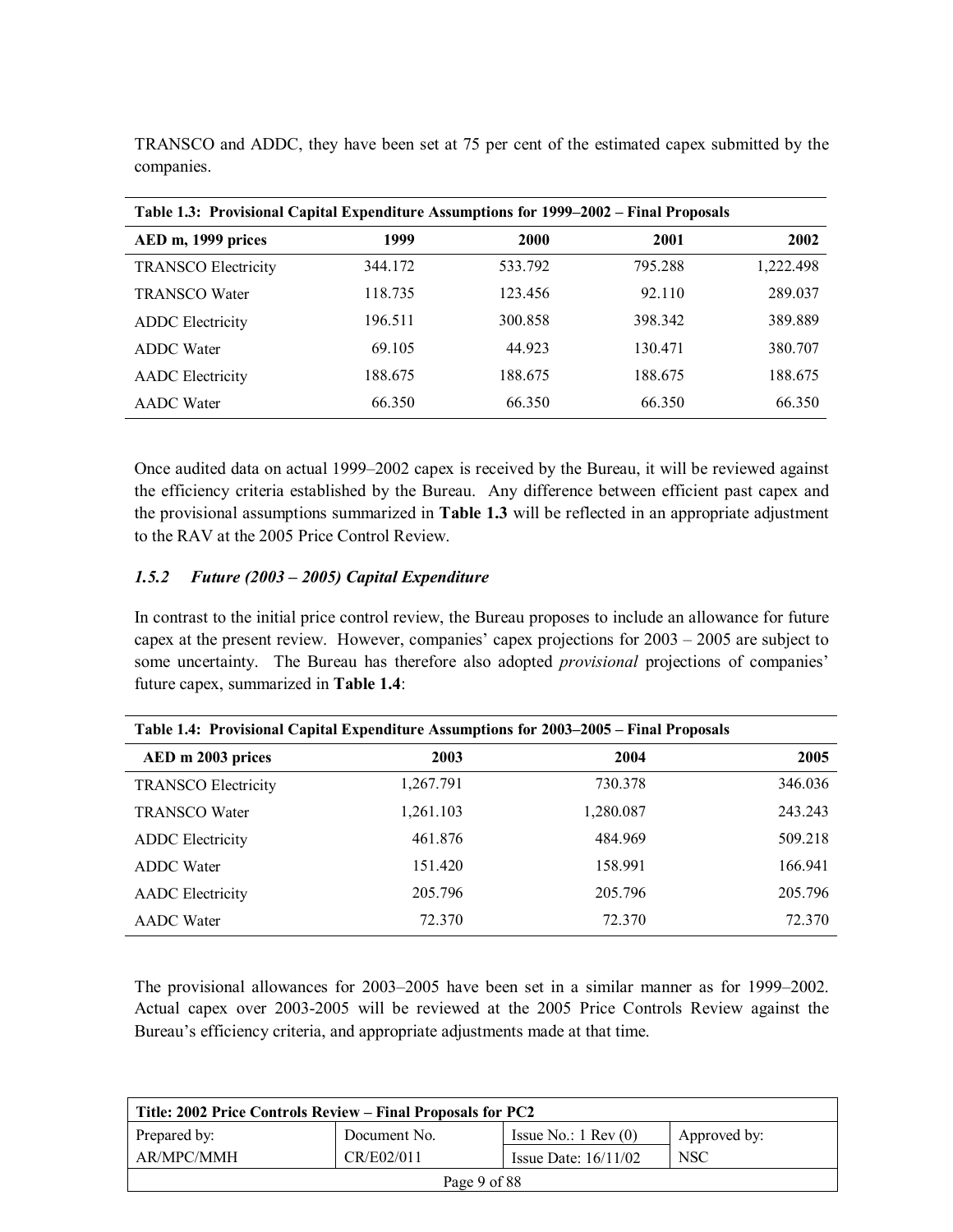TRANSCO and ADDC, they have been set at 75 per cent of the estimated capex submitted by the companies.

**Table 1.3: Provisional Capital Expenditure Assumptions for 1999–2002 – Final Proposals**

| AED m, 1999 prices | 1999 | 2000 | 2001 | 2002 |
|---|---|---|---|---|
| TRANSCO Electricity | 344.172 | 533.792 | 795.288 | 1,222.498 |
| TRANSCO Water | 118.735 | 123.456 | 92.110 | 289.037 |
| ADDC Electricity | 196.511 | 300.858 | 398.342 | 389.889 |
| ADDC Water | 69.105 | 44.923 | 130.471 | 380.707 |
| AADC Electricity | 188.675 | 188.675 | 188.675 | 188.675 |
| AADC Water | 66.350 | 66.350 | 66.350 | 66.350 |

Once audited data on actual 1999–2002 capex is received by the Bureau, it will be reviewed against the efficiency criteria established by the Bureau. Any difference between efficient past capex and the provisional assumptions summarized in **Table 1.3** will be reflected in an appropriate adjustment to the RAV at the 2005 Price Control Review.

### *1.5.2 Future (2003 – 2005) Capital Expenditure*

In contrast to the initial price control review, the Bureau proposes to include an allowance for future capex at the present review. However, companies' capex projections for 2003 – 2005 are subject to some uncertainty. The Bureau has therefore also adopted *provisional* projections of companies' future capex, summarized in **Table 1.4**:

**Table 1.4: Provisional Capital Expenditure Assumptions for 2003–2005 – Final Proposals**

| AED m 2003 prices | 2003 | 2004 | 2005 |
|---|---|---|---|
| TRANSCO Electricity | 1,267.791 | 730.378 | 346.036 |
| TRANSCO Water | 1,261.103 | 1,280.087 | 243.243 |
| ADDC Electricity | 461.876 | 484.969 | 509.218 |
| ADDC Water | 151.420 | 158.991 | 166.941 |
| AADC Electricity | 205.796 | 205.796 | 205.796 |
| AADC Water | 72.370 | 72.370 | 72.370 |

The provisional allowances for 2003–2005 have been set in a similar manner as for 1999–2002. Actual capex over 2003-2005 will be reviewed at the 2005 Price Controls Review against the Bureau's efficiency criteria, and appropriate adjustments made at that time.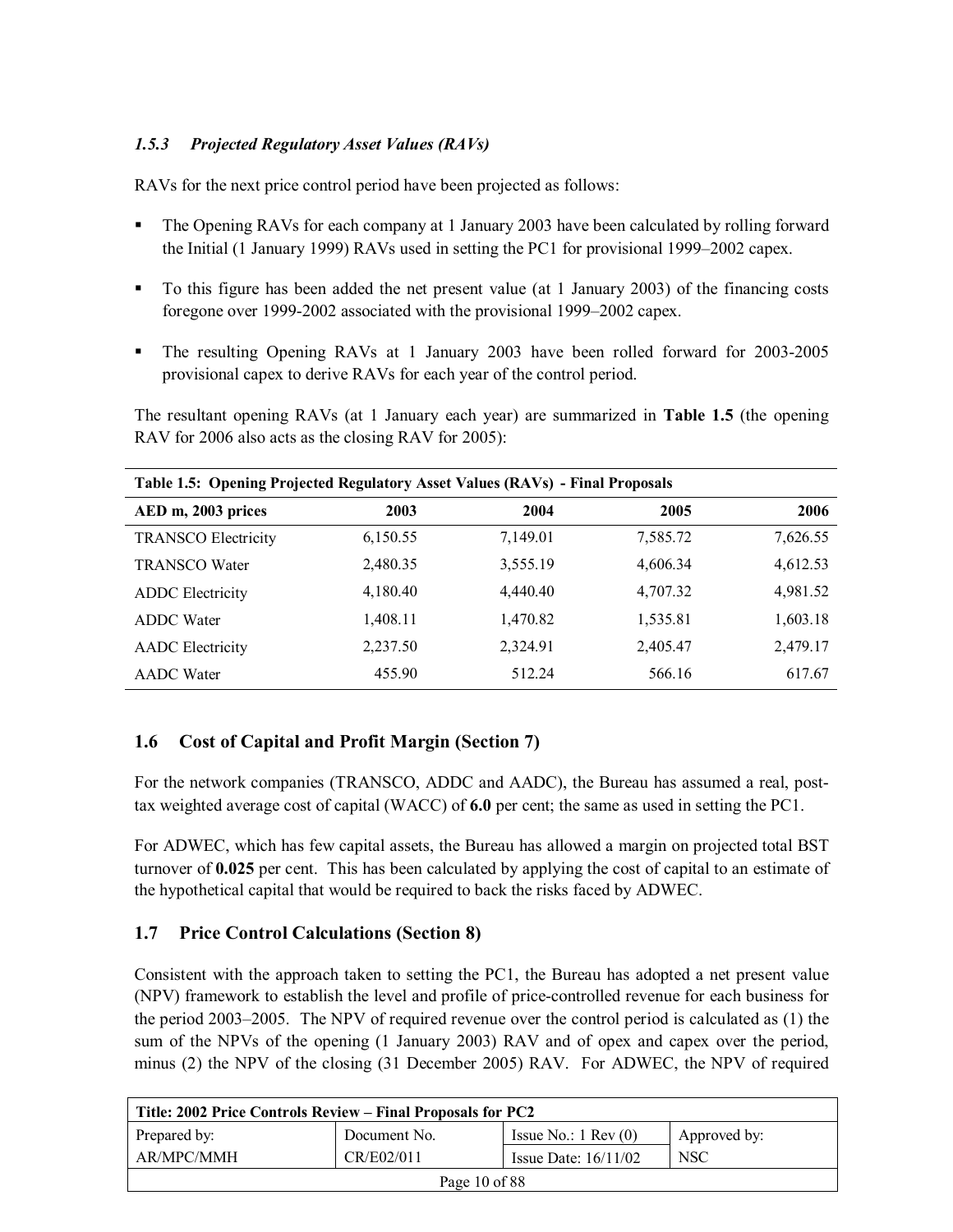### *1.5.3 Projected Regulatory Asset Values (RAVs)*

RAVs for the next price control period have been projected as follows:

- The Opening RAVs for each company at 1 January 2003 have been calculated by rolling forward the Initial (1 January 1999) RAVs used in setting the PC1 for provisional 1999–2002 capex.
- To this figure has been added the net present value (at 1 January 2003) of the financing costs foregone over 1999-2002 associated with the provisional 1999–2002 capex.
- The resulting Opening RAVs at 1 January 2003 have been rolled forward for 2003-2005 provisional capex to derive RAVs for each year of the control period.

The resultant opening RAVs (at 1 January each year) are summarized in **Table 1.5** (the opening RAV for 2006 also acts as the closing RAV for 2005):

**Table 1.5: Opening Projected Regulatory Asset Values (RAVs) - Final Proposals**

| AED m, 2003 prices | 2003 | 2004 | 2005 | 2006 |
|---|---|---|---|---|
| TRANSCO Electricity | 6,150.55 | 7,149.01 | 7,585.72 | 7,626.55 |
| TRANSCO Water | 2,480.35 | 3,555.19 | 4,606.34 | 4,612.53 |
| ADDC Electricity | 4,180.40 | 4,440.40 | 4,707.32 | 4,981.52 |
| ADDC Water | 1,408.11 | 1,470.82 | 1,535.81 | 1,603.18 |
| AADC Electricity | 2,237.50 | 2,324.91 | 2,405.47 | 2,479.17 |
| AADC Water | 455.90 | 512.24 | 566.16 | 617.67 |

## 1.6 Cost of Capital and Profit Margin (Section 7)

For the network companies (TRANSCO, ADDC and AADC), the Bureau has assumed a real, post-tax weighted average cost of capital (WACC) of **6.0** per cent; the same as used in setting the PC1.

For ADWEC, which has few capital assets, the Bureau has allowed a margin on projected total BST turnover of **0.025** per cent. This has been calculated by applying the cost of capital to an estimate of the hypothetical capital that would be required to back the risks faced by ADWEC.

## 1.7 Price Control Calculations (Section 8)

Consistent with the approach taken to setting the PC1, the Bureau has adopted a net present value (NPV) framework to establish the level and profile of price-controlled revenue for each business for the period 2003–2005. The NPV of required revenue over the control period is calculated as (1) the sum of the NPVs of the opening (1 January 2003) RAV and of opex and capex over the period, minus (2) the NPV of the closing (31 December 2005) RAV. For ADWEC, the NPV of required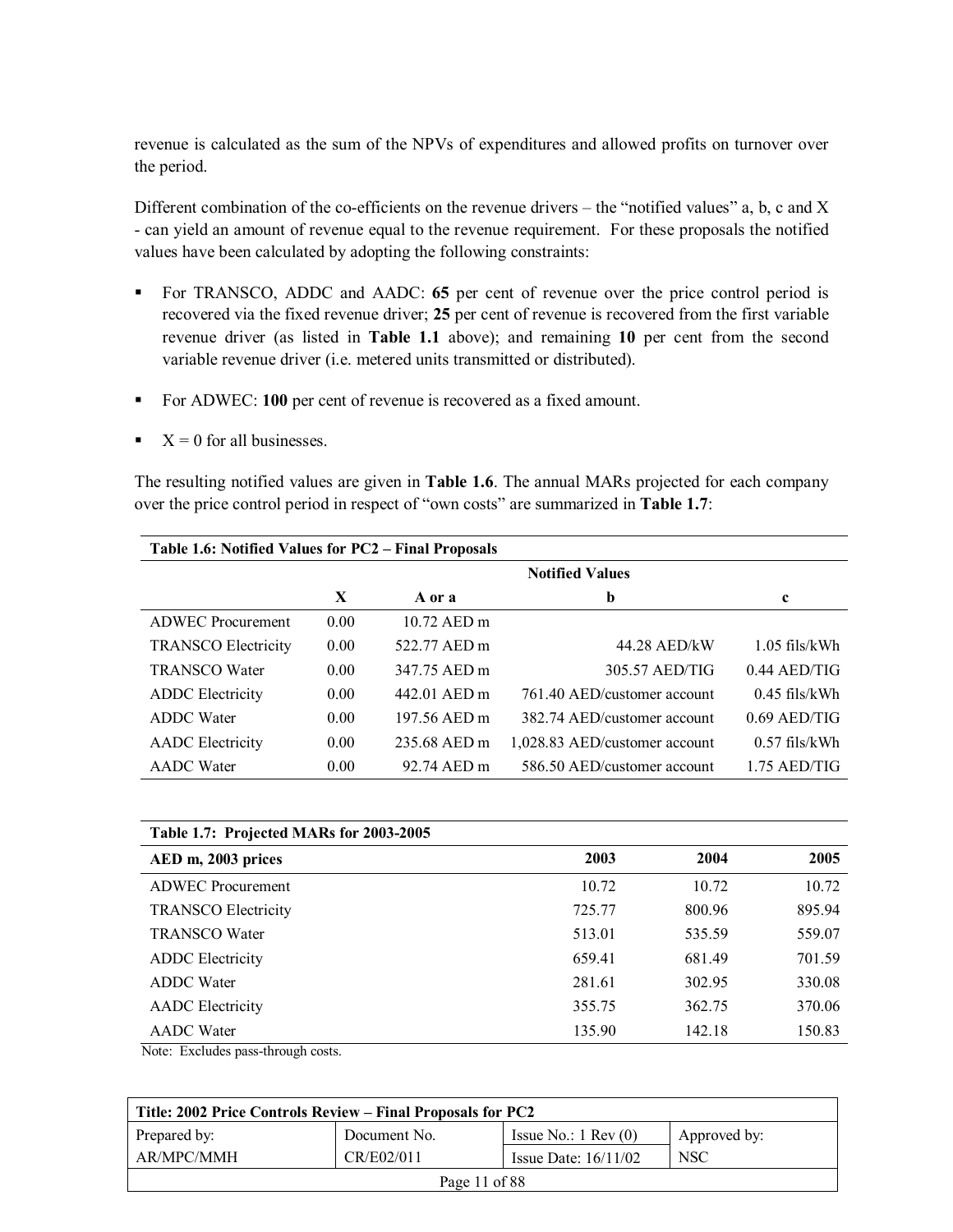revenue is calculated as the sum of the NPVs of expenditures and allowed profits on turnover over the period.

Different combination of the co-efficients on the revenue drivers – the "notified values" a, b, c and X - can yield an amount of revenue equal to the revenue requirement. For these proposals the notified values have been calculated by adopting the following constraints:

- For TRANSCO, ADDC and AADC: **65** per cent of revenue over the price control period is recovered via the fixed revenue driver; **25** per cent of revenue is recovered from the first variable revenue driver (as listed in **Table 1.1** above); and remaining **10** per cent from the second variable revenue driver (i.e. metered units transmitted or distributed).
- For ADWEC: **100** per cent of revenue is recovered as a fixed amount.
- X = 0 for all businesses.

The resulting notified values are given in **Table 1.6**. The annual MARs projected for each company over the price control period in respect of "own costs" are summarized in **Table 1.7**:

**Table 1.6: Notified Values for PC2 – Final Proposals**

| | Notified Values | | | |
|---|---|---|---|---|
| | **X** | **A or a** | **b** | **c** |
| ADWEC Procurement | 0.00 | 10.72 AED m | | |
| TRANSCO Electricity | 0.00 | 522.77 AED m | 44.28 AED/kW | 1.05 fils/kWh |
| TRANSCO Water | 0.00 | 347.75 AED m | 305.57 AED/TIG | 0.44 AED/TIG |
| ADDC Electricity | 0.00 | 442.01 AED m | 761.40 AED/customer account | 0.45 fils/kWh |
| ADDC Water | 0.00 | 197.56 AED m | 382.74 AED/customer account | 0.69 AED/TIG |
| AADC Electricity | 0.00 | 235.68 AED m | 1,028.83 AED/customer account | 0.57 fils/kWh |
| AADC Water | 0.00 | 92.74 AED m | 586.50 AED/customer account | 1.75 AED/TIG |

**Table 1.7: Projected MARs for 2003-2005**

| AED m, 2003 prices | 2003 | 2004 | 2005 |
|---|---|---|---|
| ADWEC Procurement | 10.72 | 10.72 | 10.72 |
| TRANSCO Electricity | 725.77 | 800.96 | 895.94 |
| TRANSCO Water | 513.01 | 535.59 | 559.07 |
| ADDC Electricity | 659.41 | 681.49 | 701.59 |
| ADDC Water | 281.61 | 302.95 | 330.08 |
| AADC Electricity | 355.75 | 362.75 | 370.06 |
| AADC Water | 135.90 | 142.18 | 150.83 |

Note: Excludes pass-through costs.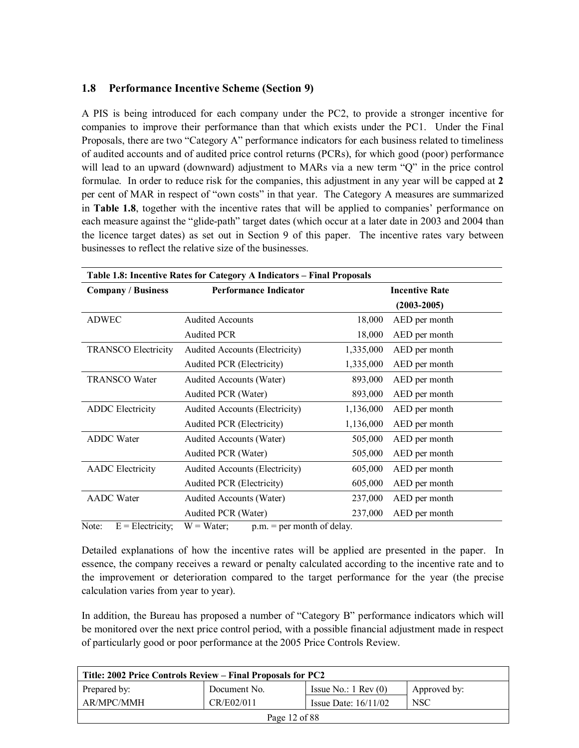## 1.8 Performance Incentive Scheme (Section 9)

A PIS is being introduced for each company under the PC2, to provide a stronger incentive for companies to improve their performance than that which exists under the PC1. Under the Final Proposals, there are two "Category A" performance indicators for each business related to timeliness of audited accounts and of audited price control returns (PCRs), for which good (poor) performance will lead to an upward (downward) adjustment to MARs via a new term "Q" in the price control formulae. In order to reduce risk for the companies, this adjustment in any year will be capped at **2** per cent of MAR in respect of "own costs" in that year. The Category A measures are summarized in **Table 1.8**, together with the incentive rates that will be applied to companies' performance on each measure against the "glide-path" target dates (which occur at a later date in 2003 and 2004 than the licence target dates) as set out in Section 9 of this paper. The incentive rates vary between businesses to reflect the relative size of the businesses.

**Table 1.8: Incentive Rates for Category A Indicators – Final Proposals**

| Company / Business | Performance Indicator | Incentive Rate (2003-2005) | |
|---|---|---|---|
| ADWEC | Audited Accounts | 18,000 | AED per month |
| | Audited PCR | 18,000 | AED per month |
| TRANSCO Electricity | Audited Accounts (Electricity) | 1,335,000 | AED per month |
| | Audited PCR (Electricity) | 1,335,000 | AED per month |
| TRANSCO Water | Audited Accounts (Water) | 893,000 | AED per month |
| | Audited PCR (Water) | 893,000 | AED per month |
| ADDC Electricity | Audited Accounts (Electricity) | 1,136,000 | AED per month |
| | Audited PCR (Electricity) | 1,136,000 | AED per month |
| ADDC Water | Audited Accounts (Water) | 505,000 | AED per month |
| | Audited PCR (Water) | 505,000 | AED per month |
| AADC Electricity | Audited Accounts (Electricity) | 605,000 | AED per month |
| | Audited PCR (Electricity) | 605,000 | AED per month |
| AADC Water | Audited Accounts (Water) | 237,000 | AED per month |
| | Audited PCR (Water) | 237,000 | AED per month |

Note: E = Electricity; W = Water; p.m. = per month of delay.

Detailed explanations of how the incentive rates will be applied are presented in the paper. In essence, the company receives a reward or penalty calculated according to the incentive rate and to the improvement or deterioration compared to the target performance for the year (the precise calculation varies from year to year).

In addition, the Bureau has proposed a number of "Category B" performance indicators which will be monitored over the next price control period, with a possible financial adjustment made in respect of particularly good or poor performance at the 2005 Price Controls Review.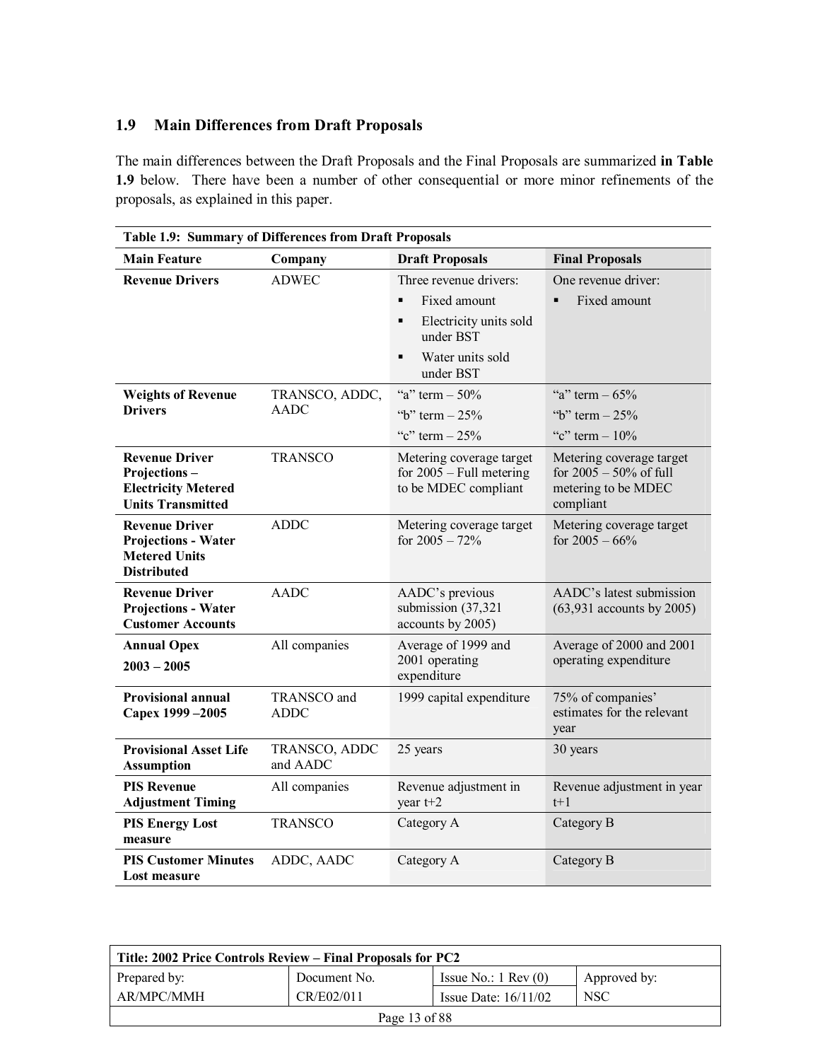## 1.9 Main Differences from Draft Proposals

The main differences between the Draft Proposals and the Final Proposals are summarized **in Table 1.9** below. There have been a number of other consequential or more minor refinements of the proposals, as explained in this paper.

**Table 1.9: Summary of Differences from Draft Proposals**

| Main Feature | Company | Draft Proposals | Final Proposals |
|---|---|---|---|
| **Revenue Drivers** | ADWEC | Three revenue drivers:<br>▪ Fixed amount<br>▪ Electricity units sold under BST<br>▪ Water units sold under BST | One revenue driver:<br>▪ Fixed amount |
| **Weights of Revenue Drivers** | TRANSCO, ADDC, AADC | "a" term – 50%<br>"b" term – 25%<br>"c" term – 25% | "a" term – 65%<br>"b" term – 25%<br>"c" term – 10% |
| **Revenue Driver Projections – Electricity Metered Units Transmitted** | TRANSCO | Metering coverage target for 2005 – Full metering to be MDEC compliant | Metering coverage target for 2005 – 50% of full metering to be MDEC compliant |
| **Revenue Driver Projections - Water Metered Units Distributed** | ADDC | Metering coverage target for 2005 – 72% | Metering coverage target for 2005 – 66% |
| **Revenue Driver Projections - Water Customer Accounts** | AADC | AADC's previous submission (37,321 accounts by 2005) | AADC's latest submission (63,931 accounts by 2005) |
| **Annual Opex 2003 – 2005** | All companies | Average of 1999 and 2001 operating expenditure | Average of 2000 and 2001 operating expenditure |
| **Provisional annual Capex 1999 –2005** | TRANSCO and ADDC | 1999 capital expenditure | 75% of companies' estimates for the relevant year |
| **Provisional Asset Life Assumption** | TRANSCO, ADDC and AADC | 25 years | 30 years |
| **PIS Revenue Adjustment Timing** | All companies | Revenue adjustment in year t+2 | Revenue adjustment in year t+1 |
| **PIS Energy Lost measure** | TRANSCO | Category A | Category B |
| **PIS Customer Minutes Lost measure** | ADDC, AADC | Category A | Category B |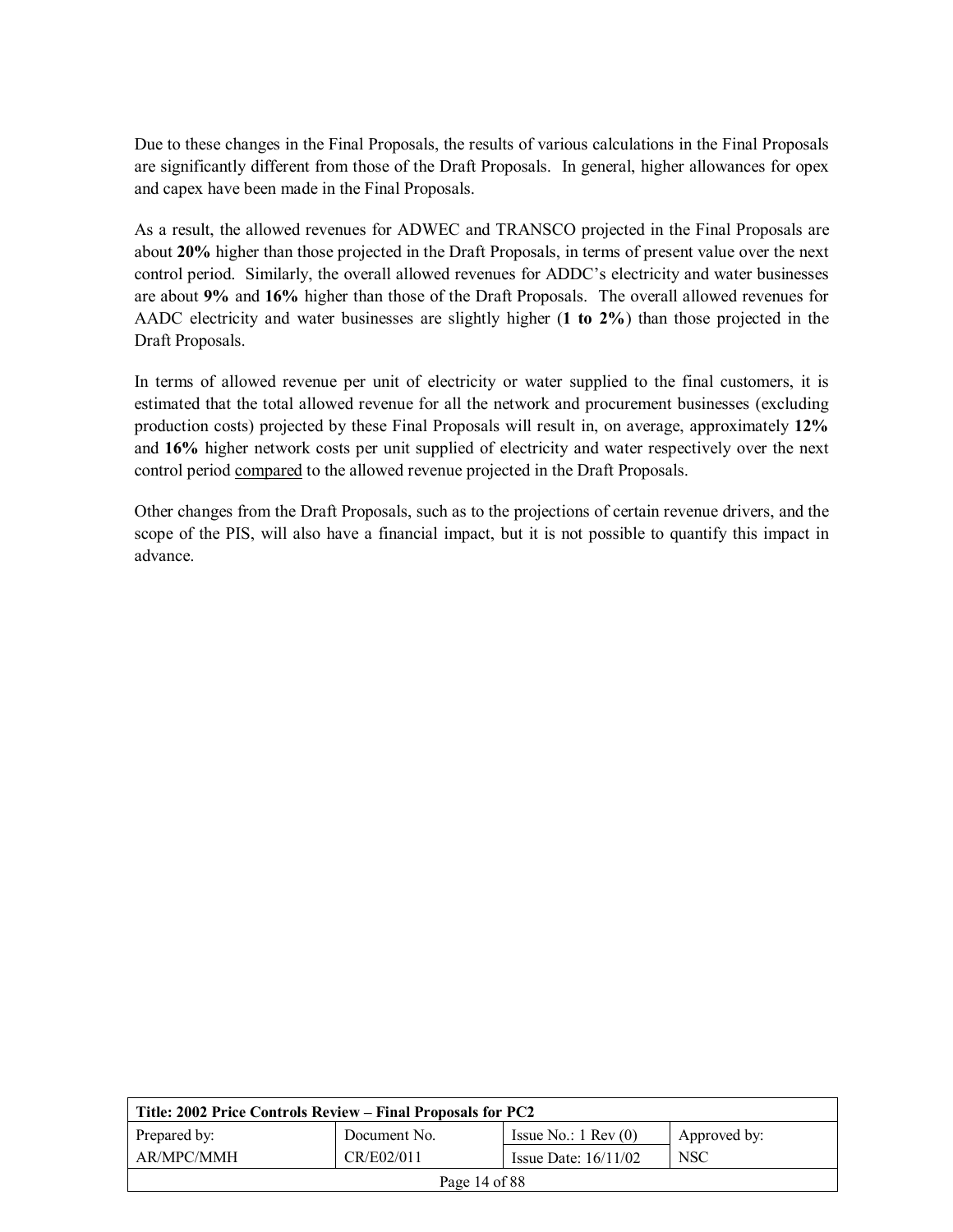Due to these changes in the Final Proposals, the results of various calculations in the Final Proposals are significantly different from those of the Draft Proposals. In general, higher allowances for opex and capex have been made in the Final Proposals.

As a result, the allowed revenues for ADWEC and TRANSCO projected in the Final Proposals are about **20%** higher than those projected in the Draft Proposals, in terms of present value over the next control period. Similarly, the overall allowed revenues for ADDC's electricity and water businesses are about **9%** and **16%** higher than those of the Draft Proposals. The overall allowed revenues for AADC electricity and water businesses are slightly higher (**1 to 2%**) than those projected in the Draft Proposals.

In terms of allowed revenue per unit of electricity or water supplied to the final customers, it is estimated that the total allowed revenue for all the network and procurement businesses (excluding production costs) projected by these Final Proposals will result in, on average, approximately **12%** and **16%** higher network costs per unit supplied of electricity and water respectively over the next control period compared to the allowed revenue projected in the Draft Proposals.

Other changes from the Draft Proposals, such as to the projections of certain revenue drivers, and the scope of the PIS, will also have a financial impact, but it is not possible to quantify this impact in advance.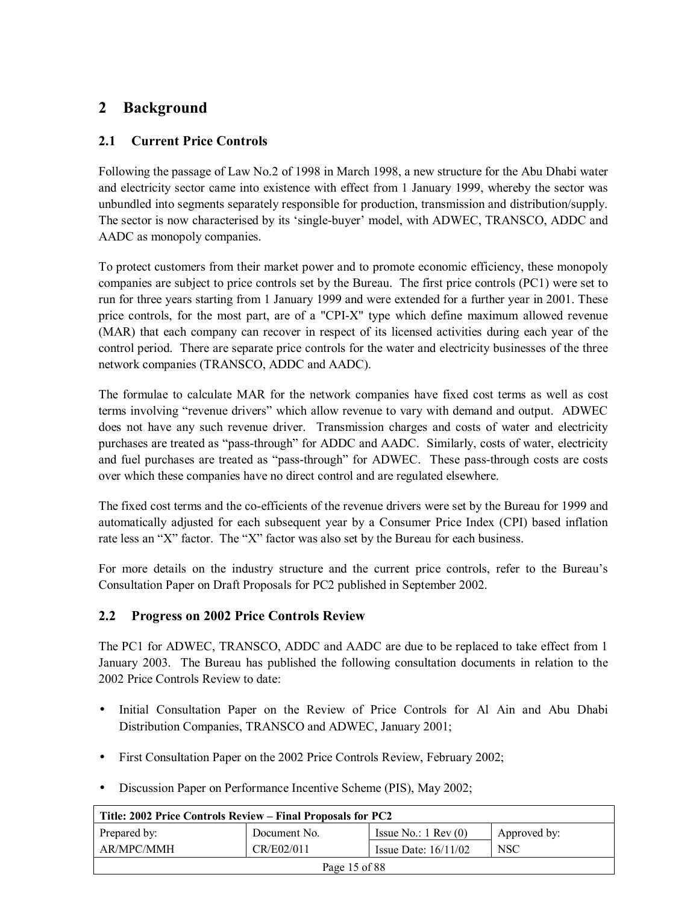# 2 Background

## 2.1 Current Price Controls

Following the passage of Law No.2 of 1998 in March 1998, a new structure for the Abu Dhabi water and electricity sector came into existence with effect from 1 January 1999, whereby the sector was unbundled into segments separately responsible for production, transmission and distribution/supply. The sector is now characterised by its 'single-buyer' model, with ADWEC, TRANSCO, ADDC and AADC as monopoly companies.

To protect customers from their market power and to promote economic efficiency, these monopoly companies are subject to price controls set by the Bureau. The first price controls (PC1) were set to run for three years starting from 1 January 1999 and were extended for a further year in 2001. These price controls, for the most part, are of a "CPI-X" type which define maximum allowed revenue (MAR) that each company can recover in respect of its licensed activities during each year of the control period. There are separate price controls for the water and electricity businesses of the three network companies (TRANSCO, ADDC and AADC).

The formulae to calculate MAR for the network companies have fixed cost terms as well as cost terms involving "revenue drivers" which allow revenue to vary with demand and output. ADWEC does not have any such revenue driver. Transmission charges and costs of water and electricity purchases are treated as "pass-through" for ADDC and AADC. Similarly, costs of water, electricity and fuel purchases are treated as "pass-through" for ADWEC. These pass-through costs are costs over which these companies have no direct control and are regulated elsewhere.

The fixed cost terms and the co-efficients of the revenue drivers were set by the Bureau for 1999 and automatically adjusted for each subsequent year by a Consumer Price Index (CPI) based inflation rate less an "X" factor. The "X" factor was also set by the Bureau for each business.

For more details on the industry structure and the current price controls, refer to the Bureau's Consultation Paper on Draft Proposals for PC2 published in September 2002.

## 2.2 Progress on 2002 Price Controls Review

The PC1 for ADWEC, TRANSCO, ADDC and AADC are due to be replaced to take effect from 1 January 2003. The Bureau has published the following consultation documents in relation to the 2002 Price Controls Review to date:

- Initial Consultation Paper on the Review of Price Controls for Al Ain and Abu Dhabi Distribution Companies, TRANSCO and ADWEC, January 2001;
- First Consultation Paper on the 2002 Price Controls Review, February 2002;
- Discussion Paper on Performance Incentive Scheme (PIS), May 2002;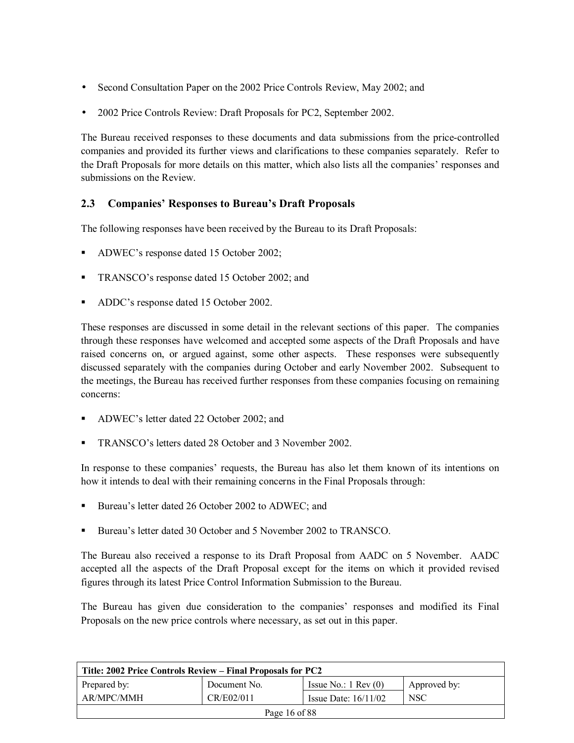- Second Consultation Paper on the 2002 Price Controls Review, May 2002; and
- 2002 Price Controls Review: Draft Proposals for PC2, September 2002.

The Bureau received responses to these documents and data submissions from the price-controlled companies and provided its further views and clarifications to these companies separately. Refer to the Draft Proposals for more details on this matter, which also lists all the companies' responses and submissions on the Review.

## 2.3 Companies' Responses to Bureau's Draft Proposals

The following responses have been received by the Bureau to its Draft Proposals:

- ADWEC's response dated 15 October 2002;
- TRANSCO's response dated 15 October 2002; and
- ADDC's response dated 15 October 2002.

These responses are discussed in some detail in the relevant sections of this paper. The companies through these responses have welcomed and accepted some aspects of the Draft Proposals and have raised concerns on, or argued against, some other aspects. These responses were subsequently discussed separately with the companies during October and early November 2002. Subsequent to the meetings, the Bureau has received further responses from these companies focusing on remaining concerns:

- ADWEC's letter dated 22 October 2002; and
- TRANSCO's letters dated 28 October and 3 November 2002.

In response to these companies' requests, the Bureau has also let them known of its intentions on how it intends to deal with their remaining concerns in the Final Proposals through:

- Bureau's letter dated 26 October 2002 to ADWEC; and
- Bureau's letter dated 30 October and 5 November 2002 to TRANSCO.

The Bureau also received a response to its Draft Proposal from AADC on 5 November. AADC accepted all the aspects of the Draft Proposal except for the items on which it provided revised figures through its latest Price Control Information Submission to the Bureau.

The Bureau has given due consideration to the companies' responses and modified its Final Proposals on the new price controls where necessary, as set out in this paper.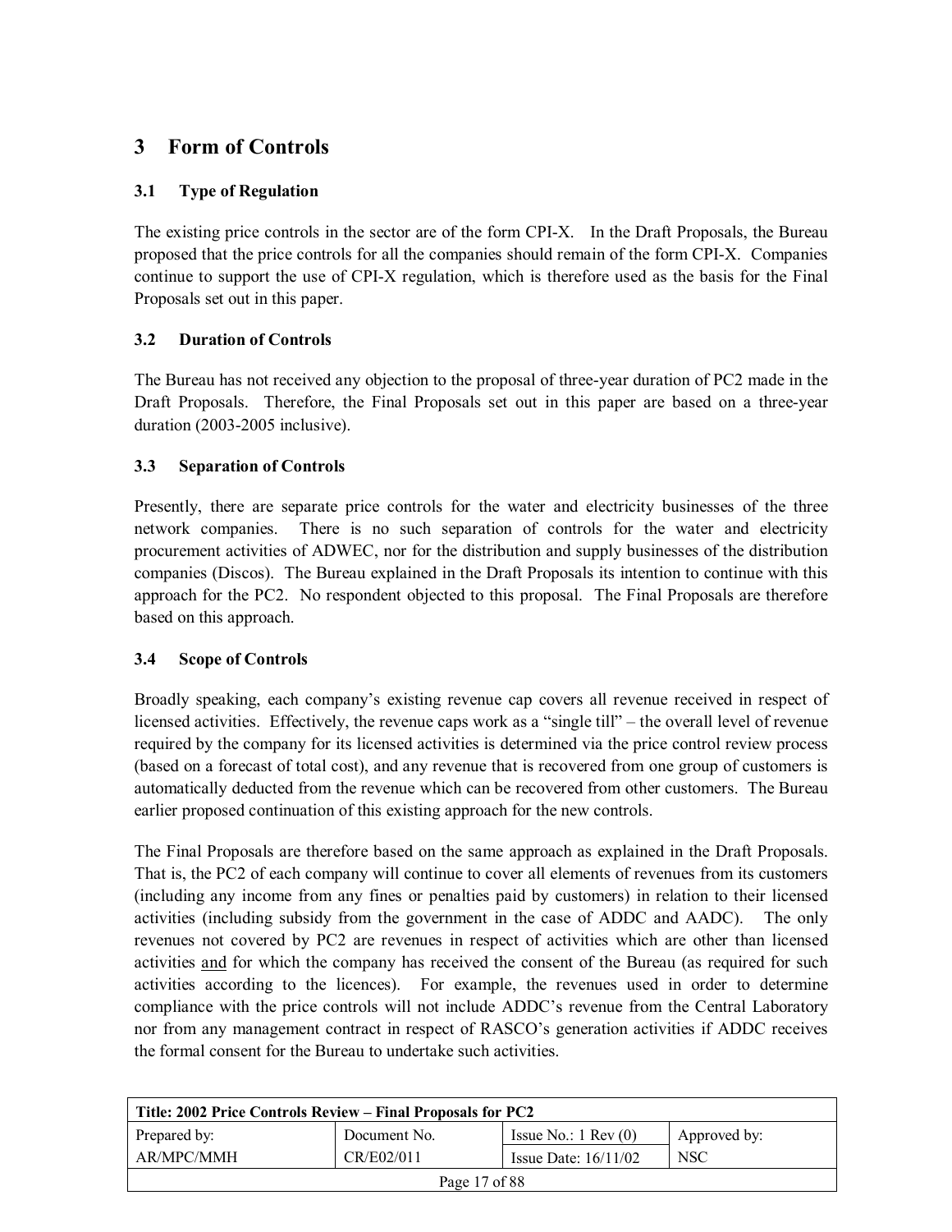# 3 Form of Controls

## 3.1 Type of Regulation

The existing price controls in the sector are of the form CPI-X. In the Draft Proposals, the Bureau proposed that the price controls for all the companies should remain of the form CPI-X. Companies continue to support the use of CPI-X regulation, which is therefore used as the basis for the Final Proposals set out in this paper.

## 3.2 Duration of Controls

The Bureau has not received any objection to the proposal of three-year duration of PC2 made in the Draft Proposals. Therefore, the Final Proposals set out in this paper are based on a three-year duration (2003-2005 inclusive).

## 3.3 Separation of Controls

Presently, there are separate price controls for the water and electricity businesses of the three network companies. There is no such separation of controls for the water and electricity procurement activities of ADWEC, nor for the distribution and supply businesses of the distribution companies (Discos). The Bureau explained in the Draft Proposals its intention to continue with this approach for the PC2. No respondent objected to this proposal. The Final Proposals are therefore based on this approach.

## 3.4 Scope of Controls

Broadly speaking, each company's existing revenue cap covers all revenue received in respect of licensed activities. Effectively, the revenue caps work as a "single till" – the overall level of revenue required by the company for its licensed activities is determined via the price control review process (based on a forecast of total cost), and any revenue that is recovered from one group of customers is automatically deducted from the revenue which can be recovered from other customers. The Bureau earlier proposed continuation of this existing approach for the new controls.

The Final Proposals are therefore based on the same approach as explained in the Draft Proposals. That is, the PC2 of each company will continue to cover all elements of revenues from its customers (including any income from any fines or penalties paid by customers) in relation to their licensed activities (including subsidy from the government in the case of ADDC and AADC). The only revenues not covered by PC2 are revenues in respect of activities which are other than licensed activities <u>and</u> for which the company has received the consent of the Bureau (as required for such activities according to the licences). For example, the revenues used in order to determine compliance with the price controls will not include ADDC's revenue from the Central Laboratory nor from any management contract in respect of RASCO's generation activities if ADDC receives the formal consent for the Bureau to undertake such activities.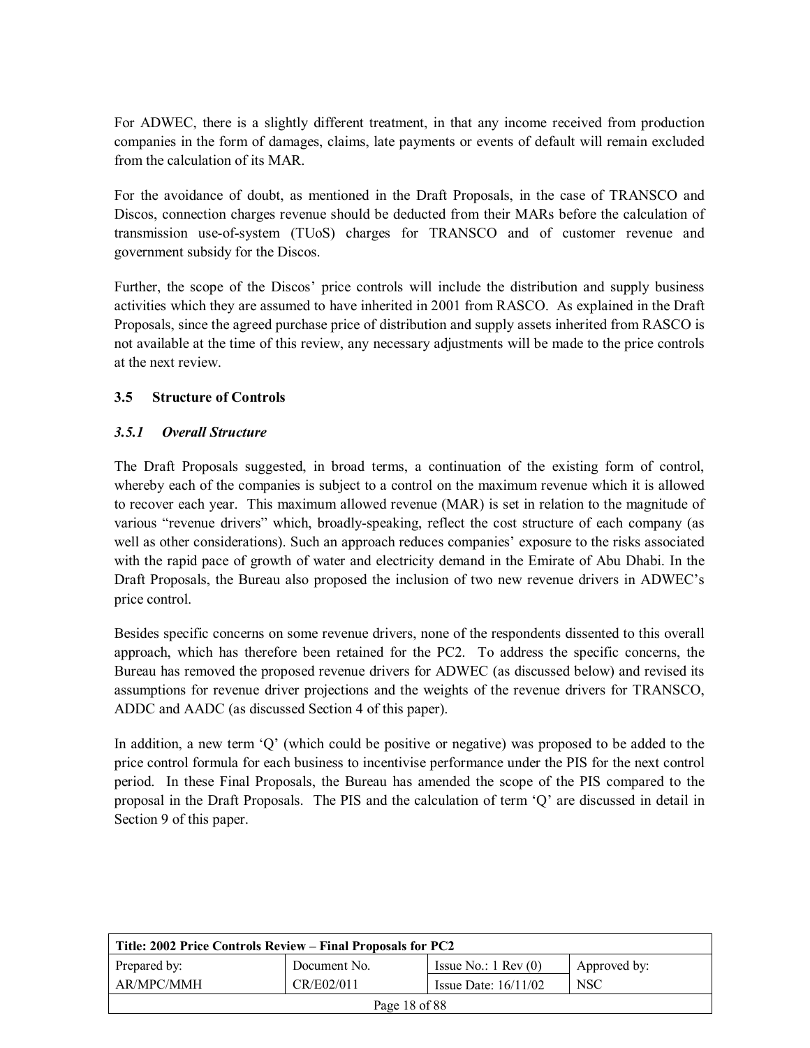For ADWEC, there is a slightly different treatment, in that any income received from production companies in the form of damages, claims, late payments or events of default will remain excluded from the calculation of its MAR.

For the avoidance of doubt, as mentioned in the Draft Proposals, in the case of TRANSCO and Discos, connection charges revenue should be deducted from their MARs before the calculation of transmission use-of-system (TUoS) charges for TRANSCO and of customer revenue and government subsidy for the Discos.

Further, the scope of the Discos' price controls will include the distribution and supply business activities which they are assumed to have inherited in 2001 from RASCO. As explained in the Draft Proposals, since the agreed purchase price of distribution and supply assets inherited from RASCO is not available at the time of this review, any necessary adjustments will be made to the price controls at the next review.

## 3.5 Structure of Controls

### *3.5.1 Overall Structure*

The Draft Proposals suggested, in broad terms, a continuation of the existing form of control, whereby each of the companies is subject to a control on the maximum revenue which it is allowed to recover each year. This maximum allowed revenue (MAR) is set in relation to the magnitude of various "revenue drivers" which, broadly-speaking, reflect the cost structure of each company (as well as other considerations). Such an approach reduces companies' exposure to the risks associated with the rapid pace of growth of water and electricity demand in the Emirate of Abu Dhabi. In the Draft Proposals, the Bureau also proposed the inclusion of two new revenue drivers in ADWEC's price control.

Besides specific concerns on some revenue drivers, none of the respondents dissented to this overall approach, which has therefore been retained for the PC2. To address the specific concerns, the Bureau has removed the proposed revenue drivers for ADWEC (as discussed below) and revised its assumptions for revenue driver projections and the weights of the revenue drivers for TRANSCO, ADDC and AADC (as discussed Section 4 of this paper).

In addition, a new term 'Q' (which could be positive or negative) was proposed to be added to the price control formula for each business to incentivise performance under the PIS for the next control period. In these Final Proposals, the Bureau has amended the scope of the PIS compared to the proposal in the Draft Proposals. The PIS and the calculation of term 'Q' are discussed in detail in Section 9 of this paper.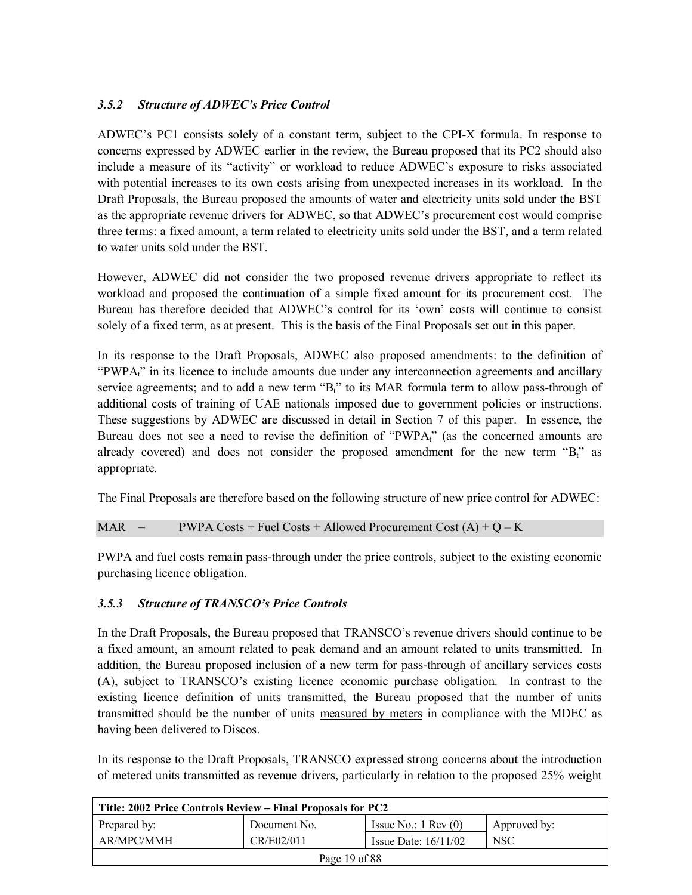### *3.5.2 Structure of ADWEC's Price Control*

ADWEC's PC1 consists solely of a constant term, subject to the CPI-X formula. In response to concerns expressed by ADWEC earlier in the review, the Bureau proposed that its PC2 should also include a measure of its "activity" or workload to reduce ADWEC's exposure to risks associated with potential increases to its own costs arising from unexpected increases in its workload. In the Draft Proposals, the Bureau proposed the amounts of water and electricity units sold under the BST as the appropriate revenue drivers for ADWEC, so that ADWEC's procurement cost would comprise three terms: a fixed amount, a term related to electricity units sold under the BST, and a term related to water units sold under the BST.

However, ADWEC did not consider the two proposed revenue drivers appropriate to reflect its workload and proposed the continuation of a simple fixed amount for its procurement cost. The Bureau has therefore decided that ADWEC's control for its 'own' costs will continue to consist solely of a fixed term, as at present. This is the basis of the Final Proposals set out in this paper.

In its response to the Draft Proposals, ADWEC also proposed amendments: to the definition of "$PWPA_t$" in its licence to include amounts due under any interconnection agreements and ancillary service agreements; and to add a new term "$B_t$" to its MAR formula term to allow pass-through of additional costs of training of UAE nationals imposed due to government policies or instructions. These suggestions by ADWEC are discussed in detail in Section 7 of this paper. In essence, the Bureau does not see a need to revise the definition of "$PWPA_t$" (as the concerned amounts are already covered) and does not consider the proposed amendment for the new term "$B_t$" as appropriate.

The Final Proposals are therefore based on the following structure of new price control for ADWEC:

MAR = PWPA Costs + Fuel Costs + Allowed Procurement Cost (A) + Q – K

PWPA and fuel costs remain pass-through under the price controls, subject to the existing economic purchasing licence obligation.

### *3.5.3 Structure of TRANSCO's Price Controls*

In the Draft Proposals, the Bureau proposed that TRANSCO's revenue drivers should continue to be a fixed amount, an amount related to peak demand and an amount related to units transmitted. In addition, the Bureau proposed inclusion of a new term for pass-through of ancillary services costs (A), subject to TRANSCO's existing licence economic purchase obligation. In contrast to the existing licence definition of units transmitted, the Bureau proposed that the number of units transmitted should be the number of units measured by meters in compliance with the MDEC as having been delivered to Discos.

In its response to the Draft Proposals, TRANSCO expressed strong concerns about the introduction of metered units transmitted as revenue drivers, particularly in relation to the proposed 25% weight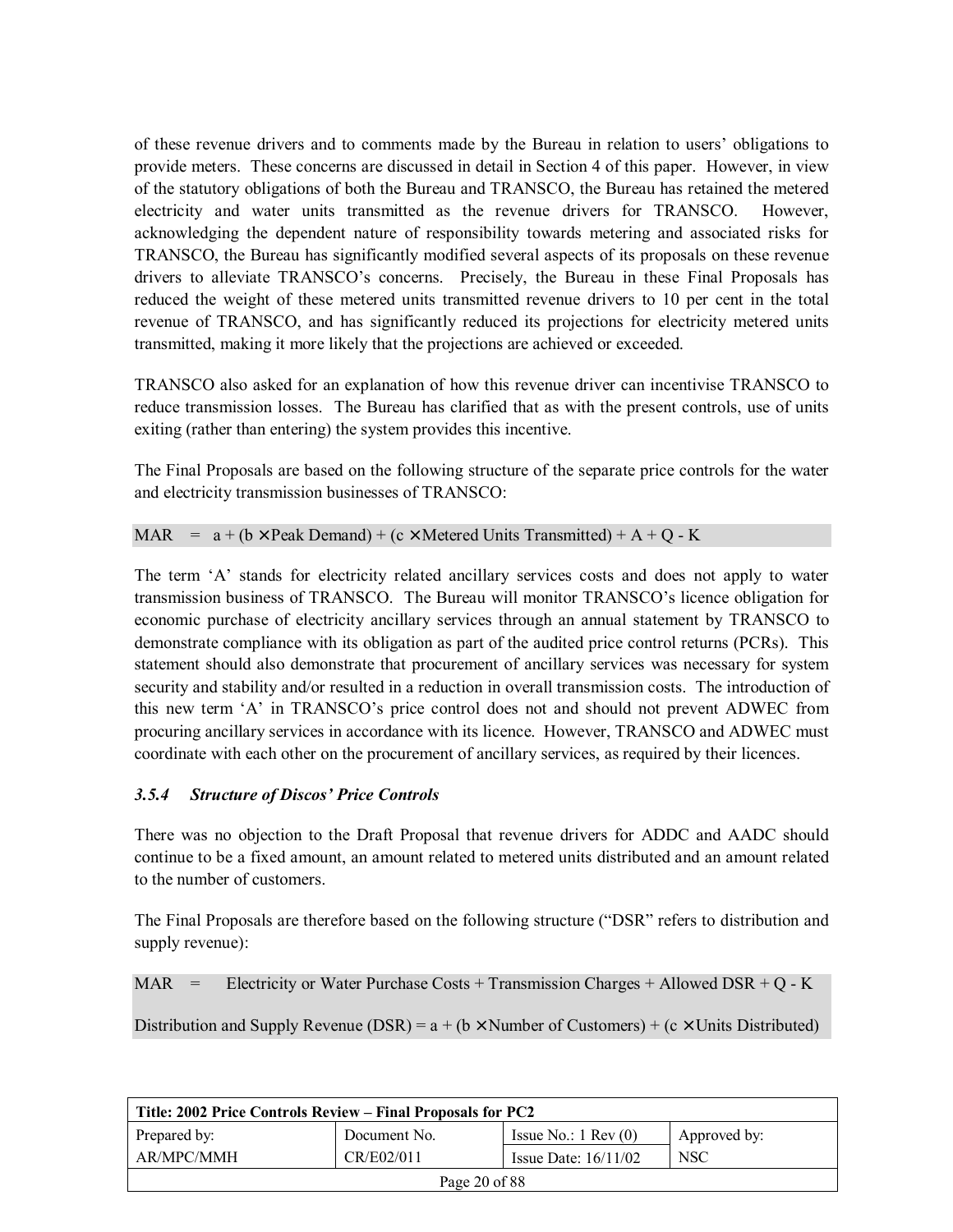of these revenue drivers and to comments made by the Bureau in relation to users' obligations to provide meters. These concerns are discussed in detail in Section 4 of this paper. However, in view of the statutory obligations of both the Bureau and TRANSCO, the Bureau has retained the metered electricity and water units transmitted as the revenue drivers for TRANSCO. However, acknowledging the dependent nature of responsibility towards metering and associated risks for TRANSCO, the Bureau has significantly modified several aspects of its proposals on these revenue drivers to alleviate TRANSCO's concerns. Precisely, the Bureau in these Final Proposals has reduced the weight of these metered units transmitted revenue drivers to 10 per cent in the total revenue of TRANSCO, and has significantly reduced its projections for electricity metered units transmitted, making it more likely that the projections are achieved or exceeded.

TRANSCO also asked for an explanation of how this revenue driver can incentivise TRANSCO to reduce transmission losses. The Bureau has clarified that as with the present controls, use of units exiting (rather than entering) the system provides this incentive.

The Final Proposals are based on the following structure of the separate price controls for the water and electricity transmission businesses of TRANSCO:

$$MAR = a + (b \times \text{Peak Demand}) + (c \times \text{Metered Units Transmitted}) + A + Q - K$$

The term 'A' stands for electricity related ancillary services costs and does not apply to water transmission business of TRANSCO. The Bureau will monitor TRANSCO's licence obligation for economic purchase of electricity ancillary services through an annual statement by TRANSCO to demonstrate compliance with its obligation as part of the audited price control returns (PCRs). This statement should also demonstrate that procurement of ancillary services was necessary for system security and stability and/or resulted in a reduction in overall transmission costs. The introduction of this new term 'A' in TRANSCO's price control does not and should not prevent ADWEC from procuring ancillary services in accordance with its licence. However, TRANSCO and ADWEC must coordinate with each other on the procurement of ancillary services, as required by their licences.

### *3.5.4 Structure of Discos' Price Controls*

There was no objection to the Draft Proposal that revenue drivers for ADDC and AADC should continue to be a fixed amount, an amount related to metered units distributed and an amount related to the number of customers.

The Final Proposals are therefore based on the following structure ("DSR" refers to distribution and supply revenue):

$$MAR = \text{Electricity or Water Purchase Costs} + \text{Transmission Charges} + \text{Allowed DSR} + Q - K$$

$$\text{Distribution and Supply Revenue (DSR)} = a + (b \times \text{Number of Customers}) + (c \times \text{Units Distributed})$$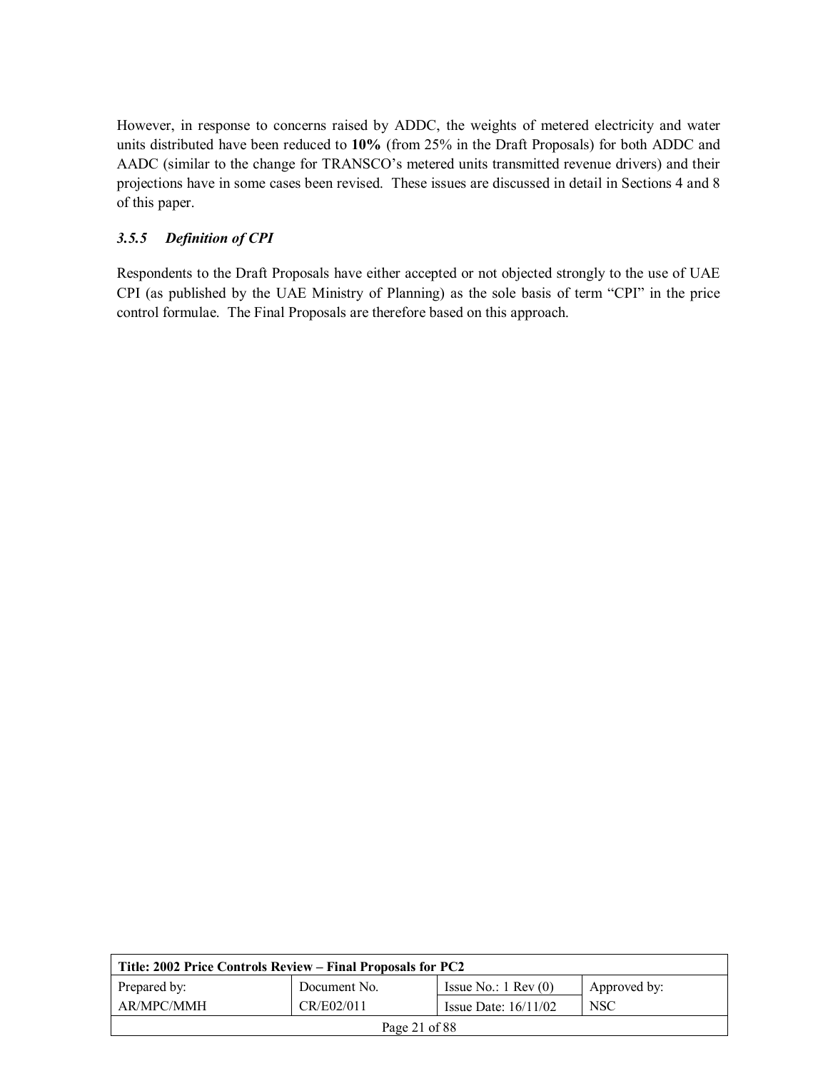However, in response to concerns raised by ADDC, the weights of metered electricity and water units distributed have been reduced to **10%** (from 25% in the Draft Proposals) for both ADDC and AADC (similar to the change for TRANSCO's metered units transmitted revenue drivers) and their projections have in some cases been revised. These issues are discussed in detail in Sections 4 and 8 of this paper.

### *3.5.5 Definition of CPI*

Respondents to the Draft Proposals have either accepted or not objected strongly to the use of UAE CPI (as published by the UAE Ministry of Planning) as the sole basis of term "CPI" in the price control formulae. The Final Proposals are therefore based on this approach.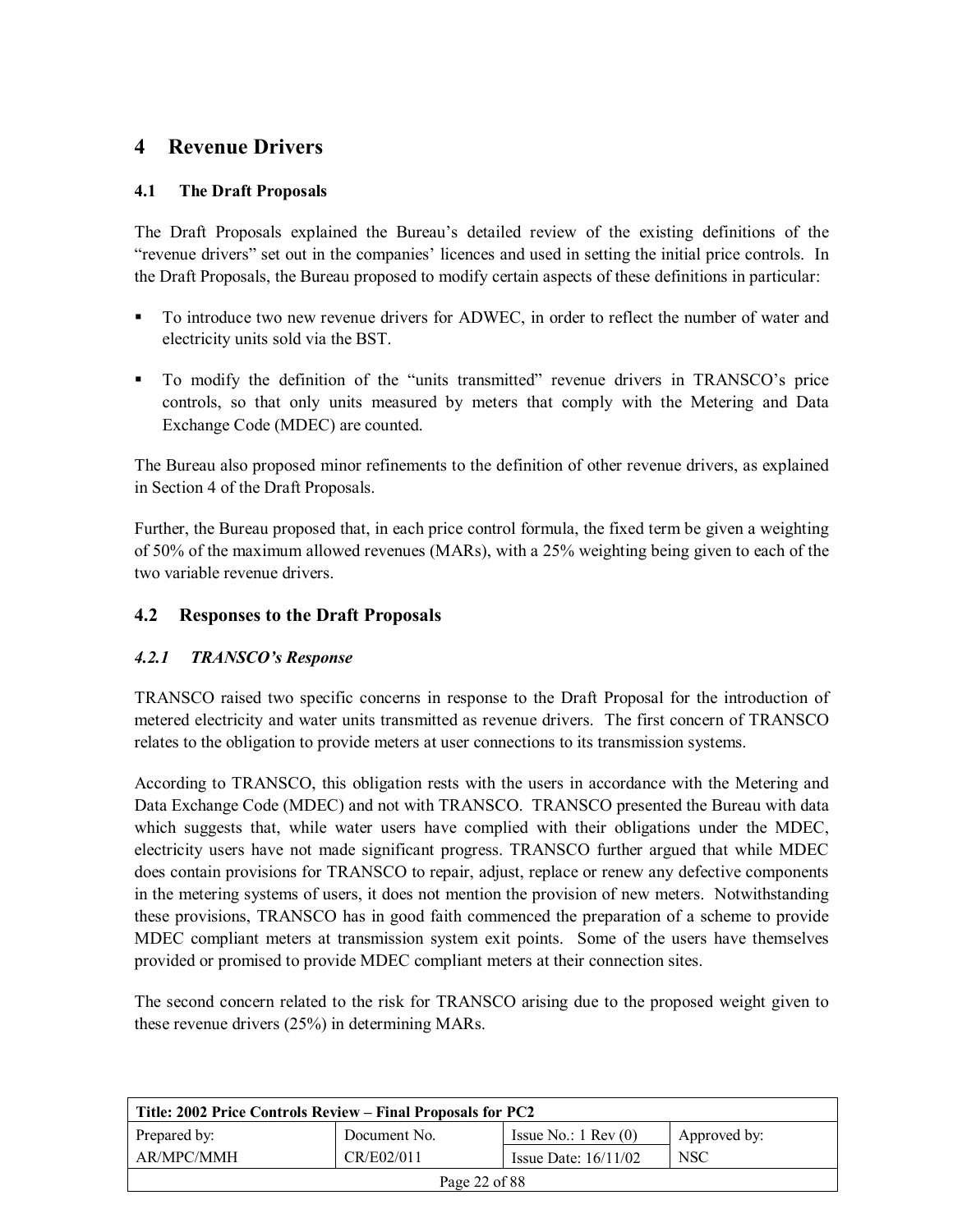# 4 Revenue Drivers

## 4.1 The Draft Proposals

The Draft Proposals explained the Bureau's detailed review of the existing definitions of the "revenue drivers" set out in the companies' licences and used in setting the initial price controls. In the Draft Proposals, the Bureau proposed to modify certain aspects of these definitions in particular:

- To introduce two new revenue drivers for ADWEC, in order to reflect the number of water and electricity units sold via the BST.
- To modify the definition of the "units transmitted" revenue drivers in TRANSCO's price controls, so that only units measured by meters that comply with the Metering and Data Exchange Code (MDEC) are counted.

The Bureau also proposed minor refinements to the definition of other revenue drivers, as explained in Section 4 of the Draft Proposals.

Further, the Bureau proposed that, in each price control formula, the fixed term be given a weighting of 50% of the maximum allowed revenues (MARs), with a 25% weighting being given to each of the two variable revenue drivers.

## 4.2 Responses to the Draft Proposals

### *4.2.1 TRANSCO's Response*

TRANSCO raised two specific concerns in response to the Draft Proposal for the introduction of metered electricity and water units transmitted as revenue drivers. The first concern of TRANSCO relates to the obligation to provide meters at user connections to its transmission systems.

According to TRANSCO, this obligation rests with the users in accordance with the Metering and Data Exchange Code (MDEC) and not with TRANSCO. TRANSCO presented the Bureau with data which suggests that, while water users have complied with their obligations under the MDEC, electricity users have not made significant progress. TRANSCO further argued that while MDEC does contain provisions for TRANSCO to repair, adjust, replace or renew any defective components in the metering systems of users, it does not mention the provision of new meters. Notwithstanding these provisions, TRANSCO has in good faith commenced the preparation of a scheme to provide MDEC compliant meters at transmission system exit points. Some of the users have themselves provided or promised to provide MDEC compliant meters at their connection sites.

The second concern related to the risk for TRANSCO arising due to the proposed weight given to these revenue drivers (25%) in determining MARs.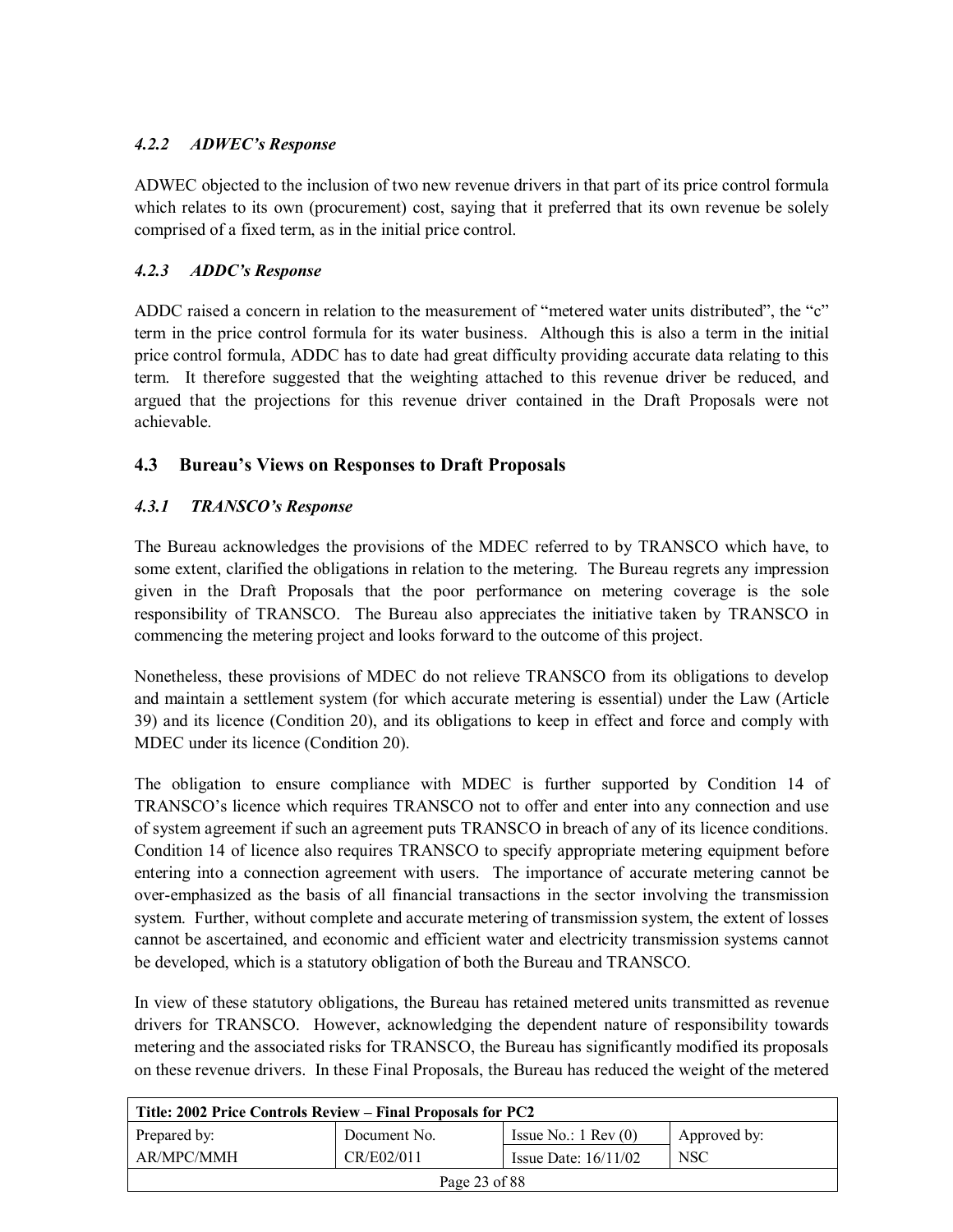#### *4.2.2 ADWEC's Response*

ADWEC objected to the inclusion of two new revenue drivers in that part of its price control formula which relates to its own (procurement) cost, saying that it preferred that its own revenue be solely comprised of a fixed term, as in the initial price control.

#### *4.2.3 ADDC's Response*

ADDC raised a concern in relation to the measurement of "metered water units distributed", the "c" term in the price control formula for its water business. Although this is also a term in the initial price control formula, ADDC has to date had great difficulty providing accurate data relating to this term. It therefore suggested that the weighting attached to this revenue driver be reduced, and argued that the projections for this revenue driver contained in the Draft Proposals were not achievable.

### 4.3 Bureau's Views on Responses to Draft Proposals

#### *4.3.1 TRANSCO's Response*

The Bureau acknowledges the provisions of the MDEC referred to by TRANSCO which have, to some extent, clarified the obligations in relation to the metering. The Bureau regrets any impression given in the Draft Proposals that the poor performance on metering coverage is the sole responsibility of TRANSCO. The Bureau also appreciates the initiative taken by TRANSCO in commencing the metering project and looks forward to the outcome of this project.

Nonetheless, these provisions of MDEC do not relieve TRANSCO from its obligations to develop and maintain a settlement system (for which accurate metering is essential) under the Law (Article 39) and its licence (Condition 20), and its obligations to keep in effect and force and comply with MDEC under its licence (Condition 20).

The obligation to ensure compliance with MDEC is further supported by Condition 14 of TRANSCO's licence which requires TRANSCO not to offer and enter into any connection and use of system agreement if such an agreement puts TRANSCO in breach of any of its licence conditions. Condition 14 of licence also requires TRANSCO to specify appropriate metering equipment before entering into a connection agreement with users. The importance of accurate metering cannot be over-emphasized as the basis of all financial transactions in the sector involving the transmission system. Further, without complete and accurate metering of transmission system, the extent of losses cannot be ascertained, and economic and efficient water and electricity transmission systems cannot be developed, which is a statutory obligation of both the Bureau and TRANSCO.

In view of these statutory obligations, the Bureau has retained metered units transmitted as revenue drivers for TRANSCO. However, acknowledging the dependent nature of responsibility towards metering and the associated risks for TRANSCO, the Bureau has significantly modified its proposals on these revenue drivers. In these Final Proposals, the Bureau has reduced the weight of the metered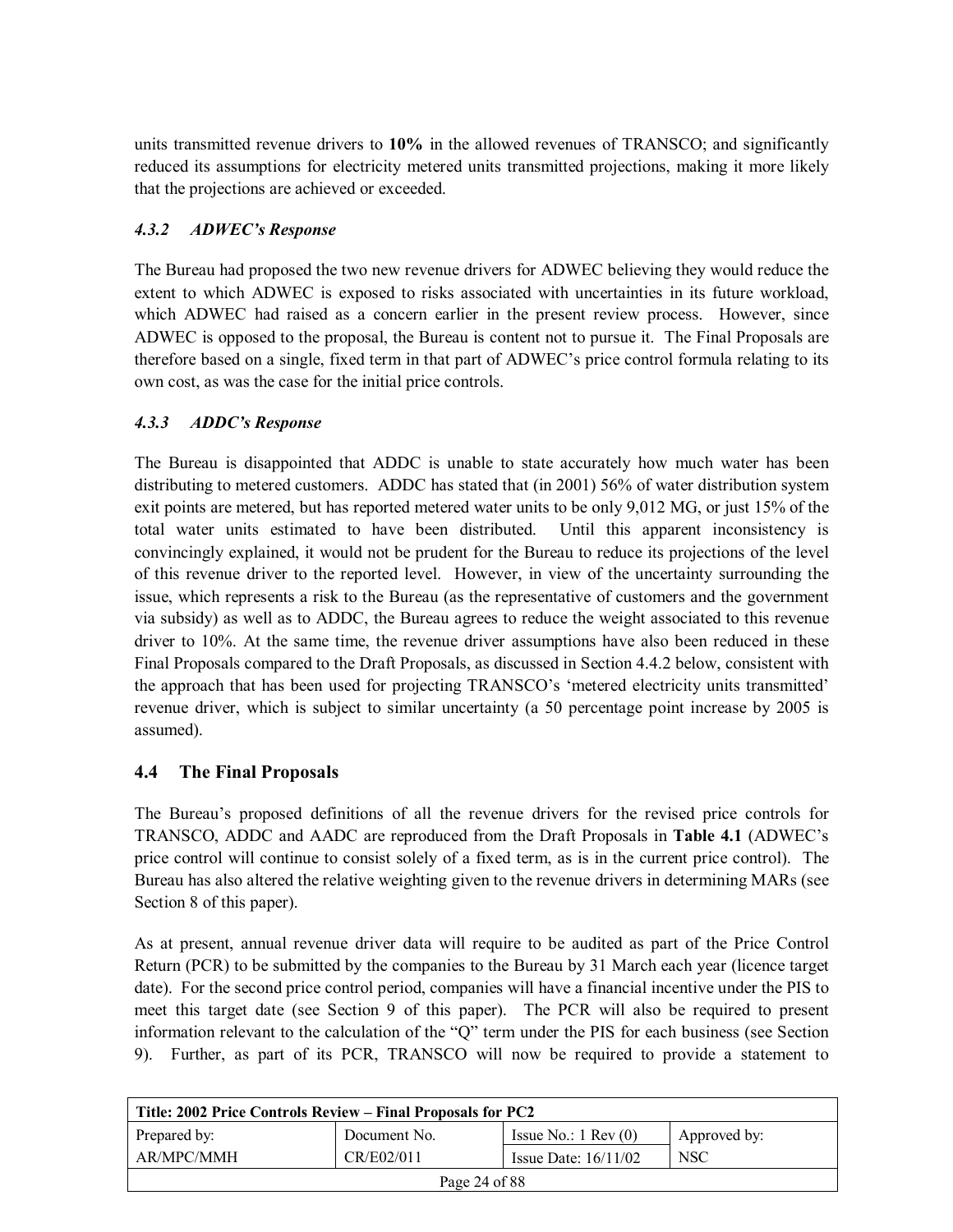units transmitted revenue drivers to **10%** in the allowed revenues of TRANSCO; and significantly reduced its assumptions for electricity metered units transmitted projections, making it more likely that the projections are achieved or exceeded.

### *4.3.2 ADWEC's Response*

The Bureau had proposed the two new revenue drivers for ADWEC believing they would reduce the extent to which ADWEC is exposed to risks associated with uncertainties in its future workload, which ADWEC had raised as a concern earlier in the present review process. However, since ADWEC is opposed to the proposal, the Bureau is content not to pursue it. The Final Proposals are therefore based on a single, fixed term in that part of ADWEC's price control formula relating to its own cost, as was the case for the initial price controls.

### *4.3.3 ADDC's Response*

The Bureau is disappointed that ADDC is unable to state accurately how much water has been distributing to metered customers. ADDC has stated that (in 2001) 56% of water distribution system exit points are metered, but has reported metered water units to be only 9,012 MG, or just 15% of the total water units estimated to have been distributed. Until this apparent inconsistency is convincingly explained, it would not be prudent for the Bureau to reduce its projections of the level of this revenue driver to the reported level. However, in view of the uncertainty surrounding the issue, which represents a risk to the Bureau (as the representative of customers and the government via subsidy) as well as to ADDC, the Bureau agrees to reduce the weight associated to this revenue driver to 10%. At the same time, the revenue driver assumptions have also been reduced in these Final Proposals compared to the Draft Proposals, as discussed in Section 4.4.2 below, consistent with the approach that has been used for projecting TRANSCO's 'metered electricity units transmitted' revenue driver, which is subject to similar uncertainty (a 50 percentage point increase by 2005 is assumed).

## 4.4 The Final Proposals

The Bureau's proposed definitions of all the revenue drivers for the revised price controls for TRANSCO, ADDC and AADC are reproduced from the Draft Proposals in **Table 4.1** (ADWEC's price control will continue to consist solely of a fixed term, as is in the current price control). The Bureau has also altered the relative weighting given to the revenue drivers in determining MARs (see Section 8 of this paper).

As at present, annual revenue driver data will require to be audited as part of the Price Control Return (PCR) to be submitted by the companies to the Bureau by 31 March each year (licence target date). For the second price control period, companies will have a financial incentive under the PIS to meet this target date (see Section 9 of this paper). The PCR will also be required to present information relevant to the calculation of the "Q" term under the PIS for each business (see Section 9). Further, as part of its PCR, TRANSCO will now be required to provide a statement to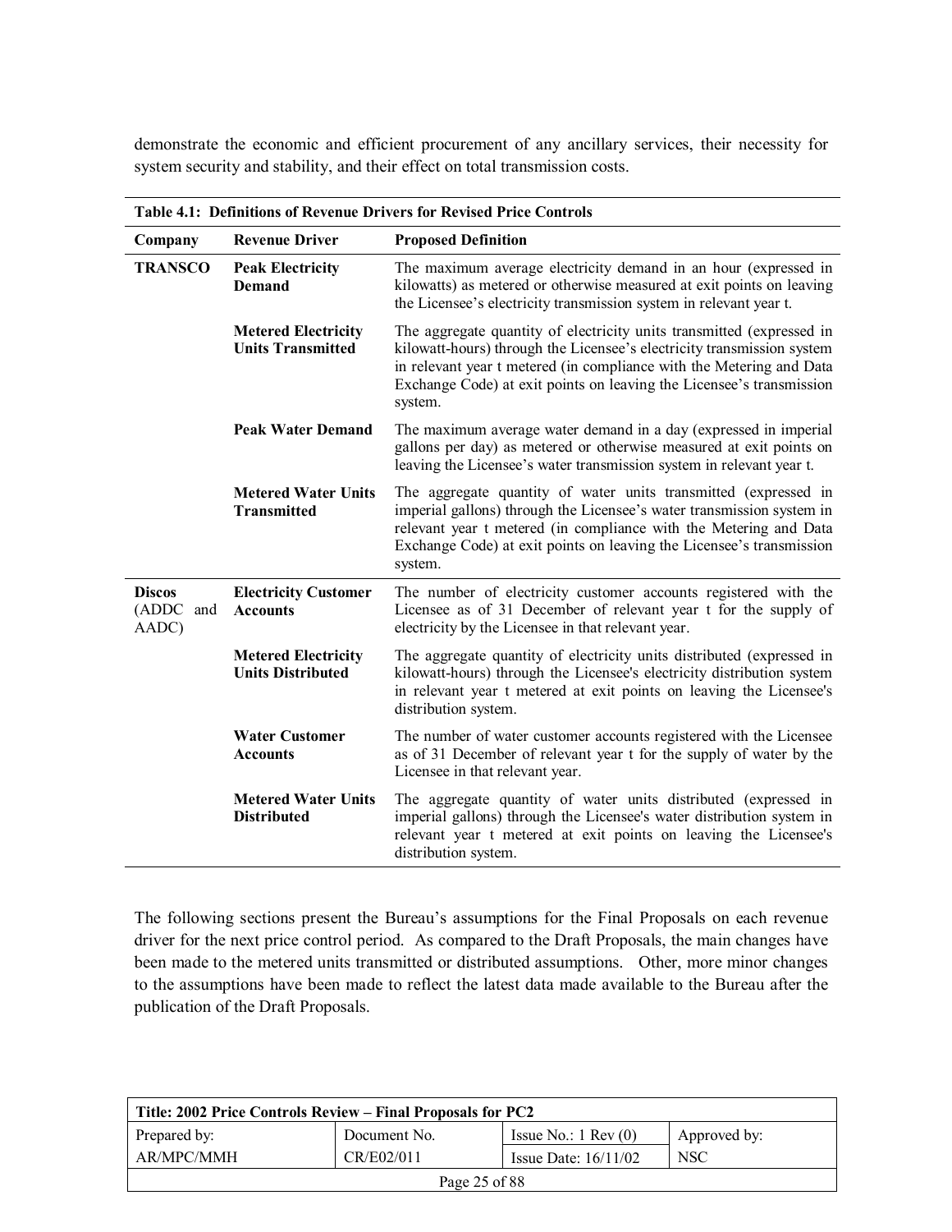demonstrate the economic and efficient procurement of any ancillary services, their necessity for system security and stability, and their effect on total transmission costs.

**Table 4.1: Definitions of Revenue Drivers for Revised Price Controls**

| Company | Revenue Driver | Proposed Definition |
|---|---|---|
| **TRANSCO** | **Peak Electricity Demand** | The maximum average electricity demand in an hour (expressed in kilowatts) as metered or otherwise measured at exit points on leaving the Licensee's electricity transmission system in relevant year t. |
| | **Metered Electricity Units Transmitted** | The aggregate quantity of electricity units transmitted (expressed in kilowatt-hours) through the Licensee's electricity transmission system in relevant year t metered (in compliance with the Metering and Data Exchange Code) at exit points on leaving the Licensee's transmission system. |
| | **Peak Water Demand** | The maximum average water demand in a day (expressed in imperial gallons per day) as metered or otherwise measured at exit points on leaving the Licensee's water transmission system in relevant year t. |
| | **Metered Water Units Transmitted** | The aggregate quantity of water units transmitted (expressed in imperial gallons) through the Licensee's water transmission system in relevant year t metered (in compliance with the Metering and Data Exchange Code) at exit points on leaving the Licensee's transmission system. |
| **Discos** (ADDC and AADC) | **Electricity Customer Accounts** | The number of electricity customer accounts registered with the Licensee as of 31 December of relevant year t for the supply of electricity by the Licensee in that relevant year. |
| | **Metered Electricity Units Distributed** | The aggregate quantity of electricity units distributed (expressed in kilowatt-hours) through the Licensee's electricity distribution system in relevant year t metered at exit points on leaving the Licensee's distribution system. |
| | **Water Customer Accounts** | The number of water customer accounts registered with the Licensee as of 31 December of relevant year t for the supply of water by the Licensee in that relevant year. |
| | **Metered Water Units Distributed** | The aggregate quantity of water units distributed (expressed in imperial gallons) through the Licensee's water distribution system in relevant year t metered at exit points on leaving the Licensee's distribution system. |

The following sections present the Bureau's assumptions for the Final Proposals on each revenue driver for the next price control period. As compared to the Draft Proposals, the main changes have been made to the metered units transmitted or distributed assumptions. Other, more minor changes to the assumptions have been made to reflect the latest data made available to the Bureau after the publication of the Draft Proposals.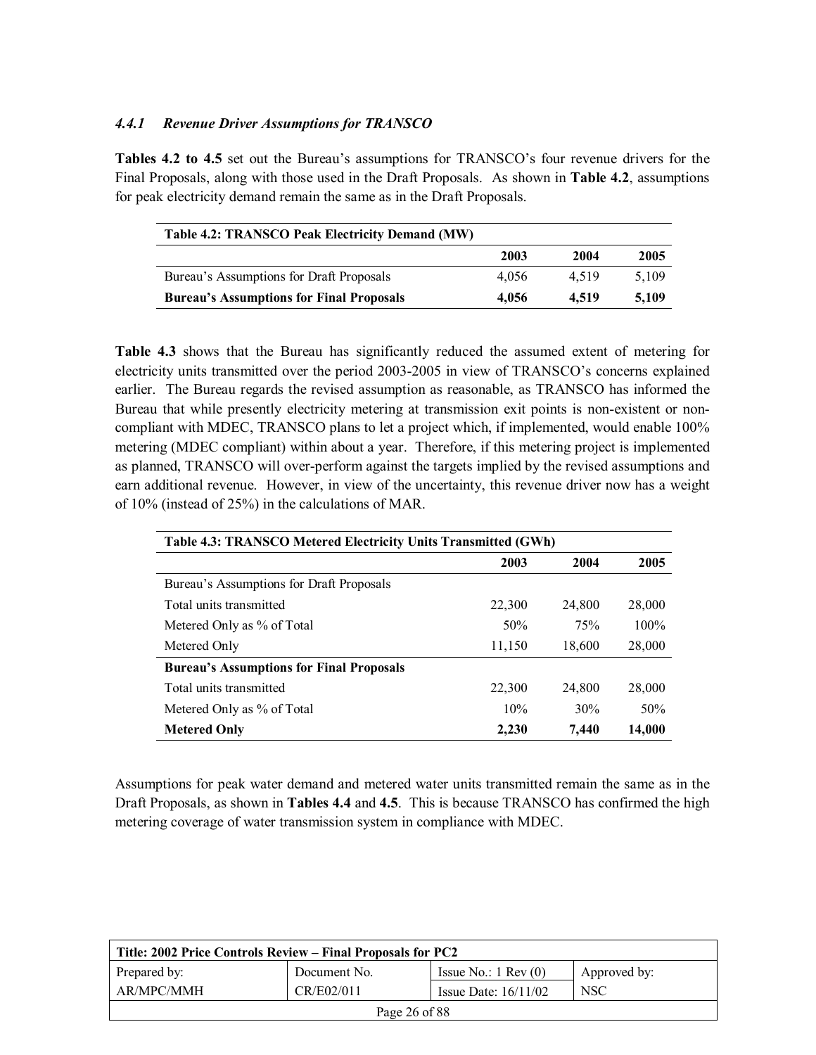#### *4.4.1 Revenue Driver Assumptions for TRANSCO*

**Tables 4.2 to 4.5** set out the Bureau's assumptions for TRANSCO's four revenue drivers for the Final Proposals, along with those used in the Draft Proposals. As shown in **Table 4.2**, assumptions for peak electricity demand remain the same as in the Draft Proposals.

| Table 4.2: TRANSCO Peak Electricity Demand (MW) | | | |
|---|---|---|---|
| | **2003** | **2004** | **2005** |
| Bureau's Assumptions for Draft Proposals | 4,056 | 4,519 | 5,109 |
| **Bureau's Assumptions for Final Proposals** | **4,056** | **4,519** | **5,109** |

**Table 4.3** shows that the Bureau has significantly reduced the assumed extent of metering for electricity units transmitted over the period 2003-2005 in view of TRANSCO's concerns explained earlier. The Bureau regards the revised assumption as reasonable, as TRANSCO has informed the Bureau that while presently electricity metering at transmission exit points is non-existent or non-compliant with MDEC, TRANSCO plans to let a project which, if implemented, would enable 100% metering (MDEC compliant) within about a year. Therefore, if this metering project is implemented as planned, TRANSCO will over-perform against the targets implied by the revised assumptions and earn additional revenue. However, in view of the uncertainty, this revenue driver now has a weight of 10% (instead of 25%) in the calculations of MAR.

| Table 4.3: TRANSCO Metered Electricity Units Transmitted (GWh) | | | |
|---|---|---|---|
| | **2003** | **2004** | **2005** |
| Bureau's Assumptions for Draft Proposals | | | |
| Total units transmitted | 22,300 | 24,800 | 28,000 |
| Metered Only as % of Total | 50% | 75% | 100% |
| Metered Only | 11,150 | 18,600 | 28,000 |
| **Bureau's Assumptions for Final Proposals** | | | |
| Total units transmitted | 22,300 | 24,800 | 28,000 |
| Metered Only as % of Total | 10% | 30% | 50% |
| **Metered Only** | **2,230** | **7,440** | **14,000** |

Assumptions for peak water demand and metered water units transmitted remain the same as in the Draft Proposals, as shown in **Tables 4.4** and **4.5**. This is because TRANSCO has confirmed the high metering coverage of water transmission system in compliance with MDEC.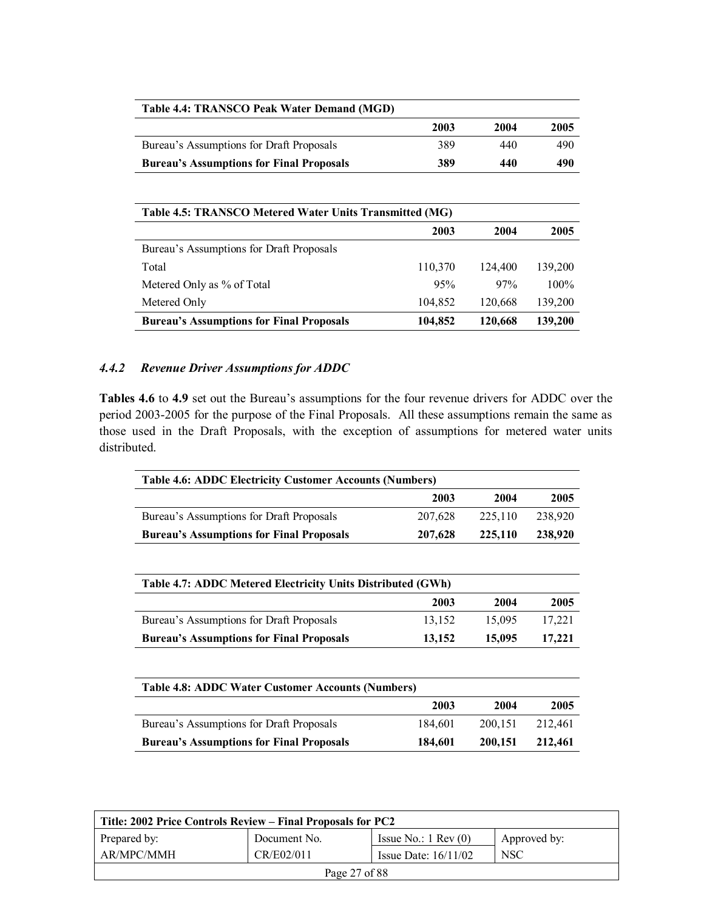| Table 4.4: TRANSCO Peak Water Demand (MGD) | | | |
|---|---|---|---|
| | **2003** | **2004** | **2005** |
| Bureau's Assumptions for Draft Proposals | 389 | 440 | 490 |
| **Bureau's Assumptions for Final Proposals** | **389** | **440** | **490** |

| Table 4.5: TRANSCO Metered Water Units Transmitted (MG) | | | |
|---|---|---|---|
| | **2003** | **2004** | **2005** |
| Bureau's Assumptions for Draft Proposals | | | |
| Total | 110,370 | 124,400 | 139,200 |
| Metered Only as % of Total | 95% | 97% | 100% |
| Metered Only | 104,852 | 120,668 | 139,200 |
| **Bureau's Assumptions for Final Proposals** | **104,852** | **120,668** | **139,200** |

### *4.4.2 Revenue Driver Assumptions for ADDC*

**Tables 4.6** to **4.9** set out the Bureau's assumptions for the four revenue drivers for ADDC over the period 2003-2005 for the purpose of the Final Proposals. All these assumptions remain the same as those used in the Draft Proposals, with the exception of assumptions for metered water units distributed.

| Table 4.6: ADDC Electricity Customer Accounts (Numbers) | | | |
|---|---|---|---|
| | **2003** | **2004** | **2005** |
| Bureau's Assumptions for Draft Proposals | 207,628 | 225,110 | 238,920 |
| **Bureau's Assumptions for Final Proposals** | **207,628** | **225,110** | **238,920** |

| Table 4.7: ADDC Metered Electricity Units Distributed (GWh) | | | |
|---|---|---|---|
| | **2003** | **2004** | **2005** |
| Bureau's Assumptions for Draft Proposals | 13,152 | 15,095 | 17,221 |
| **Bureau's Assumptions for Final Proposals** | **13,152** | **15,095** | **17,221** |

| Table 4.8: ADDC Water Customer Accounts (Numbers) | | | |
|---|---|---|---|
| | **2003** | **2004** | **2005** |
| Bureau's Assumptions for Draft Proposals | 184,601 | 200,151 | 212,461 |
| **Bureau's Assumptions for Final Proposals** | **184,601** | **200,151** | **212,461** |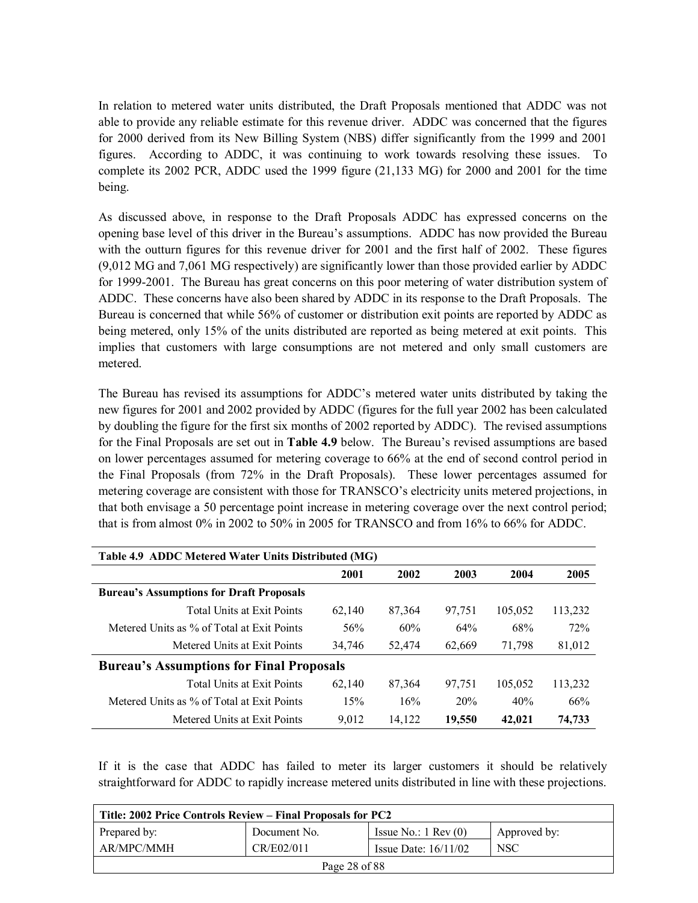In relation to metered water units distributed, the Draft Proposals mentioned that ADDC was not able to provide any reliable estimate for this revenue driver. ADDC was concerned that the figures for 2000 derived from its New Billing System (NBS) differ significantly from the 1999 and 2001 figures. According to ADDC, it was continuing to work towards resolving these issues. To complete its 2002 PCR, ADDC used the 1999 figure (21,133 MG) for 2000 and 2001 for the time being.

As discussed above, in response to the Draft Proposals ADDC has expressed concerns on the opening base level of this driver in the Bureau's assumptions. ADDC has now provided the Bureau with the outturn figures for this revenue driver for 2001 and the first half of 2002. These figures (9,012 MG and 7,061 MG respectively) are significantly lower than those provided earlier by ADDC for 1999-2001. The Bureau has great concerns on this poor metering of water distribution system of ADDC. These concerns have also been shared by ADDC in its response to the Draft Proposals. The Bureau is concerned that while 56% of customer or distribution exit points are reported by ADDC as being metered, only 15% of the units distributed are reported as being metered at exit points. This implies that customers with large consumptions are not metered and only small customers are metered.

The Bureau has revised its assumptions for ADDC's metered water units distributed by taking the new figures for 2001 and 2002 provided by ADDC (figures for the full year 2002 has been calculated by doubling the figure for the first six months of 2002 reported by ADDC). The revised assumptions for the Final Proposals are set out in **Table 4.9** below. The Bureau's revised assumptions are based on lower percentages assumed for metering coverage to 66% at the end of second control period in the Final Proposals (from 72% in the Draft Proposals). These lower percentages assumed for metering coverage are consistent with those for TRANSCO's electricity units metered projections, in that both envisage a 50 percentage point increase in metering coverage over the next control period; that is from almost 0% in 2002 to 50% in 2005 for TRANSCO and from 16% to 66% for ADDC.

| Table 4.9 ADDC Metered Water Units Distributed (MG) | 2001 | 2002 | 2003 | 2004 | 2005 |
|---|---|---|---|---|---|
| **Bureau's Assumptions for Draft Proposals** | | | | | |
| Total Units at Exit Points | 62,140 | 87,364 | 97,751 | 105,052 | 113,232 |
| Metered Units as % of Total at Exit Points | 56% | 60% | 64% | 68% | 72% |
| Metered Units at Exit Points | 34,746 | 52,474 | 62,669 | 71,798 | 81,012 |
| **Bureau's Assumptions for Final Proposals** | | | | | |
| Total Units at Exit Points | 62,140 | 87,364 | 97,751 | 105,052 | 113,232 |
| Metered Units as % of Total at Exit Points | 15% | 16% | 20% | 40% | 66% |
| Metered Units at Exit Points | 9,012 | 14,122 | **19,550** | **42,021** | **74,733** |

If it is the case that ADDC has failed to meter its larger customers it should be relatively straightforward for ADDC to rapidly increase metered units distributed in line with these projections.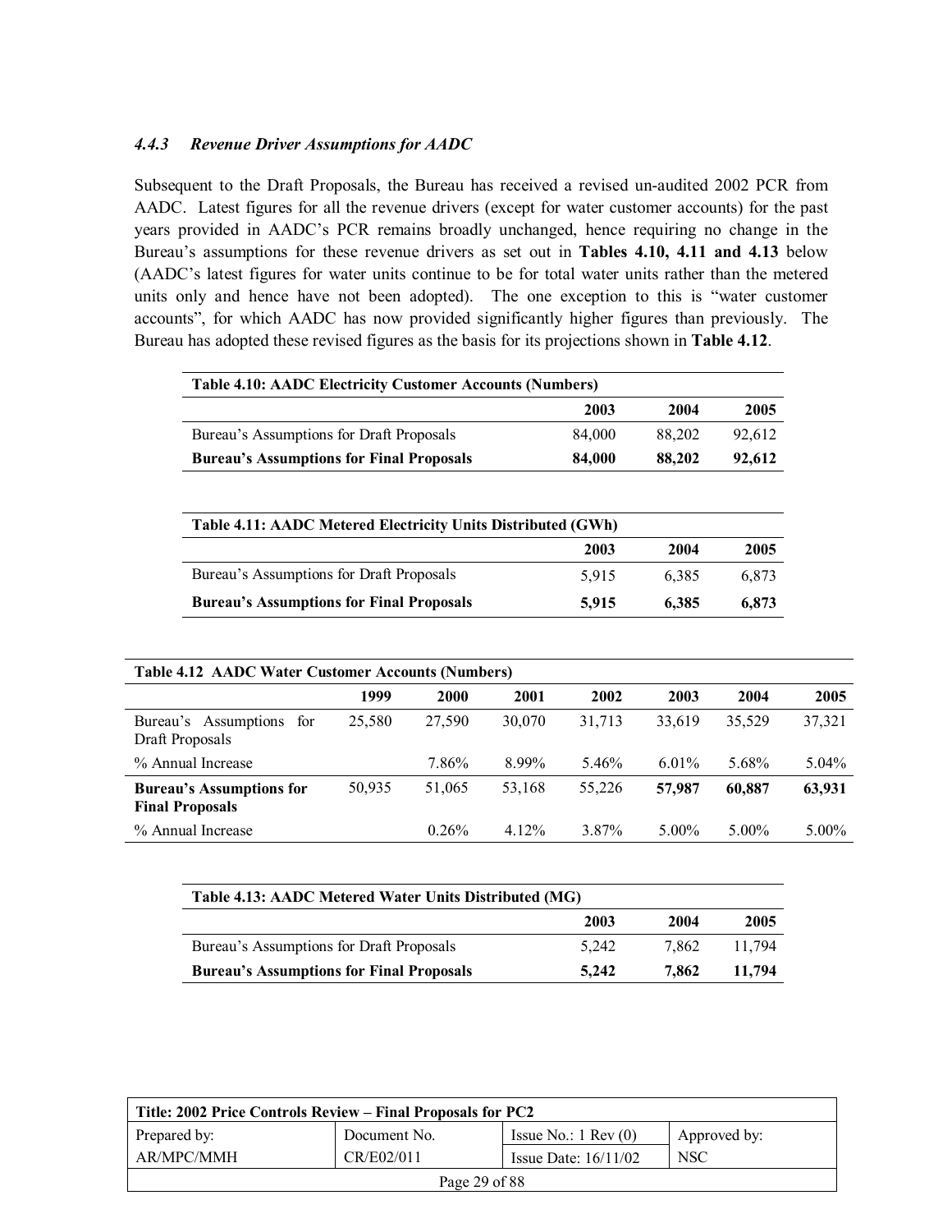#### *4.4.3 Revenue Driver Assumptions for AADC*

Subsequent to the Draft Proposals, the Bureau has received a revised un-audited 2002 PCR from AADC. Latest figures for all the revenue drivers (except for water customer accounts) for the past years provided in AADC's PCR remains broadly unchanged, hence requiring no change in the Bureau's assumptions for these revenue drivers as set out in **Tables 4.10, 4.11 and 4.13** below (AADC's latest figures for water units continue to be for total water units rather than the metered units only and hence have not been adopted). The one exception to this is "water customer accounts", for which AADC has now provided significantly higher figures than previously. The Bureau has adopted these revised figures as the basis for its projections shown in **Table 4.12**.

**Table 4.10: AADC Electricity Customer Accounts (Numbers)**

| | 2003 | 2004 | 2005 |
|---|---|---|---|
| Bureau's Assumptions for Draft Proposals | 84,000 | 88,202 | 92,612 |
| **Bureau's Assumptions for Final Proposals** | **84,000** | **88,202** | **92,612** |

**Table 4.11: AADC Metered Electricity Units Distributed (GWh)**

| | 2003 | 2004 | 2005 |
|---|---|---|---|
| Bureau's Assumptions for Draft Proposals | 5,915 | 6,385 | 6,873 |
| **Bureau's Assumptions for Final Proposals** | **5,915** | **6,385** | **6,873** |

**Table 4.12 AADC Water Customer Accounts (Numbers)**

| | 1999 | 2000 | 2001 | 2002 | 2003 | 2004 | 2005 |
|---|---|---|---|---|---|---|---|
| Bureau's Assumptions for Draft Proposals | 25,580 | 27,590 | 30,070 | 31,713 | 33,619 | 35,529 | 37,321 |
| % Annual Increase | | 7.86% | 8.99% | 5.46% | 6.01% | 5.68% | 5.04% |
| **Bureau's Assumptions for Final Proposals** | 50,935 | 51,065 | 53,168 | 55,226 | **57,987** | **60,887** | **63,931** |
| % Annual Increase | | 0.26% | 4.12% | 3.87% | 5.00% | 5.00% | 5.00% |

**Table 4.13: AADC Metered Water Units Distributed (MG)**

| | 2003 | 2004 | 2005 |
|---|---|---|---|
| Bureau's Assumptions for Draft Proposals | 5,242 | 7,862 | 11,794 |
| **Bureau's Assumptions for Final Proposals** | **5,242** | **7,862** | **11,794** |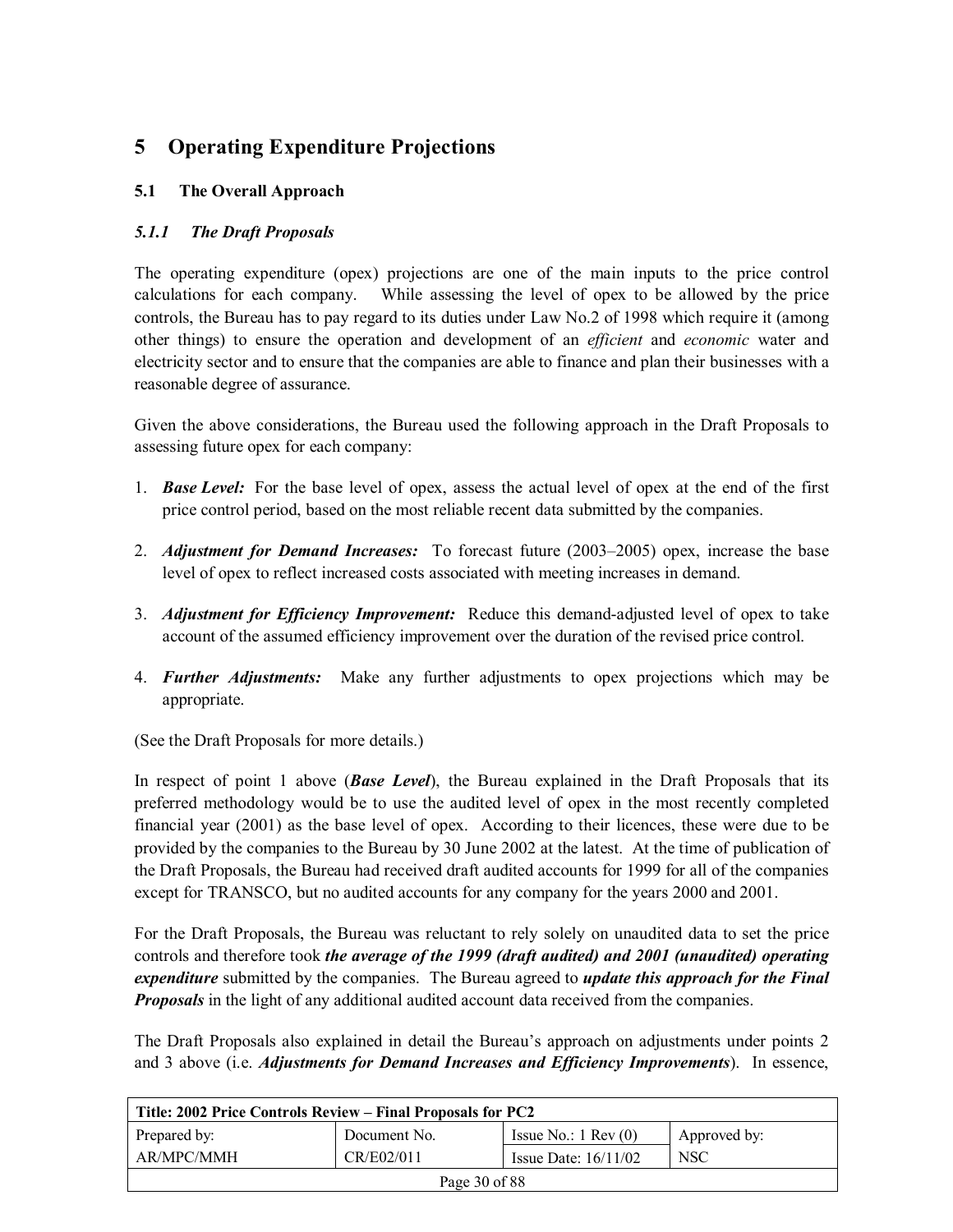# 5 Operating Expenditure Projections

## 5.1 The Overall Approach

### *5.1.1 The Draft Proposals*

The operating expenditure (opex) projections are one of the main inputs to the price control calculations for each company. While assessing the level of opex to be allowed by the price controls, the Bureau has to pay regard to its duties under Law No.2 of 1998 which require it (among other things) to ensure the operation and development of an *efficient* and *economic* water and electricity sector and to ensure that the companies are able to finance and plan their businesses with a reasonable degree of assurance.

Given the above considerations, the Bureau used the following approach in the Draft Proposals to assessing future opex for each company:

1. ***Base Level:*** For the base level of opex, assess the actual level of opex at the end of the first price control period, based on the most reliable recent data submitted by the companies.

2. ***Adjustment for Demand Increases:*** To forecast future (2003–2005) opex, increase the base level of opex to reflect increased costs associated with meeting increases in demand.

3. ***Adjustment for Efficiency Improvement:*** Reduce this demand-adjusted level of opex to take account of the assumed efficiency improvement over the duration of the revised price control.

4. ***Further Adjustments:*** Make any further adjustments to opex projections which may be appropriate.

(See the Draft Proposals for more details.)

In respect of point 1 above (***Base Level***), the Bureau explained in the Draft Proposals that its preferred methodology would be to use the audited level of opex in the most recently completed financial year (2001) as the base level of opex. According to their licences, these were due to be provided by the companies to the Bureau by 30 June 2002 at the latest. At the time of publication of the Draft Proposals, the Bureau had received draft audited accounts for 1999 for all of the companies except for TRANSCO, but no audited accounts for any company for the years 2000 and 2001.

For the Draft Proposals, the Bureau was reluctant to rely solely on unaudited data to set the price controls and therefore took ***the average of the 1999 (draft audited) and 2001 (unaudited) operating expenditure*** submitted by the companies. The Bureau agreed to ***update this approach for the Final Proposals*** in the light of any additional audited account data received from the companies.

The Draft Proposals also explained in detail the Bureau's approach on adjustments under points 2 and 3 above (i.e. ***Adjustments for Demand Increases and Efficiency Improvements***). In essence,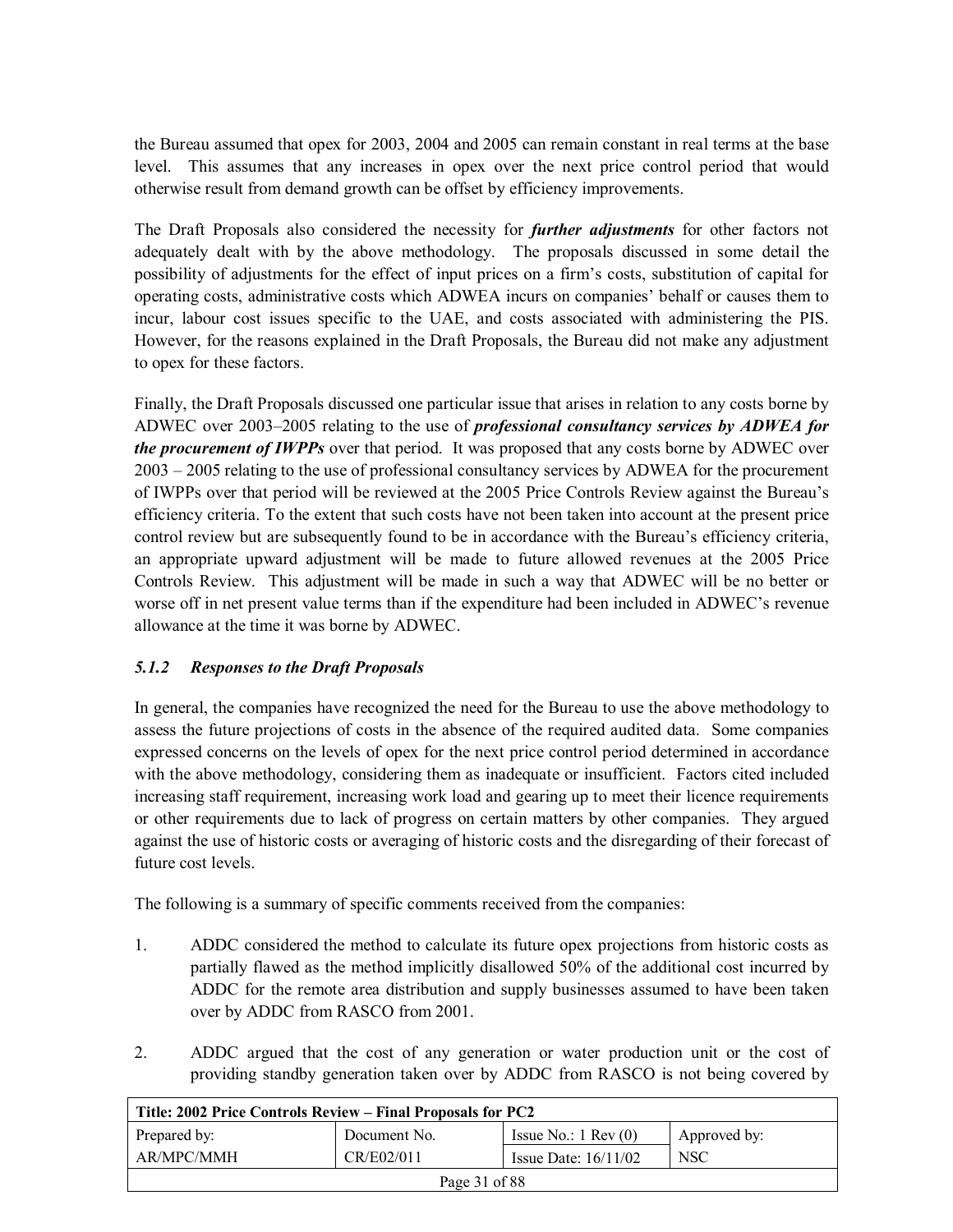the Bureau assumed that opex for 2003, 2004 and 2005 can remain constant in real terms at the base level. This assumes that any increases in opex over the next price control period that would otherwise result from demand growth can be offset by efficiency improvements.

The Draft Proposals also considered the necessity for ***further adjustments*** for other factors not adequately dealt with by the above methodology. The proposals discussed in some detail the possibility of adjustments for the effect of input prices on a firm's costs, substitution of capital for operating costs, administrative costs which ADWEA incurs on companies' behalf or causes them to incur, labour cost issues specific to the UAE, and costs associated with administering the PIS. However, for the reasons explained in the Draft Proposals, the Bureau did not make any adjustment to opex for these factors.

Finally, the Draft Proposals discussed one particular issue that arises in relation to any costs borne by ADWEC over 2003–2005 relating to the use of ***professional consultancy services by ADWEA for the procurement of IWPPs*** over that period. It was proposed that any costs borne by ADWEC over 2003 – 2005 relating to the use of professional consultancy services by ADWEA for the procurement of IWPPs over that period will be reviewed at the 2005 Price Controls Review against the Bureau's efficiency criteria. To the extent that such costs have not been taken into account at the present price control review but are subsequently found to be in accordance with the Bureau's efficiency criteria, an appropriate upward adjustment will be made to future allowed revenues at the 2005 Price Controls Review. This adjustment will be made in such a way that ADWEC will be no better or worse off in net present value terms than if the expenditure had been included in ADWEC's revenue allowance at the time it was borne by ADWEC.

### *5.1.2 Responses to the Draft Proposals*

In general, the companies have recognized the need for the Bureau to use the above methodology to assess the future projections of costs in the absence of the required audited data. Some companies expressed concerns on the levels of opex for the next price control period determined in accordance with the above methodology, considering them as inadequate or insufficient. Factors cited included increasing staff requirement, increasing work load and gearing up to meet their licence requirements or other requirements due to lack of progress on certain matters by other companies. They argued against the use of historic costs or averaging of historic costs and the disregarding of their forecast of future cost levels.

The following is a summary of specific comments received from the companies:

1. ADDC considered the method to calculate its future opex projections from historic costs as partially flawed as the method implicitly disallowed 50% of the additional cost incurred by ADDC for the remote area distribution and supply businesses assumed to have been taken over by ADDC from RASCO from 2001.

2. ADDC argued that the cost of any generation or water production unit or the cost of providing standby generation taken over by ADDC from RASCO is not being covered by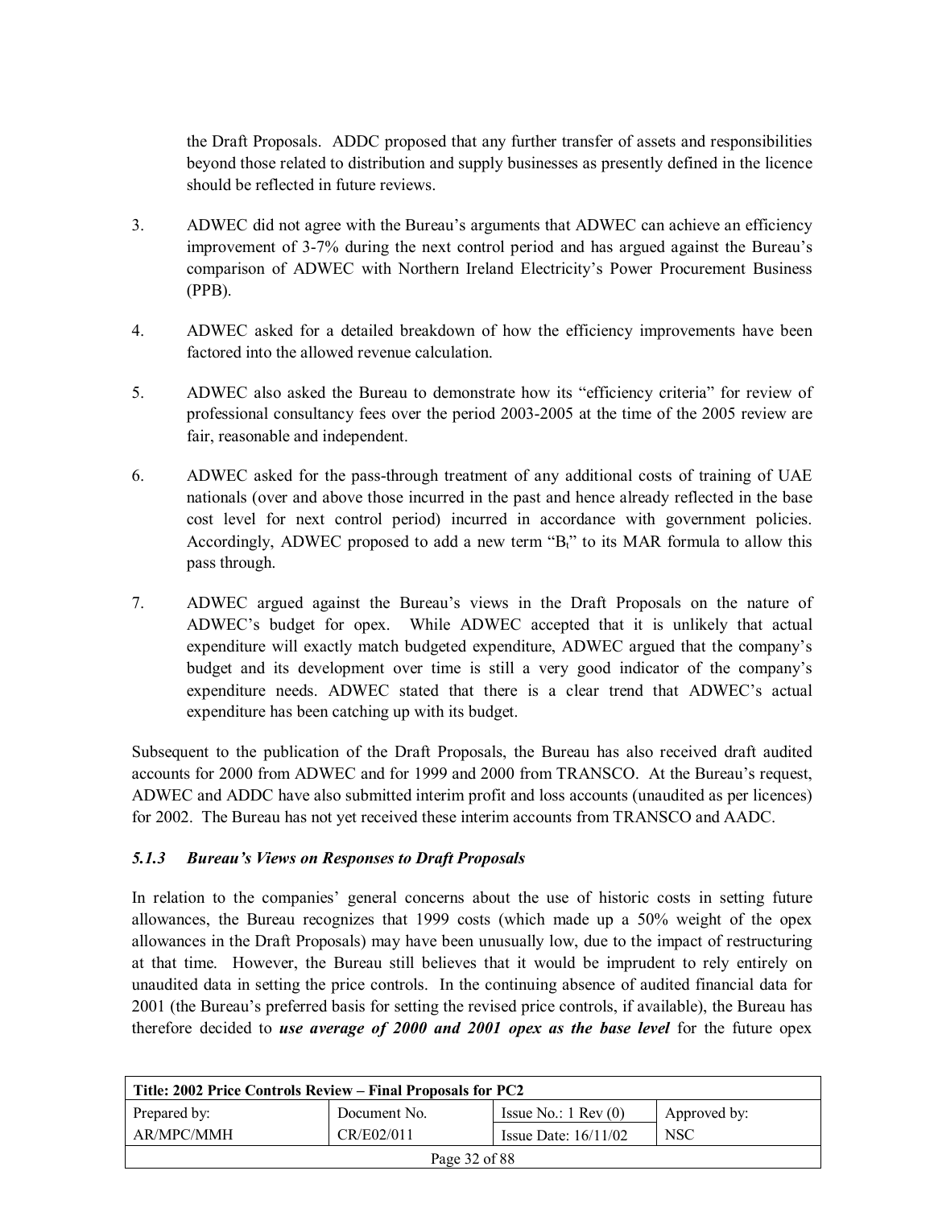the Draft Proposals. ADDC proposed that any further transfer of assets and responsibilities beyond those related to distribution and supply businesses as presently defined in the licence should be reflected in future reviews.

3. ADWEC did not agree with the Bureau's arguments that ADWEC can achieve an efficiency improvement of 3-7% during the next control period and has argued against the Bureau's comparison of ADWEC with Northern Ireland Electricity's Power Procurement Business (PPB).

4. ADWEC asked for a detailed breakdown of how the efficiency improvements have been factored into the allowed revenue calculation.

5. ADWEC also asked the Bureau to demonstrate how its "efficiency criteria" for review of professional consultancy fees over the period 2003-2005 at the time of the 2005 review are fair, reasonable and independent.

6. ADWEC asked for the pass-through treatment of any additional costs of training of UAE nationals (over and above those incurred in the past and hence already reflected in the base cost level for next control period) incurred in accordance with government policies. Accordingly, ADWEC proposed to add a new term "$B_t$" to its MAR formula to allow this pass through.

7. ADWEC argued against the Bureau's views in the Draft Proposals on the nature of ADWEC's budget for opex. While ADWEC accepted that it is unlikely that actual expenditure will exactly match budgeted expenditure, ADWEC argued that the company's budget and its development over time is still a very good indicator of the company's expenditure needs. ADWEC stated that there is a clear trend that ADWEC's actual expenditure has been catching up with its budget.

Subsequent to the publication of the Draft Proposals, the Bureau has also received draft audited accounts for 2000 from ADWEC and for 1999 and 2000 from TRANSCO. At the Bureau's request, ADWEC and ADDC have also submitted interim profit and loss accounts (unaudited as per licences) for 2002. The Bureau has not yet received these interim accounts from TRANSCO and AADC.

### *5.1.3 Bureau's Views on Responses to Draft Proposals*

In relation to the companies' general concerns about the use of historic costs in setting future allowances, the Bureau recognizes that 1999 costs (which made up a 50% weight of the opex allowances in the Draft Proposals) may have been unusually low, due to the impact of restructuring at that time. However, the Bureau still believes that it would be imprudent to rely entirely on unaudited data in setting the price controls. In the continuing absence of audited financial data for 2001 (the Bureau's preferred basis for setting the revised price controls, if available), the Bureau has therefore decided to ***use average of 2000 and 2001 opex as the base level*** for the future opex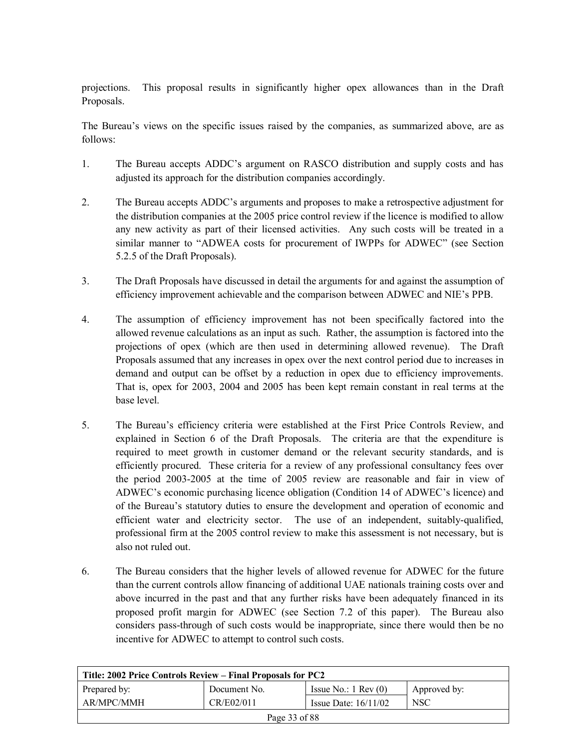projections. This proposal results in significantly higher opex allowances than in the Draft Proposals.

The Bureau's views on the specific issues raised by the companies, as summarized above, are as follows:

1. The Bureau accepts ADDC's argument on RASCO distribution and supply costs and has adjusted its approach for the distribution companies accordingly.

2. The Bureau accepts ADDC's arguments and proposes to make a retrospective adjustment for the distribution companies at the 2005 price control review if the licence is modified to allow any new activity as part of their licensed activities. Any such costs will be treated in a similar manner to "ADWEA costs for procurement of IWPPs for ADWEC" (see Section 5.2.5 of the Draft Proposals).

3. The Draft Proposals have discussed in detail the arguments for and against the assumption of efficiency improvement achievable and the comparison between ADWEC and NIE's PPB.

4. The assumption of efficiency improvement has not been specifically factored into the allowed revenue calculations as an input as such. Rather, the assumption is factored into the projections of opex (which are then used in determining allowed revenue). The Draft Proposals assumed that any increases in opex over the next control period due to increases in demand and output can be offset by a reduction in opex due to efficiency improvements. That is, opex for 2003, 2004 and 2005 has been kept remain constant in real terms at the base level.

5. The Bureau's efficiency criteria were established at the First Price Controls Review, and explained in Section 6 of the Draft Proposals. The criteria are that the expenditure is required to meet growth in customer demand or the relevant security standards, and is efficiently procured. These criteria for a review of any professional consultancy fees over the period 2003-2005 at the time of 2005 review are reasonable and fair in view of ADWEC's economic purchasing licence obligation (Condition 14 of ADWEC's licence) and of the Bureau's statutory duties to ensure the development and operation of economic and efficient water and electricity sector. The use of an independent, suitably-qualified, professional firm at the 2005 control review to make this assessment is not necessary, but is also not ruled out.

6. The Bureau considers that the higher levels of allowed revenue for ADWEC for the future than the current controls allow financing of additional UAE nationals training costs over and above incurred in the past and that any further risks have been adequately financed in its proposed profit margin for ADWEC (see Section 7.2 of this paper). The Bureau also considers pass-through of such costs would be inappropriate, since there would then be no incentive for ADWEC to attempt to control such costs.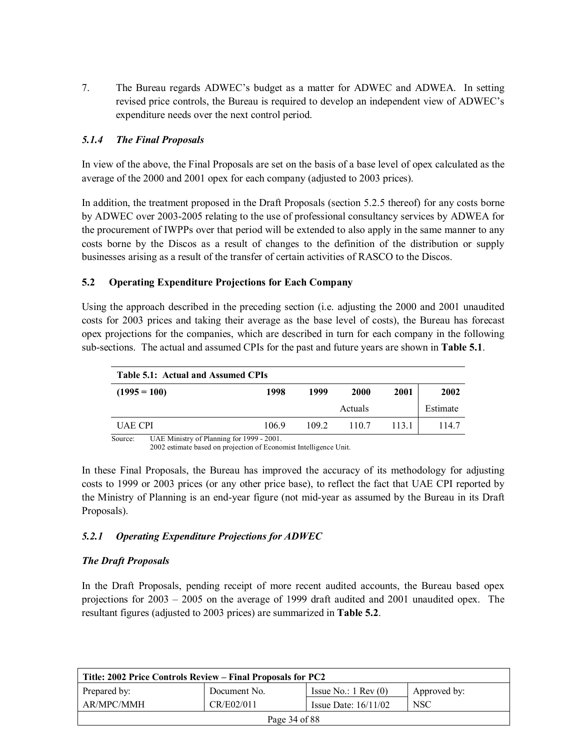7. The Bureau regards ADWEC's budget as a matter for ADWEC and ADWEA. In setting revised price controls, the Bureau is required to develop an independent view of ADWEC's expenditure needs over the next control period.

#### *5.1.4 The Final Proposals*

In view of the above, the Final Proposals are set on the basis of a base level of opex calculated as the average of the 2000 and 2001 opex for each company (adjusted to 2003 prices).

In addition, the treatment proposed in the Draft Proposals (section 5.2.5 thereof) for any costs borne by ADWEC over 2003-2005 relating to the use of professional consultancy services by ADWEA for the procurement of IWPPs over that period will be extended to also apply in the same manner to any costs borne by the Discos as a result of changes to the definition of the distribution or supply businesses arising as a result of the transfer of certain activities of RASCO to the Discos.

### 5.2 Operating Expenditure Projections for Each Company

Using the approach described in the preceding section (i.e. adjusting the 2000 and 2001 unaudited costs for 2003 prices and taking their average as the base level of costs), the Bureau has forecast opex projections for the companies, which are described in turn for each company in the following sub-sections. The actual and assumed CPIs for the past and future years are shown in **Table 5.1**.

**Table 5.1: Actual and Assumed CPIs**

| (1995 = 100) | 1998 | 1999 | 2000 | 2001 | 2002 |
|---|---|---|---|---|---|
| | | | Actuals | | Estimate |
| UAE CPI | 106.9 | 109.2 | 110.7 | 113.1 | 114.7 |

Source: UAE Ministry of Planning for 1999 - 2001.
2002 estimate based on projection of Economist Intelligence Unit.

In these Final Proposals, the Bureau has improved the accuracy of its methodology for adjusting costs to 1999 or 2003 prices (or any other price base), to reflect the fact that UAE CPI reported by the Ministry of Planning is an end-year figure (not mid-year as assumed by the Bureau in its Draft Proposals).

#### *5.2.1 Operating Expenditure Projections for ADWEC*

***The Draft Proposals***

In the Draft Proposals, pending receipt of more recent audited accounts, the Bureau based opex projections for 2003 – 2005 on the average of 1999 draft audited and 2001 unaudited opex. The resultant figures (adjusted to 2003 prices) are summarized in **Table 5.2**.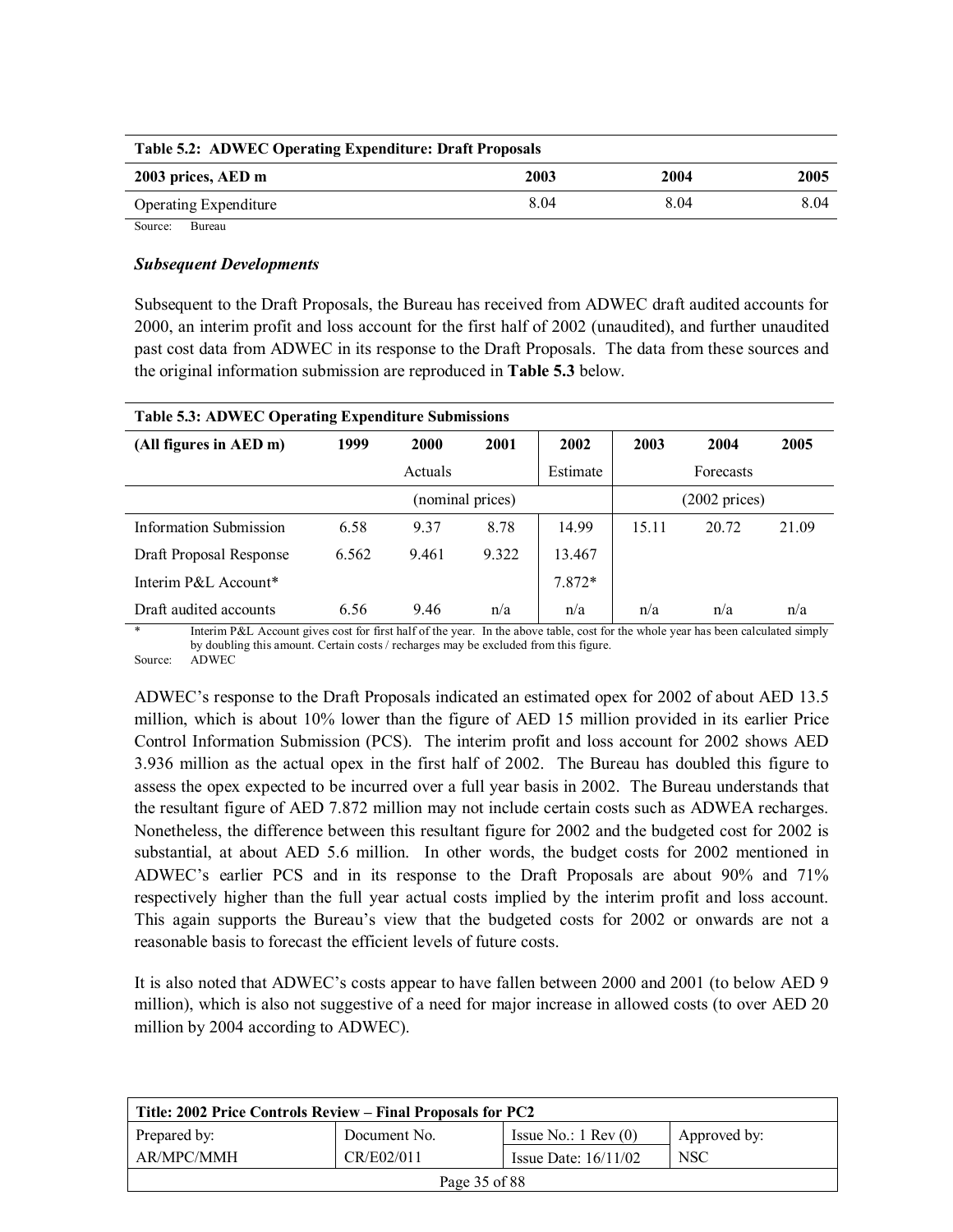| Table 5.2: ADWEC Operating Expenditure: Draft Proposals | | | |
|---|---|---|---|
| **2003 prices, AED m** | **2003** | **2004** | **2005** |
| Operating Expenditure | 8.04 | 8.04 | 8.04 |

Source: Bureau

### *Subsequent Developments*

Subsequent to the Draft Proposals, the Bureau has received from ADWEC draft audited accounts for 2000, an interim profit and loss account for the first half of 2002 (unaudited), and further unaudited past cost data from ADWEC in its response to the Draft Proposals. The data from these sources and the original information submission are reproduced in **Table 5.3** below.

| **Table 5.3: ADWEC Operating Expenditure Submissions** | | | | | | | |
|---|---|---|---|---|---|---|---|
| **(All figures in AED m)** | **1999** | **2000** | **2001** | **2002** | **2003** | **2004** | **2005** |
| | | Actuals | | Estimate | | Forecasts | |
| | | (nominal prices) | | | | (2002 prices) | |
| Information Submission | 6.58 | 9.37 | 8.78 | 14.99 | 15.11 | 20.72 | 21.09 |
| Draft Proposal Response | 6.562 | 9.461 | 9.322 | 13.467 | | | |
| Interim P&L Account* | | | | 7.872* | | | |
| Draft audited accounts | 6.56 | 9.46 | n/a | n/a | n/a | n/a | n/a |

\* Interim P&L Account gives cost for first half of the year. In the above table, cost for the whole year has been calculated simply by doubling this amount. Certain costs / recharges may be excluded from this figure.

Source: ADWEC

ADWEC's response to the Draft Proposals indicated an estimated opex for 2002 of about AED 13.5 million, which is about 10% lower than the figure of AED 15 million provided in its earlier Price Control Information Submission (PCS). The interim profit and loss account for 2002 shows AED 3.936 million as the actual opex in the first half of 2002. The Bureau has doubled this figure to assess the opex expected to be incurred over a full year basis in 2002. The Bureau understands that the resultant figure of AED 7.872 million may not include certain costs such as ADWEA recharges. Nonetheless, the difference between this resultant figure for 2002 and the budgeted cost for 2002 is substantial, at about AED 5.6 million. In other words, the budget costs for 2002 mentioned in ADWEC's earlier PCS and in its response to the Draft Proposals are about 90% and 71% respectively higher than the full year actual costs implied by the interim profit and loss account. This again supports the Bureau's view that the budgeted costs for 2002 or onwards are not a reasonable basis to forecast the efficient levels of future costs.

It is also noted that ADWEC's costs appear to have fallen between 2000 and 2001 (to below AED 9 million), which is also not suggestive of a need for major increase in allowed costs (to over AED 20 million by 2004 according to ADWEC).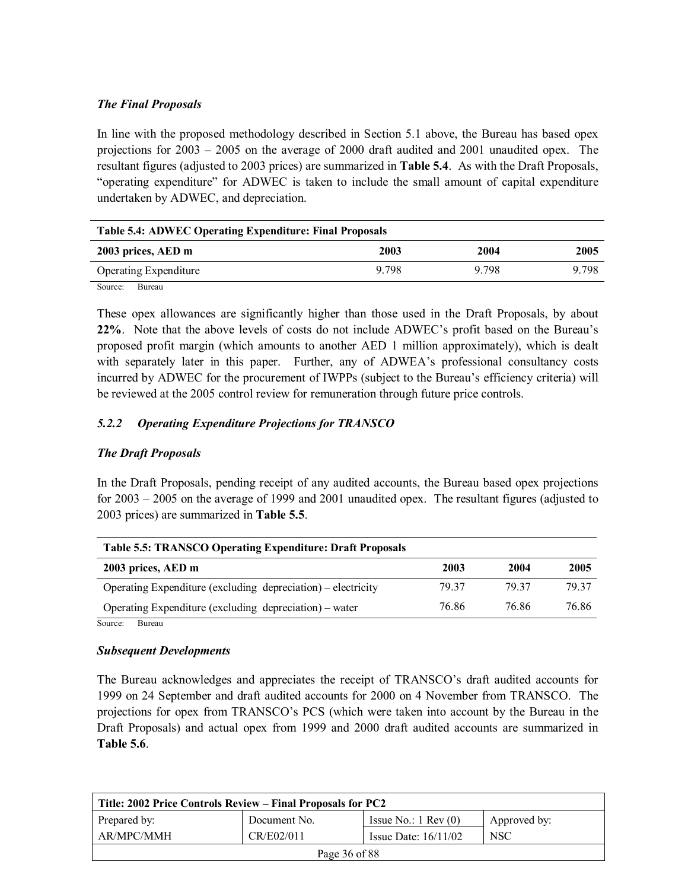*The Final Proposals*

In line with the proposed methodology described in Section 5.1 above, the Bureau has based opex projections for 2003 – 2005 on the average of 2000 draft audited and 2001 unaudited opex. The resultant figures (adjusted to 2003 prices) are summarized in **Table 5.4**. As with the Draft Proposals, "operating expenditure" for ADWEC is taken to include the small amount of capital expenditure undertaken by ADWEC, and depreciation.

**Table 5.4: ADWEC Operating Expenditure: Final Proposals**

| 2003 prices, AED m | 2003 | 2004 | 2005 |
|---|---|---|---|
| Operating Expenditure | 9.798 | 9.798 | 9.798 |

Source: Bureau

These opex allowances are significantly higher than those used in the Draft Proposals, by about **22%**. Note that the above levels of costs do not include ADWEC's profit based on the Bureau's proposed profit margin (which amounts to another AED 1 million approximately), which is dealt with separately later in this paper. Further, any of ADWEA's professional consultancy costs incurred by ADWEC for the procurement of IWPPs (subject to the Bureau's efficiency criteria) will be reviewed at the 2005 control review for remuneration through future price controls.

### *5.2.2 Operating Expenditure Projections for TRANSCO*

*The Draft Proposals*

In the Draft Proposals, pending receipt of any audited accounts, the Bureau based opex projections for 2003 – 2005 on the average of 1999 and 2001 unaudited opex. The resultant figures (adjusted to 2003 prices) are summarized in **Table 5.5**.

**Table 5.5: TRANSCO Operating Expenditure: Draft Proposals**

| 2003 prices, AED m | 2003 | 2004 | 2005 |
|---|---|---|---|
| Operating Expenditure (excluding depreciation) – electricity | 79.37 | 79.37 | 79.37 |
| Operating Expenditure (excluding depreciation) – water | 76.86 | 76.86 | 76.86 |

Source: Bureau

*Subsequent Developments*

The Bureau acknowledges and appreciates the receipt of TRANSCO's draft audited accounts for 1999 on 24 September and draft audited accounts for 2000 on 4 November from TRANSCO. The projections for opex from TRANSCO's PCS (which were taken into account by the Bureau in the Draft Proposals) and actual opex from 1999 and 2000 draft audited accounts are summarized in **Table 5.6**.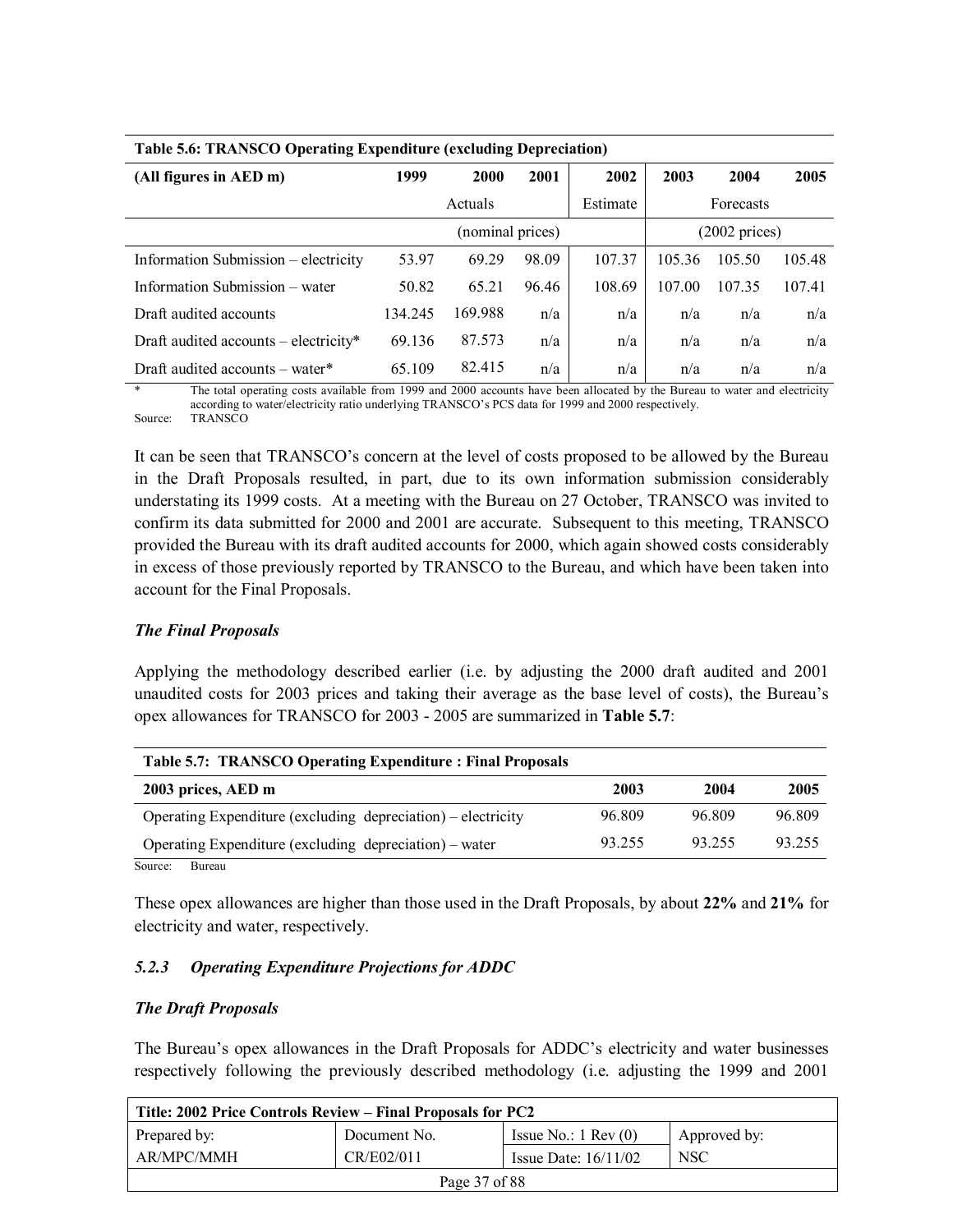**Table 5.6: TRANSCO Operating Expenditure (excluding Depreciation)**

| (All figures in AED m) | 1999 | 2000 | 2001 | 2002 | 2003 | 2004 | 2005 |
|---|---|---|---|---|---|---|---|
| | | Actuals | | Estimate | | Forecasts | |
| | | (nominal prices) | | | | (2002 prices) | |
| Information Submission – electricity | 53.97 | 69.29 | 98.09 | 107.37 | 105.36 | 105.50 | 105.48 |
| Information Submission – water | 50.82 | 65.21 | 96.46 | 108.69 | 107.00 | 107.35 | 107.41 |
| Draft audited accounts | 134.245 | 169.988 | n/a | n/a | n/a | n/a | n/a |
| Draft audited accounts – electricity* | 69.136 | 87.573 | n/a | n/a | n/a | n/a | n/a |
| Draft audited accounts – water* | 65.109 | 82.415 | n/a | n/a | n/a | n/a | n/a |

\* The total operating costs available from 1999 and 2000 accounts have been allocated by the Bureau to water and electricity according to water/electricity ratio underlying TRANSCO's PCS data for 1999 and 2000 respectively.

Source: TRANSCO

It can be seen that TRANSCO's concern at the level of costs proposed to be allowed by the Bureau in the Draft Proposals resulted, in part, due to its own information submission considerably understating its 1999 costs. At a meeting with the Bureau on 27 October, TRANSCO was invited to confirm its data submitted for 2000 and 2001 are accurate. Subsequent to this meeting, TRANSCO provided the Bureau with its draft audited accounts for 2000, which again showed costs considerably in excess of those previously reported by TRANSCO to the Bureau, and which have been taken into account for the Final Proposals.

***The Final Proposals***

Applying the methodology described earlier (i.e. by adjusting the 2000 draft audited and 2001 unaudited costs for 2003 prices and taking their average as the base level of costs), the Bureau's opex allowances for TRANSCO for 2003 - 2005 are summarized in **Table 5.7**:

**Table 5.7: TRANSCO Operating Expenditure : Final Proposals**

| 2003 prices, AED m | 2003 | 2004 | 2005 |
|---|---|---|---|
| Operating Expenditure (excluding depreciation) – electricity | 96.809 | 96.809 | 96.809 |
| Operating Expenditure (excluding depreciation) – water | 93.255 | 93.255 | 93.255 |

Source: Bureau

These opex allowances are higher than those used in the Draft Proposals, by about **22%** and **21%** for electricity and water, respectively.

### *5.2.3 Operating Expenditure Projections for ADDC*

***The Draft Proposals***

The Bureau's opex allowances in the Draft Proposals for ADDC's electricity and water businesses respectively following the previously described methodology (i.e. adjusting the 1999 and 2001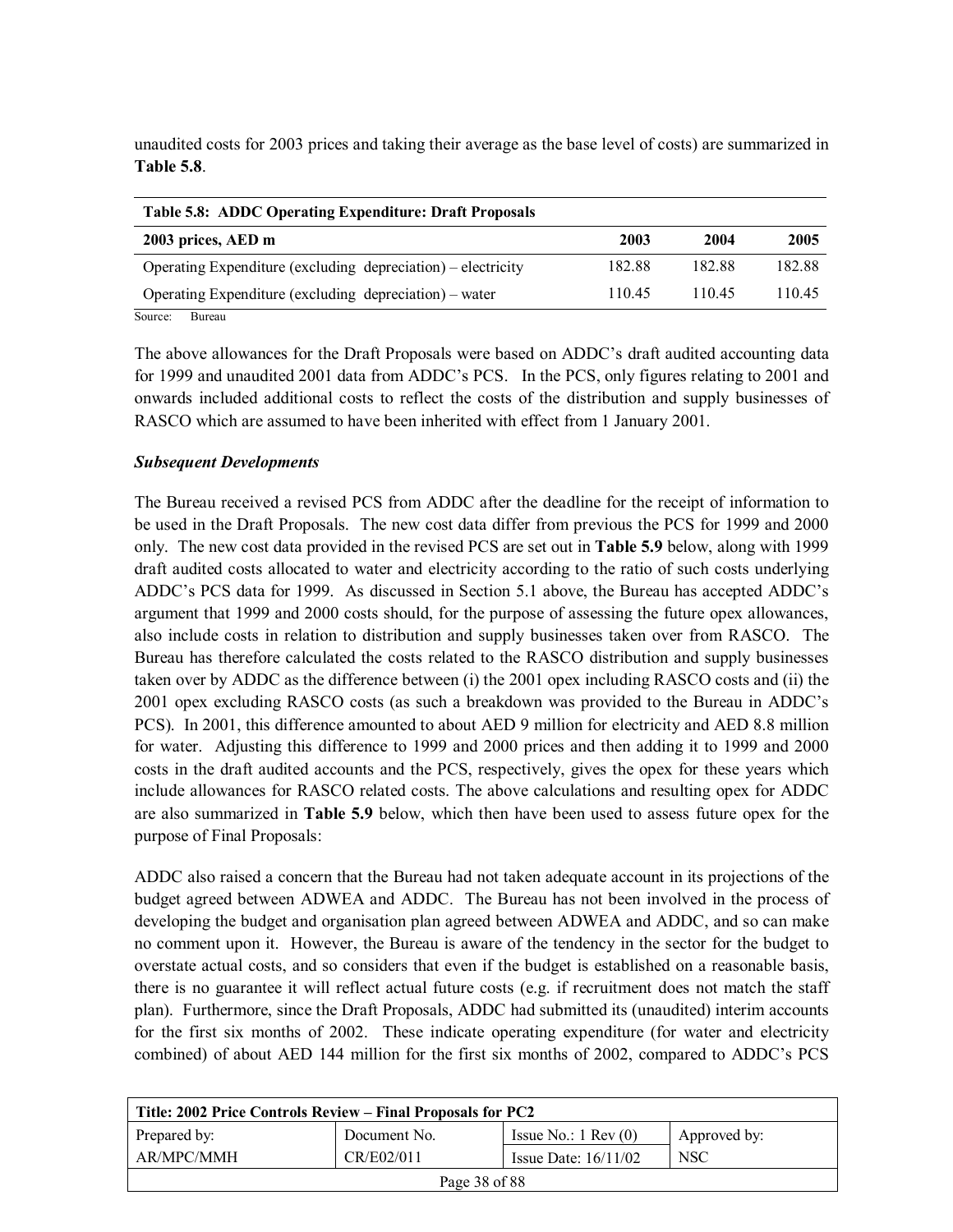unaudited costs for 2003 prices and taking their average as the base level of costs) are summarized in **Table 5.8**.

**Table 5.8: ADDC Operating Expenditure: Draft Proposals**

| 2003 prices, AED m | 2003 | 2004 | 2005 |
|---|---|---|---|
| Operating Expenditure (excluding depreciation) – electricity | 182.88 | 182.88 | 182.88 |
| Operating Expenditure (excluding depreciation) – water | 110.45 | 110.45 | 110.45 |

Source: Bureau

The above allowances for the Draft Proposals were based on ADDC's draft audited accounting data for 1999 and unaudited 2001 data from ADDC's PCS. In the PCS, only figures relating to 2001 and onwards included additional costs to reflect the costs of the distribution and supply businesses of RASCO which are assumed to have been inherited with effect from 1 January 2001.

***Subsequent Developments***

The Bureau received a revised PCS from ADDC after the deadline for the receipt of information to be used in the Draft Proposals. The new cost data differ from previous the PCS for 1999 and 2000 only. The new cost data provided in the revised PCS are set out in **Table 5.9** below, along with 1999 draft audited costs allocated to water and electricity according to the ratio of such costs underlying ADDC's PCS data for 1999. As discussed in Section 5.1 above, the Bureau has accepted ADDC's argument that 1999 and 2000 costs should, for the purpose of assessing the future opex allowances, also include costs in relation to distribution and supply businesses taken over from RASCO. The Bureau has therefore calculated the costs related to the RASCO distribution and supply businesses taken over by ADDC as the difference between (i) the 2001 opex including RASCO costs and (ii) the 2001 opex excluding RASCO costs (as such a breakdown was provided to the Bureau in ADDC's PCS). In 2001, this difference amounted to about AED 9 million for electricity and AED 8.8 million for water. Adjusting this difference to 1999 and 2000 prices and then adding it to 1999 and 2000 costs in the draft audited accounts and the PCS, respectively, gives the opex for these years which include allowances for RASCO related costs. The above calculations and resulting opex for ADDC are also summarized in **Table 5.9** below, which then have been used to assess future opex for the purpose of Final Proposals:

ADDC also raised a concern that the Bureau had not taken adequate account in its projections of the budget agreed between ADWEA and ADDC. The Bureau has not been involved in the process of developing the budget and organisation plan agreed between ADWEA and ADDC, and so can make no comment upon it. However, the Bureau is aware of the tendency in the sector for the budget to overstate actual costs, and so considers that even if the budget is established on a reasonable basis, there is no guarantee it will reflect actual future costs (e.g. if recruitment does not match the staff plan). Furthermore, since the Draft Proposals, ADDC had submitted its (unaudited) interim accounts for the first six months of 2002. These indicate operating expenditure (for water and electricity combined) of about AED 144 million for the first six months of 2002, compared to ADDC's PCS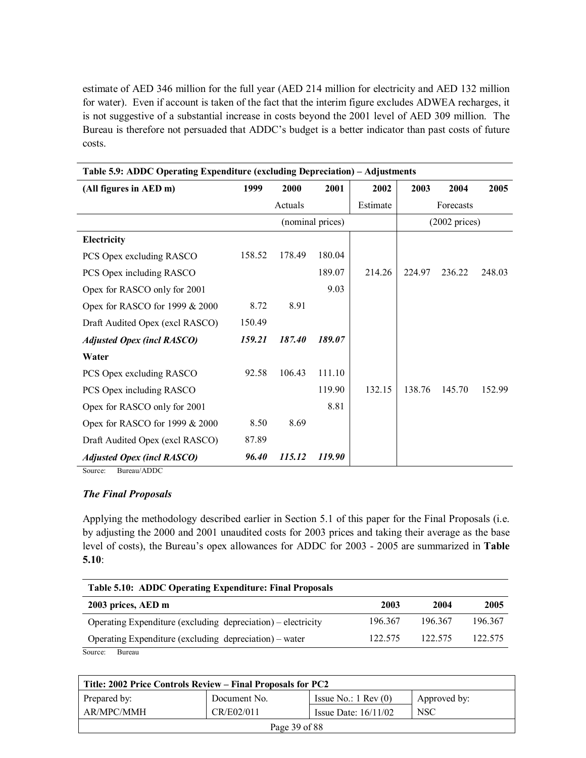estimate of AED 346 million for the full year (AED 214 million for electricity and AED 132 million for water). Even if account is taken of the fact that the interim figure excludes ADWEA recharges, it is not suggestive of a substantial increase in costs beyond the 2001 level of AED 309 million. The Bureau is therefore not persuaded that ADDC's budget is a better indicator than past costs of future costs.

**Table 5.9: ADDC Operating Expenditure (excluding Depreciation) – Adjustments**

| (All figures in AED m) | 1999 | 2000 | 2001 | 2002 | 2003 | 2004 | 2005 |
|---|---|---|---|---|---|---|---|
| | | Actuals | | Estimate | | Forecasts | |
| | | (nominal prices) | | | | (2002 prices) | |
| **Electricity** | | | | | | | |
| PCS Opex excluding RASCO | 158.52 | 178.49 | 180.04 | | | | |
| PCS Opex including RASCO | | | 189.07 | 214.26 | 224.97 | 236.22 | 248.03 |
| Opex for RASCO only for 2001 | | | 9.03 | | | | |
| Opex for RASCO for 1999 & 2000 | 8.72 | 8.91 | | | | | |
| Draft Audited Opex (excl RASCO) | 150.49 | | | | | | |
| ***Adjusted Opex (incl RASCO)*** | ***159.21*** | ***187.40*** | ***189.07*** | | | | |
| **Water** | | | | | | | |
| PCS Opex excluding RASCO | 92.58 | 106.43 | 111.10 | | | | |
| PCS Opex including RASCO | | | 119.90 | 132.15 | 138.76 | 145.70 | 152.99 |
| Opex for RASCO only for 2001 | | | 8.81 | | | | |
| Opex for RASCO for 1999 & 2000 | 8.50 | 8.69 | | | | | |
| Draft Audited Opex (excl RASCO) | 87.89 | | | | | | |
| ***Adjusted Opex (incl RASCO)*** | ***96.40*** | ***115.12*** | ***119.90*** | | | | |

Source: Bureau/ADDC

### *The Final Proposals*

Applying the methodology described earlier in Section 5.1 of this paper for the Final Proposals (i.e. by adjusting the 2000 and 2001 unaudited costs for 2003 prices and taking their average as the base level of costs), the Bureau's opex allowances for ADDC for 2003 - 2005 are summarized in **Table 5.10**:

**Table 5.10: ADDC Operating Expenditure: Final Proposals**

| 2003 prices, AED m | 2003 | 2004 | 2005 |
|---|---|---|---|
| Operating Expenditure (excluding depreciation) – electricity | 196.367 | 196.367 | 196.367 |
| Operating Expenditure (excluding depreciation) – water | 122.575 | 122.575 | 122.575 |

Source: Bureau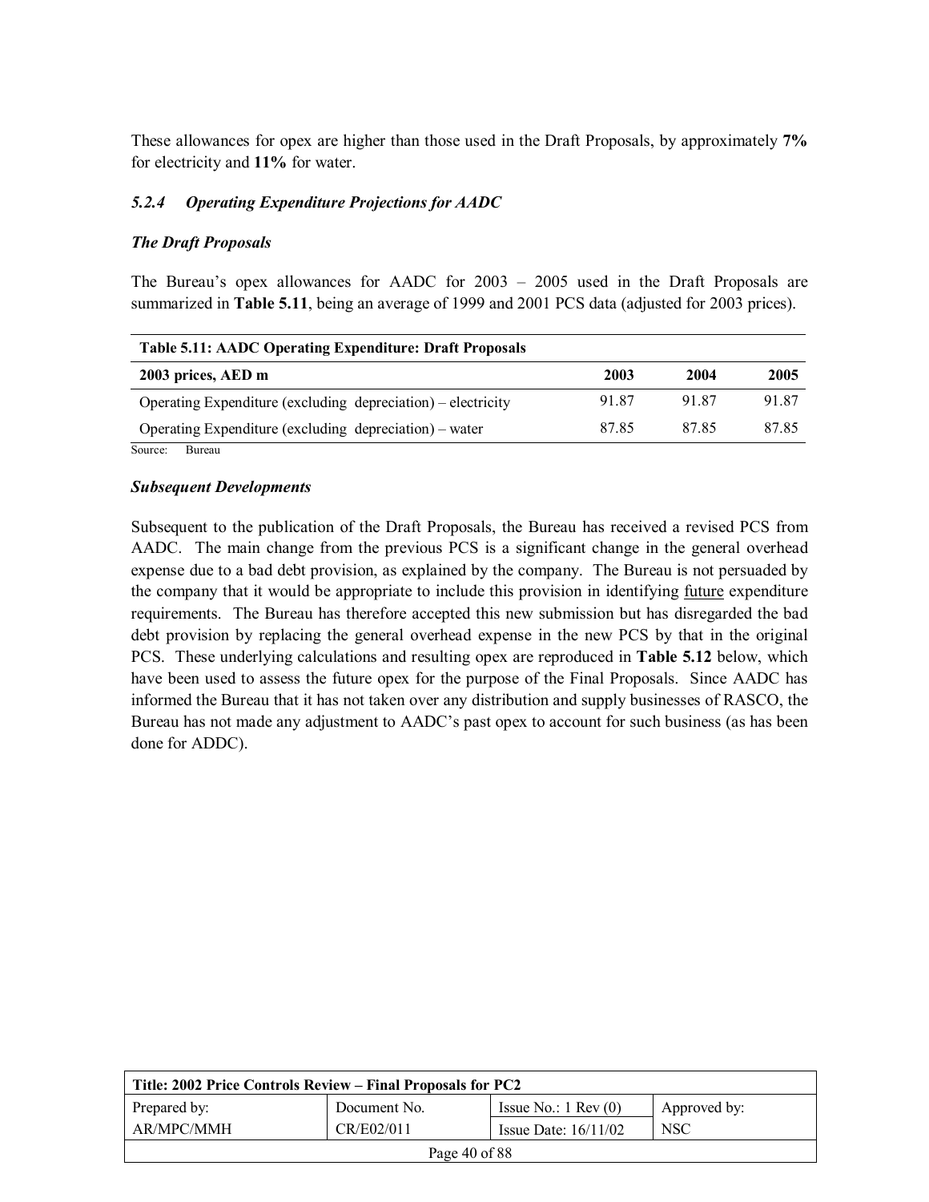These allowances for opex are higher than those used in the Draft Proposals, by approximately **7%** for electricity and **11%** for water.

### *5.2.4 Operating Expenditure Projections for AADC*

***The Draft Proposals***

The Bureau's opex allowances for AADC for 2003 – 2005 used in the Draft Proposals are summarized in **Table 5.11**, being an average of 1999 and 2001 PCS data (adjusted for 2003 prices).

**Table 5.11: AADC Operating Expenditure: Draft Proposals**

| 2003 prices, AED m | 2003 | 2004 | 2005 |
|---|---|---|---|
| Operating Expenditure (excluding depreciation) – electricity | 91.87 | 91.87 | 91.87 |
| Operating Expenditure (excluding depreciation) – water | 87.85 | 87.85 | 87.85 |

Source: Bureau

***Subsequent Developments***

Subsequent to the publication of the Draft Proposals, the Bureau has received a revised PCS from AADC. The main change from the previous PCS is a significant change in the general overhead expense due to a bad debt provision, as explained by the company. The Bureau is not persuaded by the company that it would be appropriate to include this provision in identifying future expenditure requirements. The Bureau has therefore accepted this new submission but has disregarded the bad debt provision by replacing the general overhead expense in the new PCS by that in the original PCS. These underlying calculations and resulting opex are reproduced in **Table 5.12** below, which have been used to assess the future opex for the purpose of the Final Proposals. Since AADC has informed the Bureau that it has not taken over any distribution and supply businesses of RASCO, the Bureau has not made any adjustment to AADC's past opex to account for such business (as has been done for ADDC).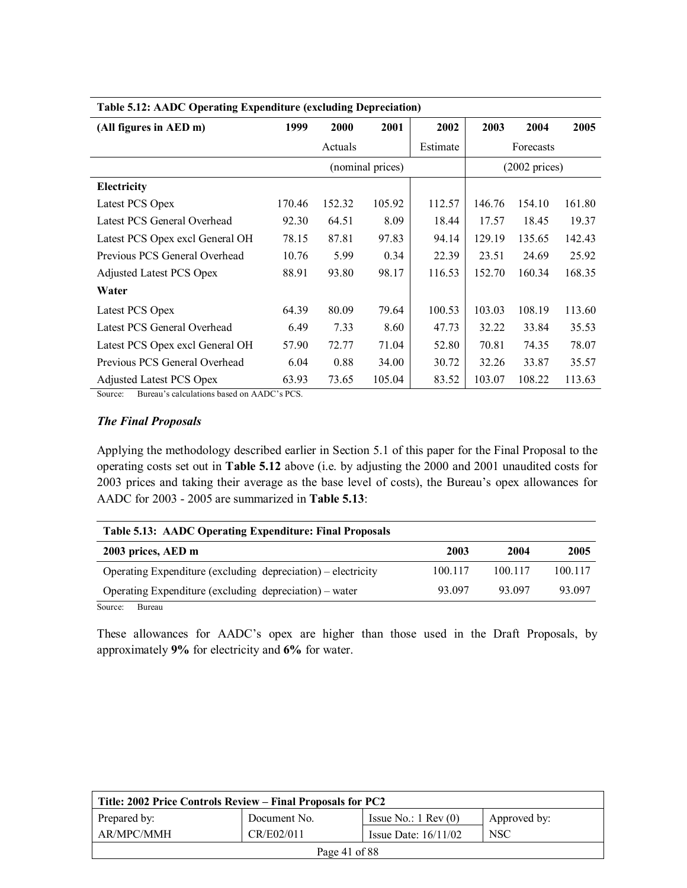**Table 5.12: AADC Operating Expenditure (excluding Depreciation)**

| (All figures in AED m) | 1999 | 2000 | 2001 | 2002 | 2003 | 2004 | 2005 |
|---|---|---|---|---|---|---|---|
| | | Actuals | | Estimate | | Forecasts | |
| | | (nominal prices) | | | | (2002 prices) | |
| **Electricity** | | | | | | | |
| Latest PCS Opex | 170.46 | 152.32 | 105.92 | 112.57 | 146.76 | 154.10 | 161.80 |
| Latest PCS General Overhead | 92.30 | 64.51 | 8.09 | 18.44 | 17.57 | 18.45 | 19.37 |
| Latest PCS Opex excl General OH | 78.15 | 87.81 | 97.83 | 94.14 | 129.19 | 135.65 | 142.43 |
| Previous PCS General Overhead | 10.76 | 5.99 | 0.34 | 22.39 | 23.51 | 24.69 | 25.92 |
| Adjusted Latest PCS Opex | 88.91 | 93.80 | 98.17 | 116.53 | 152.70 | 160.34 | 168.35 |
| **Water** | | | | | | | |
| Latest PCS Opex | 64.39 | 80.09 | 79.64 | 100.53 | 103.03 | 108.19 | 113.60 |
| Latest PCS General Overhead | 6.49 | 7.33 | 8.60 | 47.73 | 32.22 | 33.84 | 35.53 |
| Latest PCS Opex excl General OH | 57.90 | 72.77 | 71.04 | 52.80 | 70.81 | 74.35 | 78.07 |
| Previous PCS General Overhead | 6.04 | 0.88 | 34.00 | 30.72 | 32.26 | 33.87 | 35.57 |
| Adjusted Latest PCS Opex | 63.93 | 73.65 | 105.04 | 83.52 | 103.07 | 108.22 | 113.63 |

Source: Bureau's calculations based on AADC's PCS.

### *The Final Proposals*

Applying the methodology described earlier in Section 5.1 of this paper for the Final Proposal to the operating costs set out in **Table 5.12** above (i.e. by adjusting the 2000 and 2001 unaudited costs for 2003 prices and taking their average as the base level of costs), the Bureau's opex allowances for AADC for 2003 - 2005 are summarized in **Table 5.13**:

**Table 5.13: AADC Operating Expenditure: Final Proposals**

| 2003 prices, AED m | 2003 | 2004 | 2005 |
|---|---|---|---|
| Operating Expenditure (excluding depreciation) – electricity | 100.117 | 100.117 | 100.117 |
| Operating Expenditure (excluding depreciation) – water | 93.097 | 93.097 | 93.097 |

Source: Bureau

These allowances for AADC's opex are higher than those used in the Draft Proposals, by approximately **9%** for electricity and **6%** for water.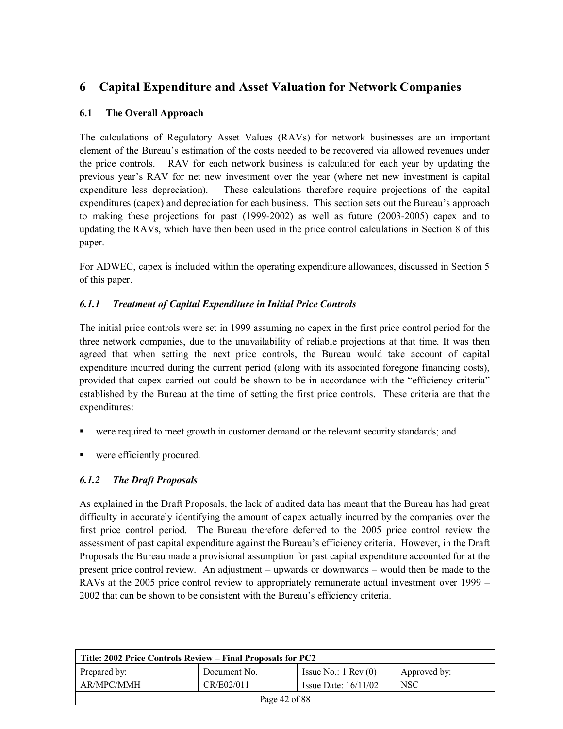# 6 Capital Expenditure and Asset Valuation for Network Companies

## 6.1 The Overall Approach

The calculations of Regulatory Asset Values (RAVs) for network businesses are an important element of the Bureau's estimation of the costs needed to be recovered via allowed revenues under the price controls. RAV for each network business is calculated for each year by updating the previous year's RAV for net new investment over the year (where net new investment is capital expenditure less depreciation). These calculations therefore require projections of the capital expenditures (capex) and depreciation for each business. This section sets out the Bureau's approach to making these projections for past (1999-2002) as well as future (2003-2005) capex and to updating the RAVs, which have then been used in the price control calculations in Section 8 of this paper.

For ADWEC, capex is included within the operating expenditure allowances, discussed in Section 5 of this paper.

### *6.1.1 Treatment of Capital Expenditure in Initial Price Controls*

The initial price controls were set in 1999 assuming no capex in the first price control period for the three network companies, due to the unavailability of reliable projections at that time. It was then agreed that when setting the next price controls, the Bureau would take account of capital expenditure incurred during the current period (along with its associated foregone financing costs), provided that capex carried out could be shown to be in accordance with the "efficiency criteria" established by the Bureau at the time of setting the first price controls. These criteria are that the expenditures:

- were required to meet growth in customer demand or the relevant security standards; and
- were efficiently procured.

### *6.1.2 The Draft Proposals*

As explained in the Draft Proposals, the lack of audited data has meant that the Bureau has had great difficulty in accurately identifying the amount of capex actually incurred by the companies over the first price control period. The Bureau therefore deferred to the 2005 price control review the assessment of past capital expenditure against the Bureau's efficiency criteria. However, in the Draft Proposals the Bureau made a provisional assumption for past capital expenditure accounted for at the present price control review. An adjustment – upwards or downwards – would then be made to the RAVs at the 2005 price control review to appropriately remunerate actual investment over 1999 – 2002 that can be shown to be consistent with the Bureau's efficiency criteria.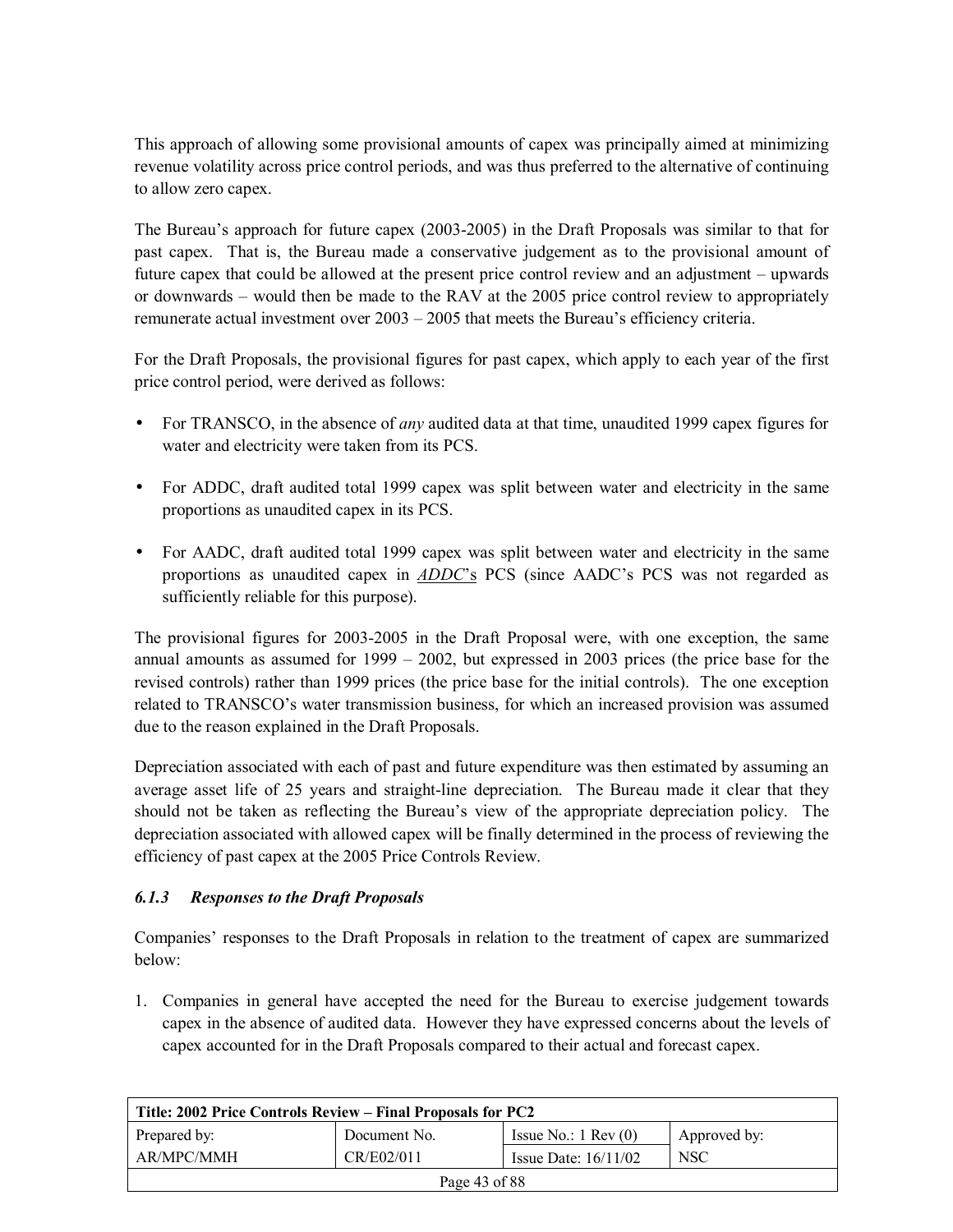This approach of allowing some provisional amounts of capex was principally aimed at minimizing revenue volatility across price control periods, and was thus preferred to the alternative of continuing to allow zero capex.

The Bureau's approach for future capex (2003-2005) in the Draft Proposals was similar to that for past capex. That is, the Bureau made a conservative judgement as to the provisional amount of future capex that could be allowed at the present price control review and an adjustment – upwards or downwards – would then be made to the RAV at the 2005 price control review to appropriately remunerate actual investment over 2003 – 2005 that meets the Bureau's efficiency criteria.

For the Draft Proposals, the provisional figures for past capex, which apply to each year of the first price control period, were derived as follows:

- For TRANSCO, in the absence of *any* audited data at that time, unaudited 1999 capex figures for water and electricity were taken from its PCS.
- For ADDC, draft audited total 1999 capex was split between water and electricity in the same proportions as unaudited capex in its PCS.
- For AADC, draft audited total 1999 capex was split between water and electricity in the same proportions as unaudited capex in ***<u>ADDC</u>***'s PCS (since AADC's PCS was not regarded as sufficiently reliable for this purpose).

The provisional figures for 2003-2005 in the Draft Proposal were, with one exception, the same annual amounts as assumed for 1999 – 2002, but expressed in 2003 prices (the price base for the revised controls) rather than 1999 prices (the price base for the initial controls). The one exception related to TRANSCO's water transmission business, for which an increased provision was assumed due to the reason explained in the Draft Proposals.

Depreciation associated with each of past and future expenditure was then estimated by assuming an average asset life of 25 years and straight-line depreciation. The Bureau made it clear that they should not be taken as reflecting the Bureau's view of the appropriate depreciation policy. The depreciation associated with allowed capex will be finally determined in the process of reviewing the efficiency of past capex at the 2005 Price Controls Review.

### *6.1.3 Responses to the Draft Proposals*

Companies' responses to the Draft Proposals in relation to the treatment of capex are summarized below:

1. Companies in general have accepted the need for the Bureau to exercise judgement towards capex in the absence of audited data. However they have expressed concerns about the levels of capex accounted for in the Draft Proposals compared to their actual and forecast capex.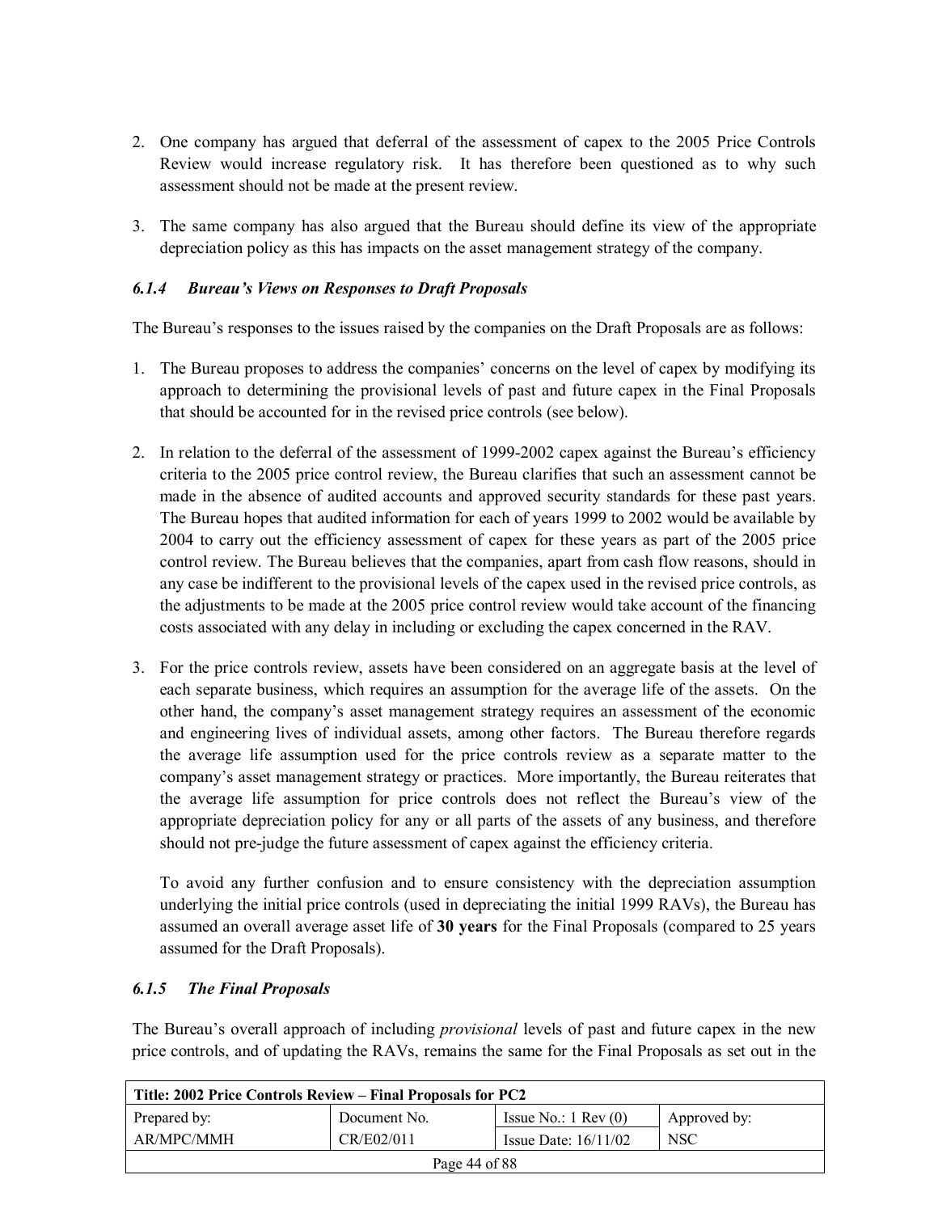2. One company has argued that deferral of the assessment of capex to the 2005 Price Controls Review would increase regulatory risk. It has therefore been questioned as to why such assessment should not be made at the present review.

3. The same company has also argued that the Bureau should define its view of the appropriate depreciation policy as this has impacts on the asset management strategy of the company.

### *6.1.4 Bureau's Views on Responses to Draft Proposals*

The Bureau's responses to the issues raised by the companies on the Draft Proposals are as follows:

1. The Bureau proposes to address the companies' concerns on the level of capex by modifying its approach to determining the provisional levels of past and future capex in the Final Proposals that should be accounted for in the revised price controls (see below).

2. In relation to the deferral of the assessment of 1999-2002 capex against the Bureau's efficiency criteria to the 2005 price control review, the Bureau clarifies that such an assessment cannot be made in the absence of audited accounts and approved security standards for these past years. The Bureau hopes that audited information for each of years 1999 to 2002 would be available by 2004 to carry out the efficiency assessment of capex for these years as part of the 2005 price control review. The Bureau believes that the companies, apart from cash flow reasons, should in any case be indifferent to the provisional levels of the capex used in the revised price controls, as the adjustments to be made at the 2005 price control review would take account of the financing costs associated with any delay in including or excluding the capex concerned in the RAV.

3. For the price controls review, assets have been considered on an aggregate basis at the level of each separate business, which requires an assumption for the average life of the assets. On the other hand, the company's asset management strategy requires an assessment of the economic and engineering lives of individual assets, among other factors. The Bureau therefore regards the average life assumption used for the price controls review as a separate matter to the company's asset management strategy or practices. More importantly, the Bureau reiterates that the average life assumption for price controls does not reflect the Bureau's view of the appropriate depreciation policy for any or all parts of the assets of any business, and therefore should not pre-judge the future assessment of capex against the efficiency criteria.

   To avoid any further confusion and to ensure consistency with the depreciation assumption underlying the initial price controls (used in depreciating the initial 1999 RAVs), the Bureau has assumed an overall average asset life of **30 years** for the Final Proposals (compared to 25 years assumed for the Draft Proposals).

### *6.1.5 The Final Proposals*

The Bureau's overall approach of including *provisional* levels of past and future capex in the new price controls, and of updating the RAVs, remains the same for the Final Proposals as set out in the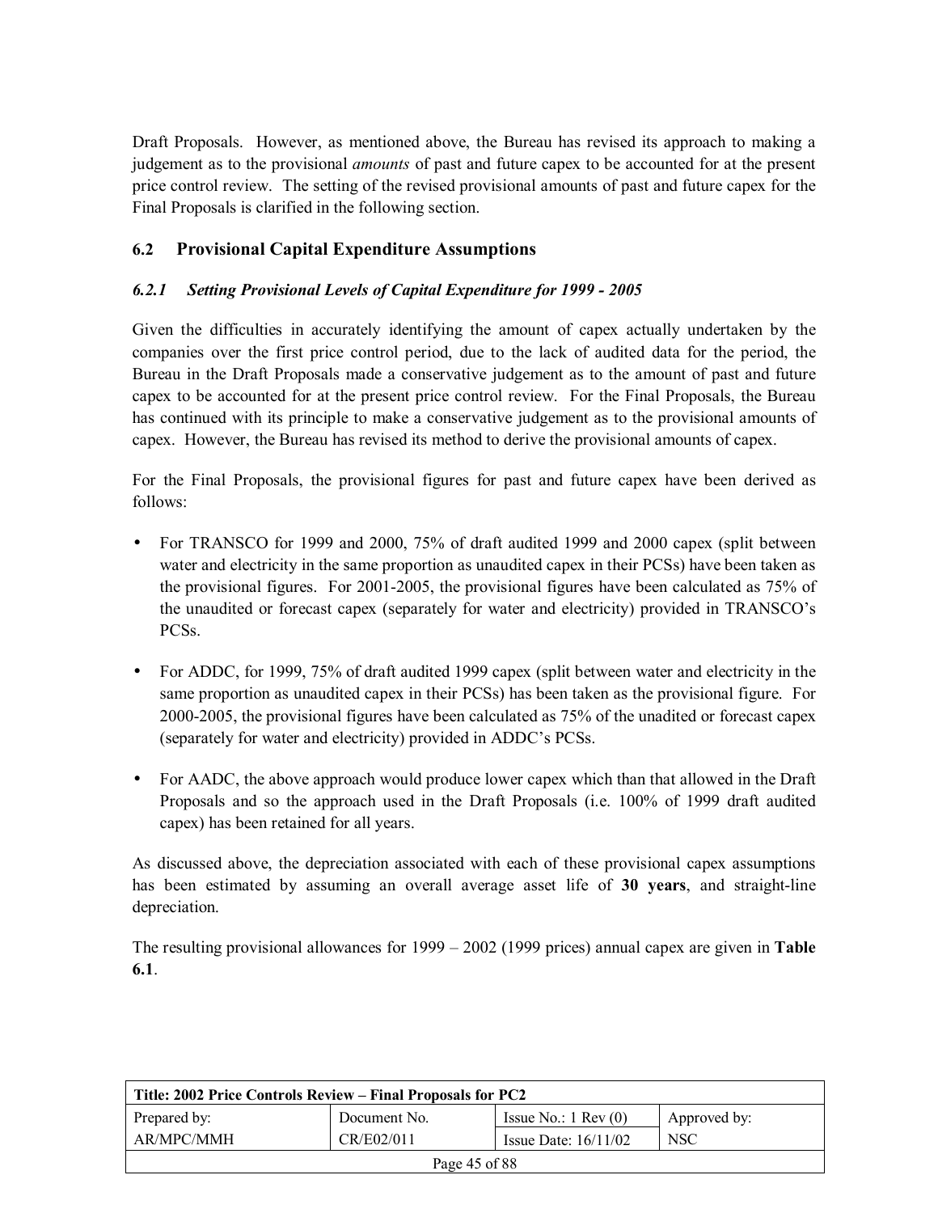Draft Proposals. However, as mentioned above, the Bureau has revised its approach to making a judgement as to the provisional *amounts* of past and future capex to be accounted for at the present price control review. The setting of the revised provisional amounts of past and future capex for the Final Proposals is clarified in the following section.

## 6.2 Provisional Capital Expenditure Assumptions

### *6.2.1 Setting Provisional Levels of Capital Expenditure for 1999 - 2005*

Given the difficulties in accurately identifying the amount of capex actually undertaken by the companies over the first price control period, due to the lack of audited data for the period, the Bureau in the Draft Proposals made a conservative judgement as to the amount of past and future capex to be accounted for at the present price control review. For the Final Proposals, the Bureau has continued with its principle to make a conservative judgement as to the provisional amounts of capex. However, the Bureau has revised its method to derive the provisional amounts of capex.

For the Final Proposals, the provisional figures for past and future capex have been derived as follows:

- For TRANSCO for 1999 and 2000, 75% of draft audited 1999 and 2000 capex (split between water and electricity in the same proportion as unaudited capex in their PCSs) have been taken as the provisional figures. For 2001-2005, the provisional figures have been calculated as 75% of the unaudited or forecast capex (separately for water and electricity) provided in TRANSCO's PCSs.

- For ADDC, for 1999, 75% of draft audited 1999 capex (split between water and electricity in the same proportion as unaudited capex in their PCSs) has been taken as the provisional figure. For 2000-2005, the provisional figures have been calculated as 75% of the unadited or forecast capex (separately for water and electricity) provided in ADDC's PCSs.

- For AADC, the above approach would produce lower capex which than that allowed in the Draft Proposals and so the approach used in the Draft Proposals (i.e. 100% of 1999 draft audited capex) has been retained for all years.

As discussed above, the depreciation associated with each of these provisional capex assumptions has been estimated by assuming an overall average asset life of **30 years**, and straight-line depreciation.

The resulting provisional allowances for 1999 – 2002 (1999 prices) annual capex are given in **Table 6.1**.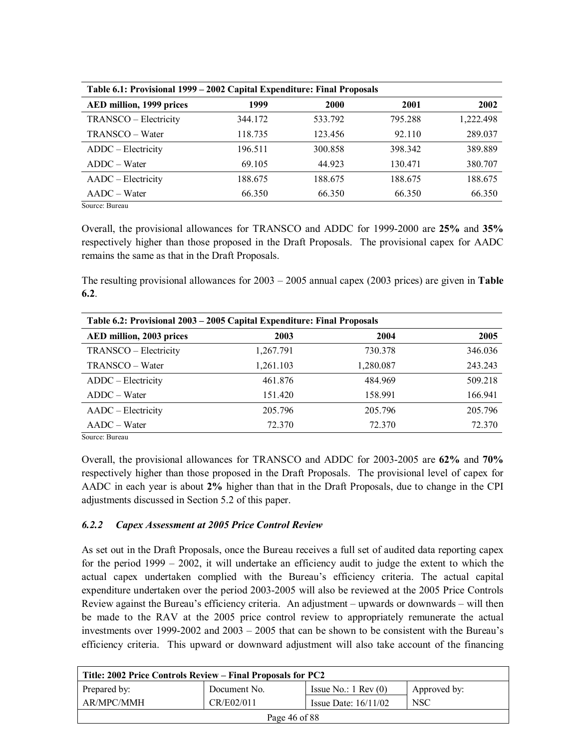| Table 6.1: Provisional 1999 – 2002 Capital Expenditure: Final Proposals | | | | |
|---|---|---|---|---|
| **AED million, 1999 prices** | **1999** | **2000** | **2001** | **2002** |
| TRANSCO – Electricity | 344.172 | 533.792 | 795.288 | 1,222.498 |
| TRANSCO – Water | 118.735 | 123.456 | 92.110 | 289.037 |
| ADDC – Electricity | 196.511 | 300.858 | 398.342 | 389.889 |
| ADDC – Water | 69.105 | 44.923 | 130.471 | 380.707 |
| AADC – Electricity | 188.675 | 188.675 | 188.675 | 188.675 |
| AADC – Water | 66.350 | 66.350 | 66.350 | 66.350 |

Source: Bureau

Overall, the provisional allowances for TRANSCO and ADDC for 1999-2000 are **25%** and **35%** respectively higher than those proposed in the Draft Proposals. The provisional capex for AADC remains the same as that in the Draft Proposals.

The resulting provisional allowances for 2003 – 2005 annual capex (2003 prices) are given in **Table 6.2**.

| Table 6.2: Provisional 2003 – 2005 Capital Expenditure: Final Proposals | | | |
|---|---|---|---|
| **AED million, 2003 prices** | **2003** | **2004** | **2005** |
| TRANSCO – Electricity | 1,267.791 | 730.378 | 346.036 |
| TRANSCO – Water | 1,261.103 | 1,280.087 | 243.243 |
| ADDC – Electricity | 461.876 | 484.969 | 509.218 |
| ADDC – Water | 151.420 | 158.991 | 166.941 |
| AADC – Electricity | 205.796 | 205.796 | 205.796 |
| AADC – Water | 72.370 | 72.370 | 72.370 |

Source: Bureau

Overall, the provisional allowances for TRANSCO and ADDC for 2003-2005 are **62%** and **70%** respectively higher than those proposed in the Draft Proposals. The provisional level of capex for AADC in each year is about **2%** higher than that in the Draft Proposals, due to change in the CPI adjustments discussed in Section 5.2 of this paper.

### *6.2.2 Capex Assessment at 2005 Price Control Review*

As set out in the Draft Proposals, once the Bureau receives a full set of audited data reporting capex for the period 1999 – 2002, it will undertake an efficiency audit to judge the extent to which the actual capex undertaken complied with the Bureau's efficiency criteria. The actual capital expenditure undertaken over the period 2003-2005 will also be reviewed at the 2005 Price Controls Review against the Bureau's efficiency criteria. An adjustment – upwards or downwards – will then be made to the RAV at the 2005 price control review to appropriately remunerate the actual investments over 1999-2002 and 2003 – 2005 that can be shown to be consistent with the Bureau's efficiency criteria. This upward or downward adjustment will also take account of the financing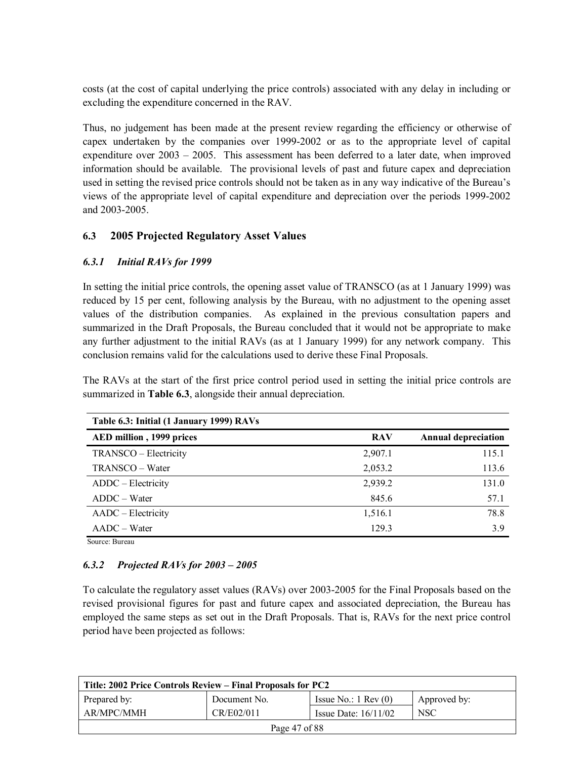costs (at the cost of capital underlying the price controls) associated with any delay in including or excluding the expenditure concerned in the RAV.

Thus, no judgement has been made at the present review regarding the efficiency or otherwise of capex undertaken by the companies over 1999-2002 or as to the appropriate level of capital expenditure over 2003 – 2005. This assessment has been deferred to a later date, when improved information should be available. The provisional levels of past and future capex and depreciation used in setting the revised price controls should not be taken as in any way indicative of the Bureau's views of the appropriate level of capital expenditure and depreciation over the periods 1999-2002 and 2003-2005.

## 6.3 2005 Projected Regulatory Asset Values

### *6.3.1 Initial RAVs for 1999*

In setting the initial price controls, the opening asset value of TRANSCO (as at 1 January 1999) was reduced by 15 per cent, following analysis by the Bureau, with no adjustment to the opening asset values of the distribution companies. As explained in the previous consultation papers and summarized in the Draft Proposals, the Bureau concluded that it would not be appropriate to make any further adjustment to the initial RAVs (as at 1 January 1999) for any network company. This conclusion remains valid for the calculations used to derive these Final Proposals.

The RAVs at the start of the first price control period used in setting the initial price controls are summarized in **Table 6.3**, alongside their annual depreciation.

**Table 6.3: Initial (1 January 1999) RAVs**

| AED million , 1999 prices | RAV | Annual depreciation |
|---|---|---|
| TRANSCO – Electricity | 2,907.1 | 115.1 |
| TRANSCO – Water | 2,053.2 | 113.6 |
| ADDC – Electricity | 2,939.2 | 131.0 |
| ADDC – Water | 845.6 | 57.1 |
| AADC – Electricity | 1,516.1 | 78.8 |
| AADC – Water | 129.3 | 3.9 |

Source: Bureau

### *6.3.2 Projected RAVs for 2003 – 2005*

To calculate the regulatory asset values (RAVs) over 2003-2005 for the Final Proposals based on the revised provisional figures for past and future capex and associated depreciation, the Bureau has employed the same steps as set out in the Draft Proposals. That is, RAVs for the next price control period have been projected as follows: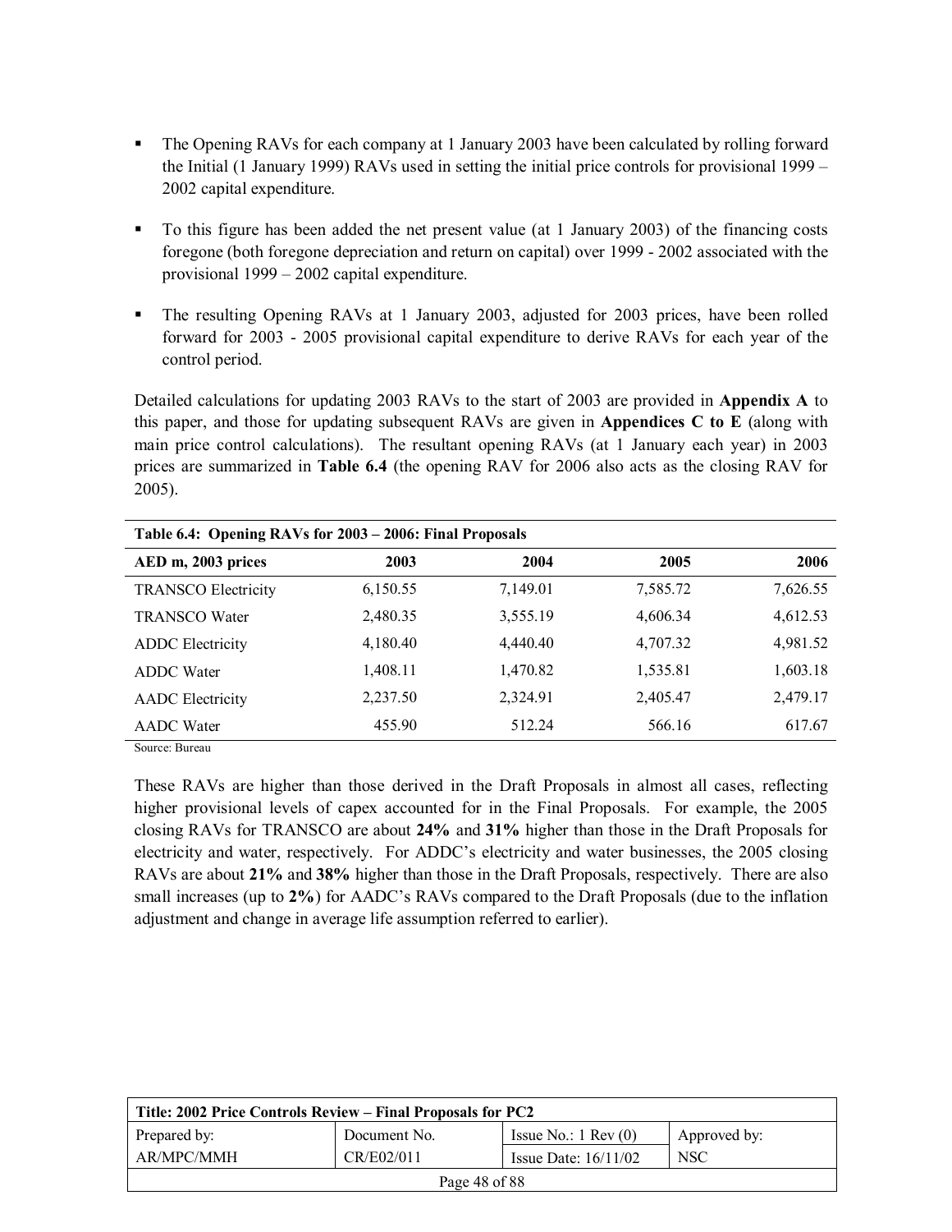- The Opening RAVs for each company at 1 January 2003 have been calculated by rolling forward the Initial (1 January 1999) RAVs used in setting the initial price controls for provisional 1999 – 2002 capital expenditure.

- To this figure has been added the net present value (at 1 January 2003) of the financing costs foregone (both foregone depreciation and return on capital) over 1999 - 2002 associated with the provisional 1999 – 2002 capital expenditure.

- The resulting Opening RAVs at 1 January 2003, adjusted for 2003 prices, have been rolled forward for 2003 - 2005 provisional capital expenditure to derive RAVs for each year of the control period.

Detailed calculations for updating 2003 RAVs to the start of 2003 are provided in **Appendix A** to this paper, and those for updating subsequent RAVs are given in **Appendices C to E** (along with main price control calculations). The resultant opening RAVs (at 1 January each year) in 2003 prices are summarized in **Table 6.4** (the opening RAV for 2006 also acts as the closing RAV for 2005).

**Table 6.4: Opening RAVs for 2003 – 2006: Final Proposals**

| AED m, 2003 prices | 2003 | 2004 | 2005 | 2006 |
|---|---|---|---|---|
| TRANSCO Electricity | 6,150.55 | 7,149.01 | 7,585.72 | 7,626.55 |
| TRANSCO Water | 2,480.35 | 3,555.19 | 4,606.34 | 4,612.53 |
| ADDC Electricity | 4,180.40 | 4,440.40 | 4,707.32 | 4,981.52 |
| ADDC Water | 1,408.11 | 1,470.82 | 1,535.81 | 1,603.18 |
| AADC Electricity | 2,237.50 | 2,324.91 | 2,405.47 | 2,479.17 |
| AADC Water | 455.90 | 512.24 | 566.16 | 617.67 |

Source: Bureau

These RAVs are higher than those derived in the Draft Proposals in almost all cases, reflecting higher provisional levels of capex accounted for in the Final Proposals. For example, the 2005 closing RAVs for TRANSCO are about **24%** and **31%** higher than those in the Draft Proposals for electricity and water, respectively. For ADDC's electricity and water businesses, the 2005 closing RAVs are about **21%** and **38%** higher than those in the Draft Proposals, respectively. There are also small increases (up to **2%**) for AADC's RAVs compared to the Draft Proposals (due to the inflation adjustment and change in average life assumption referred to earlier).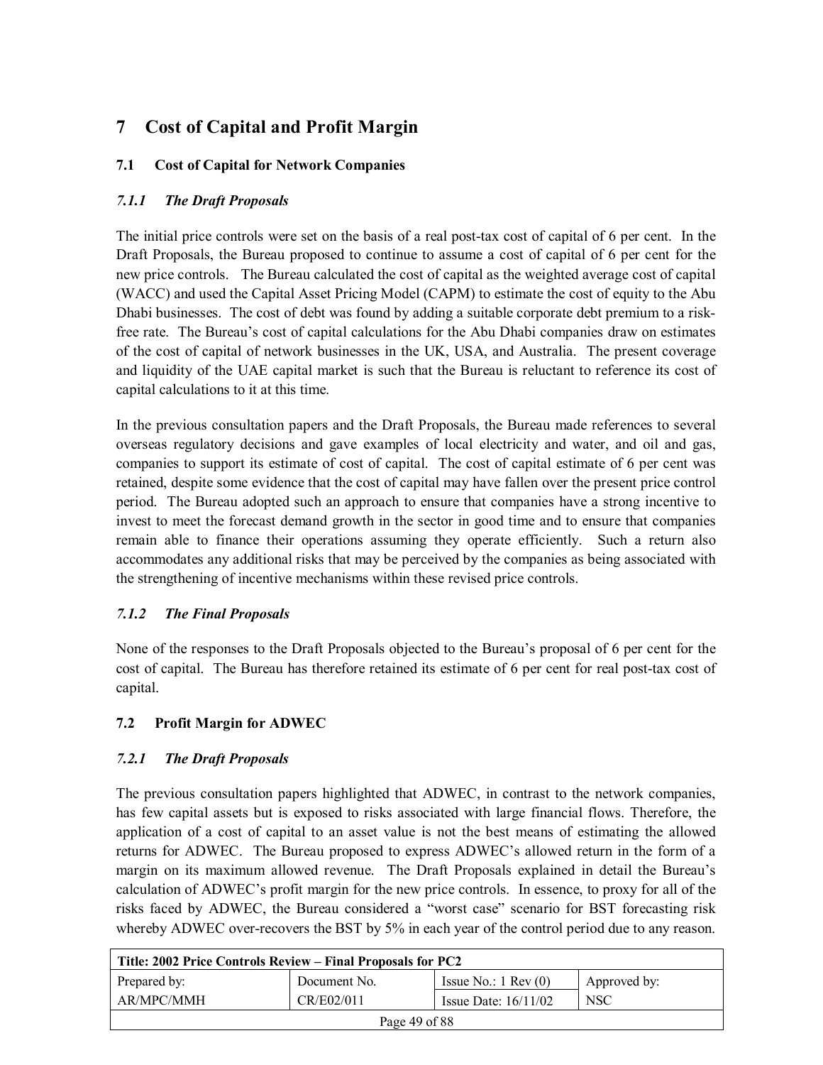# 7 Cost of Capital and Profit Margin

## 7.1 Cost of Capital for Network Companies

### *7.1.1 The Draft Proposals*

The initial price controls were set on the basis of a real post-tax cost of capital of 6 per cent. In the Draft Proposals, the Bureau proposed to continue to assume a cost of capital of 6 per cent for the new price controls. The Bureau calculated the cost of capital as the weighted average cost of capital (WACC) and used the Capital Asset Pricing Model (CAPM) to estimate the cost of equity to the Abu Dhabi businesses. The cost of debt was found by adding a suitable corporate debt premium to a risk-free rate. The Bureau's cost of capital calculations for the Abu Dhabi companies draw on estimates of the cost of capital of network businesses in the UK, USA, and Australia. The present coverage and liquidity of the UAE capital market is such that the Bureau is reluctant to reference its cost of capital calculations to it at this time.

In the previous consultation papers and the Draft Proposals, the Bureau made references to several overseas regulatory decisions and gave examples of local electricity and water, and oil and gas, companies to support its estimate of cost of capital. The cost of capital estimate of 6 per cent was retained, despite some evidence that the cost of capital may have fallen over the present price control period. The Bureau adopted such an approach to ensure that companies have a strong incentive to invest to meet the forecast demand growth in the sector in good time and to ensure that companies remain able to finance their operations assuming they operate efficiently. Such a return also accommodates any additional risks that may be perceived by the companies as being associated with the strengthening of incentive mechanisms within these revised price controls.

### *7.1.2 The Final Proposals*

None of the responses to the Draft Proposals objected to the Bureau's proposal of 6 per cent for the cost of capital. The Bureau has therefore retained its estimate of 6 per cent for real post-tax cost of capital.

## 7.2 Profit Margin for ADWEC

### *7.2.1 The Draft Proposals*

The previous consultation papers highlighted that ADWEC, in contrast to the network companies, has few capital assets but is exposed to risks associated with large financial flows. Therefore, the application of a cost of capital to an asset value is not the best means of estimating the allowed returns for ADWEC. The Bureau proposed to express ADWEC's allowed return in the form of a margin on its maximum allowed revenue. The Draft Proposals explained in detail the Bureau's calculation of ADWEC's profit margin for the new price controls. In essence, to proxy for all of the risks faced by ADWEC, the Bureau considered a "worst case" scenario for BST forecasting risk whereby ADWEC over-recovers the BST by 5% in each year of the control period due to any reason.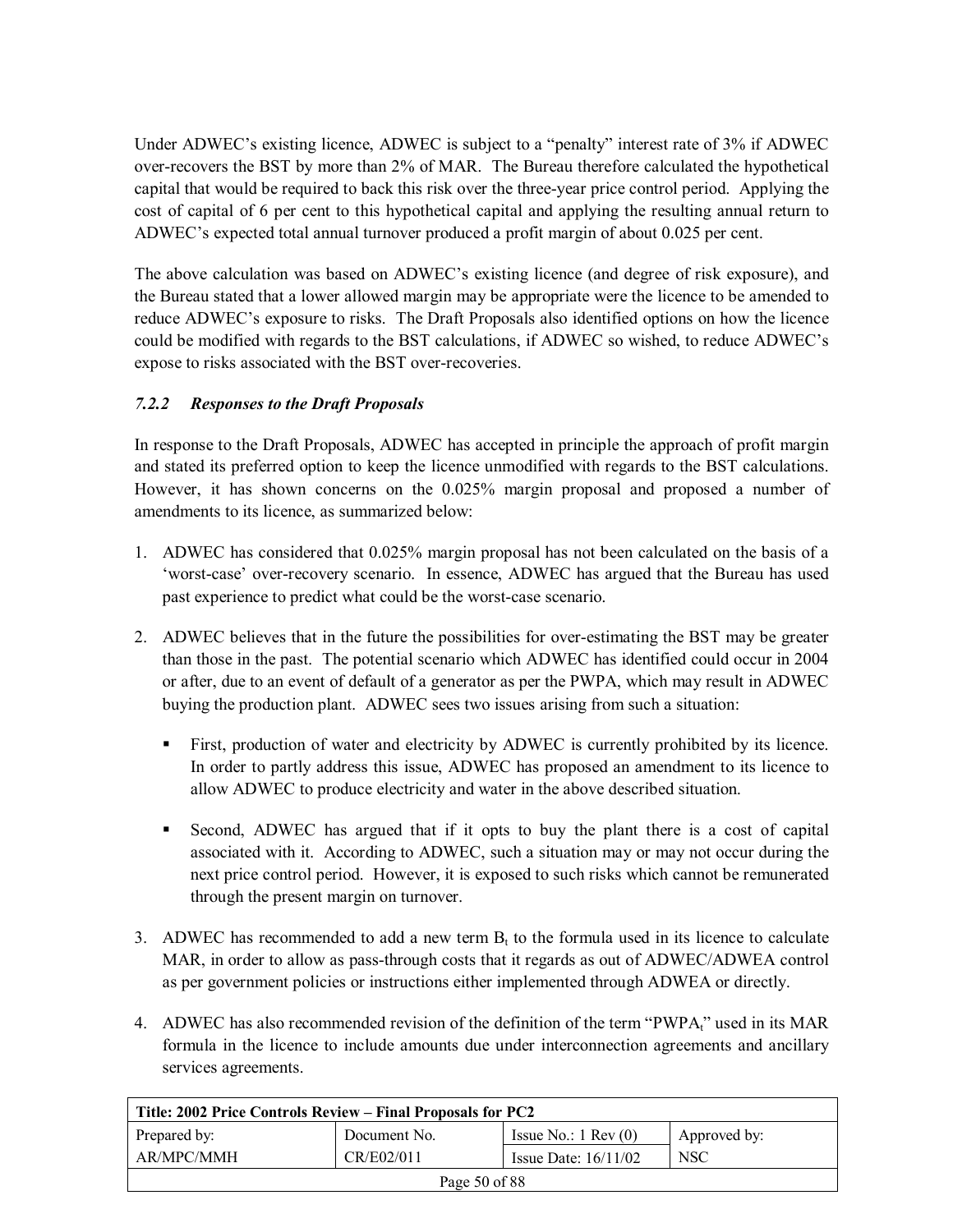Under ADWEC's existing licence, ADWEC is subject to a "penalty" interest rate of 3% if ADWEC over-recovers the BST by more than 2% of MAR. The Bureau therefore calculated the hypothetical capital that would be required to back this risk over the three-year price control period. Applying the cost of capital of 6 per cent to this hypothetical capital and applying the resulting annual return to ADWEC's expected total annual turnover produced a profit margin of about 0.025 per cent.

The above calculation was based on ADWEC's existing licence (and degree of risk exposure), and the Bureau stated that a lower allowed margin may be appropriate were the licence to be amended to reduce ADWEC's exposure to risks. The Draft Proposals also identified options on how the licence could be modified with regards to the BST calculations, if ADWEC so wished, to reduce ADWEC's expose to risks associated with the BST over-recoveries.

### *7.2.2 Responses to the Draft Proposals*

In response to the Draft Proposals, ADWEC has accepted in principle the approach of profit margin and stated its preferred option to keep the licence unmodified with regards to the BST calculations. However, it has shown concerns on the 0.025% margin proposal and proposed a number of amendments to its licence, as summarized below:

1. ADWEC has considered that 0.025% margin proposal has not been calculated on the basis of a 'worst-case' over-recovery scenario. In essence, ADWEC has argued that the Bureau has used past experience to predict what could be the worst-case scenario.

2. ADWEC believes that in the future the possibilities for over-estimating the BST may be greater than those in the past. The potential scenario which ADWEC has identified could occur in 2004 or after, due to an event of default of a generator as per the PWPA, which may result in ADWEC buying the production plant. ADWEC sees two issues arising from such a situation:

   - First, production of water and electricity by ADWEC is currently prohibited by its licence. In order to partly address this issue, ADWEC has proposed an amendment to its licence to allow ADWEC to produce electricity and water in the above described situation.

   - Second, ADWEC has argued that if it opts to buy the plant there is a cost of capital associated with it. According to ADWEC, such a situation may or may not occur during the next price control period. However, it is exposed to such risks which cannot be remunerated through the present margin on turnover.

3. ADWEC has recommended to add a new term $B_t$ to the formula used in its licence to calculate MAR, in order to allow as pass-through costs that it regards as out of ADWEC/ADWEA control as per government policies or instructions either implemented through ADWEA or directly.

4. ADWEC has also recommended revision of the definition of the term "$PWPA_t$" used in its MAR formula in the licence to include amounts due under interconnection agreements and ancillary services agreements.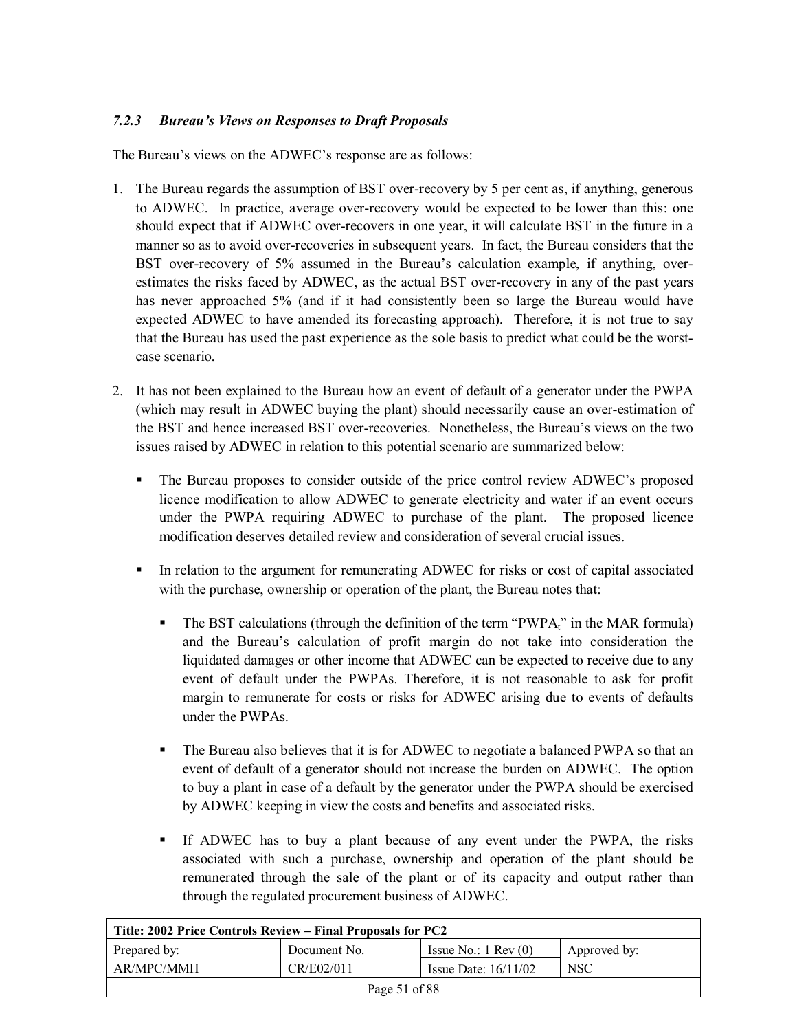### *7.2.3 Bureau's Views on Responses to Draft Proposals*

The Bureau's views on the ADWEC's response are as follows:

1. The Bureau regards the assumption of BST over-recovery by 5 per cent as, if anything, generous to ADWEC. In practice, average over-recovery would be expected to be lower than this: one should expect that if ADWEC over-recovers in one year, it will calculate BST in the future in a manner so as to avoid over-recoveries in subsequent years. In fact, the Bureau considers that the BST over-recovery of 5% assumed in the Bureau's calculation example, if anything, over-estimates the risks faced by ADWEC, as the actual BST over-recovery in any of the past years has never approached 5% (and if it had consistently been so large the Bureau would have expected ADWEC to have amended its forecasting approach). Therefore, it is not true to say that the Bureau has used the past experience as the sole basis to predict what could be the worst-case scenario.

2. It has not been explained to the Bureau how an event of default of a generator under the PWPA (which may result in ADWEC buying the plant) should necessarily cause an over-estimation of the BST and hence increased BST over-recoveries. Nonetheless, the Bureau's views on the two issues raised by ADWEC in relation to this potential scenario are summarized below:

   - The Bureau proposes to consider outside of the price control review ADWEC's proposed licence modification to allow ADWEC to generate electricity and water if an event occurs under the PWPA requiring ADWEC to purchase of the plant. The proposed licence modification deserves detailed review and consideration of several crucial issues.

   - In relation to the argument for remunerating ADWEC for risks or cost of capital associated with the purchase, ownership or operation of the plant, the Bureau notes that:

     - The BST calculations (through the definition of the term "$PWPA_t$" in the MAR formula) and the Bureau's calculation of profit margin do not take into consideration the liquidated damages or other income that ADWEC can be expected to receive due to any event of default under the PWPAs. Therefore, it is not reasonable to ask for profit margin to remunerate for costs or risks for ADWEC arising due to events of defaults under the PWPAs.

     - The Bureau also believes that it is for ADWEC to negotiate a balanced PWPA so that an event of default of a generator should not increase the burden on ADWEC. The option to buy a plant in case of a default by the generator under the PWPA should be exercised by ADWEC keeping in view the costs and benefits and associated risks.

     - If ADWEC has to buy a plant because of any event under the PWPA, the risks associated with such a purchase, ownership and operation of the plant should be remunerated through the sale of the plant or of its capacity and output rather than through the regulated procurement business of ADWEC.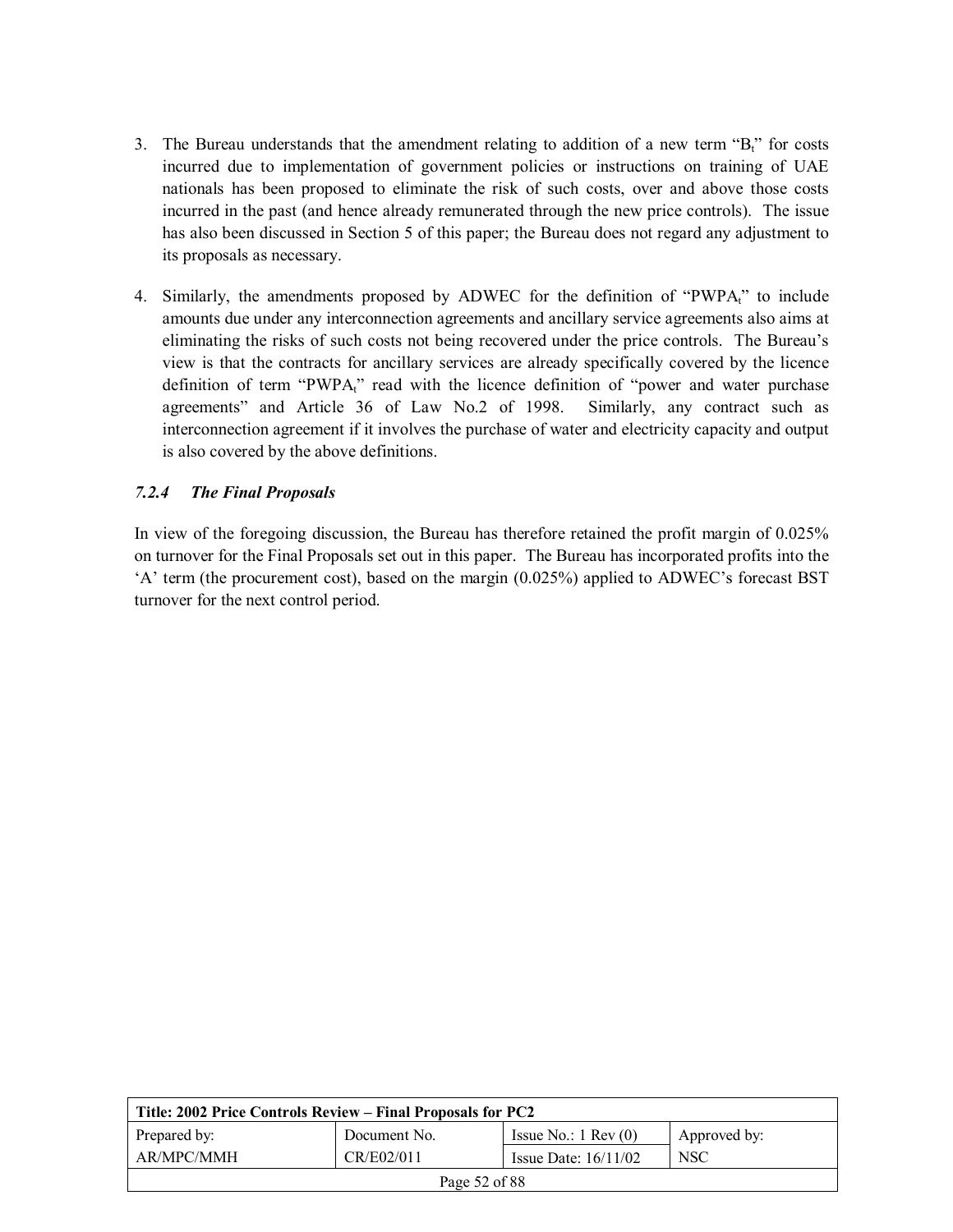3. The Bureau understands that the amendment relating to addition of a new term "$B_t$" for costs incurred due to implementation of government policies or instructions on training of UAE nationals has been proposed to eliminate the risk of such costs, over and above those costs incurred in the past (and hence already remunerated through the new price controls). The issue has also been discussed in Section 5 of this paper; the Bureau does not regard any adjustment to its proposals as necessary.

4. Similarly, the amendments proposed by ADWEC for the definition of "$PWPA_t$" to include amounts due under any interconnection agreements and ancillary service agreements also aims at eliminating the risks of such costs not being recovered under the price controls. The Bureau's view is that the contracts for ancillary services are already specifically covered by the licence definition of term "$PWPA_t$" read with the licence definition of "power and water purchase agreements" and Article 36 of Law No.2 of 1998. Similarly, any contract such as interconnection agreement if it involves the purchase of water and electricity capacity and output is also covered by the above definitions.

#### *7.2.4 The Final Proposals*

In view of the foregoing discussion, the Bureau has therefore retained the profit margin of 0.025% on turnover for the Final Proposals set out in this paper. The Bureau has incorporated profits into the 'A' term (the procurement cost), based on the margin (0.025%) applied to ADWEC's forecast BST turnover for the next control period.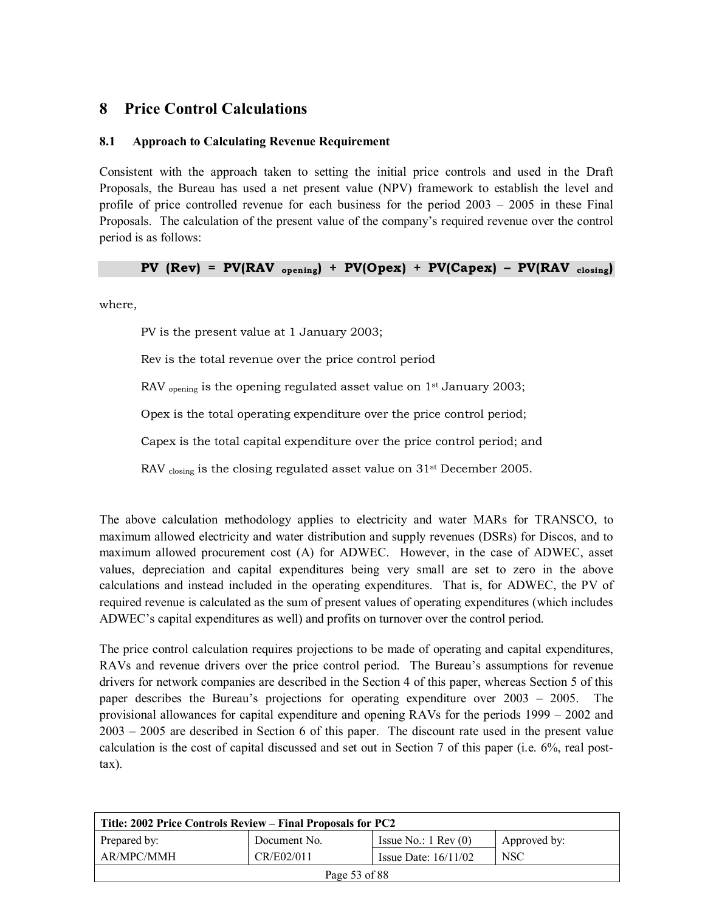# 8 Price Control Calculations

## 8.1 Approach to Calculating Revenue Requirement

Consistent with the approach taken to setting the initial price controls and used in the Draft Proposals, the Bureau has used a net present value (NPV) framework to establish the level and profile of price controlled revenue for each business for the period 2003 – 2005 in these Final Proposals. The calculation of the present value of the company's required revenue over the control period is as follows:

$$PV\ (Rev) = PV(RAV_{opening}) + PV(Opex) + PV(Capex) - PV(RAV_{closing})$$

where,

PV is the present value at 1 January 2003;

Rev is the total revenue over the price control period

$RAV_{opening}$ is the opening regulated asset value on 1st January 2003;

Opex is the total operating expenditure over the price control period;

Capex is the total capital expenditure over the price control period; and

$RAV_{closing}$ is the closing regulated asset value on 31st December 2005.

The above calculation methodology applies to electricity and water MARs for TRANSCO, to maximum allowed electricity and water distribution and supply revenues (DSRs) for Discos, and to maximum allowed procurement cost (A) for ADWEC. However, in the case of ADWEC, asset values, depreciation and capital expenditures being very small are set to zero in the above calculations and instead included in the operating expenditures. That is, for ADWEC, the PV of required revenue is calculated as the sum of present values of operating expenditures (which includes ADWEC's capital expenditures as well) and profits on turnover over the control period.

The price control calculation requires projections to be made of operating and capital expenditures, RAVs and revenue drivers over the price control period. The Bureau's assumptions for revenue drivers for network companies are described in the Section 4 of this paper, whereas Section 5 of this paper describes the Bureau's projections for operating expenditure over 2003 – 2005. The provisional allowances for capital expenditure and opening RAVs for the periods 1999 – 2002 and 2003 – 2005 are described in Section 6 of this paper. The discount rate used in the present value calculation is the cost of capital discussed and set out in Section 7 of this paper (i.e. 6%, real post-tax).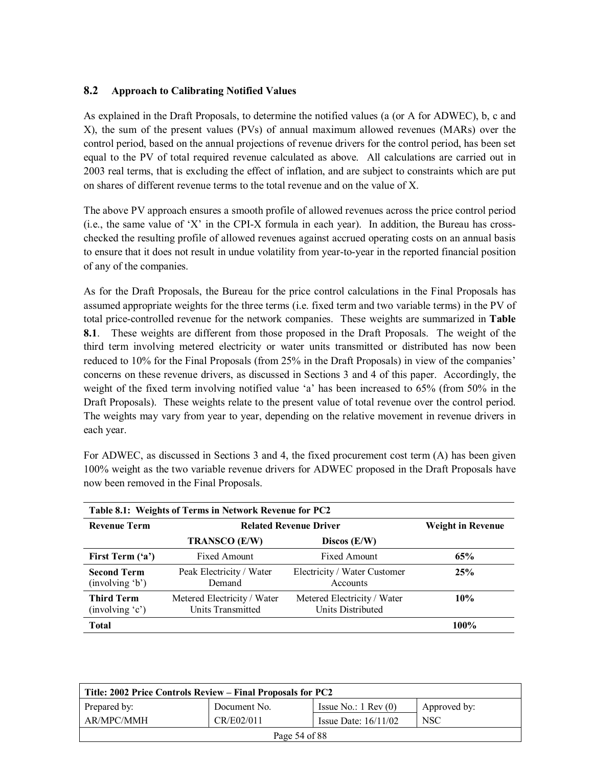## 8.2 Approach to Calibrating Notified Values

As explained in the Draft Proposals, to determine the notified values (a (or A for ADWEC), b, c and X), the sum of the present values (PVs) of annual maximum allowed revenues (MARs) over the control period, based on the annual projections of revenue drivers for the control period, has been set equal to the PV of total required revenue calculated as above. All calculations are carried out in 2003 real terms, that is excluding the effect of inflation, and are subject to constraints which are put on shares of different revenue terms to the total revenue and on the value of X.

The above PV approach ensures a smooth profile of allowed revenues across the price control period (i.e., the same value of 'X' in the CPI-X formula in each year). In addition, the Bureau has cross-checked the resulting profile of allowed revenues against accrued operating costs on an annual basis to ensure that it does not result in undue volatility from year-to-year in the reported financial position of any of the companies.

As for the Draft Proposals, the Bureau for the price control calculations in the Final Proposals has assumed appropriate weights for the three terms (i.e. fixed term and two variable terms) in the PV of total price-controlled revenue for the network companies. These weights are summarized in **Table 8.1**. These weights are different from those proposed in the Draft Proposals. The weight of the third term involving metered electricity or water units transmitted or distributed has now been reduced to 10% for the Final Proposals (from 25% in the Draft Proposals) in view of the companies' concerns on these revenue drivers, as discussed in Sections 3 and 4 of this paper. Accordingly, the weight of the fixed term involving notified value 'a' has been increased to 65% (from 50% in the Draft Proposals). These weights relate to the present value of total revenue over the control period. The weights may vary from year to year, depending on the relative movement in revenue drivers in each year.

For ADWEC, as discussed in Sections 3 and 4, the fixed procurement cost term (A) has been given 100% weight as the two variable revenue drivers for ADWEC proposed in the Draft Proposals have now been removed in the Final Proposals.

**Table 8.1: Weights of Terms in Network Revenue for PC2**

| Revenue Term | Related Revenue Driver | | Weight in Revenue |
|---|---|---|---|
| | TRANSCO (E/W) | Discos (E/W) | |
| **First Term ('a')** | Fixed Amount | Fixed Amount | **65%** |
| **Second Term** (involving 'b') | Peak Electricity / Water Demand | Electricity / Water Customer Accounts | **25%** |
| **Third Term** (involving 'c') | Metered Electricity / Water Units Transmitted | Metered Electricity / Water Units Distributed | **10%** |
| **Total** | | | **100%** |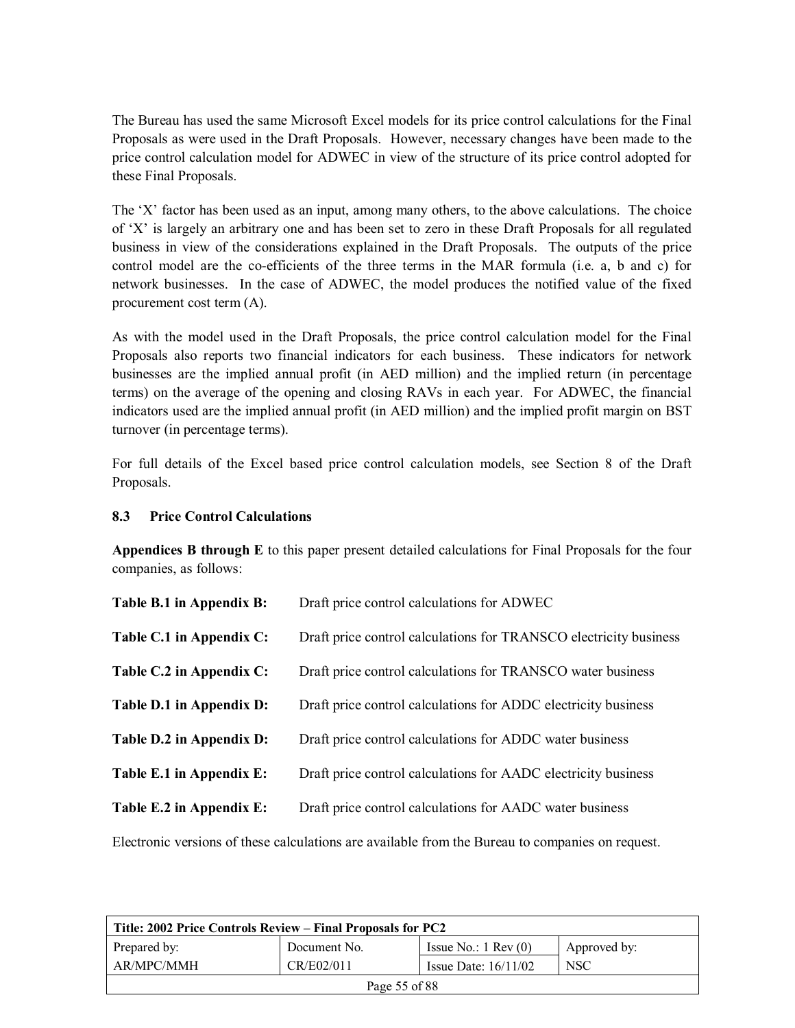The Bureau has used the same Microsoft Excel models for its price control calculations for the Final Proposals as were used in the Draft Proposals. However, necessary changes have been made to the price control calculation model for ADWEC in view of the structure of its price control adopted for these Final Proposals.

The 'X' factor has been used as an input, among many others, to the above calculations. The choice of 'X' is largely an arbitrary one and has been set to zero in these Draft Proposals for all regulated business in view of the considerations explained in the Draft Proposals. The outputs of the price control model are the co-efficients of the three terms in the MAR formula (i.e. a, b and c) for network businesses. In the case of ADWEC, the model produces the notified value of the fixed procurement cost term (A).

As with the model used in the Draft Proposals, the price control calculation model for the Final Proposals also reports two financial indicators for each business. These indicators for network businesses are the implied annual profit (in AED million) and the implied return (in percentage terms) on the average of the opening and closing RAVs in each year. For ADWEC, the financial indicators used are the implied annual profit (in AED million) and the implied profit margin on BST turnover (in percentage terms).

For full details of the Excel based price control calculation models, see Section 8 of the Draft Proposals.

### 8.3 Price Control Calculations

**Appendices B through E** to this paper present detailed calculations for Final Proposals for the four companies, as follows:

| | |
|---|---|
| **Table B.1 in Appendix B:** | Draft price control calculations for ADWEC |
| **Table C.1 in Appendix C:** | Draft price control calculations for TRANSCO electricity business |
| **Table C.2 in Appendix C:** | Draft price control calculations for TRANSCO water business |
| **Table D.1 in Appendix D:** | Draft price control calculations for ADDC electricity business |
| **Table D.2 in Appendix D:** | Draft price control calculations for ADDC water business |
| **Table E.1 in Appendix E:** | Draft price control calculations for AADC electricity business |
| **Table E.2 in Appendix E:** | Draft price control calculations for AADC water business |

Electronic versions of these calculations are available from the Bureau to companies on request.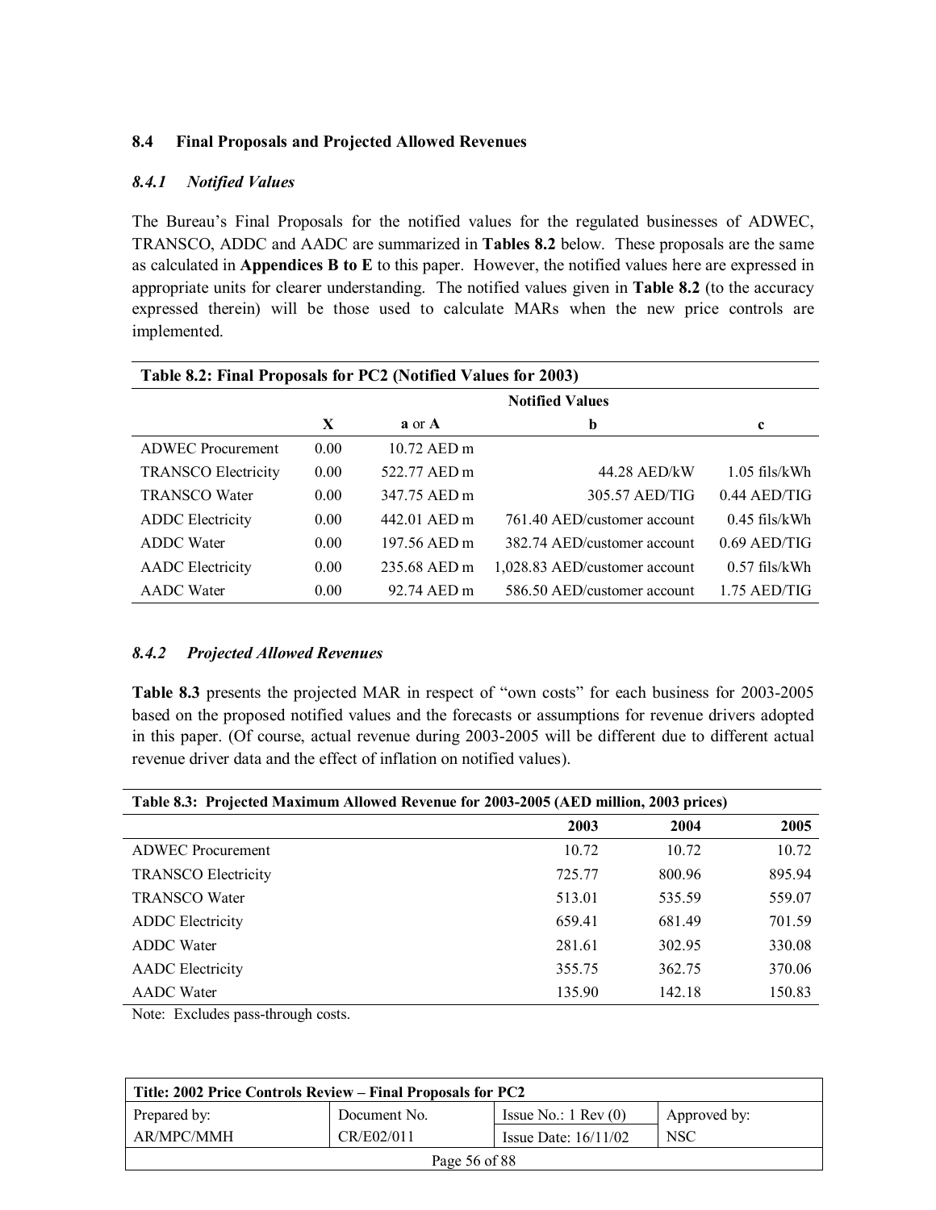### 8.4 Final Proposals and Projected Allowed Revenues

#### *8.4.1 Notified Values*

The Bureau's Final Proposals for the notified values for the regulated businesses of ADWEC, TRANSCO, ADDC and AADC are summarized in **Tables 8.2** below. These proposals are the same as calculated in **Appendices B to E** to this paper. However, the notified values here are expressed in appropriate units for clearer understanding. The notified values given in **Table 8.2** (to the accuracy expressed therein) will be those used to calculate MARs when the new price controls are implemented.

**Table 8.2: Final Proposals for PC2 (Notified Values for 2003)**

| | Notified Values | | | |
|---|---|---|---|---|
| | **X** | **a** or **A** | **b** | **c** |
| ADWEC Procurement | 0.00 | 10.72 AED m | | |
| TRANSCO Electricity | 0.00 | 522.77 AED m | 44.28 AED/kW | 1.05 fils/kWh |
| TRANSCO Water | 0.00 | 347.75 AED m | 305.57 AED/TIG | 0.44 AED/TIG |
| ADDC Electricity | 0.00 | 442.01 AED m | 761.40 AED/customer account | 0.45 fils/kWh |
| ADDC Water | 0.00 | 197.56 AED m | 382.74 AED/customer account | 0.69 AED/TIG |
| AADC Electricity | 0.00 | 235.68 AED m | 1,028.83 AED/customer account | 0.57 fils/kWh |
| AADC Water | 0.00 | 92.74 AED m | 586.50 AED/customer account | 1.75 AED/TIG |

#### *8.4.2 Projected Allowed Revenues*

**Table 8.3** presents the projected MAR in respect of "own costs" for each business for 2003-2005 based on the proposed notified values and the forecasts or assumptions for revenue drivers adopted in this paper. (Of course, actual revenue during 2003-2005 will be different due to different actual revenue driver data and the effect of inflation on notified values).

**Table 8.3: Projected Maximum Allowed Revenue for 2003-2005 (AED million, 2003 prices)**

| | 2003 | 2004 | 2005 |
|---|---|---|---|
| ADWEC Procurement | 10.72 | 10.72 | 10.72 |
| TRANSCO Electricity | 725.77 | 800.96 | 895.94 |
| TRANSCO Water | 513.01 | 535.59 | 559.07 |
| ADDC Electricity | 659.41 | 681.49 | 701.59 |
| ADDC Water | 281.61 | 302.95 | 330.08 |
| AADC Electricity | 355.75 | 362.75 | 370.06 |
| AADC Water | 135.90 | 142.18 | 150.83 |

Note: Excludes pass-through costs.

| Title: 2002 Price Controls Review – Final Proposals for PC2 | | | |
|---|---|---|---|
| Prepared by: | Document No. | Issue No.: 1 Rev (0) | Approved by: |
| AR/MPC/MMH | CR/E02/011 | Issue Date: 16/11/02 | NSC |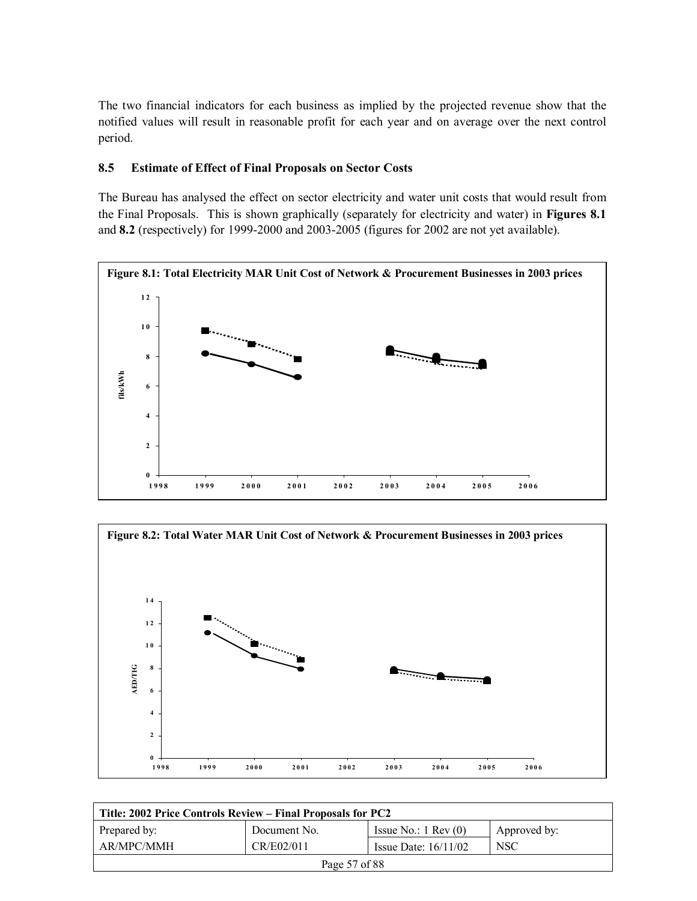The two financial indicators for each business as implied by the projected revenue show that the notified values will result in reasonable profit for each year and on average over the next control period.

### 8.5 Estimate of Effect of Final Proposals on Sector Costs

The Bureau has analysed the effect on sector electricity and water unit costs that would result from the Final Proposals. This is shown graphically (separately for electricity and water) in **Figures 8.1** and **8.2** (respectively) for 1999-2000 and 2003-2005 (figures for 2002 are not yet available).

**Figure 8.1: Total Electricity MAR Unit Cost of Network & Procurement Businesses in 2003 prices**

**Figure 8.2: Total Water MAR Unit Cost of Network & Procurement Businesses in 2003 prices**

| Title: 2002 Price Controls Review – Final Proposals for PC2 | | | |
|---|---|---|---|
| Prepared by: | Document No. | Issue No.: 1 Rev (0) | Approved by: |
| AR/MPC/MMH | CR/E02/011 | Issue Date: 16/11/02 | NSC |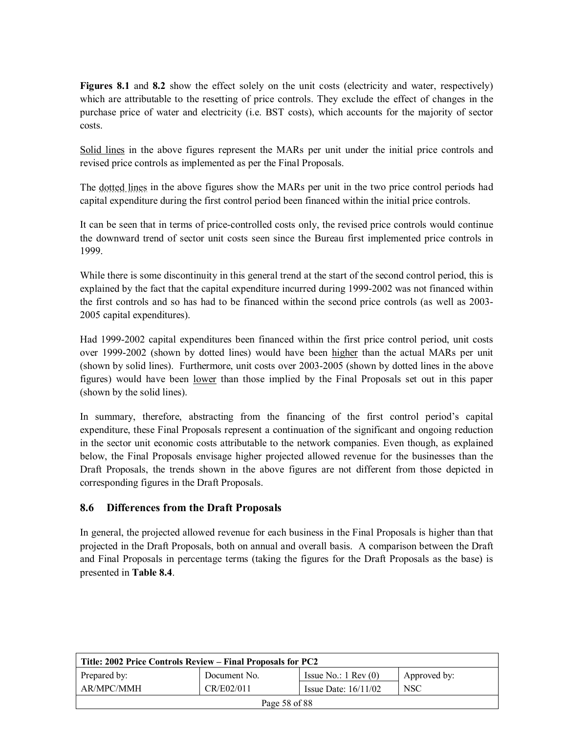**Figures 8.1** and **8.2** show the effect solely on the unit costs (electricity and water, respectively) which are attributable to the resetting of price controls. They exclude the effect of changes in the purchase price of water and electricity (i.e. BST costs), which accounts for the majority of sector costs.

Solid lines in the above figures represent the MARs per unit under the initial price controls and revised price controls as implemented as per the Final Proposals.

The dotted lines in the above figures show the MARs per unit in the two price control periods had capital expenditure during the first control period been financed within the initial price controls.

It can be seen that in terms of price-controlled costs only, the revised price controls would continue the downward trend of sector unit costs seen since the Bureau first implemented price controls in 1999.

While there is some discontinuity in this general trend at the start of the second control period, this is explained by the fact that the capital expenditure incurred during 1999-2002 was not financed within the first controls and so has had to be financed within the second price controls (as well as 2003-2005 capital expenditures).

Had 1999-2002 capital expenditures been financed within the first price control period, unit costs over 1999-2002 (shown by dotted lines) would have been higher than the actual MARs per unit (shown by solid lines). Furthermore, unit costs over 2003-2005 (shown by dotted lines in the above figures) would have been lower than those implied by the Final Proposals set out in this paper (shown by the solid lines).

In summary, therefore, abstracting from the financing of the first control period's capital expenditure, these Final Proposals represent a continuation of the significant and ongoing reduction in the sector unit economic costs attributable to the network companies. Even though, as explained below, the Final Proposals envisage higher projected allowed revenue for the businesses than the Draft Proposals, the trends shown in the above figures are not different from those depicted in corresponding figures in the Draft Proposals.

## 8.6 Differences from the Draft Proposals

In general, the projected allowed revenue for each business in the Final Proposals is higher than that projected in the Draft Proposals, both on annual and overall basis. A comparison between the Draft and Final Proposals in percentage terms (taking the figures for the Draft Proposals as the base) is presented in **Table 8.4**.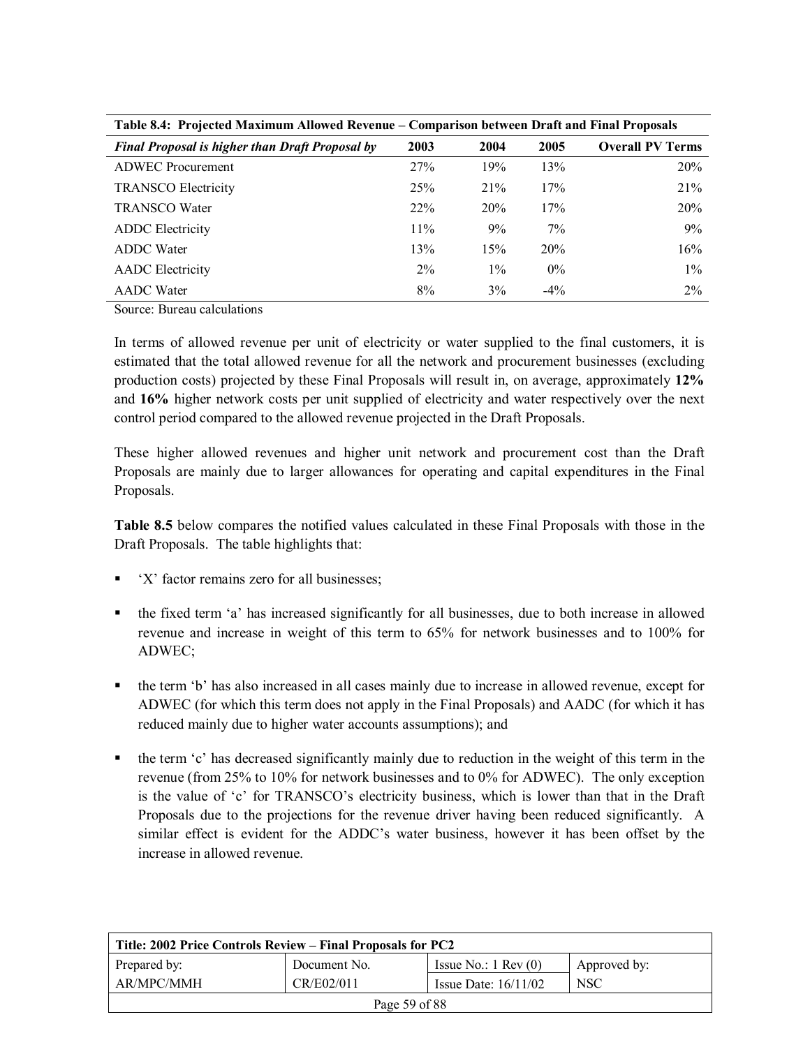**Table 8.4: Projected Maximum Allowed Revenue – Comparison between Draft and Final Proposals**

| *Final Proposal is higher than Draft Proposal by* | 2003 | 2004 | 2005 | Overall PV Terms |
|---|---|---|---|---|
| ADWEC Procurement | 27% | 19% | 13% | 20% |
| TRANSCO Electricity | 25% | 21% | 17% | 21% |
| TRANSCO Water | 22% | 20% | 17% | 20% |
| ADDC Electricity | 11% | 9% | 7% | 9% |
| ADDC Water | 13% | 15% | 20% | 16% |
| AADC Electricity | 2% | 1% | 0% | 1% |
| AADC Water | 8% | 3% | -4% | 2% |

Source: Bureau calculations

In terms of allowed revenue per unit of electricity or water supplied to the final customers, it is estimated that the total allowed revenue for all the network and procurement businesses (excluding production costs) projected by these Final Proposals will result in, on average, approximately **12%** and **16%** higher network costs per unit supplied of electricity and water respectively over the next control period compared to the allowed revenue projected in the Draft Proposals.

These higher allowed revenues and higher unit network and procurement cost than the Draft Proposals are mainly due to larger allowances for operating and capital expenditures in the Final Proposals.

**Table 8.5** below compares the notified values calculated in these Final Proposals with those in the Draft Proposals. The table highlights that:

- 'X' factor remains zero for all businesses;
- the fixed term 'a' has increased significantly for all businesses, due to both increase in allowed revenue and increase in weight of this term to 65% for network businesses and to 100% for ADWEC;
- the term 'b' has also increased in all cases mainly due to increase in allowed revenue, except for ADWEC (for which this term does not apply in the Final Proposals) and AADC (for which it has reduced mainly due to higher water accounts assumptions); and
- the term 'c' has decreased significantly mainly due to reduction in the weight of this term in the revenue (from 25% to 10% for network businesses and to 0% for ADWEC). The only exception is the value of 'c' for TRANSCO's electricity business, which is lower than that in the Draft Proposals due to the projections for the revenue driver having been reduced significantly. A similar effect is evident for the ADDC's water business, however it has been offset by the increase in allowed revenue.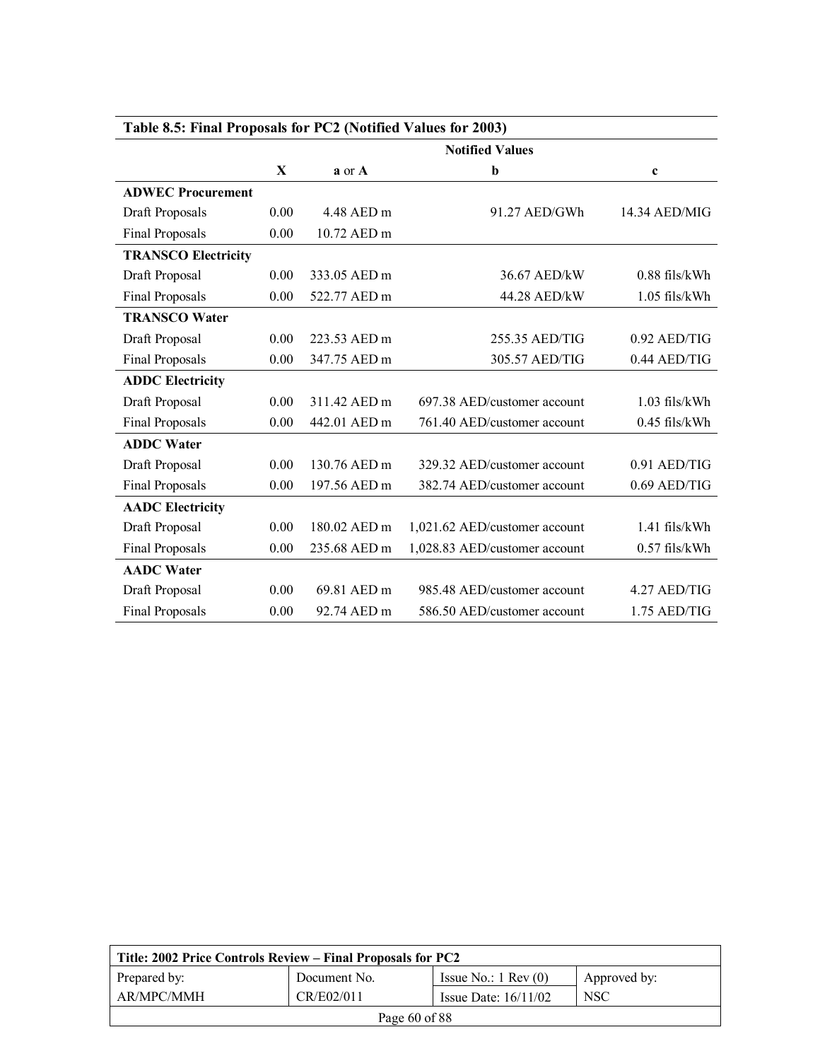| Table 8.5: Final Proposals for PC2 (Notified Values for 2003) | | | | |
|---|---|---|---|---|
| | Notified Values | | | |
| | **X** | **a** or **A** | **b** | **c** |
| **ADWEC Procurement** | | | | |
| Draft Proposals | 0.00 | 4.48 AED m | 91.27 AED/GWh | 14.34 AED/MIG |
| Final Proposals | 0.00 | 10.72 AED m | | |
| **TRANSCO Electricity** | | | | |
| Draft Proposal | 0.00 | 333.05 AED m | 36.67 AED/kW | 0.88 fils/kWh |
| Final Proposals | 0.00 | 522.77 AED m | 44.28 AED/kW | 1.05 fils/kWh |
| **TRANSCO Water** | | | | |
| Draft Proposal | 0.00 | 223.53 AED m | 255.35 AED/TIG | 0.92 AED/TIG |
| Final Proposals | 0.00 | 347.75 AED m | 305.57 AED/TIG | 0.44 AED/TIG |
| **ADDC Electricity** | | | | |
| Draft Proposal | 0.00 | 311.42 AED m | 697.38 AED/customer account | 1.03 fils/kWh |
| Final Proposals | 0.00 | 442.01 AED m | 761.40 AED/customer account | 0.45 fils/kWh |
| **ADDC Water** | | | | |
| Draft Proposal | 0.00 | 130.76 AED m | 329.32 AED/customer account | 0.91 AED/TIG |
| Final Proposals | 0.00 | 197.56 AED m | 382.74 AED/customer account | 0.69 AED/TIG |
| **AADC Electricity** | | | | |
| Draft Proposal | 0.00 | 180.02 AED m | 1,021.62 AED/customer account | 1.41 fils/kWh |
| Final Proposals | 0.00 | 235.68 AED m | 1,028.83 AED/customer account | 0.57 fils/kWh |
| **AADC Water** | | | | |
| Draft Proposal | 0.00 | 69.81 AED m | 985.48 AED/customer account | 4.27 AED/TIG |
| Final Proposals | 0.00 | 92.74 AED m | 586.50 AED/customer account | 1.75 AED/TIG |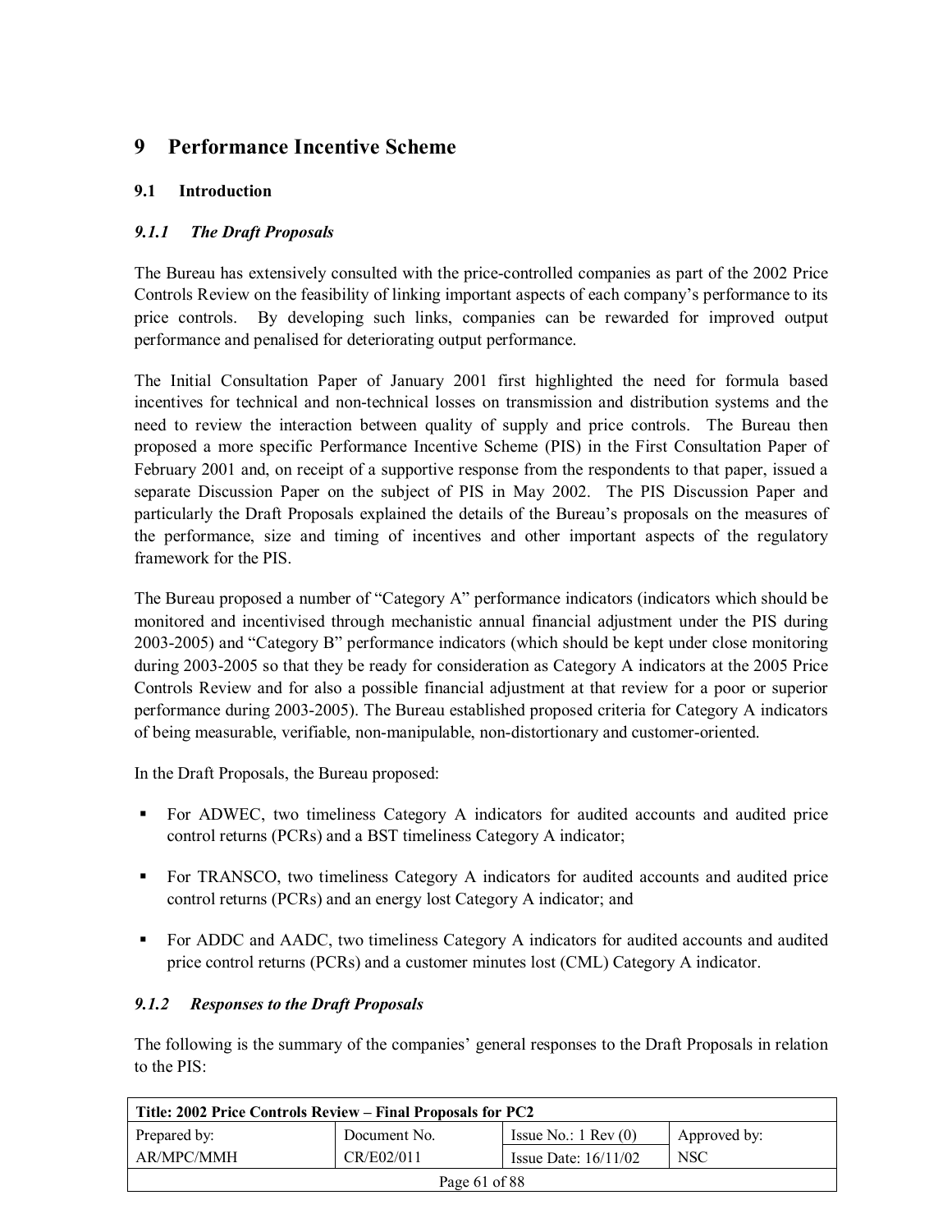# 9 Performance Incentive Scheme

## 9.1 Introduction

### *9.1.1 The Draft Proposals*

The Bureau has extensively consulted with the price-controlled companies as part of the 2002 Price Controls Review on the feasibility of linking important aspects of each company's performance to its price controls. By developing such links, companies can be rewarded for improved output performance and penalised for deteriorating output performance.

The Initial Consultation Paper of January 2001 first highlighted the need for formula based incentives for technical and non-technical losses on transmission and distribution systems and the need to review the interaction between quality of supply and price controls. The Bureau then proposed a more specific Performance Incentive Scheme (PIS) in the First Consultation Paper of February 2001 and, on receipt of a supportive response from the respondents to that paper, issued a separate Discussion Paper on the subject of PIS in May 2002. The PIS Discussion Paper and particularly the Draft Proposals explained the details of the Bureau's proposals on the measures of the performance, size and timing of incentives and other important aspects of the regulatory framework for the PIS.

The Bureau proposed a number of "Category A" performance indicators (indicators which should be monitored and incentivised through mechanistic annual financial adjustment under the PIS during 2003-2005) and "Category B" performance indicators (which should be kept under close monitoring during 2003-2005 so that they be ready for consideration as Category A indicators at the 2005 Price Controls Review and for also a possible financial adjustment at that review for a poor or superior performance during 2003-2005). The Bureau established proposed criteria for Category A indicators of being measurable, verifiable, non-manipulable, non-distortionary and customer-oriented.

In the Draft Proposals, the Bureau proposed:

- For ADWEC, two timeliness Category A indicators for audited accounts and audited price control returns (PCRs) and a BST timeliness Category A indicator;
- For TRANSCO, two timeliness Category A indicators for audited accounts and audited price control returns (PCRs) and an energy lost Category A indicator; and
- For ADDC and AADC, two timeliness Category A indicators for audited accounts and audited price control returns (PCRs) and a customer minutes lost (CML) Category A indicator.

### *9.1.2 Responses to the Draft Proposals*

The following is the summary of the companies' general responses to the Draft Proposals in relation to the PIS: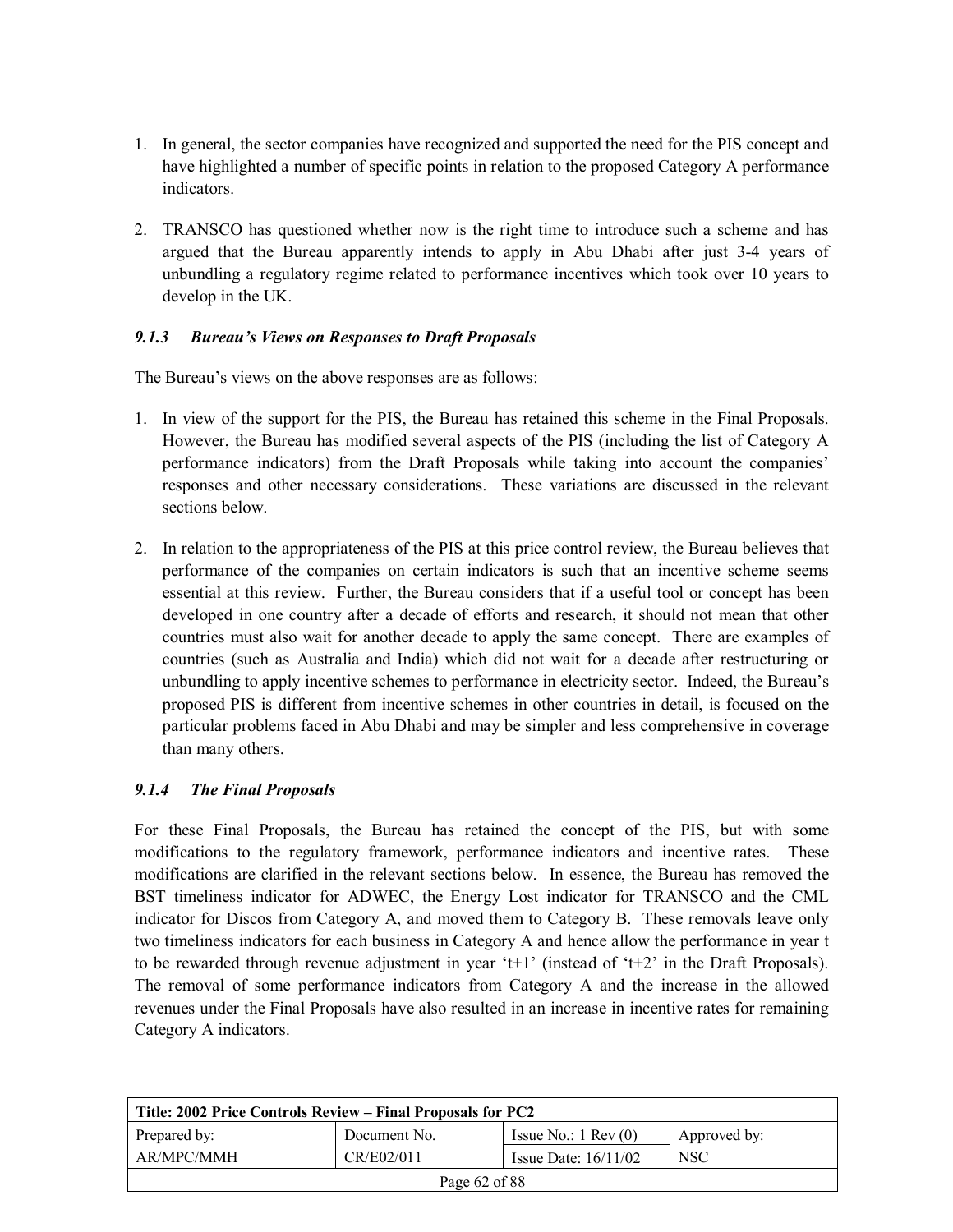1. In general, the sector companies have recognized and supported the need for the PIS concept and have highlighted a number of specific points in relation to the proposed Category A performance indicators.

2. TRANSCO has questioned whether now is the right time to introduce such a scheme and has argued that the Bureau apparently intends to apply in Abu Dhabi after just 3-4 years of unbundling a regulatory regime related to performance incentives which took over 10 years to develop in the UK.

### *9.1.3 Bureau's Views on Responses to Draft Proposals*

The Bureau's views on the above responses are as follows:

1. In view of the support for the PIS, the Bureau has retained this scheme in the Final Proposals. However, the Bureau has modified several aspects of the PIS (including the list of Category A performance indicators) from the Draft Proposals while taking into account the companies' responses and other necessary considerations. These variations are discussed in the relevant sections below.

2. In relation to the appropriateness of the PIS at this price control review, the Bureau believes that performance of the companies on certain indicators is such that an incentive scheme seems essential at this review. Further, the Bureau considers that if a useful tool or concept has been developed in one country after a decade of efforts and research, it should not mean that other countries must also wait for another decade to apply the same concept. There are examples of countries (such as Australia and India) which did not wait for a decade after restructuring or unbundling to apply incentive schemes to performance in electricity sector. Indeed, the Bureau's proposed PIS is different from incentive schemes in other countries in detail, is focused on the particular problems faced in Abu Dhabi and may be simpler and less comprehensive in coverage than many others.

### *9.1.4 The Final Proposals*

For these Final Proposals, the Bureau has retained the concept of the PIS, but with some modifications to the regulatory framework, performance indicators and incentive rates. These modifications are clarified in the relevant sections below. In essence, the Bureau has removed the BST timeliness indicator for ADWEC, the Energy Lost indicator for TRANSCO and the CML indicator for Discos from Category A, and moved them to Category B. These removals leave only two timeliness indicators for each business in Category A and hence allow the performance in year t to be rewarded through revenue adjustment in year 't+1' (instead of 't+2' in the Draft Proposals). The removal of some performance indicators from Category A and the increase in the allowed revenues under the Final Proposals have also resulted in an increase in incentive rates for remaining Category A indicators.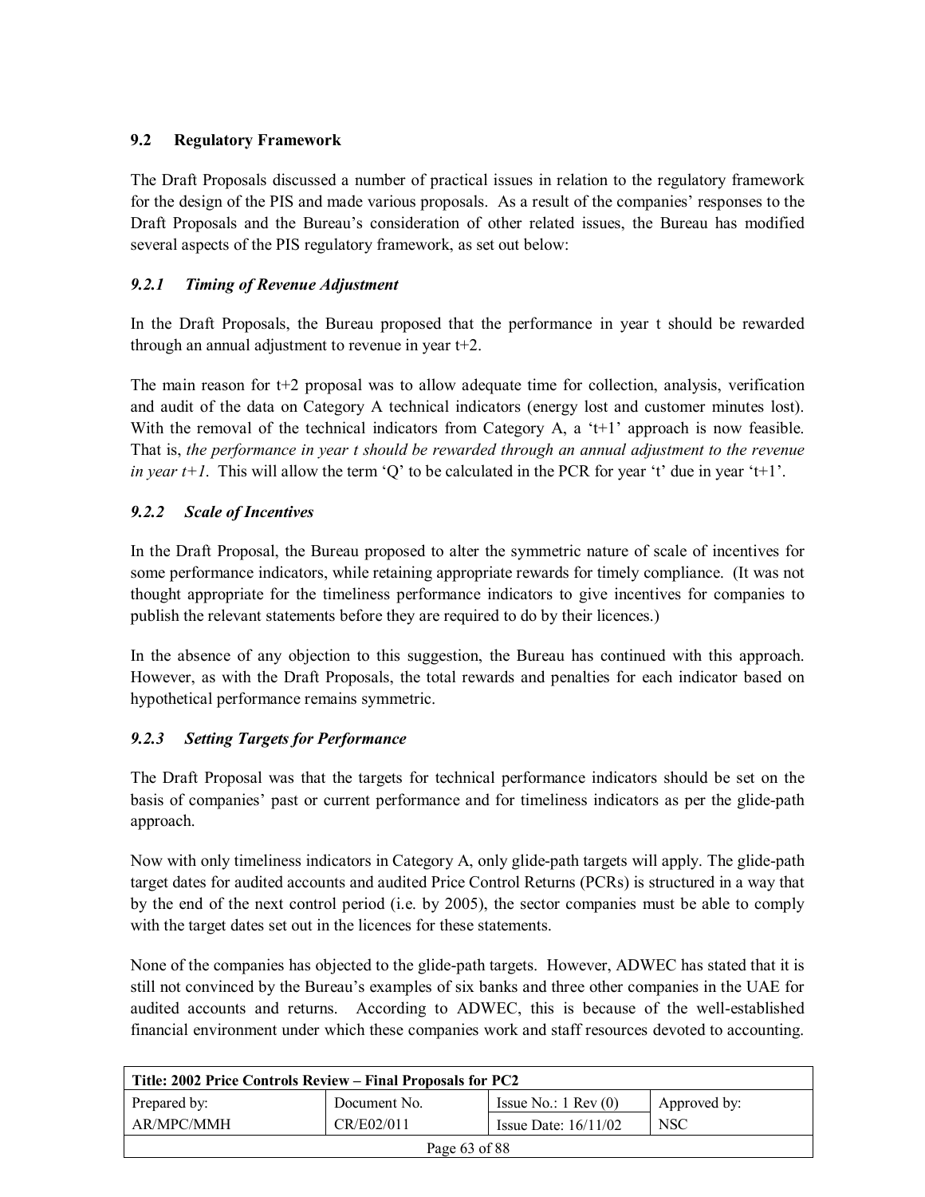## 9.2 Regulatory Framework

The Draft Proposals discussed a number of practical issues in relation to the regulatory framework for the design of the PIS and made various proposals. As a result of the companies' responses to the Draft Proposals and the Bureau's consideration of other related issues, the Bureau has modified several aspects of the PIS regulatory framework, as set out below:

### *9.2.1 Timing of Revenue Adjustment*

In the Draft Proposals, the Bureau proposed that the performance in year t should be rewarded through an annual adjustment to revenue in year t+2.

The main reason for t+2 proposal was to allow adequate time for collection, analysis, verification and audit of the data on Category A technical indicators (energy lost and customer minutes lost). With the removal of the technical indicators from Category A, a 't+1' approach is now feasible. That is, *the performance in year t should be rewarded through an annual adjustment to the revenue in year t+1*. This will allow the term 'Q' to be calculated in the PCR for year 't' due in year 't+1'.

### *9.2.2 Scale of Incentives*

In the Draft Proposal, the Bureau proposed to alter the symmetric nature of scale of incentives for some performance indicators, while retaining appropriate rewards for timely compliance. (It was not thought appropriate for the timeliness performance indicators to give incentives for companies to publish the relevant statements before they are required to do by their licences.)

In the absence of any objection to this suggestion, the Bureau has continued with this approach. However, as with the Draft Proposals, the total rewards and penalties for each indicator based on hypothetical performance remains symmetric.

### *9.2.3 Setting Targets for Performance*

The Draft Proposal was that the targets for technical performance indicators should be set on the basis of companies' past or current performance and for timeliness indicators as per the glide-path approach.

Now with only timeliness indicators in Category A, only glide-path targets will apply. The glide-path target dates for audited accounts and audited Price Control Returns (PCRs) is structured in a way that by the end of the next control period (i.e. by 2005), the sector companies must be able to comply with the target dates set out in the licences for these statements.

None of the companies has objected to the glide-path targets. However, ADWEC has stated that it is still not convinced by the Bureau's examples of six banks and three other companies in the UAE for audited accounts and returns. According to ADWEC, this is because of the well-established financial environment under which these companies work and staff resources devoted to accounting.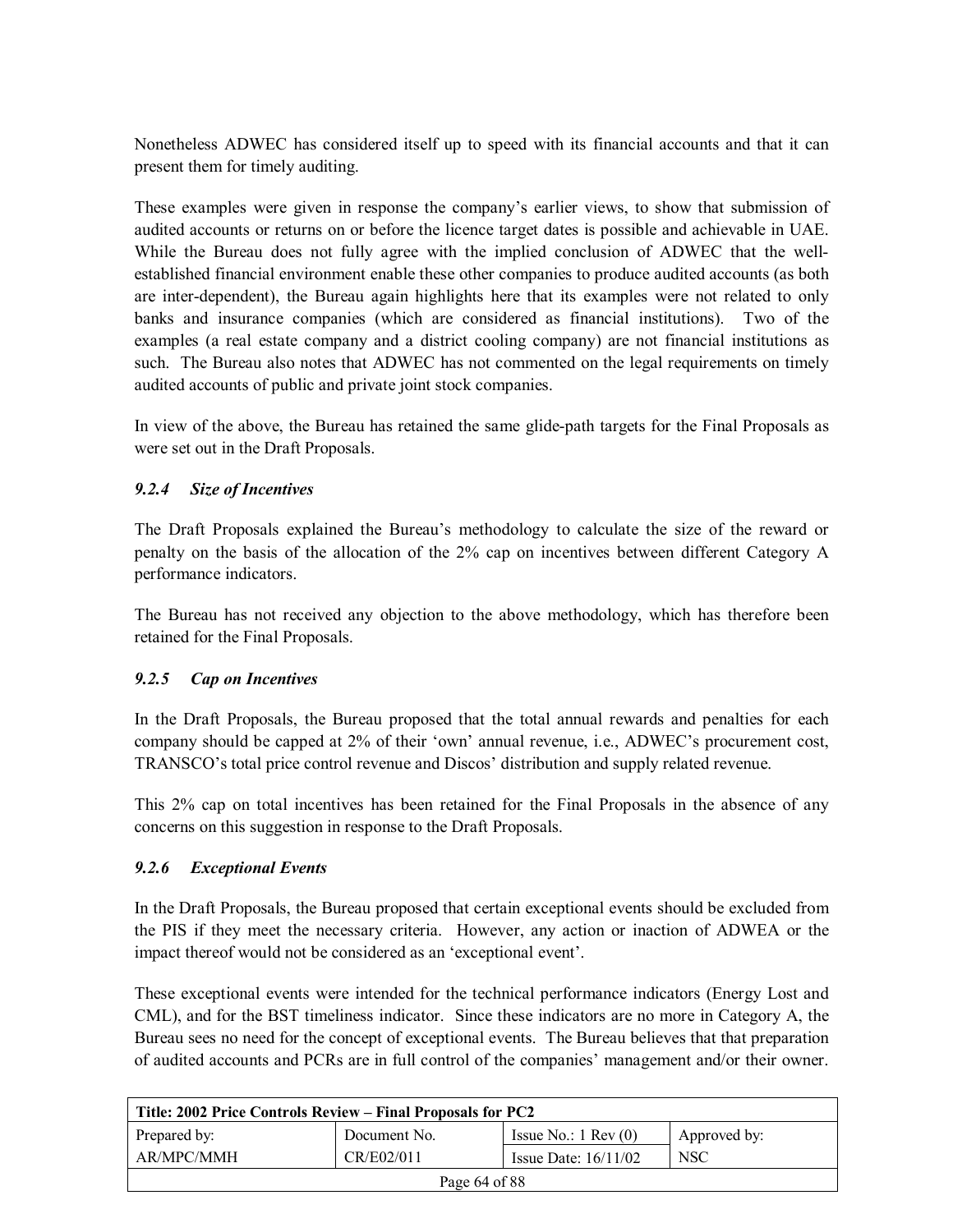Nonetheless ADWEC has considered itself up to speed with its financial accounts and that it can present them for timely auditing.

These examples were given in response the company's earlier views, to show that submission of audited accounts or returns on or before the licence target dates is possible and achievable in UAE. While the Bureau does not fully agree with the implied conclusion of ADWEC that the well-established financial environment enable these other companies to produce audited accounts (as both are inter-dependent), the Bureau again highlights here that its examples were not related to only banks and insurance companies (which are considered as financial institutions). Two of the examples (a real estate company and a district cooling company) are not financial institutions as such. The Bureau also notes that ADWEC has not commented on the legal requirements on timely audited accounts of public and private joint stock companies.

In view of the above, the Bureau has retained the same glide-path targets for the Final Proposals as were set out in the Draft Proposals.

#### *9.2.4 Size of Incentives*

The Draft Proposals explained the Bureau's methodology to calculate the size of the reward or penalty on the basis of the allocation of the 2% cap on incentives between different Category A performance indicators.

The Bureau has not received any objection to the above methodology, which has therefore been retained for the Final Proposals.

#### *9.2.5 Cap on Incentives*

In the Draft Proposals, the Bureau proposed that the total annual rewards and penalties for each company should be capped at 2% of their 'own' annual revenue, i.e., ADWEC's procurement cost, TRANSCO's total price control revenue and Discos' distribution and supply related revenue.

This 2% cap on total incentives has been retained for the Final Proposals in the absence of any concerns on this suggestion in response to the Draft Proposals.

#### *9.2.6 Exceptional Events*

In the Draft Proposals, the Bureau proposed that certain exceptional events should be excluded from the PIS if they meet the necessary criteria. However, any action or inaction of ADWEA or the impact thereof would not be considered as an 'exceptional event'.

These exceptional events were intended for the technical performance indicators (Energy Lost and CML), and for the BST timeliness indicator. Since these indicators are no more in Category A, the Bureau sees no need for the concept of exceptional events. The Bureau believes that that preparation of audited accounts and PCRs are in full control of the companies' management and/or their owner.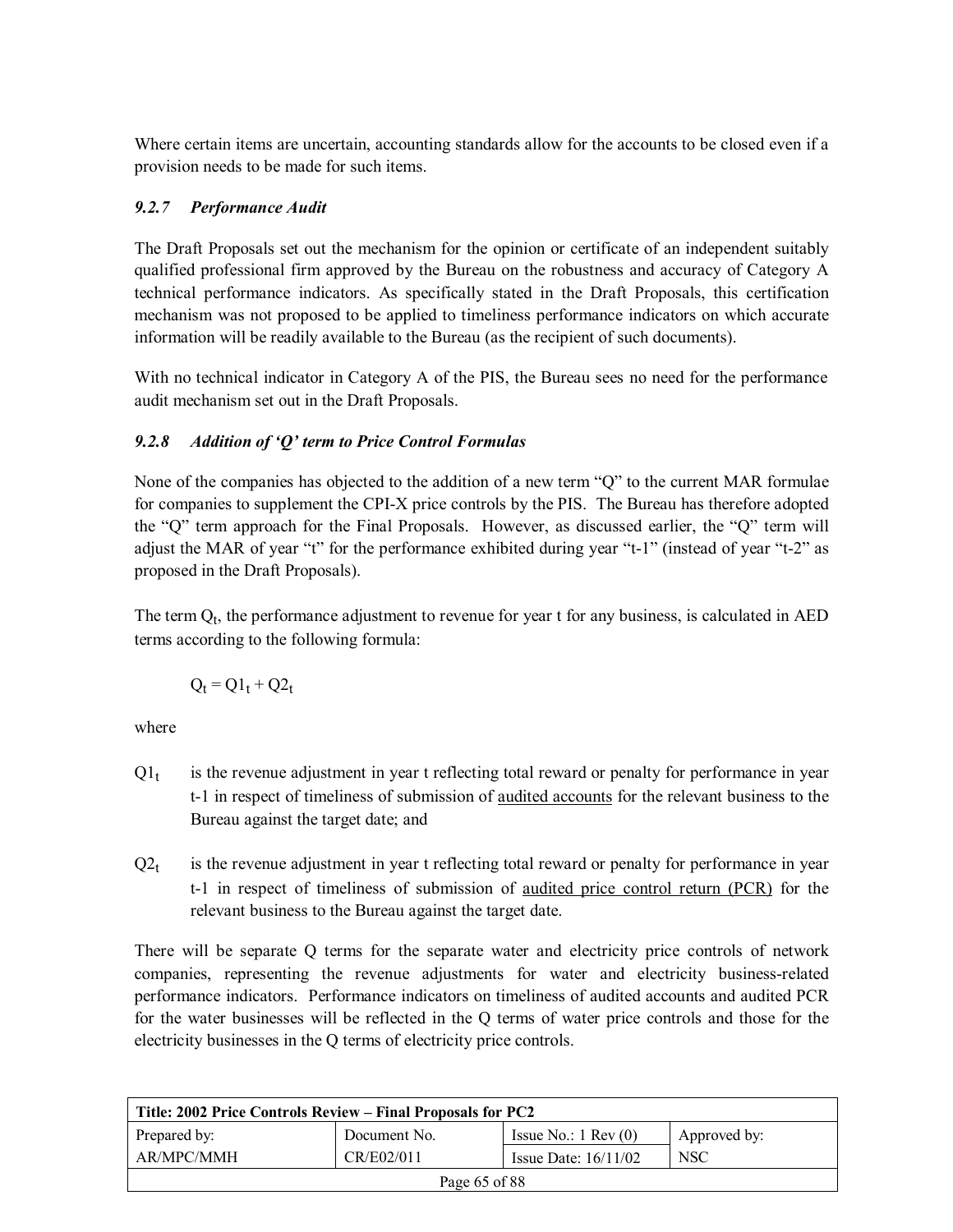Where certain items are uncertain, accounting standards allow for the accounts to be closed even if a provision needs to be made for such items.

### *9.2.7 Performance Audit*

The Draft Proposals set out the mechanism for the opinion or certificate of an independent suitably qualified professional firm approved by the Bureau on the robustness and accuracy of Category A technical performance indicators. As specifically stated in the Draft Proposals, this certification mechanism was not proposed to be applied to timeliness performance indicators on which accurate information will be readily available to the Bureau (as the recipient of such documents).

With no technical indicator in Category A of the PIS, the Bureau sees no need for the performance audit mechanism set out in the Draft Proposals.

### *9.2.8 Addition of 'Q' term to Price Control Formulas*

None of the companies has objected to the addition of a new term "Q" to the current MAR formulae for companies to supplement the CPI-X price controls by the PIS. The Bureau has therefore adopted the "Q" term approach for the Final Proposals. However, as discussed earlier, the "Q" term will adjust the MAR of year "t" for the performance exhibited during year "t-1" (instead of year "t-2" as proposed in the Draft Proposals).

The term $Q_t$, the performance adjustment to revenue for year t for any business, is calculated in AED terms according to the following formula:

$$Q_t = Q1_t + Q2_t$$

where

$Q1_t$ is the revenue adjustment in year t reflecting total reward or penalty for performance in year t-1 in respect of timeliness of submission of <u>audited accounts</u> for the relevant business to the Bureau against the target date; and

$Q2_t$ is the revenue adjustment in year t reflecting total reward or penalty for performance in year t-1 in respect of timeliness of submission of <u>audited price control return (PCR)</u> for the relevant business to the Bureau against the target date.

There will be separate Q terms for the separate water and electricity price controls of network companies, representing the revenue adjustments for water and electricity business-related performance indicators. Performance indicators on timeliness of audited accounts and audited PCR for the water businesses will be reflected in the Q terms of water price controls and those for the electricity businesses in the Q terms of electricity price controls.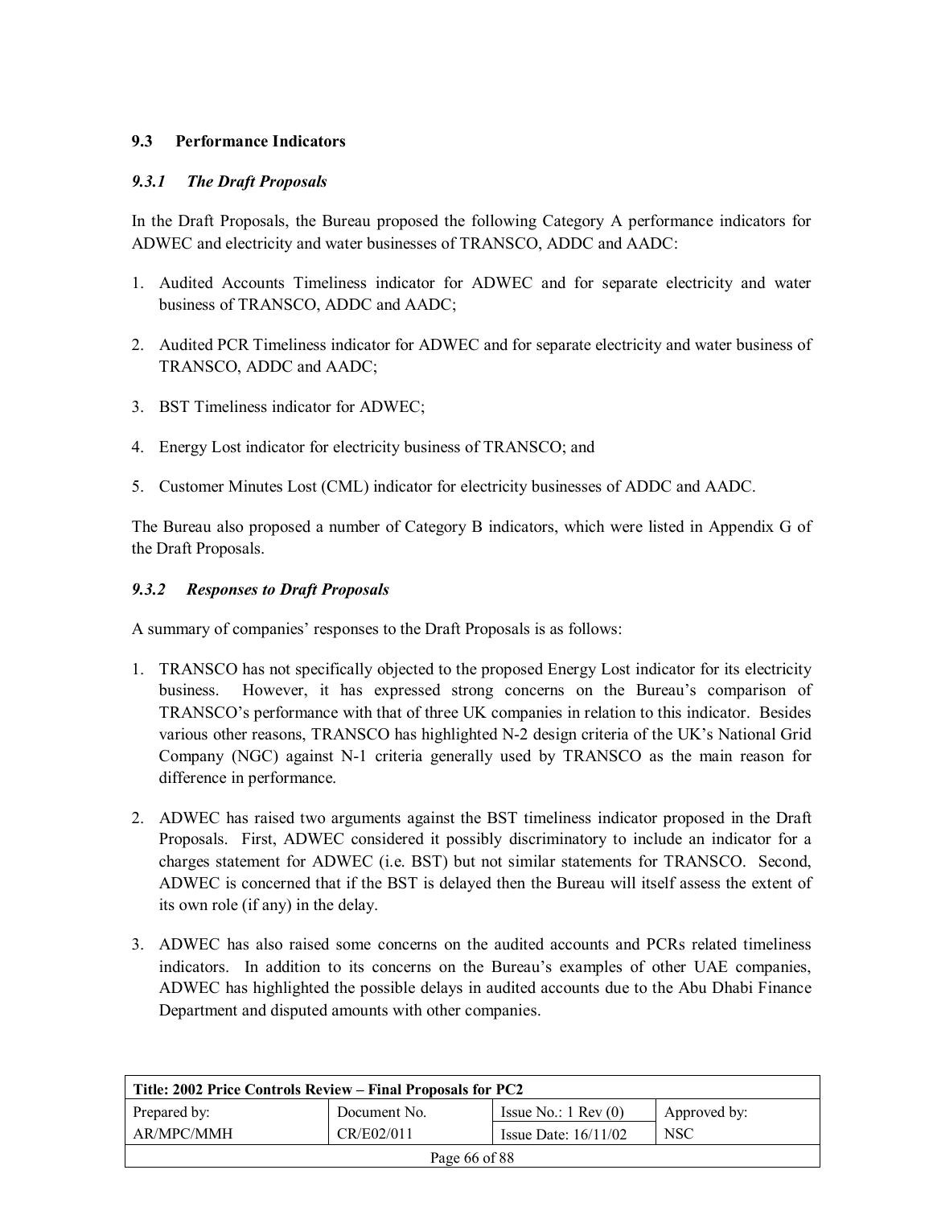### 9.3 Performance Indicators

#### *9.3.1 The Draft Proposals*

In the Draft Proposals, the Bureau proposed the following Category A performance indicators for ADWEC and electricity and water businesses of TRANSCO, ADDC and AADC:

1. Audited Accounts Timeliness indicator for ADWEC and for separate electricity and water business of TRANSCO, ADDC and AADC;

2. Audited PCR Timeliness indicator for ADWEC and for separate electricity and water business of TRANSCO, ADDC and AADC;

3. BST Timeliness indicator for ADWEC;

4. Energy Lost indicator for electricity business of TRANSCO; and

5. Customer Minutes Lost (CML) indicator for electricity businesses of ADDC and AADC.

The Bureau also proposed a number of Category B indicators, which were listed in Appendix G of the Draft Proposals.

#### *9.3.2 Responses to Draft Proposals*

A summary of companies' responses to the Draft Proposals is as follows:

1. TRANSCO has not specifically objected to the proposed Energy Lost indicator for its electricity business. However, it has expressed strong concerns on the Bureau's comparison of TRANSCO's performance with that of three UK companies in relation to this indicator. Besides various other reasons, TRANSCO has highlighted N-2 design criteria of the UK's National Grid Company (NGC) against N-1 criteria generally used by TRANSCO as the main reason for difference in performance.

2. ADWEC has raised two arguments against the BST timeliness indicator proposed in the Draft Proposals. First, ADWEC considered it possibly discriminatory to include an indicator for a charges statement for ADWEC (i.e. BST) but not similar statements for TRANSCO. Second, ADWEC is concerned that if the BST is delayed then the Bureau will itself assess the extent of its own role (if any) in the delay.

3. ADWEC has also raised some concerns on the audited accounts and PCRs related timeliness indicators. In addition to its concerns on the Bureau's examples of other UAE companies, ADWEC has highlighted the possible delays in audited accounts due to the Abu Dhabi Finance Department and disputed amounts with other companies.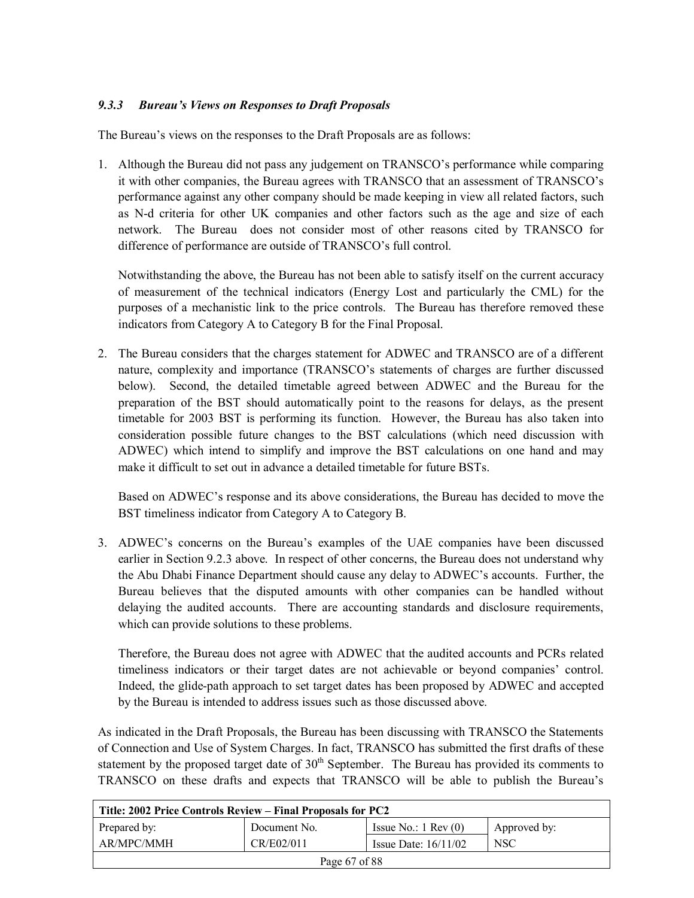### *9.3.3 Bureau's Views on Responses to Draft Proposals*

The Bureau's views on the responses to the Draft Proposals are as follows:

1. Although the Bureau did not pass any judgement on TRANSCO's performance while comparing it with other companies, the Bureau agrees with TRANSCO that an assessment of TRANSCO's performance against any other company should be made keeping in view all related factors, such as N-d criteria for other UK companies and other factors such as the age and size of each network. The Bureau does not consider most of other reasons cited by TRANSCO for difference of performance are outside of TRANSCO's full control.

   Notwithstanding the above, the Bureau has not been able to satisfy itself on the current accuracy of measurement of the technical indicators (Energy Lost and particularly the CML) for the purposes of a mechanistic link to the price controls. The Bureau has therefore removed these indicators from Category A to Category B for the Final Proposal.

2. The Bureau considers that the charges statement for ADWEC and TRANSCO are of a different nature, complexity and importance (TRANSCO's statements of charges are further discussed below). Second, the detailed timetable agreed between ADWEC and the Bureau for the preparation of the BST should automatically point to the reasons for delays, as the present timetable for 2003 BST is performing its function. However, the Bureau has also taken into consideration possible future changes to the BST calculations (which need discussion with ADWEC) which intend to simplify and improve the BST calculations on one hand and may make it difficult to set out in advance a detailed timetable for future BSTs.

   Based on ADWEC's response and its above considerations, the Bureau has decided to move the BST timeliness indicator from Category A to Category B.

3. ADWEC's concerns on the Bureau's examples of the UAE companies have been discussed earlier in Section 9.2.3 above. In respect of other concerns, the Bureau does not understand why the Abu Dhabi Finance Department should cause any delay to ADWEC's accounts. Further, the Bureau believes that the disputed amounts with other companies can be handled without delaying the audited accounts. There are accounting standards and disclosure requirements, which can provide solutions to these problems.

   Therefore, the Bureau does not agree with ADWEC that the audited accounts and PCRs related timeliness indicators or their target dates are not achievable or beyond companies' control. Indeed, the glide-path approach to set target dates has been proposed by ADWEC and accepted by the Bureau is intended to address issues such as those discussed above.

As indicated in the Draft Proposals, the Bureau has been discussing with TRANSCO the Statements of Connection and Use of System Charges. In fact, TRANSCO has submitted the first drafts of these statement by the proposed target date of 30th September. The Bureau has provided its comments to TRANSCO on these drafts and expects that TRANSCO will be able to publish the Bureau's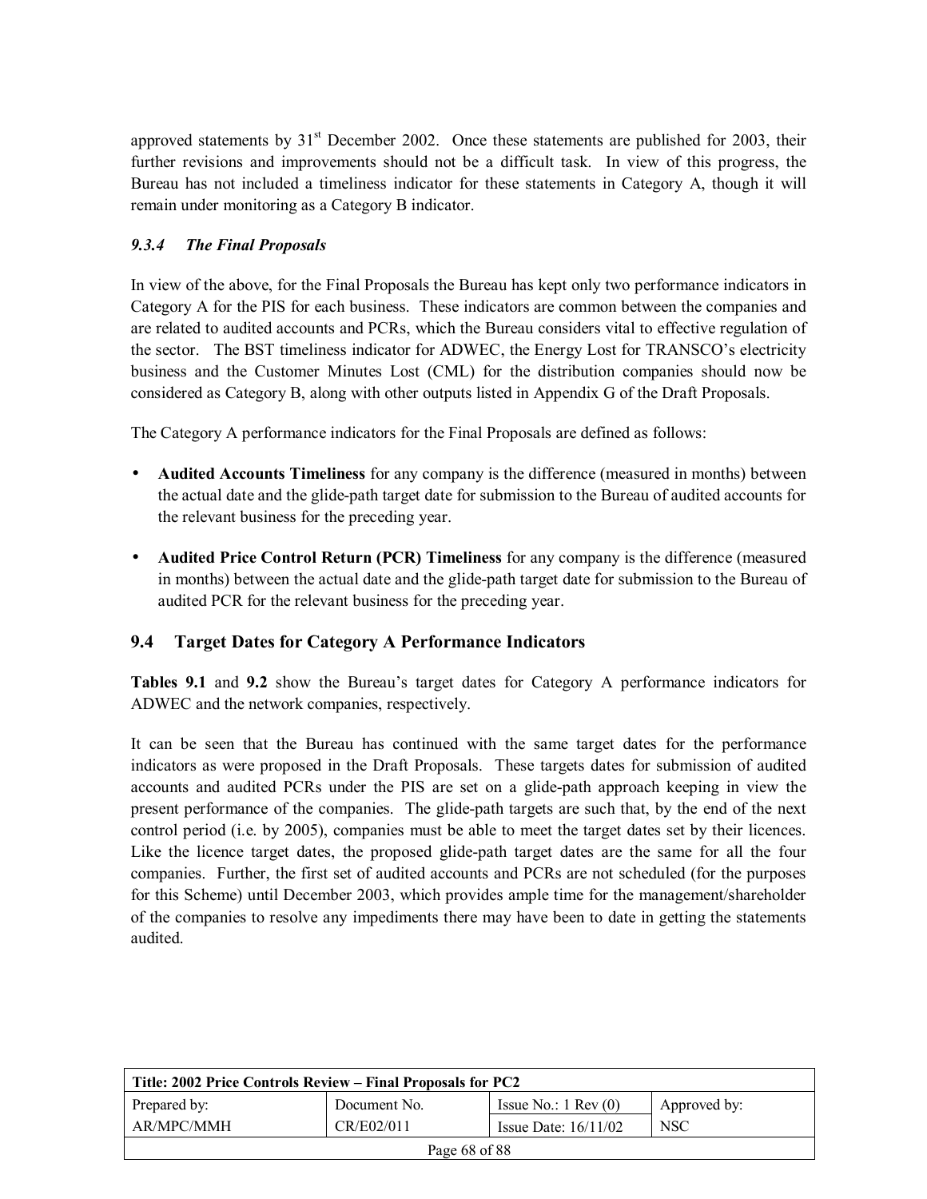approved statements by 31st December 2002. Once these statements are published for 2003, their further revisions and improvements should not be a difficult task. In view of this progress, the Bureau has not included a timeliness indicator for these statements in Category A, though it will remain under monitoring as a Category B indicator.

#### *9.3.4 The Final Proposals*

In view of the above, for the Final Proposals the Bureau has kept only two performance indicators in Category A for the PIS for each business. These indicators are common between the companies and are related to audited accounts and PCRs, which the Bureau considers vital to effective regulation of the sector. The BST timeliness indicator for ADWEC, the Energy Lost for TRANSCO's electricity business and the Customer Minutes Lost (CML) for the distribution companies should now be considered as Category B, along with other outputs listed in Appendix G of the Draft Proposals.

The Category A performance indicators for the Final Proposals are defined as follows:

- **Audited Accounts Timeliness** for any company is the difference (measured in months) between the actual date and the glide-path target date for submission to the Bureau of audited accounts for the relevant business for the preceding year.
- **Audited Price Control Return (PCR) Timeliness** for any company is the difference (measured in months) between the actual date and the glide-path target date for submission to the Bureau of audited PCR for the relevant business for the preceding year.

### 9.4 Target Dates for Category A Performance Indicators

**Tables 9.1** and **9.2** show the Bureau's target dates for Category A performance indicators for ADWEC and the network companies, respectively.

It can be seen that the Bureau has continued with the same target dates for the performance indicators as were proposed in the Draft Proposals. These targets dates for submission of audited accounts and audited PCRs under the PIS are set on a glide-path approach keeping in view the present performance of the companies. The glide-path targets are such that, by the end of the next control period (i.e. by 2005), companies must be able to meet the target dates set by their licences. Like the licence target dates, the proposed glide-path target dates are the same for all the four companies. Further, the first set of audited accounts and PCRs are not scheduled (for the purposes for this Scheme) until December 2003, which provides ample time for the management/shareholder of the companies to resolve any impediments there may have been to date in getting the statements audited.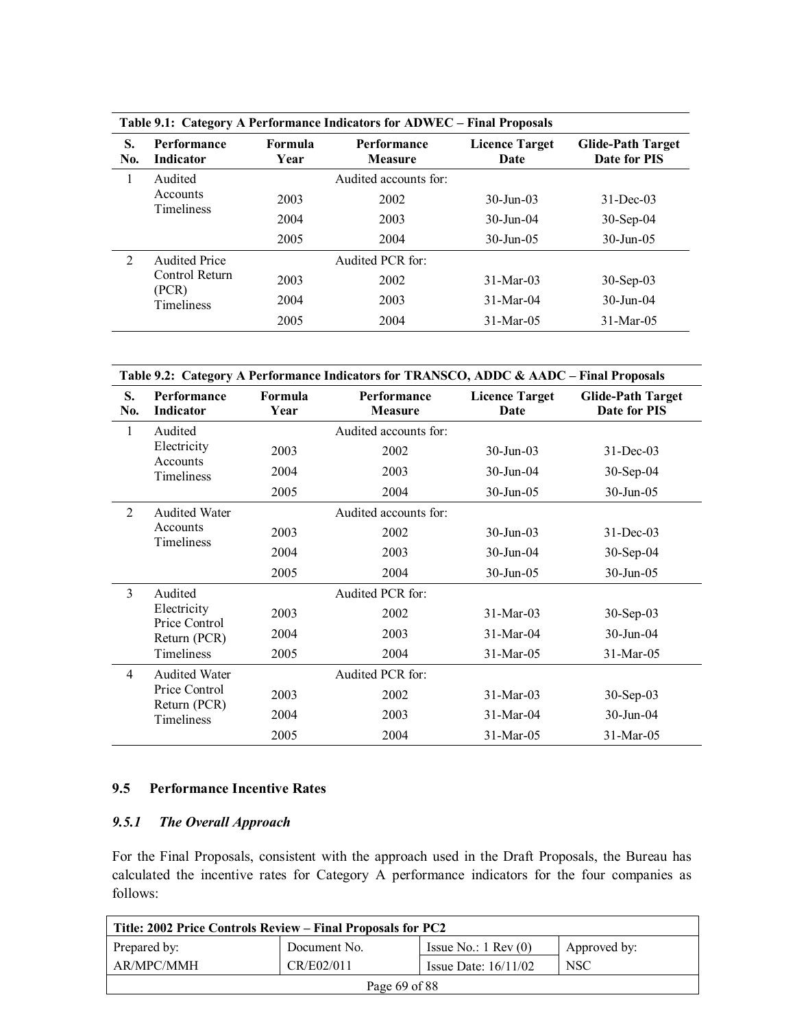**Table 9.1: Category A Performance Indicators for ADWEC – Final Proposals**

| S. No. | Performance Indicator | Formula Year | Performance Measure | Licence Target Date | Glide-Path Target Date for PIS |
|---|---|---|---|---|---|
| 1 | Audited Accounts Timeliness | | Audited accounts for: | | |
| | | 2003 | 2002 | 30-Jun-03 | 31-Dec-03 |
| | | 2004 | 2003 | 30-Jun-04 | 30-Sep-04 |
| | | 2005 | 2004 | 30-Jun-05 | 30-Jun-05 |
| 2 | Audited Price Control Return (PCR) Timeliness | | Audited PCR for: | | |
| | | 2003 | 2002 | 31-Mar-03 | 30-Sep-03 |
| | | 2004 | 2003 | 31-Mar-04 | 30-Jun-04 |
| | | 2005 | 2004 | 31-Mar-05 | 31-Mar-05 |

**Table 9.2: Category A Performance Indicators for TRANSCO, ADDC & AADC – Final Proposals**

| S. No. | Performance Indicator | Formula Year | Performance Measure | Licence Target Date | Glide-Path Target Date for PIS |
|---|---|---|---|---|---|
| 1 | Audited Electricity Accounts Timeliness | | Audited accounts for: | | |
| | | 2003 | 2002 | 30-Jun-03 | 31-Dec-03 |
| | | 2004 | 2003 | 30-Jun-04 | 30-Sep-04 |
| | | 2005 | 2004 | 30-Jun-05 | 30-Jun-05 |
| 2 | Audited Water Accounts Timeliness | | Audited accounts for: | | |
| | | 2003 | 2002 | 30-Jun-03 | 31-Dec-03 |
| | | 2004 | 2003 | 30-Jun-04 | 30-Sep-04 |
| | | 2005 | 2004 | 30-Jun-05 | 30-Jun-05 |
| 3 | Audited Electricity Price Control Return (PCR) Timeliness | | Audited PCR for: | | |
| | | 2003 | 2002 | 31-Mar-03 | 30-Sep-03 |
| | | 2004 | 2003 | 31-Mar-04 | 30-Jun-04 |
| | | 2005 | 2004 | 31-Mar-05 | 31-Mar-05 |
| 4 | Audited Water Price Control Return (PCR) Timeliness | | Audited PCR for: | | |
| | | 2003 | 2002 | 31-Mar-03 | 30-Sep-03 |
| | | 2004 | 2003 | 31-Mar-04 | 30-Jun-04 |
| | | 2005 | 2004 | 31-Mar-05 | 31-Mar-05 |

## 9.5 Performance Incentive Rates

### *9.5.1 The Overall Approach*

For the Final Proposals, consistent with the approach used in the Draft Proposals, the Bureau has calculated the incentive rates for Category A performance indicators for the four companies as follows: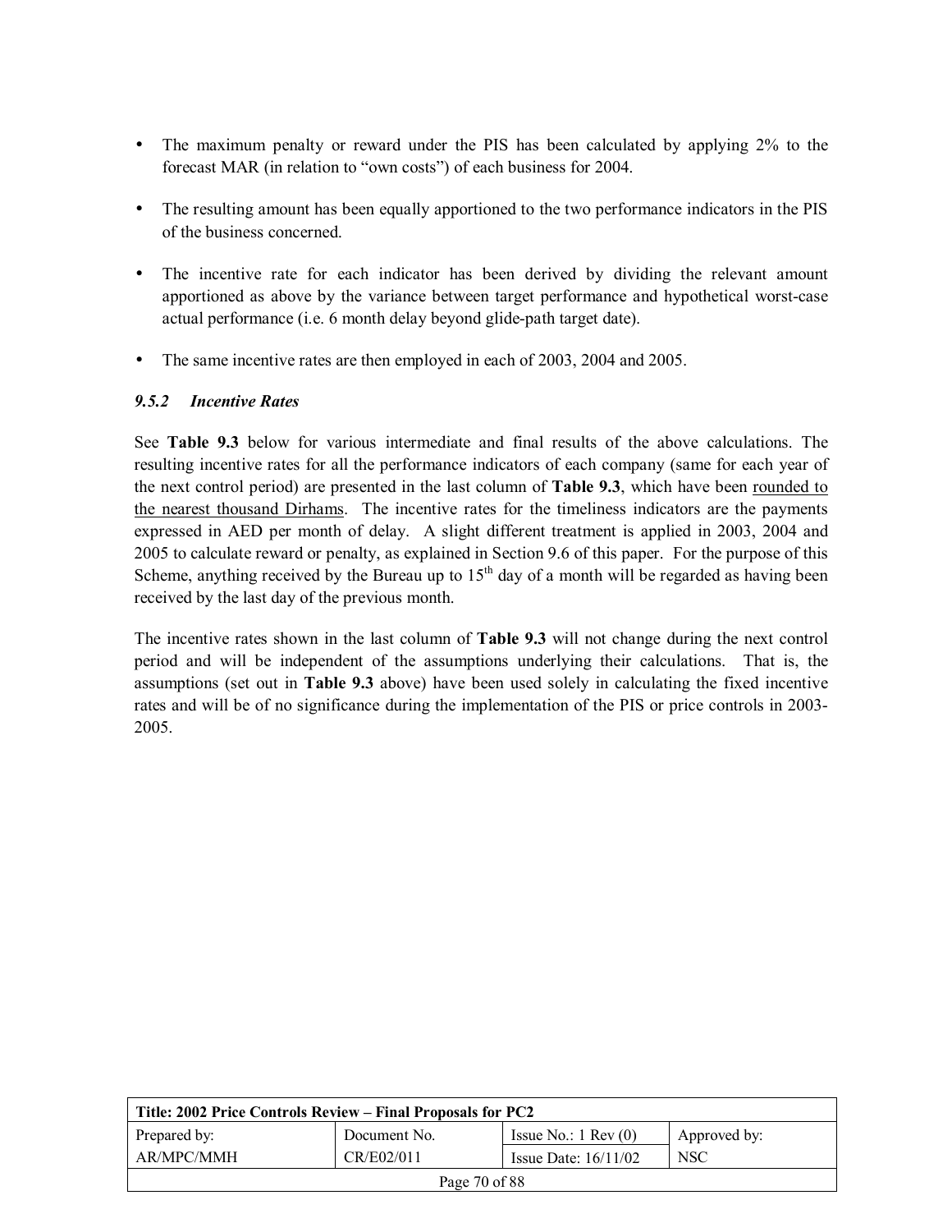- The maximum penalty or reward under the PIS has been calculated by applying 2% to the forecast MAR (in relation to "own costs") of each business for 2004.
- The resulting amount has been equally apportioned to the two performance indicators in the PIS of the business concerned.
- The incentive rate for each indicator has been derived by dividing the relevant amount apportioned as above by the variance between target performance and hypothetical worst-case actual performance (i.e. 6 month delay beyond glide-path target date).
- The same incentive rates are then employed in each of 2003, 2004 and 2005.

### *9.5.2 Incentive Rates*

See **Table 9.3** below for various intermediate and final results of the above calculations. The resulting incentive rates for all the performance indicators of each company (same for each year of the next control period) are presented in the last column of **Table 9.3**, which have been <u>rounded to the nearest thousand Dirhams</u>. The incentive rates for the timeliness indicators are the payments expressed in AED per month of delay. A slight different treatment is applied in 2003, 2004 and 2005 to calculate reward or penalty, as explained in Section 9.6 of this paper. For the purpose of this Scheme, anything received by the Bureau up to 15th day of a month will be regarded as having been received by the last day of the previous month.

The incentive rates shown in the last column of **Table 9.3** will not change during the next control period and will be independent of the assumptions underlying their calculations. That is, the assumptions (set out in **Table 9.3** above) have been used solely in calculating the fixed incentive rates and will be of no significance during the implementation of the PIS or price controls in 2003-2005.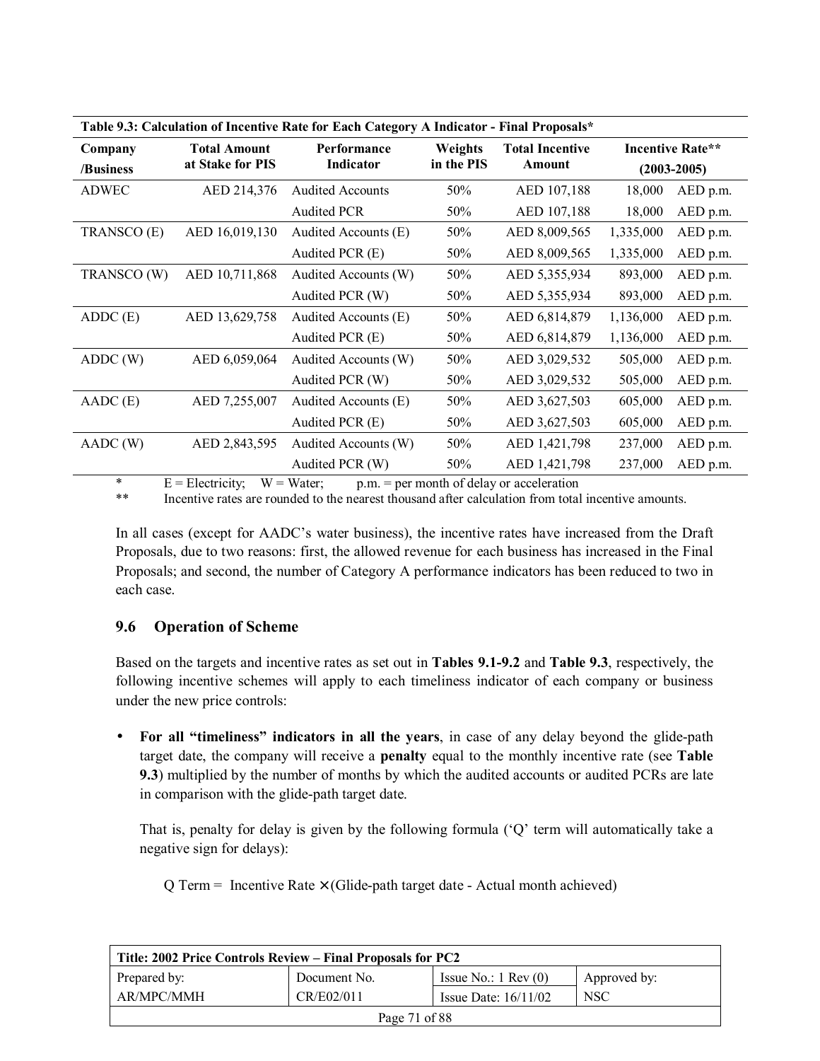**Table 9.3: Calculation of Incentive Rate for Each Category A Indicator - Final Proposals***

| Company /Business | Total Amount at Stake for PIS | Performance Indicator | Weights in the PIS | Total Incentive Amount | Incentive Rate** (2003-2005) | |
|---|---|---|---|---|---|---|
| ADWEC | AED 214,376 | Audited Accounts | 50% | AED 107,188 | 18,000 | AED p.m. |
| | | Audited PCR | 50% | AED 107,188 | 18,000 | AED p.m. |
| TRANSCO (E) | AED 16,019,130 | Audited Accounts (E) | 50% | AED 8,009,565 | 1,335,000 | AED p.m. |
| | | Audited PCR (E) | 50% | AED 8,009,565 | 1,335,000 | AED p.m. |
| TRANSCO (W) | AED 10,711,868 | Audited Accounts (W) | 50% | AED 5,355,934 | 893,000 | AED p.m. |
| | | Audited PCR (W) | 50% | AED 5,355,934 | 893,000 | AED p.m. |
| ADDC (E) | AED 13,629,758 | Audited Accounts (E) | 50% | AED 6,814,879 | 1,136,000 | AED p.m. |
| | | Audited PCR (E) | 50% | AED 6,814,879 | 1,136,000 | AED p.m. |
| ADDC (W) | AED 6,059,064 | Audited Accounts (W) | 50% | AED 3,029,532 | 505,000 | AED p.m. |
| | | Audited PCR (W) | 50% | AED 3,029,532 | 505,000 | AED p.m. |
| AADC (E) | AED 7,255,007 | Audited Accounts (E) | 50% | AED 3,627,503 | 605,000 | AED p.m. |
| | | Audited PCR (E) | 50% | AED 3,627,503 | 605,000 | AED p.m. |
| AADC (W) | AED 2,843,595 | Audited Accounts (W) | 50% | AED 1,421,798 | 237,000 | AED p.m. |
| | | Audited PCR (W) | 50% | AED 1,421,798 | 237,000 | AED p.m. |

\* E = Electricity; W = Water; p.m. = per month of delay or acceleration

\** Incentive rates are rounded to the nearest thousand after calculation from total incentive amounts.

In all cases (except for AADC's water business), the incentive rates have increased from the Draft Proposals, due to two reasons: first, the allowed revenue for each business has increased in the Final Proposals; and second, the number of Category A performance indicators has been reduced to two in each case.

## 9.6 Operation of Scheme

Based on the targets and incentive rates as set out in **Tables 9.1-9.2** and **Table 9.3**, respectively, the following incentive schemes will apply to each timeliness indicator of each company or business under the new price controls:

- **For all "timeliness" indicators in all the years**, in case of any delay beyond the glide-path target date, the company will receive a **penalty** equal to the monthly incentive rate (see **Table 9.3**) multiplied by the number of months by which the audited accounts or audited PCRs are late in comparison with the glide-path target date.

  That is, penalty for delay is given by the following formula ('Q' term will automatically take a negative sign for delays):

  $$\text{Q Term} = \text{Incentive Rate} \times (\text{Glide-path target date} - \text{Actual month achieved})$$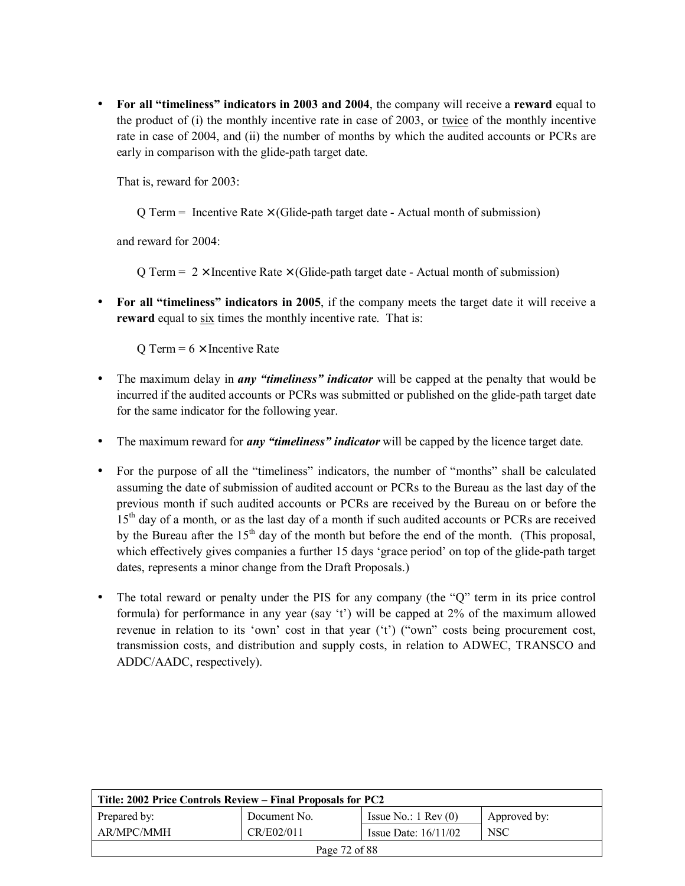- **For all "timeliness" indicators in 2003 and 2004**, the company will receive a **reward** equal to the product of (i) the monthly incentive rate in case of 2003, or twice of the monthly incentive rate in case of 2004, and (ii) the number of months by which the audited accounts or PCRs are early in comparison with the glide-path target date.

  That is, reward for 2003:

  $$\text{Q Term} = \text{Incentive Rate} \times (\text{Glide-path target date - Actual month of submission})$$

  and reward for 2004:

  $$\text{Q Term} = 2 \times \text{Incentive Rate} \times (\text{Glide-path target date - Actual month of submission})$$

- **For all "timeliness" indicators in 2005**, if the company meets the target date it will receive a **reward** equal to six times the monthly incentive rate. That is:

  $$\text{Q Term} = 6 \times \text{Incentive Rate}$$

- The maximum delay in ***any "timeliness" indicator*** will be capped at the penalty that would be incurred if the audited accounts or PCRs was submitted or published on the glide-path target date for the same indicator for the following year.

- The maximum reward for ***any "timeliness" indicator*** will be capped by the licence target date.

- For the purpose of all the "timeliness" indicators, the number of "months" shall be calculated assuming the date of submission of audited account or PCRs to the Bureau as the last day of the previous month if such audited accounts or PCRs are received by the Bureau on or before the 15th day of a month, or as the last day of a month if such audited accounts or PCRs are received by the Bureau after the 15th day of the month but before the end of the month. (This proposal, which effectively gives companies a further 15 days 'grace period' on top of the glide-path target dates, represents a minor change from the Draft Proposals.)

- The total reward or penalty under the PIS for any company (the "Q" term in its price control formula) for performance in any year (say 't') will be capped at 2% of the maximum allowed revenue in relation to its 'own' cost in that year ('t') ("own" costs being procurement cost, transmission costs, and distribution and supply costs, in relation to ADWEC, TRANSCO and ADDC/AADC, respectively).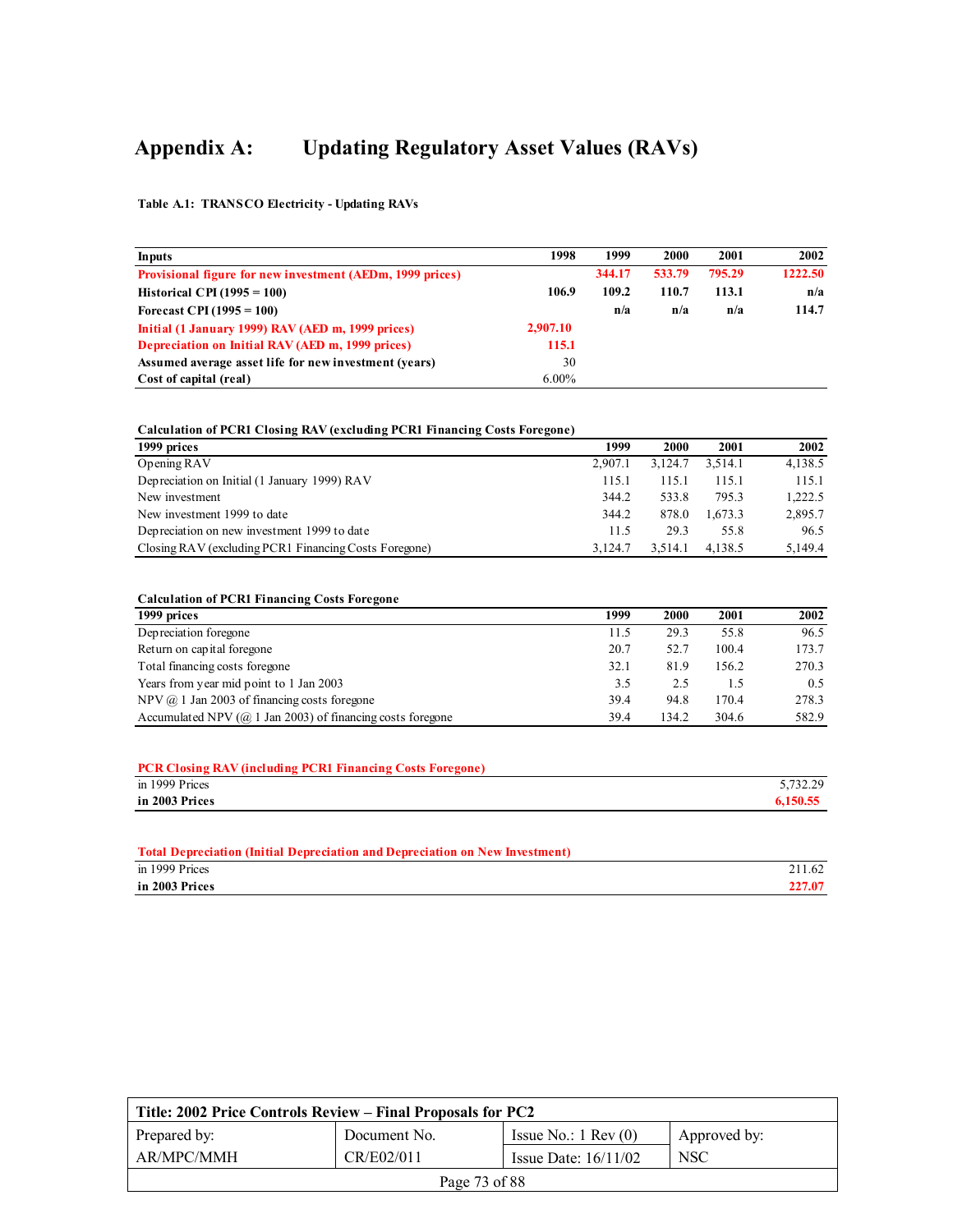# Appendix A: Updating Regulatory Asset Values (RAVs)

**Table A.1: TRANSCO Electricity - Updating RAVs**

| Inputs | 1998 | 1999 | 2000 | 2001 | 2002 |
|---|---|---|---|---|---|
| **Provisional figure for new investment (AEDm, 1999 prices)** | | **344.17** | **533.79** | **795.29** | **1222.50** |
| **Historical CPI (1995 = 100)** | **106.9** | **109.2** | **110.7** | **113.1** | **n/a** |
| **Forecast CPI (1995 = 100)** | | **n/a** | **n/a** | **n/a** | **114.7** |
| **Initial (1 January 1999) RAV (AED m, 1999 prices)** | **2,907.10** | | | | |
| **Depreciation on Initial RAV (AED m, 1999 prices)** | **115.1** | | | | |
| **Assumed average asset life for new investment (years)** | 30 | | | | |
| **Cost of capital (real)** | 6.00% | | | | |

**Calculation of PCR1 Closing RAV (excluding PCR1 Financing Costs Foregone)**

| 1999 prices | 1999 | 2000 | 2001 | 2002 |
|---|---|---|---|---|
| Opening RAV | 2,907.1 | 3,124.7 | 3,514.1 | 4,138.5 |
| Depreciation on Initial (1 January 1999) RAV | 115.1 | 115.1 | 115.1 | 115.1 |
| New investment | 344.2 | 533.8 | 795.3 | 1,222.5 |
| New investment 1999 to date | 344.2 | 878.0 | 1,673.3 | 2,895.7 |
| Depreciation on new investment 1999 to date | 11.5 | 29.3 | 55.8 | 96.5 |
| Closing RAV (excluding PCR1 Financing Costs Foregone) | 3,124.7 | 3,514.1 | 4,138.5 | 5,149.4 |

**Calculation of PCR1 Financing Costs Foregone**

| 1999 prices | 1999 | 2000 | 2001 | 2002 |
|---|---|---|---|---|
| Depreciation foregone | 11.5 | 29.3 | 55.8 | 96.5 |
| Return on capital foregone | 20.7 | 52.7 | 100.4 | 173.7 |
| Total financing costs foregone | 32.1 | 81.9 | 156.2 | 270.3 |
| Years from year mid point to 1 Jan 2003 | 3.5 | 2.5 | 1.5 | 0.5 |
| NPV @ 1 Jan 2003 of financing costs foregone | 39.4 | 94.8 | 170.4 | 278.3 |
| Accumulated NPV (@ 1 Jan 2003) of financing costs foregone | 39.4 | 134.2 | 304.6 | 582.9 |

**PCR Closing RAV (including PCR1 Financing Costs Foregone)**

| | |
|---|---|
| in 1999 Prices | 5,732.29 |
| **in 2003 Prices** | **6,150.55** |

**Total Depreciation (Initial Depreciation and Depreciation on New Investment)**

| | |
|---|---|
| in 1999 Prices | 211.62 |
| **in 2003 Prices** | **227.07** |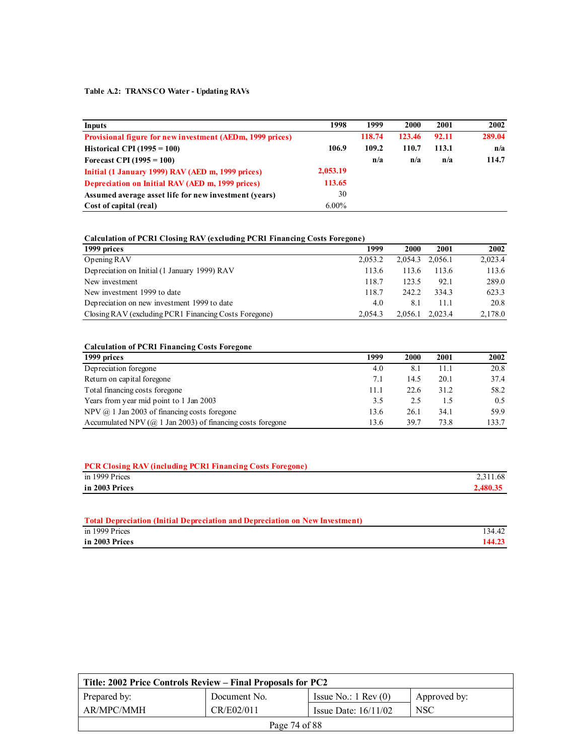**Table A.2: TRANSCO Water - Updating RAVs**

| **Inputs** | **1998** | **1999** | **2000** | **2001** | **2002** |
|---|---|---|---|---|---|
| **Provisional figure for new investment (AEDm, 1999 prices)** | | **118.74** | **123.46** | **92.11** | **289.04** |
| **Historical CPI (1995 = 100)** | **106.9** | **109.2** | **110.7** | **113.1** | **n/a** |
| **Forecast CPI (1995 = 100)** | | **n/a** | **n/a** | **n/a** | **114.7** |
| **Initial (1 January 1999) RAV (AED m, 1999 prices)** | **2,053.19** | | | | |
| **Depreciation on Initial RAV (AED m, 1999 prices)** | **113.65** | | | | |
| **Assumed average asset life for new investment (years)** | 30 | | | | |
| **Cost of capital (real)** | 6.00% | | | | |

**Calculation of PCR1 Closing RAV (excluding PCR1 Financing Costs Foregone)**

| **1999 prices** | **1999** | **2000** | **2001** | **2002** |
|---|---|---|---|---|
| Opening RAV | 2,053.2 | 2,054.3 | 2,056.1 | 2,023.4 |
| Depreciation on Initial (1 January 1999) RAV | 113.6 | 113.6 | 113.6 | 113.6 |
| New investment | 118.7 | 123.5 | 92.1 | 289.0 |
| New investment 1999 to date | 118.7 | 242.2 | 334.3 | 623.3 |
| Depreciation on new investment 1999 to date | 4.0 | 8.1 | 11.1 | 20.8 |
| Closing RAV (excluding PCR1 Financing Costs Foregone) | 2,054.3 | 2,056.1 | 2,023.4 | 2,178.0 |

**Calculation of PCR1 Financing Costs Foregone**

| **1999 prices** | **1999** | **2000** | **2001** | **2002** |
|---|---|---|---|---|
| Depreciation foregone | 4.0 | 8.1 | 11.1 | 20.8 |
| Return on capital foregone | 7.1 | 14.5 | 20.1 | 37.4 |
| Total financing costs foregone | 11.1 | 22.6 | 31.2 | 58.2 |
| Years from year mid point to 1 Jan 2003 | 3.5 | 2.5 | 1.5 | 0.5 |
| NPV @ 1 Jan 2003 of financing costs foregone | 13.6 | 26.1 | 34.1 | 59.9 |
| Accumulated NPV (@ 1 Jan 2003) of financing costs foregone | 13.6 | 39.7 | 73.8 | 133.7 |

**PCR Closing RAV (including PCR1 Financing Costs Foregone)**

| | |
|---|---|
| in 1999 Prices | 2,311.68 |
| **in 2003 Prices** | **2,480.35** |

**Total Depreciation (Initial Depreciation and Depreciation on New Investment)**

| | |
|---|---|
| in 1999 Prices | 134.42 |
| **in 2003 Prices** | **144.23** |

| **Title: 2002 Price Controls Review – Final Proposals for PC2** | | | |
|---|---|---|---|
| Prepared by: | Document No. | Issue No.: 1 Rev (0) | Approved by: |
| AR/MPC/MMH | CR/E02/011 | Issue Date: 16/11/02 | NSC |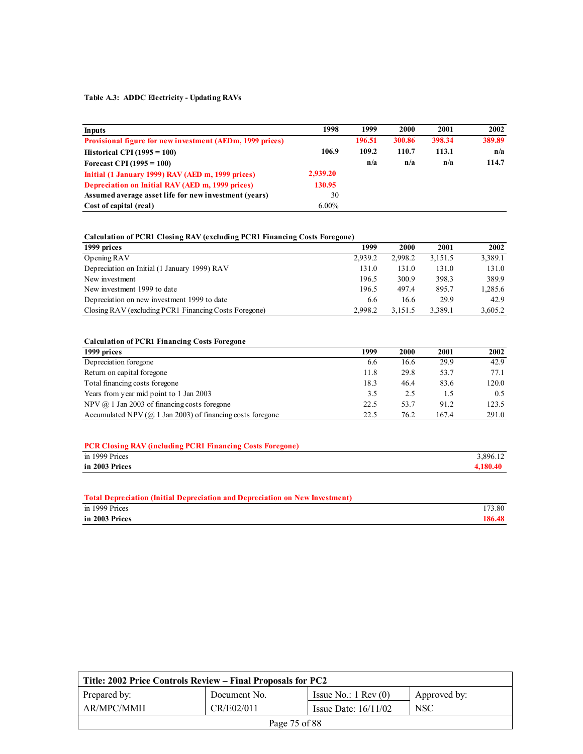**Table A.3: ADDC Electricity - Updating RAVs**

| Inputs | 1998 | 1999 | 2000 | 2001 | 2002 |
|---|---|---|---|---|---|
| **Provisional figure for new investment (AEDm, 1999 prices)** | | **196.51** | **300.86** | **398.34** | **389.89** |
| **Historical CPI (1995 = 100)** | **106.9** | **109.2** | **110.7** | **113.1** | **n/a** |
| **Forecast CPI (1995 = 100)** | | **n/a** | **n/a** | **n/a** | **114.7** |
| **Initial (1 January 1999) RAV (AED m, 1999 prices)** | **2,939.20** | | | | |
| **Depreciation on Initial RAV (AED m, 1999 prices)** | **130.95** | | | | |
| **Assumed average asset life for new investment (years)** | 30 | | | | |
| **Cost of capital (real)** | 6.00% | | | | |

**Calculation of PCR1 Closing RAV (excluding PCR1 Financing Costs Foregone)**

| 1999 prices | 1999 | 2000 | 2001 | 2002 |
|---|---|---|---|---|
| Opening RAV | 2,939.2 | 2,998.2 | 3,151.5 | 3,389.1 |
| Depreciation on Initial (1 January 1999) RAV | 131.0 | 131.0 | 131.0 | 131.0 |
| New investment | 196.5 | 300.9 | 398.3 | 389.9 |
| New investment 1999 to date | 196.5 | 497.4 | 895.7 | 1,285.6 |
| Depreciation on new investment 1999 to date | 6.6 | 16.6 | 29.9 | 42.9 |
| Closing RAV (excluding PCR1 Financing Costs Foregone) | 2,998.2 | 3,151.5 | 3,389.1 | 3,605.2 |

**Calculation of PCR1 Financing Costs Foregone**

| 1999 prices | 1999 | 2000 | 2001 | 2002 |
|---|---|---|---|---|
| Depreciation foregone | 6.6 | 16.6 | 29.9 | 42.9 |
| Return on capital foregone | 11.8 | 29.8 | 53.7 | 77.1 |
| Total financing costs foregone | 18.3 | 46.4 | 83.6 | 120.0 |
| Years from year mid point to 1 Jan 2003 | 3.5 | 2.5 | 1.5 | 0.5 |
| NPV @ 1 Jan 2003 of financing costs foregone | 22.5 | 53.7 | 91.2 | 123.5 |
| Accumulated NPV (@ 1 Jan 2003) of financing costs foregone | 22.5 | 76.2 | 167.4 | 291.0 |

**PCR Closing RAV (including PCR1 Financing Costs Foregone)**

| | |
|---|---|
| in 1999 Prices | 3,896.12 |
| **in 2003 Prices** | **4,180.40** |

**Total Depreciation (Initial Depreciation and Depreciation on New Investment)**

| | |
|---|---|
| in 1999 Prices | 173.80 |
| **in 2003 Prices** | **186.48** |

| Title: 2002 Price Controls Review – Final Proposals for PC2 | | | |
|---|---|---|---|
| Prepared by: | Document No. | Issue No.: 1 Rev (0) | Approved by: |
| AR/MPC/MMH | CR/E02/011 | Issue Date: 16/11/02 | NSC |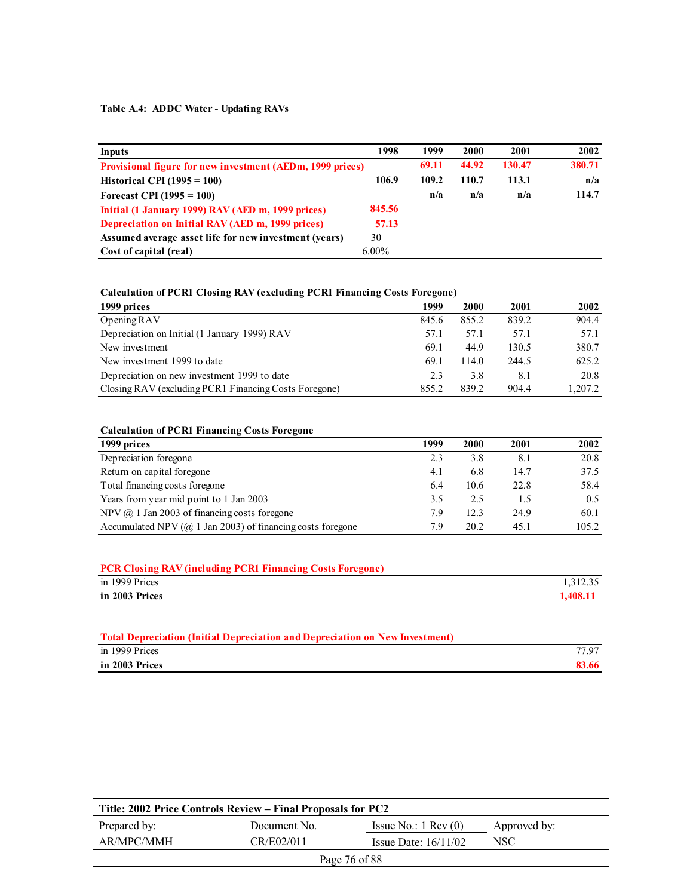**Table A.4: ADDC Water - Updating RAVs**

| Inputs | 1998 | 1999 | 2000 | 2001 | 2002 |
|---|---|---|---|---|---|
| Provisional figure for new investment (AEDm, 1999 prices) | | 69.11 | 44.92 | 130.47 | 380.71 |
| Historical CPI (1995 = 100) | 106.9 | 109.2 | 110.7 | 113.1 | n/a |
| Forecast CPI (1995 = 100) | | n/a | n/a | n/a | 114.7 |
| Initial (1 January 1999) RAV (AED m, 1999 prices) | 845.56 | | | | |
| Depreciation on Initial RAV (AED m, 1999 prices) | 57.13 | | | | |
| Assumed average asset life for new investment (years) | 30 | | | | |
| Cost of capital (real) | 6.00% | | | | |

**Calculation of PCR1 Closing RAV (excluding PCR1 Financing Costs Foregone)**

| 1999 prices | 1999 | 2000 | 2001 | 2002 |
|---|---|---|---|---|
| Opening RAV | 845.6 | 855.2 | 839.2 | 904.4 |
| Depreciation on Initial (1 January 1999) RAV | 57.1 | 57.1 | 57.1 | 57.1 |
| New investment | 69.1 | 44.9 | 130.5 | 380.7 |
| New investment 1999 to date | 69.1 | 114.0 | 244.5 | 625.2 |
| Depreciation on new investment 1999 to date | 2.3 | 3.8 | 8.1 | 20.8 |
| Closing RAV (excluding PCR1 Financing Costs Foregone) | 855.2 | 839.2 | 904.4 | 1,207.2 |

**Calculation of PCR1 Financing Costs Foregone**

| 1999 prices | 1999 | 2000 | 2001 | 2002 |
|---|---|---|---|---|
| Depreciation foregone | 2.3 | 3.8 | 8.1 | 20.8 |
| Return on capital foregone | 4.1 | 6.8 | 14.7 | 37.5 |
| Total financing costs foregone | 6.4 | 10.6 | 22.8 | 58.4 |
| Years from year mid point to 1 Jan 2003 | 3.5 | 2.5 | 1.5 | 0.5 |
| NPV @ 1 Jan 2003 of financing costs foregone | 7.9 | 12.3 | 24.9 | 60.1 |
| Accumulated NPV (@ 1 Jan 2003) of financing costs foregone | 7.9 | 20.2 | 45.1 | 105.2 |

**PCR Closing RAV (including PCR1 Financing Costs Foregone)**

| | |
|---|---|
| in 1999 Prices | 1,312.35 |
| **in 2003 Prices** | **1,408.11** |

**Total Depreciation (Initial Depreciation and Depreciation on New Investment)**

| | |
|---|---|
| in 1999 Prices | 77.97 |
| **in 2003 Prices** | **83.66** |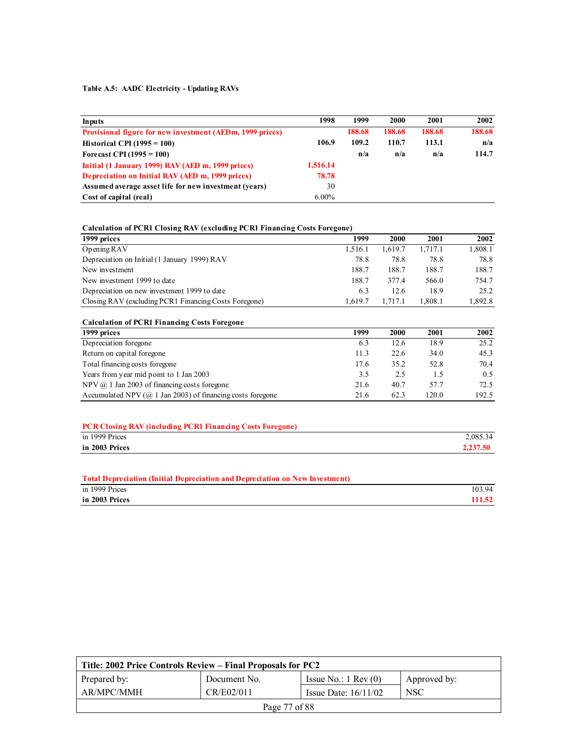**Table A.5: AADC Electricity - Updating RAVs**

| Inputs | 1998 | 1999 | 2000 | 2001 | 2002 |
|---|---|---|---|---|---|
| **Provisional figure for new investment (AEDm, 1999 prices)** | | **188.68** | **188.68** | **188.68** | **188.68** |
| **Historical CPI (1995 = 100)** | **106.9** | **109.2** | **110.7** | **113.1** | **n/a** |
| **Forecast CPI (1995 = 100)** | | **n/a** | **n/a** | **n/a** | **114.7** |
| **Initial (1 January 1999) RAV (AED m, 1999 prices)** | **1,516.14** | | | | |
| **Depreciation on Initial RAV (AED m, 1999 prices)** | **78.78** | | | | |
| **Assumed average asset life for new investment (years)** | 30 | | | | |
| **Cost of capital (real)** | 6.00% | | | | |

**Calculation of PCR1 Closing RAV (excluding PCR1 Financing Costs Foregone)**

| 1999 prices | 1999 | 2000 | 2001 | 2002 |
|---|---|---|---|---|
| Opening RAV | 1,516.1 | 1,619.7 | 1,717.1 | 1,808.1 |
| Depreciation on Initial (1 January 1999) RAV | 78.8 | 78.8 | 78.8 | 78.8 |
| New investment | 188.7 | 188.7 | 188.7 | 188.7 |
| New investment 1999 to date | 188.7 | 377.4 | 566.0 | 754.7 |
| Depreciation on new investment 1999 to date | 6.3 | 12.6 | 18.9 | 25.2 |
| Closing RAV (excluding PCR1 Financing Costs Foregone) | 1,619.7 | 1,717.1 | 1,808.1 | 1,892.8 |

**Calculation of PCR1 Financing Costs Foregone**

| 1999 prices | 1999 | 2000 | 2001 | 2002 |
|---|---|---|---|---|
| Depreciation foregone | 6.3 | 12.6 | 18.9 | 25.2 |
| Return on capital foregone | 11.3 | 22.6 | 34.0 | 45.3 |
| Total financing costs foregone | 17.6 | 35.2 | 52.8 | 70.4 |
| Years from year mid point to 1 Jan 2003 | 3.5 | 2.5 | 1.5 | 0.5 |
| NPV @ 1 Jan 2003 of financing costs foregone | 21.6 | 40.7 | 57.7 | 72.5 |
| Accumulated NPV (@ 1 Jan 2003) of financing costs foregone | 21.6 | 62.3 | 120.0 | 192.5 |

**PCR Closing RAV (including PCR1 Financing Costs Foregone)**

| | |
|---|---|
| in 1999 Prices | 2,085.34 |
| **in 2003 Prices** | **2,237.50** |

**Total Depreciation (Initial Depreciation and Depreciation on New Investment)**

| | |
|---|---|
| in 1999 Prices | 103.94 |
| **in 2003 Prices** | **111.52** |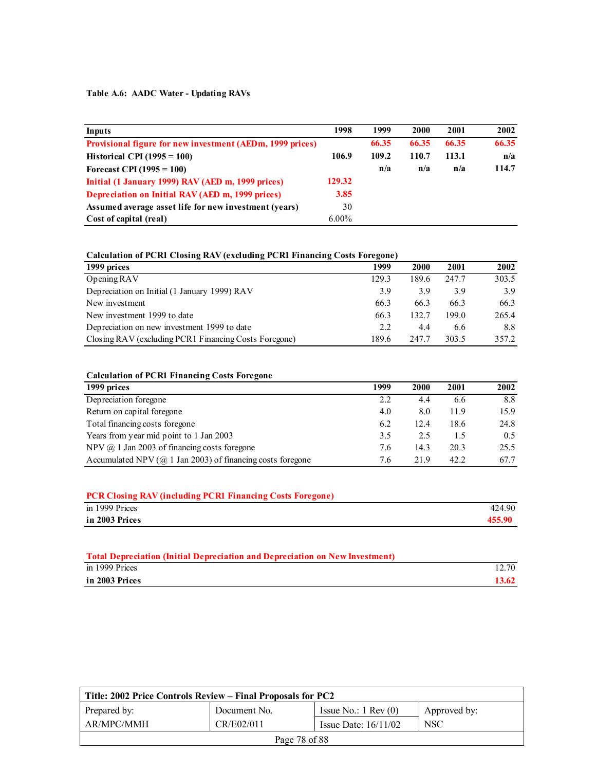**Table A.6: AADC Water - Updating RAVs**

| Inputs | 1998 | 1999 | 2000 | 2001 | 2002 |
|---|---|---|---|---|---|
| Provisional figure for new investment (AEDm, 1999 prices) | | 66.35 | 66.35 | 66.35 | 66.35 |
| Historical CPI (1995 = 100) | 106.9 | 109.2 | 110.7 | 113.1 | n/a |
| Forecast CPI (1995 = 100) | | n/a | n/a | n/a | 114.7 |
| Initial (1 January 1999) RAV (AED m, 1999 prices) | 129.32 | | | | |
| Depreciation on Initial RAV (AED m, 1999 prices) | 3.85 | | | | |
| Assumed average asset life for new investment (years) | 30 | | | | |
| Cost of capital (real) | 6.00% | | | | |

**Calculation of PCR1 Closing RAV (excluding PCR1 Financing Costs Foregone)**

| 1999 prices | 1999 | 2000 | 2001 | 2002 |
|---|---|---|---|---|
| Opening RAV | 129.3 | 189.6 | 247.7 | 303.5 |
| Depreciation on Initial (1 January 1999) RAV | 3.9 | 3.9 | 3.9 | 3.9 |
| New investment | 66.3 | 66.3 | 66.3 | 66.3 |
| New investment 1999 to date | 66.3 | 132.7 | 199.0 | 265.4 |
| Depreciation on new investment 1999 to date | 2.2 | 4.4 | 6.6 | 8.8 |
| Closing RAV (excluding PCR1 Financing Costs Foregone) | 189.6 | 247.7 | 303.5 | 357.2 |

**Calculation of PCR1 Financing Costs Foregone**

| 1999 prices | 1999 | 2000 | 2001 | 2002 |
|---|---|---|---|---|
| Depreciation foregone | 2.2 | 4.4 | 6.6 | 8.8 |
| Return on capital foregone | 4.0 | 8.0 | 11.9 | 15.9 |
| Total financing costs foregone | 6.2 | 12.4 | 18.6 | 24.8 |
| Years from year mid point to 1 Jan 2003 | 3.5 | 2.5 | 1.5 | 0.5 |
| NPV @ 1 Jan 2003 of financing costs foregone | 7.6 | 14.3 | 20.3 | 25.5 |
| Accumulated NPV (@ 1 Jan 2003) of financing costs foregone | 7.6 | 21.9 | 42.2 | 67.7 |

**PCR Closing RAV (including PCR1 Financing Costs Foregone)**

| | |
|---|---|
| in 1999 Prices | 424.90 |
| **in 2003 Prices** | **455.90** |

**Total Depreciation (Initial Depreciation and Depreciation on New Investment)**

| | |
|---|---|
| in 1999 Prices | 12.70 |
| **in 2003 Prices** | **13.62** |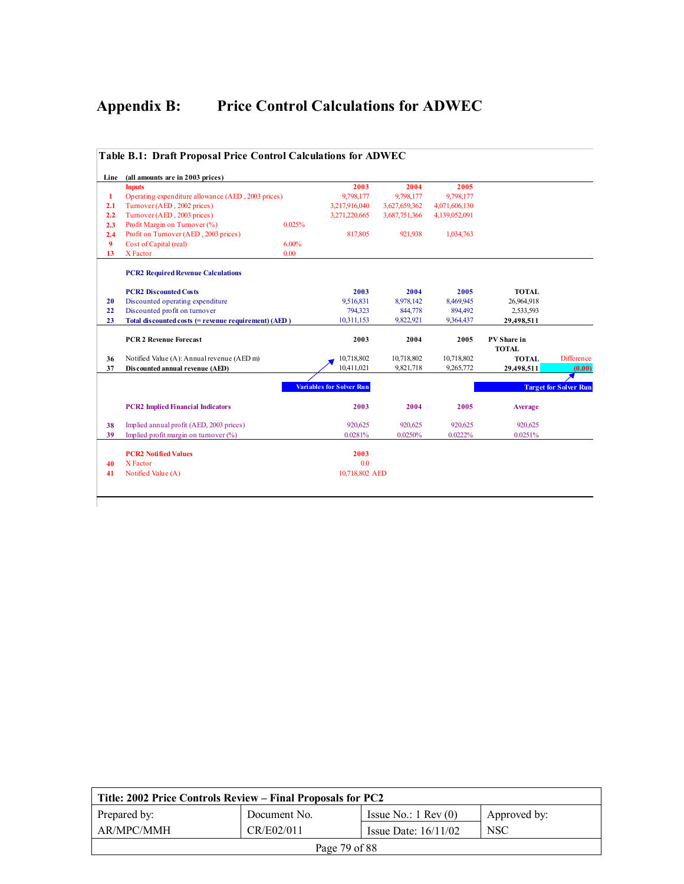# Appendix B: Price Control Calculations for ADWEC

**Table B.1: Draft Proposal Price Control Calculations for ADWEC**

| Line | (all amounts are in 2003 prices) | | 2003 | 2004 | 2005 | | |
|---|---|---|---|---|---|---|---|
| | **Inputs** | | **2003** | **2004** | **2005** | | |
| 1 | Operating expenditure allowance (AED , 2003 prices) | | 9,798,177 | 9,798,177 | 9,798,177 | | |
| 2.1 | Turnover (AED , 2002 prices) | | 3,217,916,040 | 3,627,659,362 | 4,071,606,130 | | |
| 2.2 | Turnover (AED , 2003 prices) | | 3,271,220,665 | 3,687,751,366 | 4,139,052,091 | | |
| 2.3 | Profit Margin on Turnover (%) | 0.025% | | | | | |
| 2.4 | Profit on Turnover (AED , 2003 prices) | | 817,805 | 921,938 | 1,034,763 | | |
| 9 | Cost of Capital (real) | 6.00% | | | | | |
| 13 | X Factor | 0.00 | | | | | |
| | **PCR2 Required Revenue Calculations** | | | | | | |
| | **PCR2 Discounted Costs** | | **2003** | **2004** | **2005** | **TOTAL** | |
| 20 | Discounted operating expenditure | | 9,516,831 | 8,978,142 | 8,469,945 | 26,964,918 | |
| 22 | Discounted profit on turnover | | 794,323 | 844,778 | 894,492 | 2,533,593 | |
| 23 | **Total discounted costs (= revenue requirement) (AED )** | | 10,311,153 | 9,822,921 | 9,364,437 | **29,498,511** | |
| | **PCR 2 Revenue Forecast** | | **2003** | **2004** | **2005** | **PV Share in TOTAL** | |
| 36 | Notified Value (A): Annual revenue (AED m) | | 10,718,802 | 10,718,802 | 10,718,802 | **TOTAL** | Difference |
| 37 | **Discounted annual revenue (AED)** | | 10,411,021 | 9,821,718 | 9,265,772 | **29,498,511** | **(0.00)** |
| | | | Variables for Solver Run | | | Target for Solver Run | |
| | **PCR2 Implied Financial Indicators** | | **2003** | **2004** | **2005** | **Average** | |
| 38 | Implied annual profit (AED, 2003 prices) | | 920,625 | 920,625 | 920,625 | 920,625 | |
| 39 | Implied profit margin on turnover (%) | | 0.0281% | 0.0250% | 0.0222% | 0.0251% | |
| | **PCR2 Notified Values** | | **2003** | | | | |
| 40 | X Factor | | 0.0 | | | | |
| 41 | Notified Value (A) | | 10,718,802 AED | | | | |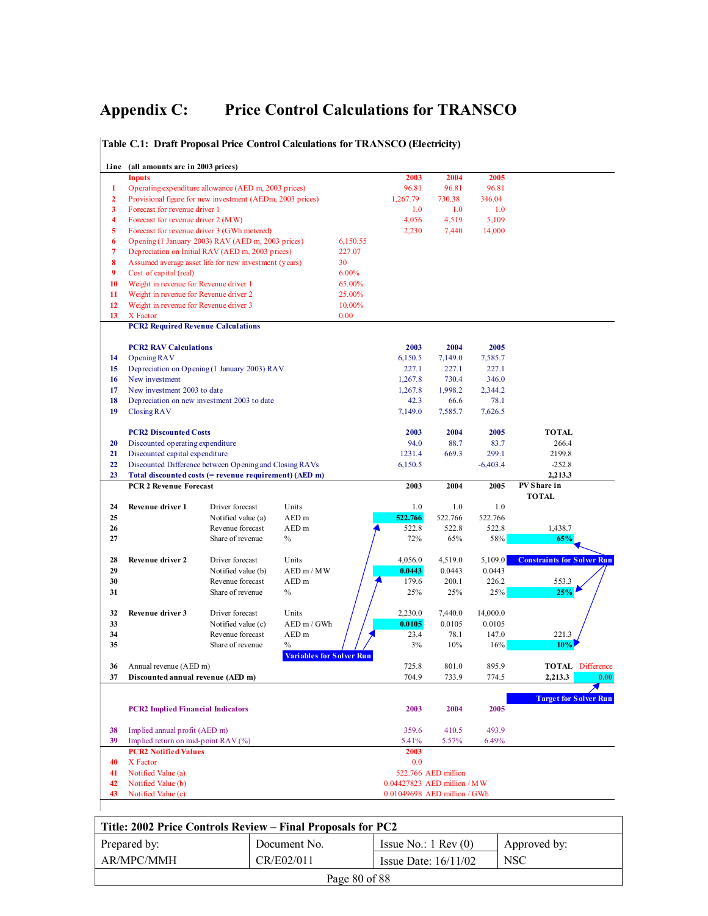# Appendix C: Price Control Calculations for TRANSCO

**Table C.1: Draft Proposal Price Control Calculations for TRANSCO (Electricity)**

| Line | (all amounts are in 2003 prices) | | | | | 2003 | 2004 | 2005 | |
|---|---|---|---|---|---|---|---|---|---|
| | **Inputs** | | | | | **2003** | **2004** | **2005** | |
| 1 | Operating expenditure allowance (AED m, 2003 prices) | | | | | 96.81 | 96.81 | 96.81 | |
| 2 | Provisional figure for new investment (AEDm, 2003 prices) | | | | | 1,267.79 | 730.38 | 346.04 | |
| 3 | Forecast for revenue driver 1 | | | | | 1.0 | 1.0 | 1.0 | |
| 4 | Forecast for revenue driver 2 (MW) | | | | | 4,056 | 4,519 | 5,109 | |
| 5 | Forecast for revenue driver 3 (GWh metered) | | | | | 2,230 | 7,440 | 14,000 | |
| 6 | Opening (1 January 2003) RAV (AED m, 2003 prices) | | | | 6,150.55 | | | | |
| 7 | Depreciation on Initial RAV (AED m, 2003 prices) | | | | 227.07 | | | | |
| 8 | Assumed average asset life for new investment (years) | | | | 30 | | | | |
| 9 | Cost of capital (real) | | | | 6.00% | | | | |
| 10 | Weight in revenue for Revenue driver 1 | | | | 65.00% | | | | |
| 11 | Weight in revenue for Revenue driver 2 | | | | 25.00% | | | | |
| 12 | Weight in revenue for Revenue driver 3 | | | | 10.00% | | | | |
| 13 | X Factor | | | | 0.00 | | | | |
| | **PCR2 Required Revenue Calculations** | | | | | | | | |
| | **PCR2 RAV Calculations** | | | | | **2003** | **2004** | **2005** | |
| 14 | Opening RAV | | | | | 6,150.5 | 7,149.0 | 7,585.7 | |
| 15 | Depreciation on Opening (1 January 2003) RAV | | | | | 227.1 | 227.1 | 227.1 | |
| 16 | New investment | | | | | 1,267.8 | 730.4 | 346.0 | |
| 17 | New investment 2003 to date | | | | | 1,267.8 | 1,998.2 | 2,344.2 | |
| 18 | Depreciation on new investment 2003 to date | | | | | 42.3 | 66.6 | 78.1 | |
| 19 | Closing RAV | | | | | 7,149.0 | 7,585.7 | 7,626.5 | |
| | **PCR2 Discounted Costs** | | | | | **2003** | **2004** | **2005** | **TOTAL** |
| 20 | Discounted operating expenditure | | | | | 94.0 | 88.7 | 83.7 | 266.4 |
| 21 | Discounted capital expenditure | | | | | 1231.4 | 669.3 | 299.1 | 2199.8 |
| 22 | Discounted Difference between Opening and Closing RAVs | | | | | 6,150.5 | | -6,403.4 | -252.8 |
| 23 | **Total discounted costs (= revenue requirement) (AED m)** | | | | | | | | **2,213.3** |
| | **PCR 2 Revenue Forecast** | | | | | **2003** | **2004** | **2005** | **PV Share in TOTAL** |
| 24 | **Revenue driver 1** | Driver forecast | Units | | | 1.0 | 1.0 | 1.0 | |
| 25 | | Notified value (a) | AED m | | | **522.766** | 522.766 | 522.766 | |
| 26 | | Revenue forecast | AED m | | | 522.8 | 522.8 | 522.8 | 1,438.7 |
| 27 | | Share of revenue | % | | | 72% | 65% | 58% | **65%** |
| 28 | **Revenue driver 2** | Driver forecast | Units | | | 4,056.0 | 4,519.0 | 5,109.0 | **Constraints for Solver Run** |
| 29 | | Notified value (b) | AED m / MW | | | **0.0443** | 0.0443 | 0.0443 | |
| 30 | | Revenue forecast | AED m | | | 179.6 | 200.1 | 226.2 | 553.3 |
| 31 | | Share of revenue | % | | | 25% | 25% | 25% | **25%** |
| 32 | **Revenue driver 3** | Driver forecast | Units | | | 2,230.0 | 7,440.0 | 14,000.0 | |
| 33 | | Notified value (c) | AED m / GWh | | | **0.0105** | 0.0105 | 0.0105 | |
| 34 | | Revenue forecast | AED m | | | 23.4 | 78.1 | 147.0 | 221.3 |
| 35 | | Share of revenue | % | | **Variables for Solver Run** | 3% | 10% | 16% | **10%** |
| 36 | Annual revenue (AED m) | | | | | 725.8 | 801.0 | 895.9 | **TOTAL** Difference |
| 37 | **Discounted annual revenue (AED m)** | | | | | 704.9 | 733.9 | 774.5 | **2,213.3** 0.00 |
| | | | | | | | | | **Target for Solver Run** |
| | **PCR2 Implied Financial Indicators** | | | | | **2003** | **2004** | **2005** | |
| 38 | Implied annual profit (AED m) | | | | | 359.6 | 410.5 | 493.9 | |
| 39 | Implied return on mid-point RAV (%) | | | | | 5.41% | 5.57% | 6.49% | |
| | **PCR2 Notified Values** | | | | | **2003** | | | |
| 40 | X Factor | | | | | 0.0 | | | |
| 41 | Notified Value (a) | | | | | 522.766 AED million | | | |
| 42 | Notified Value (b) | | | | | 0.04427823 AED million / MW | | | |
| 43 | Notified Value (c) | | | | | 0.01049698 AED million / GWh | | | |

| Title: 2002 Price Controls Review – Final Proposals for PC2 | | | |
|---|---|---|---|
| Prepared by: | Document No. | Issue No.: 1 Rev (0) | Approved by: |
| AR/MPC/MMH | CR/E02/011 | Issue Date: 16/11/02 | NSC |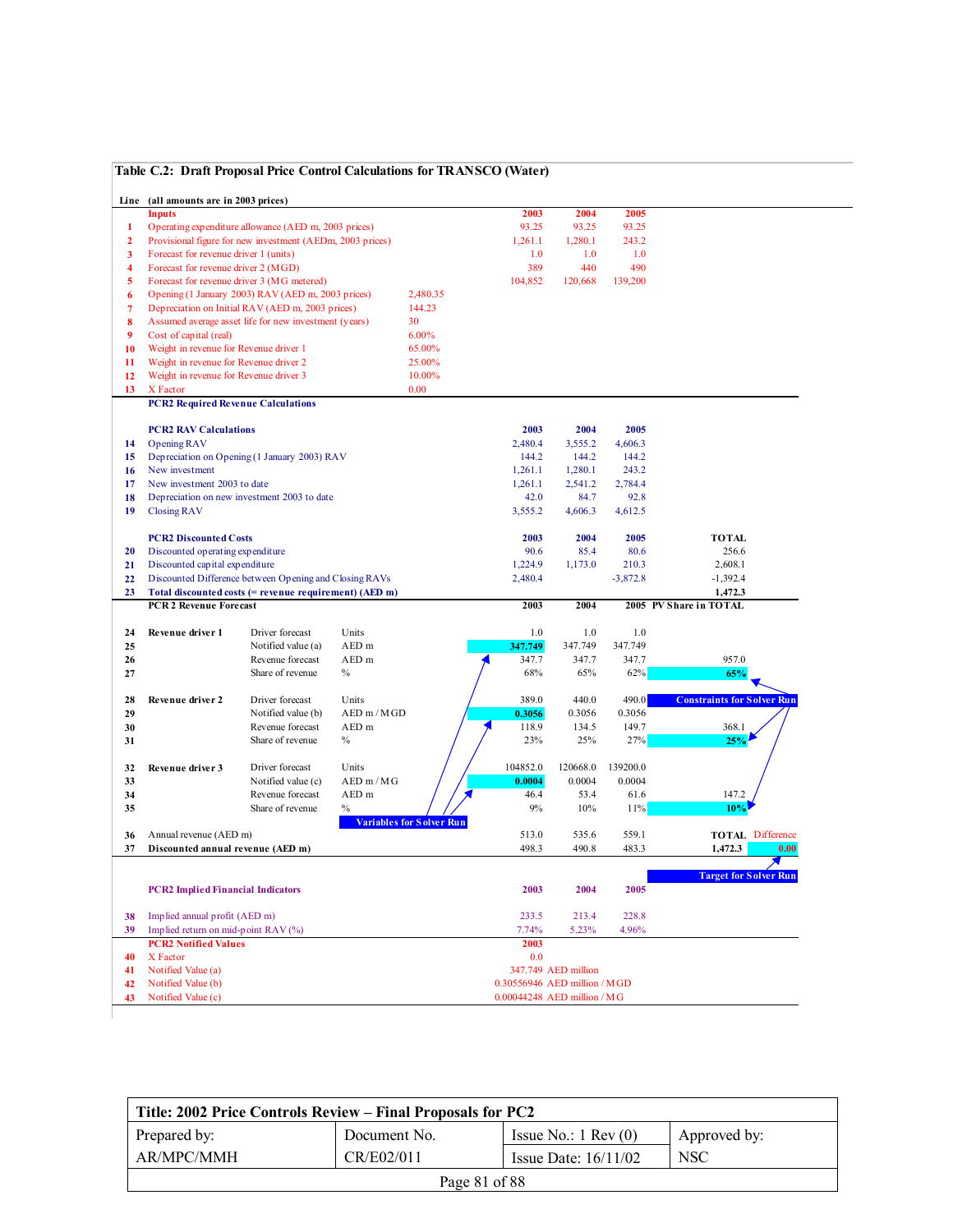### Table C.2: Draft Proposal Price Control Calculations for TRANSCO (Water)

| Line | (all amounts are in 2003 prices) | | | | 2003 | 2004 | 2005 | |
|---|---|---|---|---|---|---|---|---|
| | **Inputs** | | | | **2003** | **2004** | **2005** | |
| 1 | Operating expenditure allowance (AED m, 2003 prices) | | | | 93.25 | 93.25 | 93.25 | |
| 2 | Provisional figure for new investment (AEDm, 2003 prices) | | | | 1,261.1 | 1,280.1 | 243.2 | |
| 3 | Forecast for revenue driver 1 (units) | | | | 1.0 | 1.0 | 1.0 | |
| 4 | Forecast for revenue driver 2 (MGD) | | | | 389 | 440 | 490 | |
| 5 | Forecast for revenue driver 3 (MG metered) | | | | 104,852 | 120,668 | 139,200 | |
| 6 | Opening (1 January 2003) RAV (AED m, 2003 prices) | | | 2,480.35 | | | | |
| 7 | Depreciation on Initial RAV (AED m, 2003 prices) | | | 144.23 | | | | |
| 8 | Assumed average asset life for new investment (years) | | | 30 | | | | |
| 9 | Cost of capital (real) | | | 6.00% | | | | |
| 10 | Weight in revenue for Revenue driver 1 | | | 65.00% | | | | |
| 11 | Weight in revenue for Revenue driver 2 | | | 25.00% | | | | |
| 12 | Weight in revenue for Revenue driver 3 | | | 10.00% | | | | |
| 13 | X Factor | | | 0.00 | | | | |
| | **PCR2 Required Revenue Calculations** | | | | | | | |
| | **PCR2 RAV Calculations** | | | | **2003** | **2004** | **2005** | |
| 14 | Opening RAV | | | | 2,480.4 | 3,555.2 | 4,606.3 | |
| 15 | Depreciation on Opening (1 January 2003) RAV | | | | 144.2 | 144.2 | 144.2 | |
| 16 | New investment | | | | 1,261.1 | 1,280.1 | 243.2 | |
| 17 | New investment 2003 to date | | | | 1,261.1 | 2,541.2 | 2,784.4 | |
| 18 | Depreciation on new investment 2003 to date | | | | 42.0 | 84.7 | 92.8 | |
| 19 | Closing RAV | | | | 3,555.2 | 4,606.3 | 4,612.5 | |
| | **PCR2 Discounted Costs** | | | | **2003** | **2004** | **2005** | **TOTAL** |
| 20 | Discounted operating expenditure | | | | 90.6 | 85.4 | 80.6 | 256.6 |
| 21 | Discounted capital expenditure | | | | 1,224.9 | 1,173.0 | 210.3 | 2,608.1 |
| 22 | Discounted Difference between Opening and Closing RAVs | | | | 2,480.4 | | -3,872.8 | -1,392.4 |
| 23 | **Total discounted costs (= revenue requirement) (AED m)** | | | | | | | **1,472.3** |
| | **PCR 2 Revenue Forecast** | | | | **2003** | **2004** | **2005** | **PV Share in TOTAL** |
| 24 | **Revenue driver 1** | Driver forecast | Units | | 1.0 | 1.0 | 1.0 | |
| 25 | | Notified value (a) | AED m | | **347.749** | 347.749 | 347.749 | |
| 26 | | Revenue forecast | AED m | | 347.7 | 347.7 | 347.7 | 957.0 |
| 27 | | Share of revenue | % | | 68% | 65% | 62% | **65%** |
| 28 | **Revenue driver 2** | Driver forecast | Units | | 389.0 | 440.0 | 490.0 | |
| 29 | | Notified value (b) | AED m / MGD | | **0.3056** | 0.3056 | 0.3056 | |
| 30 | | Revenue forecast | AED m | | 118.9 | 134.5 | 149.7 | 368.1 |
| 31 | | Share of revenue | % | | 23% | 25% | 27% | **25%** |
| 32 | **Revenue driver 3** | Driver forecast | Units | | 104852.0 | 120668.0 | 139200.0 | |
| 33 | | Notified value (c) | AED m / MG | | **0.0004** | 0.0004 | 0.0004 | |
| 34 | | Revenue forecast | AED m | | 46.4 | 53.4 | 61.6 | 147.2 |
| 35 | | Share of revenue | % | | 9% | 10% | 11% | **10%** |
| 36 | Annual revenue (AED m) | | | | 513.0 | 535.6 | 559.1 | **TOTAL** / Difference |
| 37 | **Discounted annual revenue (AED m)** | | | | 498.3 | 490.8 | 483.3 | **1,472.3** / **0.00** |
| | **PCR2 Implied Financial Indicators** | | | | **2003** | **2004** | **2005** | |
| 38 | Implied annual profit (AED m) | | | | 233.5 | 213.4 | 228.8 | |
| 39 | Implied return on mid-point RAV (%) | | | | 7.74% | 5.23% | 4.96% | |
| | **PCR2 Notified Values** | | | | **2003** | | | |
| 40 | X Factor | | | | 0.0 | | | |
| 41 | Notified Value (a) | | | | 347.749 AED million | | | |
| 42 | Notified Value (b) | | | | 0.30556946 AED million / MGD | | | |
| 43 | Notified Value (c) | | | | 0.00044248 AED million / MG | | | |

Variables for Solver Run (lines 25, 29, 33 – 2003 notified values); Constraints for Solver Run (lines 27, 31, 35 – PV shares); Target for Solver Run (line 37 – Difference)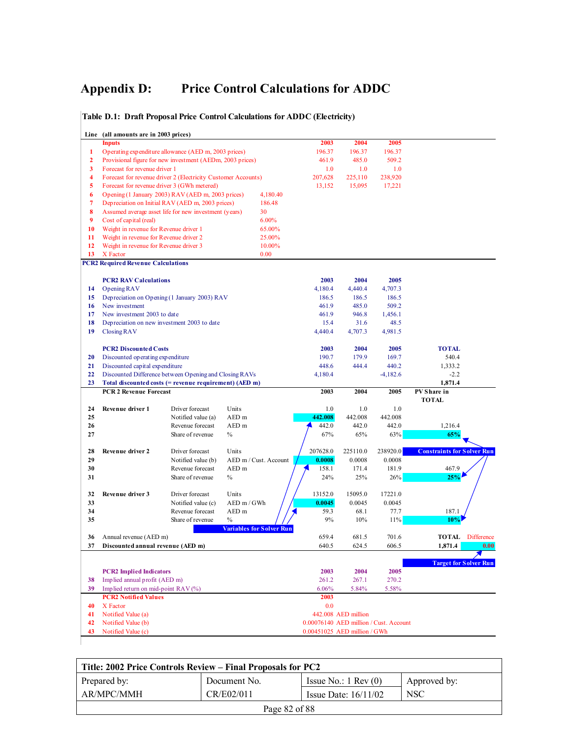# Appendix D: Price Control Calculations for ADDC

**Table D.1: Draft Proposal Price Control Calculations for ADDC (Electricity)**

| Line | (all amounts are in 2003 prices) | | | | 2003 | 2004 | 2005 | | |
|---|---|---|---|---|---|---|---|---|---|
| | **Inputs** | | | | **2003** | **2004** | **2005** | | |
| 1 | Operating expenditure allowance (AED m, 2003 prices) | | | | 196.37 | 196.37 | 196.37 | | |
| 2 | Provisional figure for new investment (AEDm, 2003 prices) | | | | 461.9 | 485.0 | 509.2 | | |
| 3 | Forecast for revenue driver 1 | | | | 1.0 | 1.0 | 1.0 | | |
| 4 | Forecast for revenue driver 2 (Electricity Customer Accounts) | | | | 207,628 | 225,110 | 238,920 | | |
| 5 | Forecast for revenue driver 3 (GWh metered) | | | | 13,152 | 15,095 | 17,221 | | |
| 6 | Opening (1 January 2003) RAV (AED m, 2003 prices) | | | 4,180.40 | | | | | |
| 7 | Depreciation on Initial RAV (AED m, 2003 prices) | | | 186.48 | | | | | |
| 8 | Assumed average asset life for new investment (years) | | | 30 | | | | | |
| 9 | Cost of capital (real) | | | 6.00% | | | | | |
| 10 | Weight in revenue for Revenue driver 1 | | | 65.00% | | | | | |
| 11 | Weight in revenue for Revenue driver 2 | | | 25.00% | | | | | |
| 12 | Weight in revenue for Revenue driver 3 | | | 10.00% | | | | | |
| 13 | X Factor | | | 0.00 | | | | | |
| | **PCR2 Required Revenue Calculations** | | | | | | | | |
| | **PCR2 RAV Calculations** | | | | **2003** | **2004** | **2005** | | |
| 14 | Opening RAV | | | | 4,180.4 | 4,440.4 | 4,707.3 | | |
| 15 | Depreciation on Opening (1 January 2003) RAV | | | | 186.5 | 186.5 | 186.5 | | |
| 16 | New investment | | | | 461.9 | 485.0 | 509.2 | | |
| 17 | New investment 2003 to date | | | | 461.9 | 946.8 | 1,456.1 | | |
| 18 | Depreciation on new investment 2003 to date | | | | 15.4 | 31.6 | 48.5 | | |
| 19 | Closing RAV | | | | 4,440.4 | 4,707.3 | 4,981.5 | | |
| | **PCR2 Discounted Costs** | | | | **2003** | **2004** | **2005** | **TOTAL** | |
| 20 | Discounted operating expenditure | | | | 190.7 | 179.9 | 169.7 | 540.4 | |
| 21 | Discounted capital expenditure | | | | 448.6 | 444.4 | 440.2 | 1,333.2 | |
| 22 | Discounted Difference between Opening and Closing RAVs | | | | 4,180.4 | | -4,182.6 | -2.2 | |
| 23 | **Total discounted costs (= revenue requirement) (AED m)** | | | | | | | **1,871.4** | |
| | **PCR 2 Revenue Forecast** | | | | **2003** | **2004** | **2005** | **PV Share in TOTAL** | |
| 24 | **Revenue driver 1** | Driver forecast | Units | | 1.0 | 1.0 | 1.0 | | |
| 25 | | Notified value (a) | AED m | | **442.008** | 442.008 | 442.008 | | |
| 26 | | Revenue forecast | AED m | | 442.0 | 442.0 | 442.0 | 1,216.4 | |
| 27 | | Share of revenue | % | | 67% | 65% | 63% | **65%** | |
| 28 | **Revenue driver 2** | Driver forecast | Units | | 207628.0 | 225110.0 | 238920.0 | **Constraints for Solver Run** | |
| 29 | | Notified value (b) | AED m / Cust. Account | | **0.0008** | 0.0008 | 0.0008 | | |
| 30 | | Revenue forecast | AED m | | 158.1 | 171.4 | 181.9 | 467.9 | |
| 31 | | Share of revenue | % | | 24% | 25% | 26% | **25%** | |
| 32 | **Revenue driver 3** | Driver forecast | Units | | 13152.0 | 15095.0 | 17221.0 | | |
| 33 | | Notified value (c) | AED m / GWh | | **0.0045** | 0.0045 | 0.0045 | | |
| 34 | | Revenue forecast | AED m | | 59.3 | 68.1 | 77.7 | 187.1 | |
| 35 | | Share of revenue | % | **Variables for Solver Run** | 9% | 10% | 11% | **10%** | |
| 36 | Annual revenue (AED m) | | | | 659.4 | 681.5 | 701.6 | **TOTAL** | Difference |
| 37 | **Discounted annual revenue (AED m)** | | | | 640.5 | 624.5 | 606.5 | **1,871.4** | **0.00** |
| | | | | | | | | **Target for Solver Run** | |
| | **PCR2 Implied Indicators** | | | | **2003** | **2004** | **2005** | | |
| 38 | Implied annual profit (AED m) | | | | 261.2 | 267.1 | 270.2 | | |
| 39 | Implied return on mid-point RAV (%) | | | | 6.06% | 5.84% | 5.58% | | |
| | **PCR2 Notified Values** | | | | **2003** | | | | |
| 40 | X Factor | | | | 0.0 | | | | |
| 41 | Notified Value (a) | | | | 442.008 | AED million | | | |
| 42 | Notified Value (b) | | | | 0.00076140 | AED million / Cust. Account | | | |
| 43 | Notified Value (c) | | | | 0.00451025 | AED million / GWh | | | |

| Title: 2002 Price Controls Review – Final Proposals for PC2 | | | |
|---|---|---|---|
| Prepared by: | Document No. | Issue No.: 1 Rev (0) | Approved by: |
| AR/MPC/MMH | CR/E02/011 | Issue Date: 16/11/02 | NSC |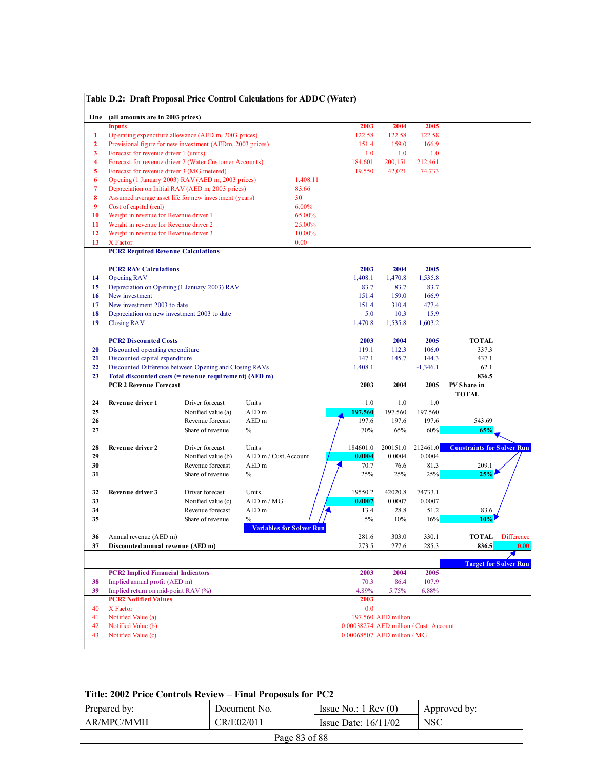## Table D.2: Draft Proposal Price Control Calculations for ADDC (Water)

| Line | (all amounts are in 2003 prices) | | | | 2003 | 2004 | 2005 | |
|---|---|---|---|---|---|---|---|---|
| | **Inputs** | | | | **2003** | **2004** | **2005** | |
| 1 | Operating expenditure allowance (AED m, 2003 prices) | | | | 122.58 | 122.58 | 122.58 | |
| 2 | Provisional figure for new investment (AEDm, 2003 prices) | | | | 151.4 | 159.0 | 166.9 | |
| 3 | Forecast for revenue driver 1 (units) | | | | 1.0 | 1.0 | 1.0 | |
| 4 | Forecast for revenue driver 2 (Water Customer Accounts) | | | | 184,601 | 200,151 | 212,461 | |
| 5 | Forecast for revenue driver 3 (MG metered) | | | | 19,550 | 42,021 | 74,733 | |
| 6 | Opening (1 January 2003) RAV (AED m, 2003 prices) | | | 1,408.11 | | | | |
| 7 | Depreciation on Initial RAV (AED m, 2003 prices) | | | 83.66 | | | | |
| 8 | Assumed average asset life for new investment (years) | | | 30 | | | | |
| 9 | Cost of capital (real) | | | 6.00% | | | | |
| 10 | Weight in revenue for Revenue driver 1 | | | 65.00% | | | | |
| 11 | Weight in revenue for Revenue driver 2 | | | 25.00% | | | | |
| 12 | Weight in revenue for Revenue driver 3 | | | 10.00% | | | | |
| 13 | X Factor | | | 0.00 | | | | |
| | **PCR2 Required Revenue Calculations** | | | | | | | |
| | **PCR2 RAV Calculations** | | | | **2003** | **2004** | **2005** | |
| 14 | Opening RAV | | | | 1,408.1 | 1,470.8 | 1,535.8 | |
| 15 | Depreciation on Opening (1 January 2003) RAV | | | | 83.7 | 83.7 | 83.7 | |
| 16 | New investment | | | | 151.4 | 159.0 | 166.9 | |
| 17 | New investment 2003 to date | | | | 151.4 | 310.4 | 477.4 | |
| 18 | Depreciation on new investment 2003 to date | | | | 5.0 | 10.3 | 15.9 | |
| 19 | Closing RAV | | | | 1,470.8 | 1,535.8 | 1,603.2 | |
| | **PCR2 Discounted Costs** | | | | **2003** | **2004** | **2005** | **TOTAL** |
| 20 | Discounted operating expenditure | | | | 119.1 | 112.3 | 106.0 | 337.3 |
| 21 | Discounted capital expenditure | | | | 147.1 | 145.7 | 144.3 | 437.1 |
| 22 | Discounted Difference between Opening and Closing RAVs | | | | 1,408.1 | | -1,346.1 | 62.1 |
| 23 | **Total discounted costs (= revenue requirement) (AED m)** | | | | | | | **836.5** |
| | **PCR 2 Revenue Forecast** | | | | **2003** | **2004** | **2005** | **PV Share in TOTAL** |
| 24 | **Revenue driver 1** | Driver forecast | Units | | 1.0 | 1.0 | 1.0 | |
| 25 | | Notified value (a) | AED m | | **197.560** | 197.560 | 197.560 | |
| 26 | | Revenue forecast | AED m | | 197.6 | 197.6 | 197.6 | 543.69 |
| 27 | | Share of revenue | % | | 70% | 65% | 60% | **65%** |
| 28 | **Revenue driver 2** | Driver forecast | Units | | 184601.0 | 200151.0 | 212461.0 | **Constraints for Solver Run** |
| 29 | | Notified value (b) | AED m / Cust.Account | | **0.0004** | 0.0004 | 0.0004 | |
| 30 | | Revenue forecast | AED m | | 70.7 | 76.6 | 81.3 | 209.1 |
| 31 | | Share of revenue | % | | 25% | 25% | 25% | **25%** |
| 32 | **Revenue driver 3** | Driver forecast | Units | | 19550.2 | 42020.8 | 74733.1 | |
| 33 | | Notified value (c) | AED m / MG | | **0.0007** | 0.0007 | 0.0007 | |
| 34 | | Revenue forecast | AED m | | 13.4 | 28.8 | 51.2 | 83.6 |
| 35 | | Share of revenue | % | | 5% | 10% | 16% | **10%** |
| | | | | **Variables for Solver Run** | | | | |
| 36 | Annual revenue (AED m) | | | | 281.6 | 303.0 | 330.1 | **TOTAL** — Difference |
| 37 | **Discounted annual revenue (AED m)** | | | | 273.5 | 277.6 | 285.3 | **836.5** — **0.00** |
| | | | | | | | | **Target for Solver Run** |
| | **PCR2 Implied Financial Indicators** | | | | **2003** | **2004** | **2005** | |
| 38 | Implied annual profit (AED m) | | | | 70.3 | 86.4 | 107.9 | |
| 39 | Implied return on mid-point RAV (%) | | | | 4.89% | 5.75% | 6.88% | |
| | **PCR2 Notified Values** | | | | **2003** | | | |
| 40 | X Factor | | | | 0.0 | | | |
| 41 | Notified Value (a) | | | | 197.560 AED million | | | |
| 42 | Notified Value (b) | | | | 0.00038274 AED million / Cust. Account | | | |
| 43 | Notified Value (c) | | | | 0.00068507 AED million / MG | | | |

| Title: 2002 Price Controls Review – Final Proposals for PC2 | | | |
|---|---|---|---|
| Prepared by: | Document No. | Issue No.: 1 Rev (0) | Approved by: |
| AR/MPC/MMH | CR/E02/011 | Issue Date: 16/11/02 | NSC |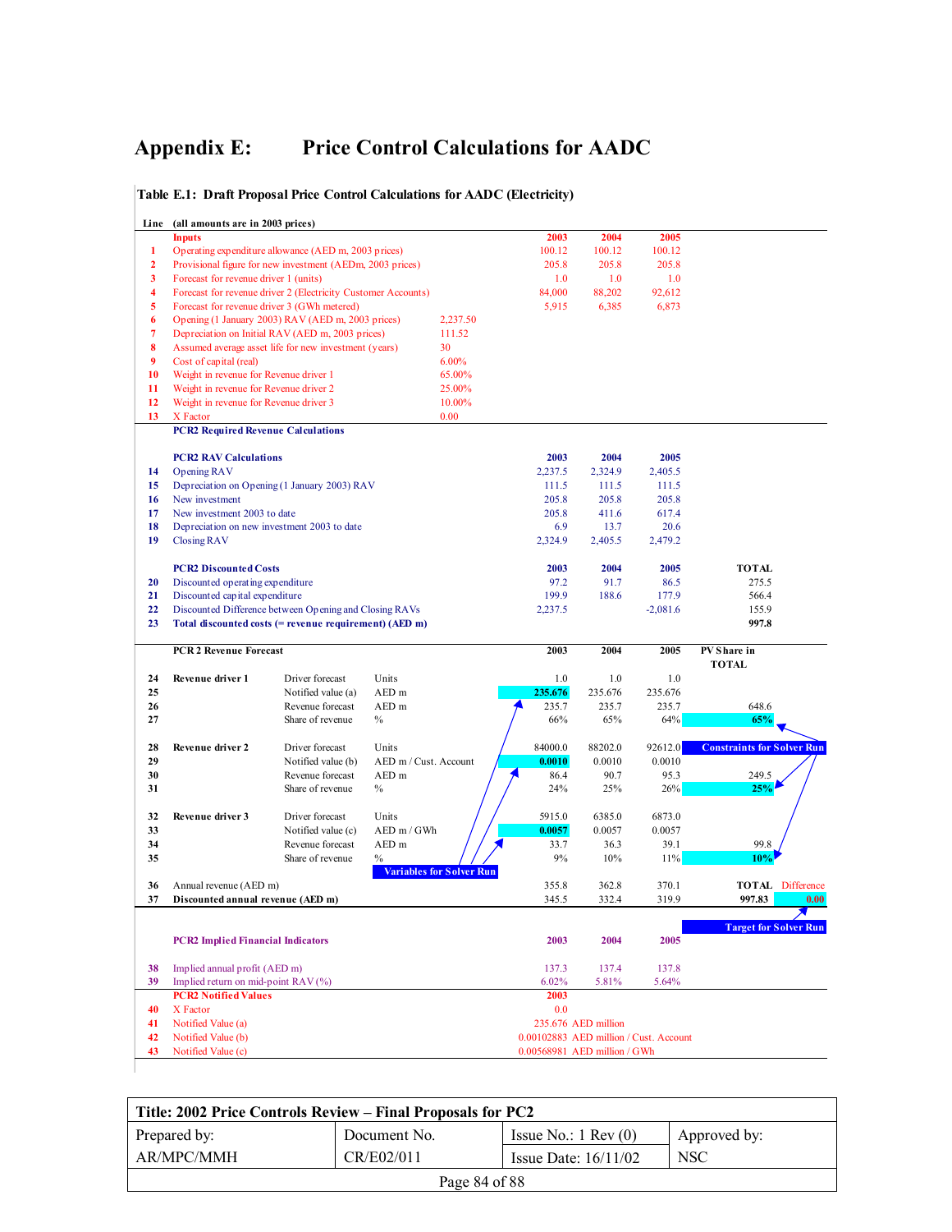# Appendix E: Price Control Calculations for AADC

**Table E.1: Draft Proposal Price Control Calculations for AADC (Electricity)**

| Line | (all amounts are in 2003 prices) | | | | 2003 | 2004 | 2005 | |
|---|---|---|---|---|---|---|---|---|
| | **Inputs** | | | | **2003** | **2004** | **2005** | |
| 1 | Operating expenditure allowance (AED m, 2003 prices) | | | | 100.12 | 100.12 | 100.12 | |
| 2 | Provisional figure for new investment (AEDm, 2003 prices) | | | | 205.8 | 205.8 | 205.8 | |
| 3 | Forecast for revenue driver 1 (units) | | | | 1.0 | 1.0 | 1.0 | |
| 4 | Forecast for revenue driver 2 (Electricity Customer Accounts) | | | | 84,000 | 88,202 | 92,612 | |
| 5 | Forecast for revenue driver 3 (GWh metered) | | | | 5,915 | 6,385 | 6,873 | |
| 6 | Opening (1 January 2003) RAV (AED m, 2003 prices) | | | 2,237.50 | | | | |
| 7 | Depreciation on Initial RAV (AED m, 2003 prices) | | | 111.52 | | | | |
| 8 | Assumed average asset life for new investment (years) | | | 30 | | | | |
| 9 | Cost of capital (real) | | | 6.00% | | | | |
| 10 | Weight in revenue for Revenue driver 1 | | | 65.00% | | | | |
| 11 | Weight in revenue for Revenue driver 2 | | | 25.00% | | | | |
| 12 | Weight in revenue for Revenue driver 3 | | | 10.00% | | | | |
| 13 | X Factor | | | 0.00 | | | | |
| | **PCR2 Required Revenue Calculations** | | | | | | | |
| | **PCR2 RAV Calculations** | | | | **2003** | **2004** | **2005** | |
| 14 | Opening RAV | | | | 2,237.5 | 2,324.9 | 2,405.5 | |
| 15 | Depreciation on Opening (1 January 2003) RAV | | | | 111.5 | 111.5 | 111.5 | |
| 16 | New investment | | | | 205.8 | 205.8 | 205.8 | |
| 17 | New investment 2003 to date | | | | 205.8 | 411.6 | 617.4 | |
| 18 | Depreciation on new investment 2003 to date | | | | 6.9 | 13.7 | 20.6 | |
| 19 | Closing RAV | | | | 2,324.9 | 2,405.5 | 2,479.2 | |
| | **PCR2 Discounted Costs** | | | | **2003** | **2004** | **2005** | **TOTAL** |
| 20 | Discounted operating expenditure | | | | 97.2 | 91.7 | 86.5 | 275.5 |
| 21 | Discounted capital expenditure | | | | 199.9 | 188.6 | 177.9 | 566.4 |
| 22 | Discounted Difference between Opening and Closing RAVs | | | | 2,237.5 | | -2,081.6 | 155.9 |
| 23 | **Total discounted costs (= revenue requirement) (AED m)** | | | | | | | **997.8** |
| | **PCR 2 Revenue Forecast** | | | | **2003** | **2004** | **2005** | **PV Share in TOTAL** |
| 24 | **Revenue driver 1** | Driver forecast | Units | | 1.0 | 1.0 | 1.0 | |
| 25 | | Notified value (a) | AED m | | **235.676** | 235.676 | 235.676 | |
| 26 | | Revenue forecast | AED m | | 235.7 | 235.7 | 235.7 | 648.6 |
| 27 | | Share of revenue | % | | 66% | 65% | 64% | **65%** |
| 28 | **Revenue driver 2** | Driver forecast | Units | | 84000.0 | 88202.0 | 92612.0 | **Constraints for Solver Run** |
| 29 | | Notified value (b) | AED m / Cust. Account | | **0.0010** | 0.0010 | 0.0010 | |
| 30 | | Revenue forecast | AED m | | 86.4 | 90.7 | 95.3 | 249.5 |
| 31 | | Share of revenue | % | | 24% | 25% | 26% | **25%** |
| 32 | **Revenue driver 3** | Driver forecast | Units | | 5915.0 | 6385.0 | 6873.0 | |
| 33 | | Notified value (c) | AED m / GWh | | **0.0057** | 0.0057 | 0.0057 | |
| 34 | | Revenue forecast | AED m | | 33.7 | 36.3 | 39.1 | 99.8 |
| 35 | | Share of revenue | % | **Variables for Solver Run** | 9% | 10% | 11% | **10%** |
| 36 | Annual revenue (AED m) | | | | 355.8 | 362.8 | 370.1 | **TOTAL** / Difference |
| 37 | **Discounted annual revenue (AED m)** | | | | 345.5 | 332.4 | 319.9 | **997.83** / **0.00** |
| | | | | | | | | **Target for Solver Run** |
| | **PCR2 Implied Financial Indicators** | | | | **2003** | **2004** | **2005** | |
| 38 | Implied annual profit (AED m) | | | | 137.3 | 137.4 | 137.8 | |
| 39 | Implied return on mid-point RAV (%) | | | | 6.02% | 5.81% | 5.64% | |
| | **PCR2 Notified Values** | | | | **2003** | | | |
| 40 | X Factor | | | | 0.0 | | | |
| 41 | Notified Value (a) | | | | 235.676 AED million | | | |
| 42 | Notified Value (b) | | | | 0.00102883 AED million / Cust. Account | | | |
| 43 | Notified Value (c) | | | | 0.00568981 AED million / GWh | | | |

| Title: 2002 Price Controls Review – Final Proposals for PC2 | | | |
|---|---|---|---|
| Prepared by: AR/MPC/MMH | Document No. CR/E02/011 | Issue No.: 1 Rev (0) / Issue Date: 16/11/02 | Approved by: NSC |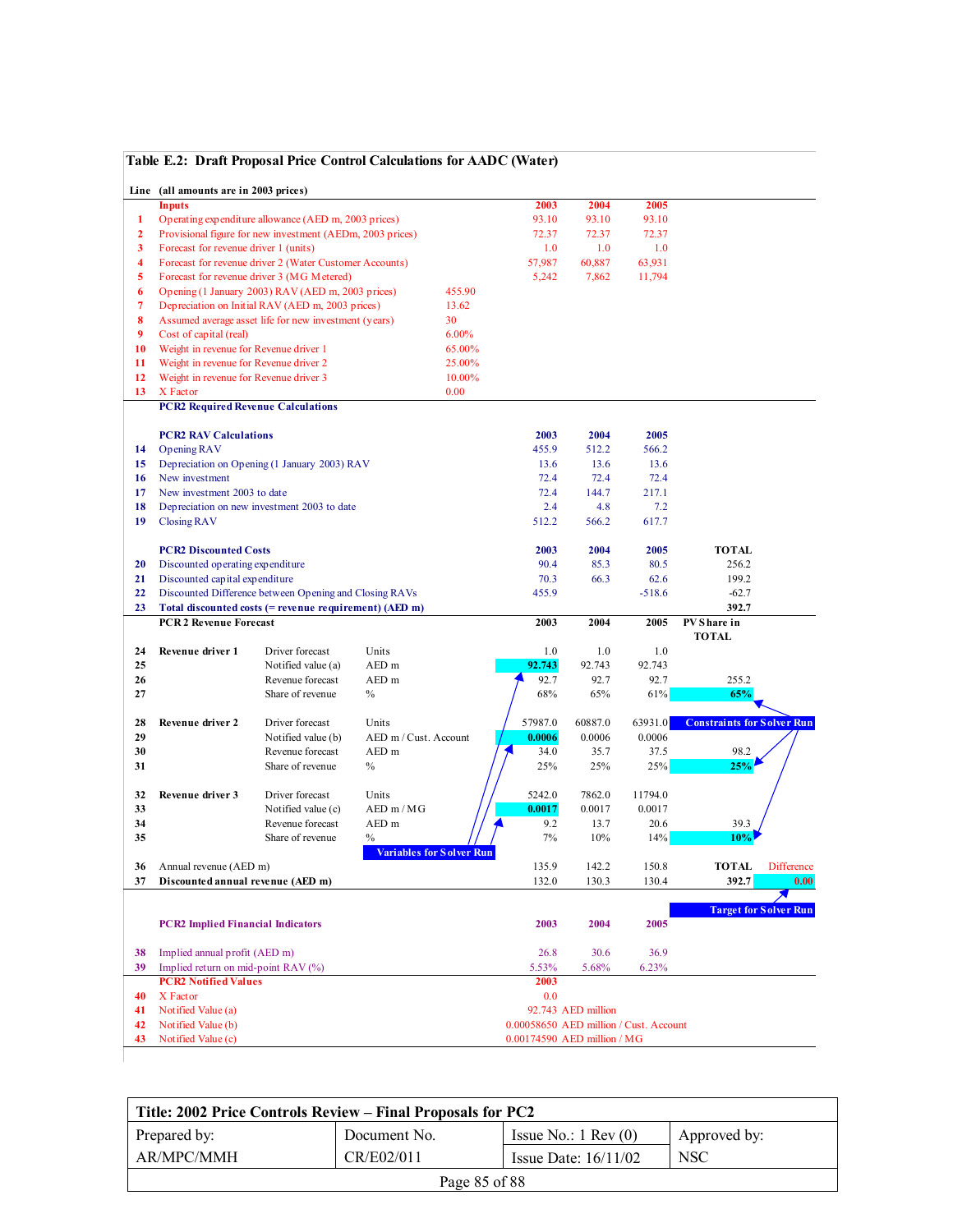## Table E.2: Draft Proposal Price Control Calculations for AADC (Water)

| Line | (all amounts are in 2003 prices) | | | | 2003 | 2004 | 2005 | | |
|---|---|---|---|---|---|---|---|---|---|
| | **Inputs** | | | | **2003** | **2004** | **2005** | | |
| 1 | Operating expenditure allowance (AED m, 2003 prices) | | | | 93.10 | 93.10 | 93.10 | | |
| 2 | Provisional figure for new investment (AEDm, 2003 prices) | | | | 72.37 | 72.37 | 72.37 | | |
| 3 | Forecast for revenue driver 1 (units) | | | | 1.0 | 1.0 | 1.0 | | |
| 4 | Forecast for revenue driver 2 (Water Customer Accounts) | | | | 57,987 | 60,887 | 63,931 | | |
| 5 | Forecast for revenue driver 3 (MG Metered) | | | | 5,242 | 7,862 | 11,794 | | |
| 6 | Opening (1 January 2003) RAV (AED m, 2003 prices) | | | 455.90 | | | | | |
| 7 | Depreciation on Initial RAV (AED m, 2003 prices) | | | 13.62 | | | | | |
| 8 | Assumed average asset life for new investment (years) | | | 30 | | | | | |
| 9 | Cost of capital (real) | | | 6.00% | | | | | |
| 10 | Weight in revenue for Revenue driver 1 | | | 65.00% | | | | | |
| 11 | Weight in revenue for Revenue driver 2 | | | 25.00% | | | | | |
| 12 | Weight in revenue for Revenue driver 3 | | | 10.00% | | | | | |
| 13 | X Factor | | | 0.00 | | | | | |
| | **PCR2 Required Revenue Calculations** | | | | | | | | |
| | **PCR2 RAV Calculations** | | | | **2003** | **2004** | **2005** | | |
| 14 | Opening RAV | | | | 455.9 | 512.2 | 566.2 | | |
| 15 | Depreciation on Opening (1 January 2003) RAV | | | | 13.6 | 13.6 | 13.6 | | |
| 16 | New investment | | | | 72.4 | 72.4 | 72.4 | | |
| 17 | New investment 2003 to date | | | | 72.4 | 144.7 | 217.1 | | |
| 18 | Depreciation on new investment 2003 to date | | | | 2.4 | 4.8 | 7.2 | | |
| 19 | Closing RAV | | | | 512.2 | 566.2 | 617.7 | | |
| | **PCR2 Discounted Costs** | | | | **2003** | **2004** | **2005** | **TOTAL** | |
| 20 | Discounted operating expenditure | | | | 90.4 | 85.3 | 80.5 | 256.2 | |
| 21 | Discounted capital expenditure | | | | 70.3 | 66.3 | 62.6 | 199.2 | |
| 22 | Discounted Difference between Opening and Closing RAVs | | | | 455.9 | | -518.6 | -62.7 | |
| 23 | **Total discounted costs (= revenue requirement) (AED m)** | | | | | | | **392.7** | |
| | **PCR 2 Revenue Forecast** | | | | **2003** | **2004** | **2005** | **PV Share in TOTAL** | |
| 24 | **Revenue driver 1** | Driver forecast | Units | | 1.0 | 1.0 | 1.0 | | |
| 25 | | Notified value (a) | AED m | | **92.743** | 92.743 | 92.743 | | |
| 26 | | Revenue forecast | AED m | | 92.7 | 92.7 | 92.7 | 255.2 | |
| 27 | | Share of revenue | % | | 68% | 65% | 61% | **65%** | |
| 28 | **Revenue driver 2** | Driver forecast | Units | | 57987.0 | 60887.0 | 63931.0 | **Constraints for Solver Run** | |
| 29 | | Notified value (b) | AED m / Cust. Account | | **0.0006** | 0.0006 | 0.0006 | | |
| 30 | | Revenue forecast | AED m | | 34.0 | 35.7 | 37.5 | 98.2 | |
| 31 | | Share of revenue | % | | 25% | 25% | 25% | **25%** | |
| 32 | **Revenue driver 3** | Driver forecast | Units | | 5242.0 | 7862.0 | 11794.0 | | |
| 33 | | Notified value (c) | AED m / MG | | **0.0017** | 0.0017 | 0.0017 | | |
| 34 | | Revenue forecast | AED m | | 9.2 | 13.7 | 20.6 | 39.3 | |
| 35 | | Share of revenue | % | **Variables for Solver Run** | 7% | 10% | 14% | **10%** | |
| 36 | Annual revenue (AED m) | | | | 135.9 | 142.2 | 150.8 | **TOTAL** | Difference |
| 37 | **Discounted annual revenue (AED m)** | | | | 132.0 | 130.3 | 130.4 | **392.7** | **0.00** |
| | | | | | | | | **Target for Solver Run** | |
| | **PCR2 Implied Financial Indicators** | | | | **2003** | **2004** | **2005** | | |
| 38 | Implied annual profit (AED m) | | | | 26.8 | 30.6 | 36.9 | | |
| 39 | Implied return on mid-point RAV (%) | | | | 5.53% | 5.68% | 6.23% | | |
| | **PCR2 Notified Values** | | | | **2003** | | | | |
| 40 | X Factor | | | | 0.0 | | | | |
| 41 | Notified Value (a) | | | | 92.743 AED million | | | | |
| 42 | Notified Value (b) | | | | 0.00058650 AED million / Cust. Account | | | | |
| 43 | Notified Value (c) | | | | 0.00174590 AED million / MG | | | | |

| Title: 2002 Price Controls Review – Final Proposals for PC2 | | | |
|---|---|---|---|
| Prepared by: | Document No. | Issue No.: 1 Rev (0) | Approved by: |
| AR/MPC/MMH | CR/E02/011 | Issue Date: 16/11/02 | NSC |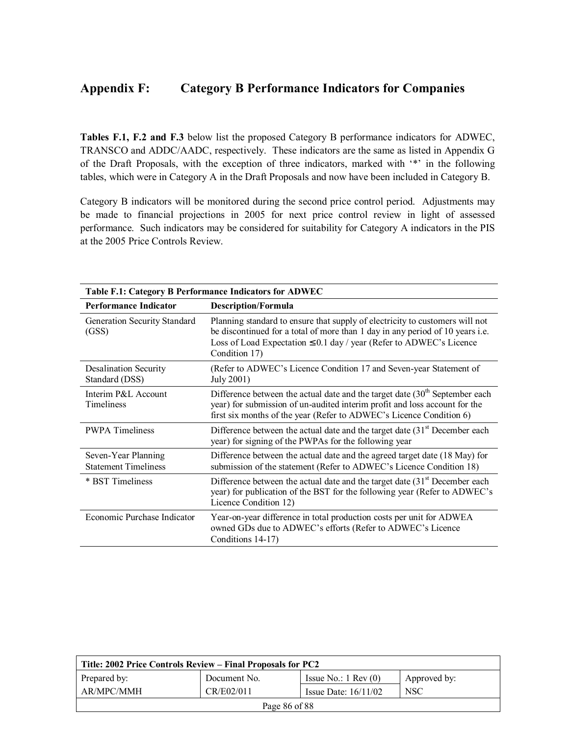# Appendix F: Category B Performance Indicators for Companies

**Tables F.1, F.2 and F.3** below list the proposed Category B performance indicators for ADWEC, TRANSCO and ADDC/AADC, respectively. These indicators are the same as listed in Appendix G of the Draft Proposals, with the exception of three indicators, marked with '*' in the following tables, which were in Category A in the Draft Proposals and now have been included in Category B.

Category B indicators will be monitored during the second price control period. Adjustments may be made to financial projections in 2005 for next price control review in light of assessed performance. Such indicators may be considered for suitability for Category A indicators in the PIS at the 2005 Price Controls Review.

**Table F.1: Category B Performance Indicators for ADWEC**

| Performance Indicator | Description/Formula |
|---|---|
| Generation Security Standard (GSS) | Planning standard to ensure that supply of electricity to customers will not be discontinued for a total of more than 1 day in any period of 10 years i.e. Loss of Load Expectation $\leq$ 0.1 day / year (Refer to ADWEC's Licence Condition 17) |
| Desalination Security Standard (DSS) | (Refer to ADWEC's Licence Condition 17 and Seven-year Statement of July 2001) |
| Interim P&L Account Timeliness | Difference between the actual date and the target date (30th September each year) for submission of un-audited interim profit and loss account for the first six months of the year (Refer to ADWEC's Licence Condition 6) |
| PWPA Timeliness | Difference between the actual date and the target date (31st December each year) for signing of the PWPAs for the following year |
| Seven-Year Planning Statement Timeliness | Difference between the actual date and the agreed target date (18 May) for submission of the statement (Refer to ADWEC's Licence Condition 18) |
| * BST Timeliness | Difference between the actual date and the target date (31st December each year) for publication of the BST for the following year (Refer to ADWEC's Licence Condition 12) |
| Economic Purchase Indicator | Year-on-year difference in total production costs per unit for ADWEA owned GDs due to ADWEC's efforts (Refer to ADWEC's Licence Conditions 14-17) |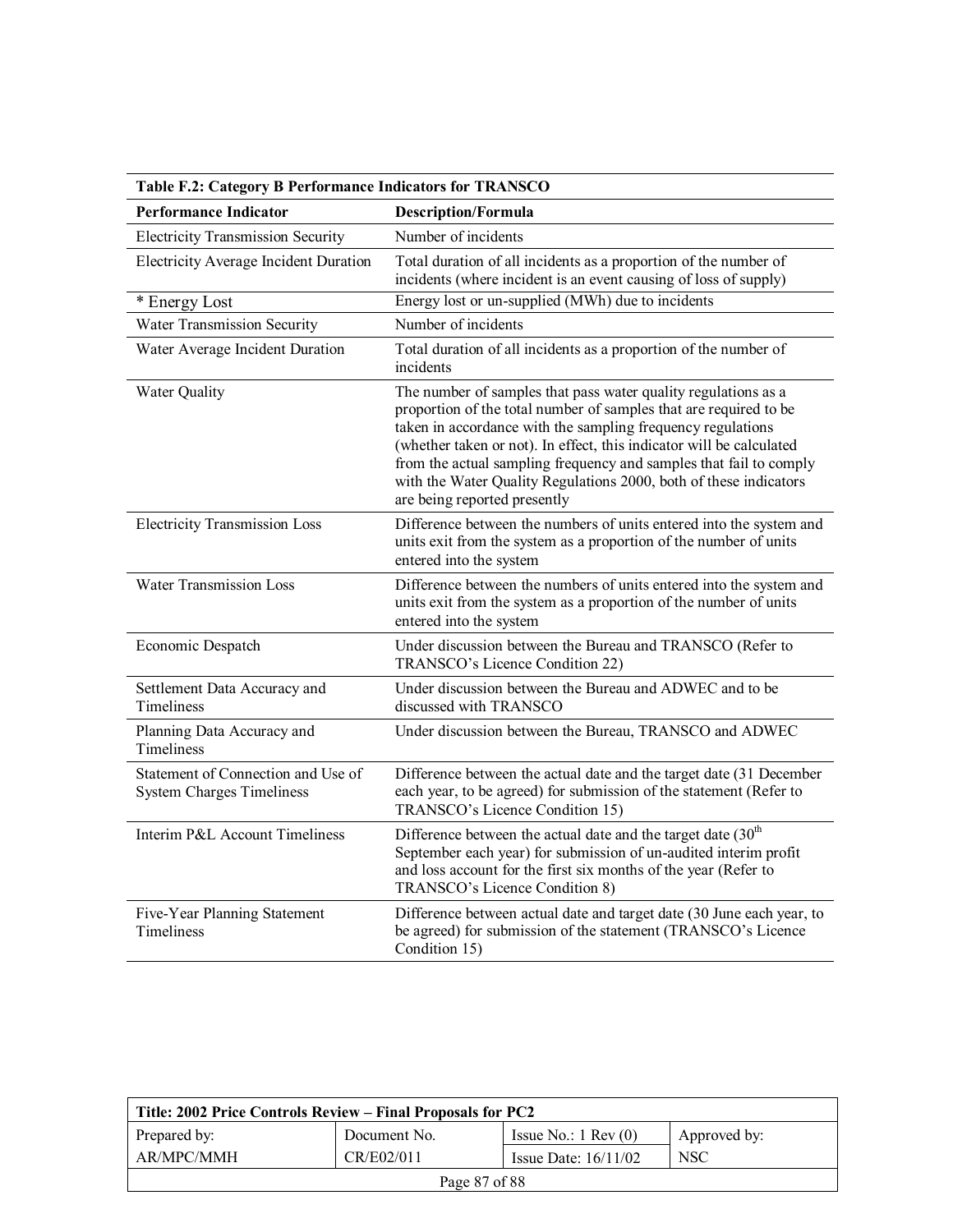| Table F.2: Category B Performance Indicators for TRANSCO | |
|---|---|
| **Performance Indicator** | **Description/Formula** |
| Electricity Transmission Security | Number of incidents |
| Electricity Average Incident Duration | Total duration of all incidents as a proportion of the number of incidents (where incident is an event causing of loss of supply) |
| * Energy Lost | Energy lost or un-supplied (MWh) due to incidents |
| Water Transmission Security | Number of incidents |
| Water Average Incident Duration | Total duration of all incidents as a proportion of the number of incidents |
| Water Quality | The number of samples that pass water quality regulations as a proportion of the total number of samples that are required to be taken in accordance with the sampling frequency regulations (whether taken or not). In effect, this indicator will be calculated from the actual sampling frequency and samples that fail to comply with the Water Quality Regulations 2000, both of these indicators are being reported presently |
| Electricity Transmission Loss | Difference between the numbers of units entered into the system and units exit from the system as a proportion of the number of units entered into the system |
| Water Transmission Loss | Difference between the numbers of units entered into the system and units exit from the system as a proportion of the number of units entered into the system |
| Economic Despatch | Under discussion between the Bureau and TRANSCO (Refer to TRANSCO's Licence Condition 22) |
| Settlement Data Accuracy and Timeliness | Under discussion between the Bureau and ADWEC and to be discussed with TRANSCO |
| Planning Data Accuracy and Timeliness | Under discussion between the Bureau, TRANSCO and ADWEC |
| Statement of Connection and Use of System Charges Timeliness | Difference between the actual date and the target date (31 December each year, to be agreed) for submission of the statement (Refer to TRANSCO's Licence Condition 15) |
| Interim P&L Account Timeliness | Difference between the actual date and the target date (30th September each year) for submission of un-audited interim profit and loss account for the first six months of the year (Refer to TRANSCO's Licence Condition 8) |
| Five-Year Planning Statement Timeliness | Difference between actual date and target date (30 June each year, to be agreed) for submission of the statement (TRANSCO's Licence Condition 15) |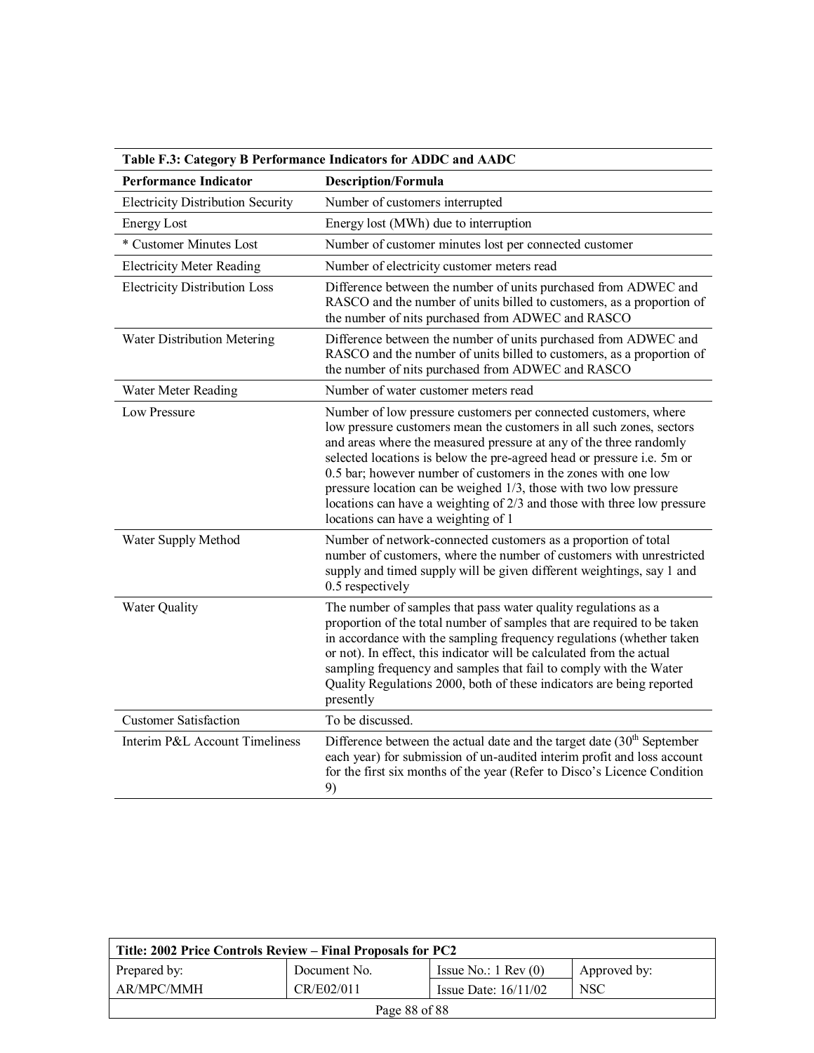**Table F.3: Category B Performance Indicators for ADDC and AADC**

| Performance Indicator | Description/Formula |
|---|---|
| Electricity Distribution Security | Number of customers interrupted |
| Energy Lost | Energy lost (MWh) due to interruption |
| * Customer Minutes Lost | Number of customer minutes lost per connected customer |
| Electricity Meter Reading | Number of electricity customer meters read |
| Electricity Distribution Loss | Difference between the number of units purchased from ADWEC and RASCO and the number of units billed to customers, as a proportion of the number of nits purchased from ADWEC and RASCO |
| Water Distribution Metering | Difference between the number of units purchased from ADWEC and RASCO and the number of units billed to customers, as a proportion of the number of nits purchased from ADWEC and RASCO |
| Water Meter Reading | Number of water customer meters read |
| Low Pressure | Number of low pressure customers per connected customers, where low pressure customers mean the customers in all such zones, sectors and areas where the measured pressure at any of the three randomly selected locations is below the pre-agreed head or pressure i.e. 5m or 0.5 bar; however number of customers in the zones with one low pressure location can be weighed 1/3, those with two low pressure locations can have a weighting of 2/3 and those with three low pressure locations can have a weighting of 1 |
| Water Supply Method | Number of network-connected customers as a proportion of total number of customers, where the number of customers with unrestricted supply and timed supply will be given different weightings, say 1 and 0.5 respectively |
| Water Quality | The number of samples that pass water quality regulations as a proportion of the total number of samples that are required to be taken in accordance with the sampling frequency regulations (whether taken or not). In effect, this indicator will be calculated from the actual sampling frequency and samples that fail to comply with the Water Quality Regulations 2000, both of these indicators are being reported presently |
| Customer Satisfaction | To be discussed. |
| Interim P&L Account Timeliness | Difference between the actual date and the target date (30th September each year) for submission of un-audited interim profit and loss account for the first six months of the year (Refer to Disco's Licence Condition 9) |